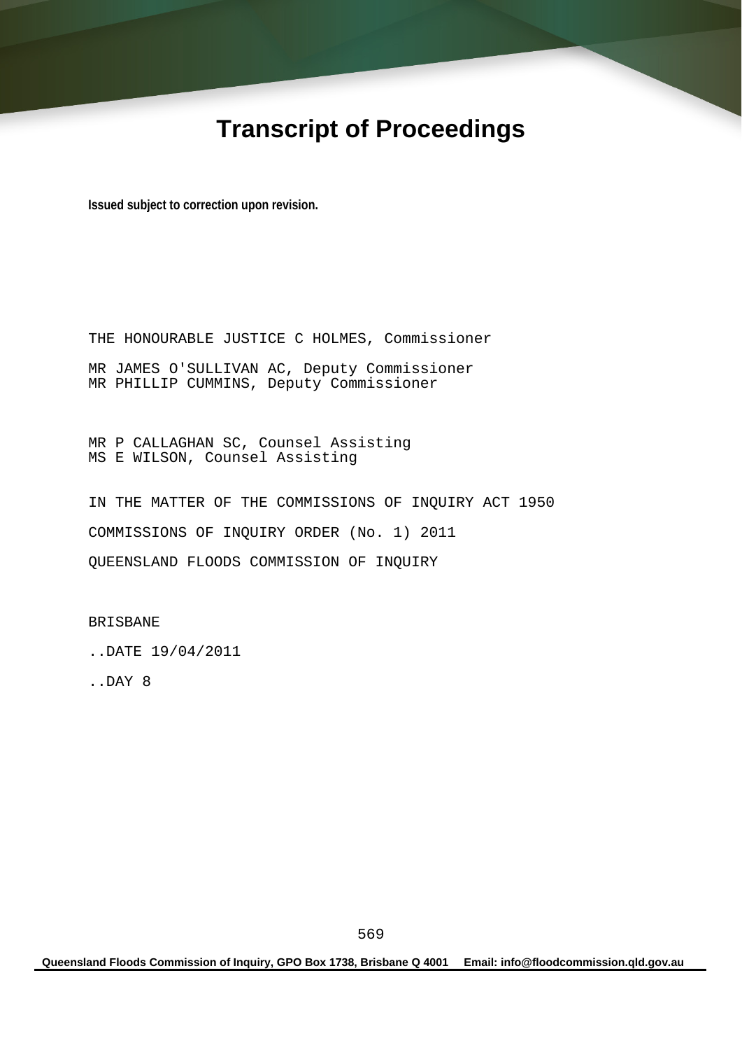# Transcript of Proceedings

**Issued subject to correction upon revision.**

THE HONOURABLE JUSTICE C HOLMES, Commissioner

MR JAMES O'SULLIVAN AC, Deputy Commissioner
MR PHILLIP CUMMINS, Deputy Commissioner

MR P CALLAGHAN SC, Counsel Assisting
MS E WILSON, Counsel Assisting

IN THE MATTER OF THE COMMISSIONS OF INQUIRY ACT 1950

COMMISSIONS OF INQUIRY ORDER (No. 1) 2011

QUEENSLAND FLOODS COMMISSION OF INQUIRY

BRISBANE

..DATE 19/04/2011

..DAY 8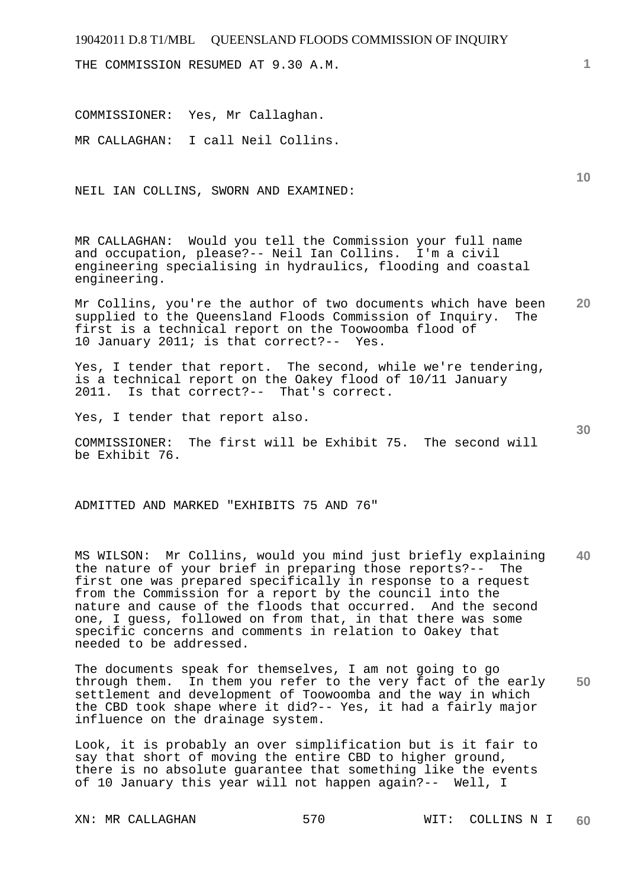THE COMMISSION RESUMED AT 9.30 A.M.

COMMISSIONER: Yes, Mr Callaghan.

MR CALLAGHAN: I call Neil Collins.

NEIL IAN COLLINS, SWORN AND EXAMINED:

MR CALLAGHAN: Would you tell the Commission your full name and occupation, please?-- Neil Ian Collins. I'm a civil engineering specialising in hydraulics, flooding and coastal engineering.

Mr Collins, you're the author of two documents which have been supplied to the Queensland Floods Commission of Inquiry. The first is a technical report on the Toowoomba flood of 10 January 2011; is that correct?-- Yes.

Yes, I tender that report. The second, while we're tendering, is a technical report on the Oakey flood of 10/11 January 2011. Is that correct?-- That's correct.

Yes, I tender that report also.

COMMISSIONER: The first will be Exhibit 75. The second will be Exhibit 76.

ADMITTED AND MARKED "EXHIBITS 75 AND 76"

MS WILSON: Mr Collins, would you mind just briefly explaining the nature of your brief in preparing those reports?-- The first one was prepared specifically in response to a request from the Commission for a report by the council into the nature and cause of the floods that occurred. And the second one, I guess, followed on from that, in that there was some specific concerns and comments in relation to Oakey that needed to be addressed.

The documents speak for themselves, I am not going to go through them. In them you refer to the very fact of the early settlement and development of Toowoomba and the way in which the CBD took shape where it did?-- Yes, it had a fairly major influence on the drainage system.

Look, it is probably an over simplification but is it fair to say that short of moving the entire CBD to higher ground, there is no absolute guarantee that something like the events of 10 January this year will not happen again?-- Well, I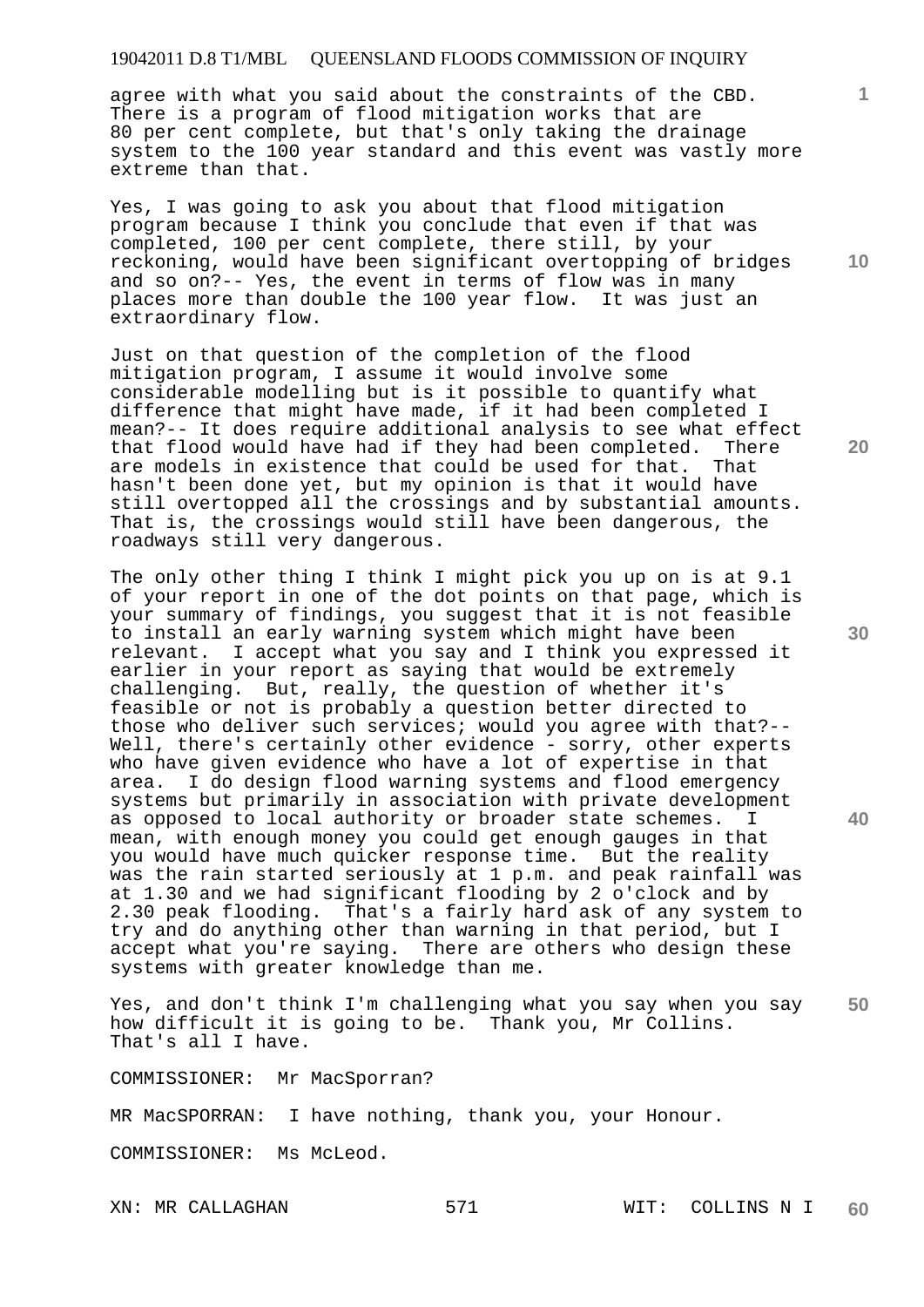agree with what you said about the constraints of the CBD. There is a program of flood mitigation works that are 80 per cent complete, but that's only taking the drainage system to the 100 year standard and this event was vastly more extreme than that.

Yes, I was going to ask you about that flood mitigation program because I think you conclude that even if that was completed, 100 per cent complete, there still, by your reckoning, would have been significant overtopping of bridges and so on?-- Yes, the event in terms of flow was in many places more than double the 100 year flow. It was just an extraordinary flow.

Just on that question of the completion of the flood mitigation program, I assume it would involve some considerable modelling but is it possible to quantify what difference that might have made, if it had been completed I mean?-- It does require additional analysis to see what effect that flood would have had if they had been completed. There are models in existence that could be used for that. That hasn't been done yet, but my opinion is that it would have still overtopped all the crossings and by substantial amounts. That is, the crossings would still have been dangerous, the roadways still very dangerous.

The only other thing I think I might pick you up on is at 9.1 of your report in one of the dot points on that page, which is your summary of findings, you suggest that it is not feasible to install an early warning system which might have been relevant. I accept what you say and I think you expressed it earlier in your report as saying that would be extremely challenging. But, really, the question of whether it's feasible or not is probably a question better directed to those who deliver such services; would you agree with that?-- Well, there's certainly other evidence - sorry, other experts who have given evidence who have a lot of expertise in that area. I do design flood warning systems and flood emergency systems but primarily in association with private development as opposed to local authority or broader state schemes. I mean, with enough money you could get enough gauges in that you would have much quicker response time. But the reality was the rain started seriously at 1 p.m. and peak rainfall was at 1.30 and we had significant flooding by 2 o'clock and by 2.30 peak flooding. That's a fairly hard ask of any system to try and do anything other than warning in that period, but I accept what you're saying. There are others who design these systems with greater knowledge than me.

Yes, and don't think I'm challenging what you say when you say how difficult it is going to be. Thank you, Mr Collins. That's all I have.

COMMISSIONER: Mr MacSporran?

MR MacSPORRAN: I have nothing, thank you, your Honour.

COMMISSIONER: Ms McLeod.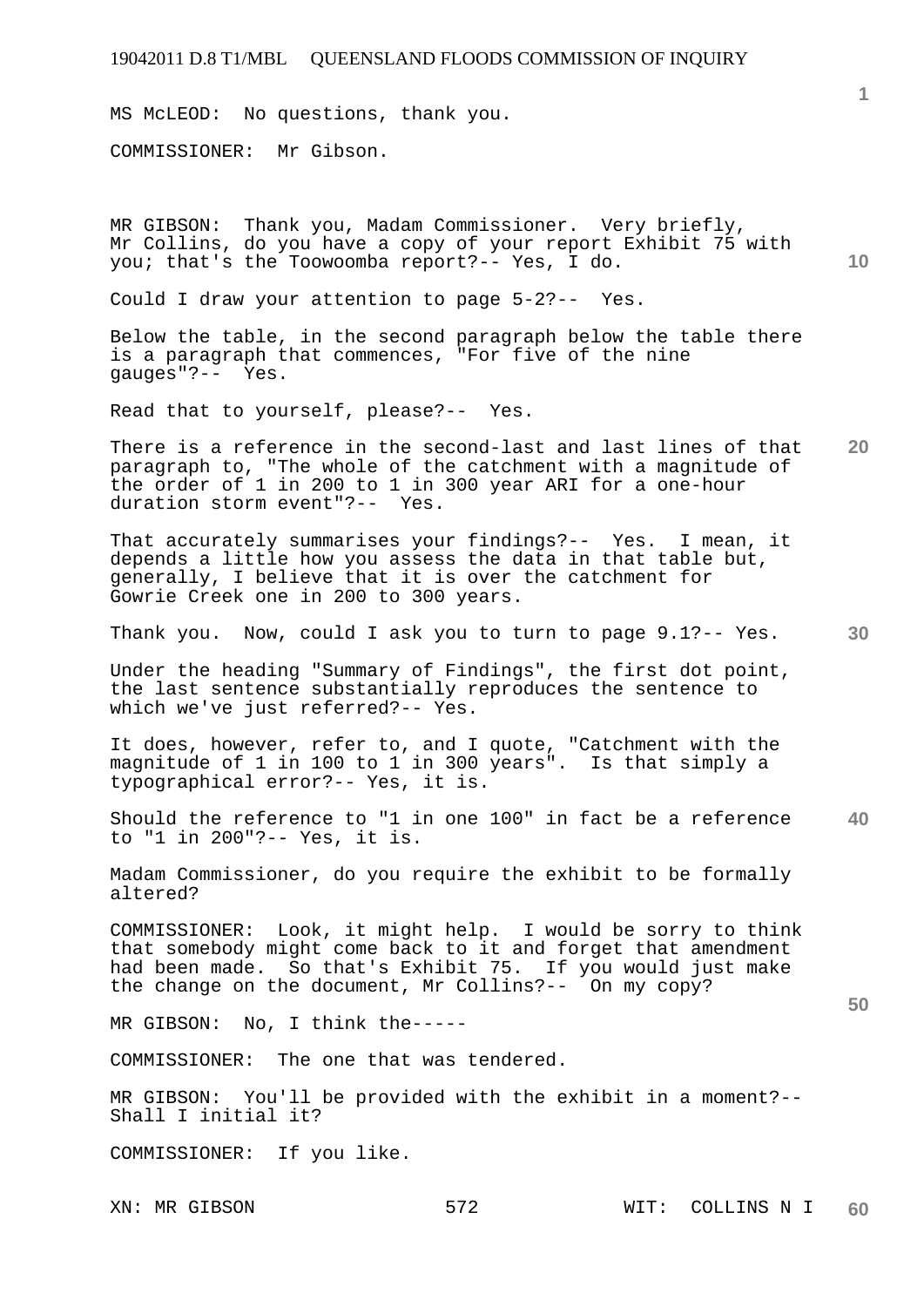MS McLEOD: No questions, thank you.

COMMISSIONER: Mr Gibson.

MR GIBSON: Thank you, Madam Commissioner. Very briefly, Mr Collins, do you have a copy of your report Exhibit 75 with you; that's the Toowoomba report?-- Yes, I do.

Could I draw your attention to page 5-2?-- Yes.

Below the table, in the second paragraph below the table there is a paragraph that commences, "For five of the nine gauges"?-- Yes.

Read that to yourself, please?-- Yes.

There is a reference in the second-last and last lines of that paragraph to, "The whole of the catchment with a magnitude of the order of 1 in 200 to 1 in 300 year ARI for a one-hour duration storm event"?-- Yes.

That accurately summarises your findings?-- Yes. I mean, it depends a little how you assess the data in that table but, generally, I believe that it is over the catchment for Gowrie Creek one in 200 to 300 years.

Thank you. Now, could I ask you to turn to page 9.1?-- Yes.

Under the heading "Summary of Findings", the first dot point, the last sentence substantially reproduces the sentence to which we've just referred?-- Yes.

It does, however, refer to, and I quote, "Catchment with the magnitude of 1 in 100 to 1 in 300 years". Is that simply a typographical error?-- Yes, it is.

Should the reference to "1 in one 100" in fact be a reference to "1 in 200"?-- Yes, it is.

Madam Commissioner, do you require the exhibit to be formally altered?

COMMISSIONER: Look, it might help. I would be sorry to think that somebody might come back to it and forget that amendment had been made. So that's Exhibit 75. If you would just make the change on the document, Mr Collins?-- On my copy?

MR GIBSON: No, I think the-----

COMMISSIONER: The one that was tendered.

MR GIBSON: You'll be provided with the exhibit in a moment?-- Shall I initial it?

COMMISSIONER: If you like.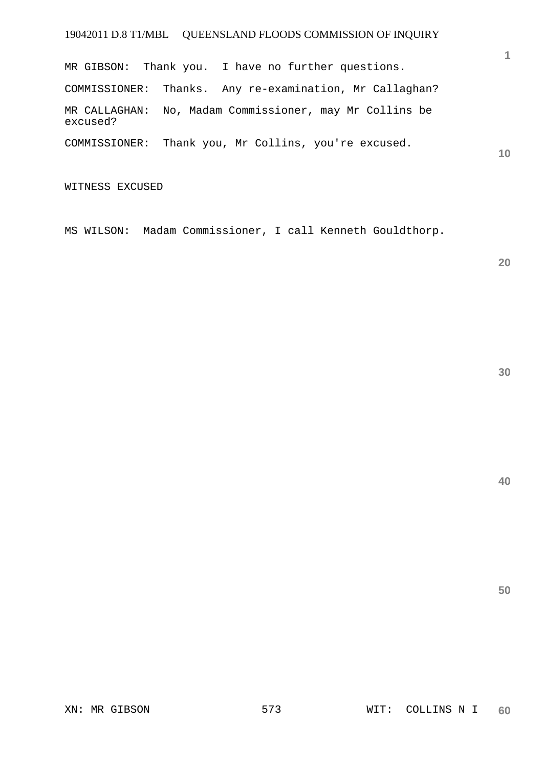MR GIBSON:  Thank you.  I have no further questions.

COMMISSIONER:  Thanks.  Any re-examination, Mr Callaghan?

MR CALLAGHAN:  No, Madam Commissioner, may Mr Collins be excused?

COMMISSIONER:  Thank you, Mr Collins, you're excused.

WITNESS EXCUSED

MS WILSON:  Madam Commissioner, I call Kenneth Gouldthorp.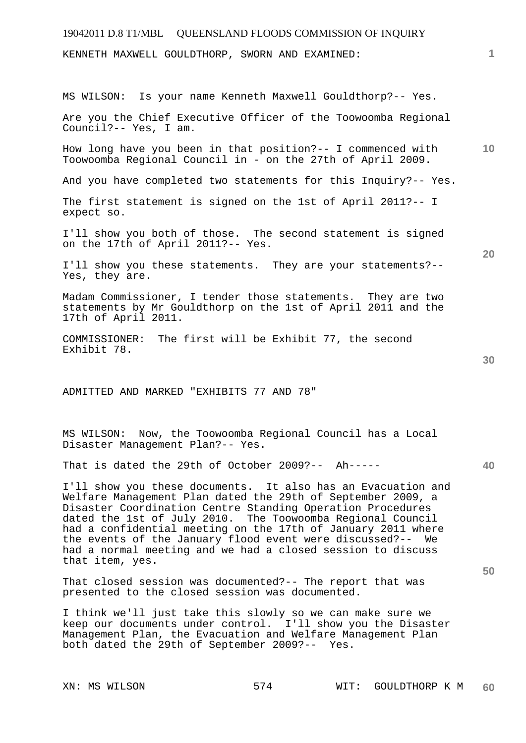KENNETH MAXWELL GOULDTHORP, SWORN AND EXAMINED:

MS WILSON: Is your name Kenneth Maxwell Gouldthorp?-- Yes.

Are you the Chief Executive Officer of the Toowoomba Regional Council?-- Yes, I am.

How long have you been in that position?-- I commenced with Toowoomba Regional Council in - on the 27th of April 2009.

And you have completed two statements for this Inquiry?-- Yes.

The first statement is signed on the 1st of April 2011?-- I expect so.

I'll show you both of those. The second statement is signed on the 17th of April 2011?-- Yes.

I'll show you these statements. They are your statements?-- Yes, they are.

Madam Commissioner, I tender those statements. They are two statements by Mr Gouldthorp on the 1st of April 2011 and the 17th of April 2011.

COMMISSIONER: The first will be Exhibit 77, the second Exhibit 78.

ADMITTED AND MARKED "EXHIBITS 77 AND 78"

MS WILSON: Now, the Toowoomba Regional Council has a Local Disaster Management Plan?-- Yes.

That is dated the 29th of October 2009?-- Ah-----

I'll show you these documents. It also has an Evacuation and Welfare Management Plan dated the 29th of September 2009, a Disaster Coordination Centre Standing Operation Procedures dated the 1st of July 2010. The Toowoomba Regional Council had a confidential meeting on the 17th of January 2011 where the events of the January flood event were discussed?-- We had a normal meeting and we had a closed session to discuss that item, yes.

That closed session was documented?-- The report that was presented to the closed session was documented.

I think we'll just take this slowly so we can make sure we keep our documents under control. I'll show you the Disaster Management Plan, the Evacuation and Welfare Management Plan both dated the 29th of September 2009?-- Yes.

XN: MS WILSON 574 WIT: GOULDTHORP K M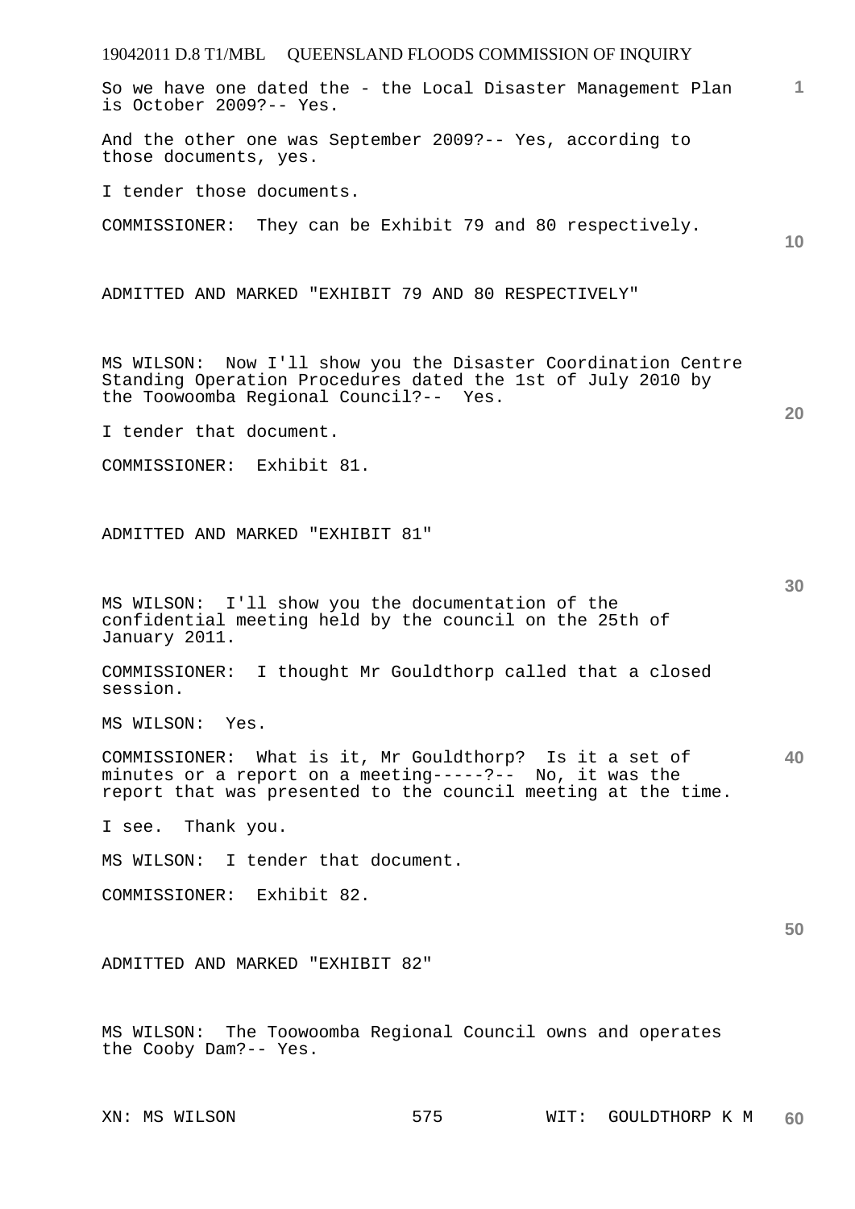So we have one dated the - the Local Disaster Management Plan is October 2009?-- Yes.

And the other one was September 2009?-- Yes, according to those documents, yes.

I tender those documents.

COMMISSIONER: They can be Exhibit 79 and 80 respectively.

ADMITTED AND MARKED "EXHIBIT 79 AND 80 RESPECTIVELY"

MS WILSON: Now I'll show you the Disaster Coordination Centre Standing Operation Procedures dated the 1st of July 2010 by the Toowoomba Regional Council?-- Yes.

I tender that document.

COMMISSIONER: Exhibit 81.

ADMITTED AND MARKED "EXHIBIT 81"

MS WILSON: I'll show you the documentation of the confidential meeting held by the council on the 25th of January 2011.

COMMISSIONER: I thought Mr Gouldthorp called that a closed session.

MS WILSON: Yes.

COMMISSIONER: What is it, Mr Gouldthorp? Is it a set of minutes or a report on a meeting-----?-- No, it was the report that was presented to the council meeting at the time.

I see. Thank you.

MS WILSON: I tender that document.

COMMISSIONER: Exhibit 82.

ADMITTED AND MARKED "EXHIBIT 82"

MS WILSON: The Toowoomba Regional Council owns and operates the Cooby Dam?-- Yes.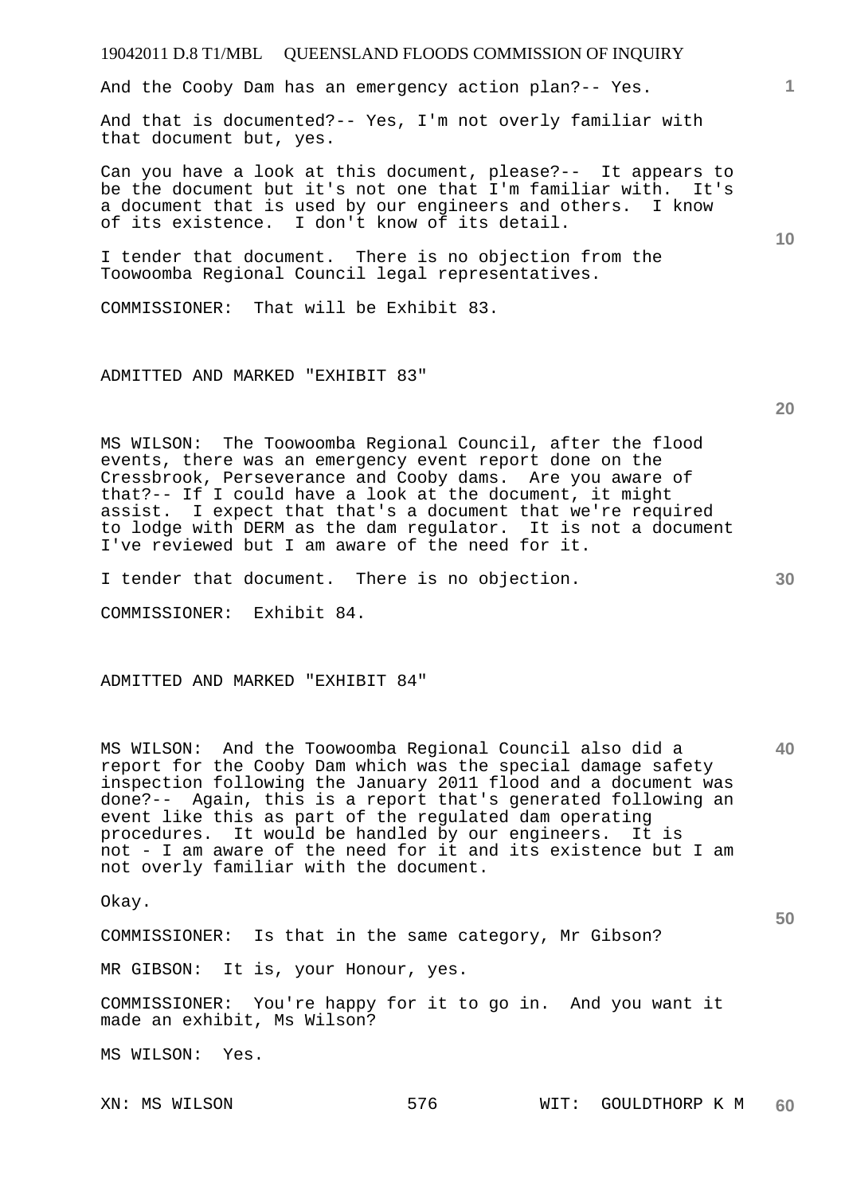And the Cooby Dam has an emergency action plan?-- Yes.

And that is documented?-- Yes, I'm not overly familiar with that document but, yes.

Can you have a look at this document, please?-- It appears to be the document but it's not one that I'm familiar with. It's a document that is used by our engineers and others. I know of its existence. I don't know of its detail.

I tender that document. There is no objection from the Toowoomba Regional Council legal representatives.

COMMISSIONER: That will be Exhibit 83.

ADMITTED AND MARKED "EXHIBIT 83"

MS WILSON: The Toowoomba Regional Council, after the flood events, there was an emergency event report done on the Cressbrook, Perseverance and Cooby dams. Are you aware of that?-- If I could have a look at the document, it might assist. I expect that that's a document that we're required to lodge with DERM as the dam regulator. It is not a document I've reviewed but I am aware of the need for it.

I tender that document. There is no objection.

COMMISSIONER: Exhibit 84.

ADMITTED AND MARKED "EXHIBIT 84"

MS WILSON: And the Toowoomba Regional Council also did a report for the Cooby Dam which was the special damage safety inspection following the January 2011 flood and a document was done?-- Again, this is a report that's generated following an event like this as part of the regulated dam operating procedures. It would be handled by our engineers. It is not - I am aware of the need for it and its existence but I am not overly familiar with the document.

Okay.

COMMISSIONER: Is that in the same category, Mr Gibson?

MR GIBSON: It is, your Honour, yes.

COMMISSIONER: You're happy for it to go in. And you want it made an exhibit, Ms Wilson?

MS WILSON: Yes.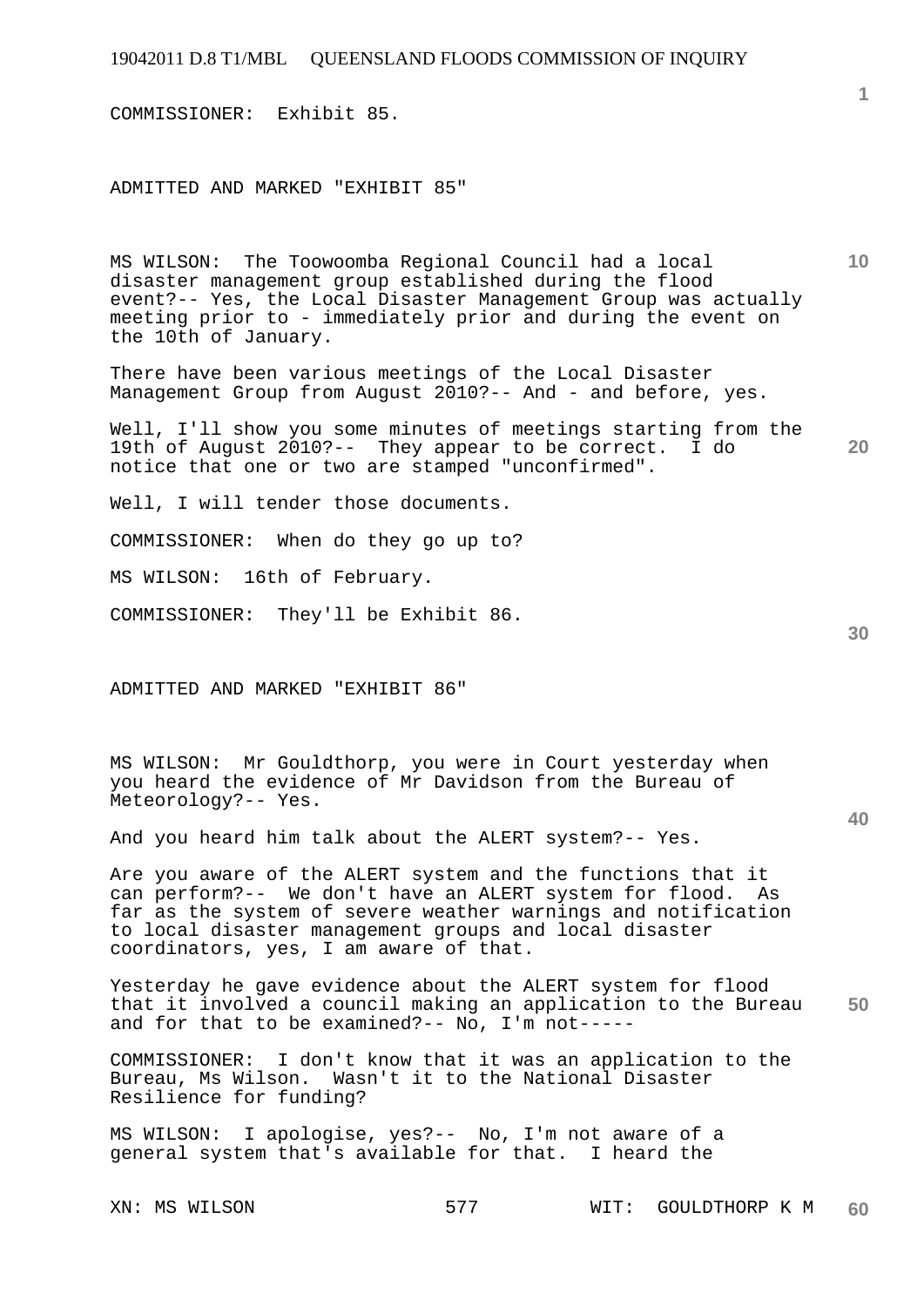COMMISSIONER: Exhibit 85.

ADMITTED AND MARKED "EXHIBIT 85"

MS WILSON: The Toowoomba Regional Council had a local disaster management group established during the flood event?-- Yes, the Local Disaster Management Group was actually meeting prior to - immediately prior and during the event on the 10th of January.

There have been various meetings of the Local Disaster Management Group from August 2010?-- And - and before, yes.

Well, I'll show you some minutes of meetings starting from the 19th of August 2010?-- They appear to be correct. I do notice that one or two are stamped "unconfirmed".

Well, I will tender those documents.

COMMISSIONER: When do they go up to?

MS WILSON: 16th of February.

COMMISSIONER: They'll be Exhibit 86.

ADMITTED AND MARKED "EXHIBIT 86"

MS WILSON: Mr Gouldthorp, you were in Court yesterday when you heard the evidence of Mr Davidson from the Bureau of Meteorology?-- Yes.

And you heard him talk about the ALERT system?-- Yes.

Are you aware of the ALERT system and the functions that it can perform?-- We don't have an ALERT system for flood. As far as the system of severe weather warnings and notification to local disaster management groups and local disaster coordinators, yes, I am aware of that.

Yesterday he gave evidence about the ALERT system for flood that it involved a council making an application to the Bureau and for that to be examined?-- No, I'm not-----

COMMISSIONER: I don't know that it was an application to the Bureau, Ms Wilson. Wasn't it to the National Disaster Resilience for funding?

MS WILSON: I apologise, yes?-- No, I'm not aware of a general system that's available for that. I heard the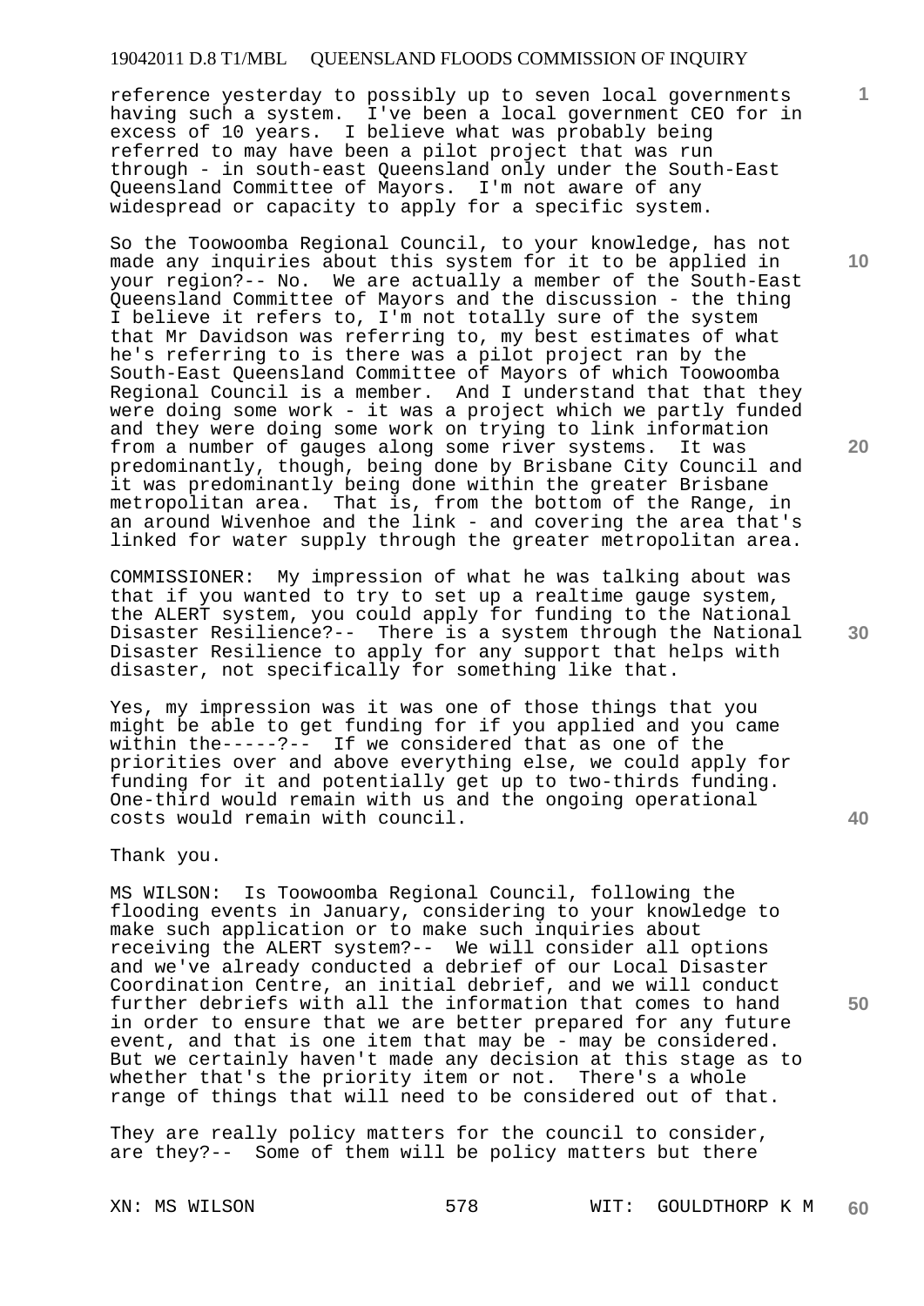reference yesterday to possibly up to seven local governments having such a system. I've been a local government CEO for in excess of 10 years. I believe what was probably being referred to may have been a pilot project that was run through - in south-east Queensland only under the South-East Queensland Committee of Mayors. I'm not aware of any widespread or capacity to apply for a specific system.

So the Toowoomba Regional Council, to your knowledge, has not made any inquiries about this system for it to be applied in your region?-- No. We are actually a member of the South-East Queensland Committee of Mayors and the discussion - the thing I believe it refers to, I'm not totally sure of the system that Mr Davidson was referring to, my best estimates of what he's referring to is there was a pilot project ran by the South-East Queensland Committee of Mayors of which Toowoomba Regional Council is a member. And I understand that that they were doing some work - it was a project which we partly funded and they were doing some work on trying to link information from a number of gauges along some river systems. It was predominantly, though, being done by Brisbane City Council and it was predominantly being done within the greater Brisbane metropolitan area. That is, from the bottom of the Range, in an around Wivenhoe and the link - and covering the area that's linked for water supply through the greater metropolitan area.

COMMISSIONER: My impression of what he was talking about was that if you wanted to try to set up a realtime gauge system, the ALERT system, you could apply for funding to the National Disaster Resilience?-- There is a system through the National Disaster Resilience to apply for any support that helps with disaster, not specifically for something like that.

Yes, my impression was it was one of those things that you might be able to get funding for if you applied and you came within the-----?-- If we considered that as one of the priorities over and above everything else, we could apply for funding for it and potentially get up to two-thirds funding. One-third would remain with us and the ongoing operational costs would remain with council.

Thank you.

MS WILSON: Is Toowoomba Regional Council, following the flooding events in January, considering to your knowledge to make such application or to make such inquiries about receiving the ALERT system?-- We will consider all options and we've already conducted a debrief of our Local Disaster Coordination Centre, an initial debrief, and we will conduct further debriefs with all the information that comes to hand in order to ensure that we are better prepared for any future event, and that is one item that may be - may be considered. But we certainly haven't made any decision at this stage as to whether that's the priority item or not. There's a whole range of things that will need to be considered out of that.

They are really policy matters for the council to consider, are they?-- Some of them will be policy matters but there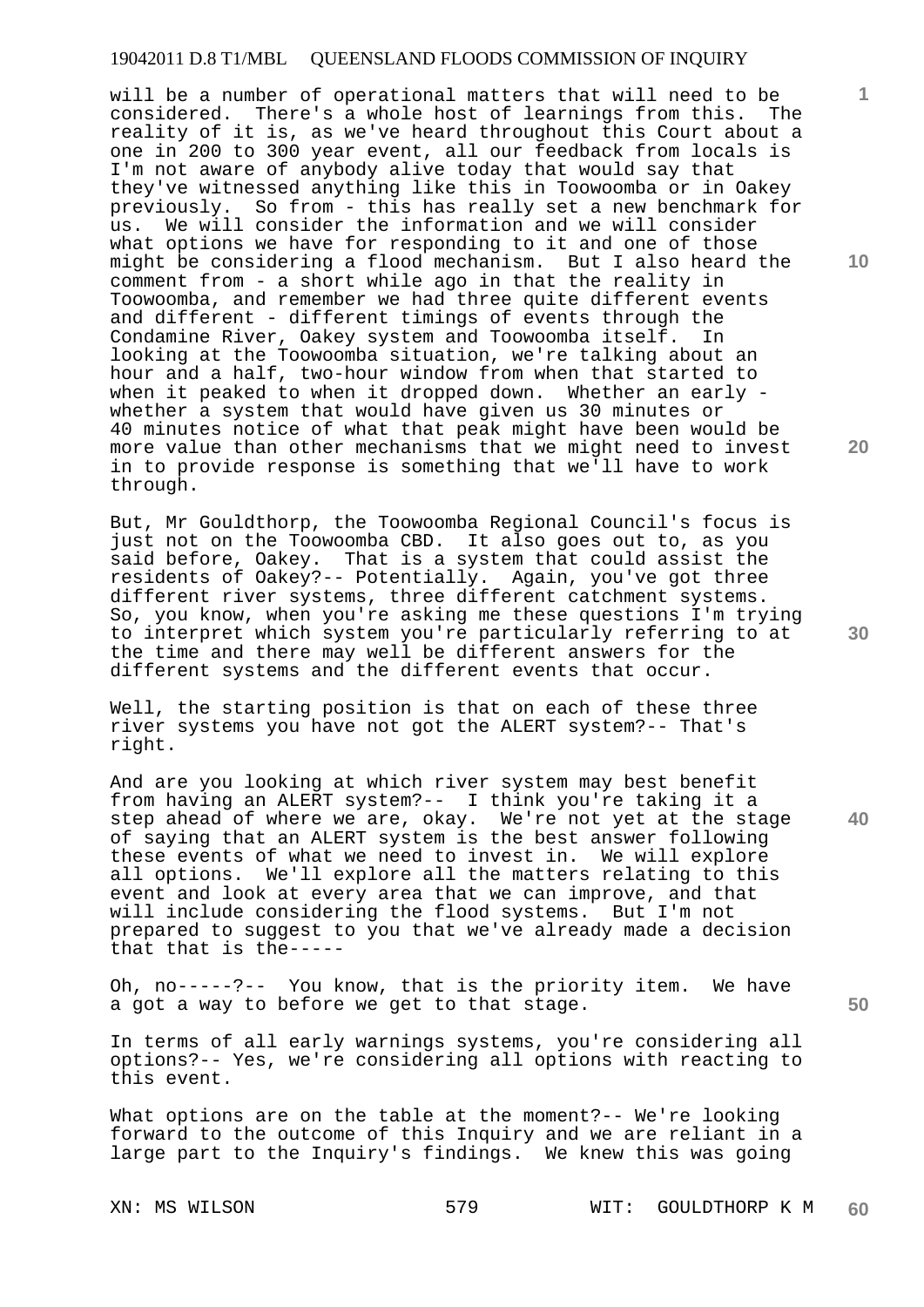will be a number of operational matters that will need to be considered. There's a whole host of learnings from this. The reality of it is, as we've heard throughout this Court about a one in 200 to 300 year event, all our feedback from locals is I'm not aware of anybody alive today that would say that they've witnessed anything like this in Toowoomba or in Oakey previously. So from - this has really set a new benchmark for us. We will consider the information and we will consider what options we have for responding to it and one of those might be considering a flood mechanism. But I also heard the comment from - a short while ago in that the reality in Toowoomba, and remember we had three quite different events and different - different timings of events through the Condamine River, Oakey system and Toowoomba itself. In looking at the Toowoomba situation, we're talking about an hour and a half, two-hour window from when that started to when it peaked to when it dropped down. Whether an early - whether a system that would have given us 30 minutes or 40 minutes notice of what that peak might have been would be more value than other mechanisms that we might need to invest in to provide response is something that we'll have to work through.

But, Mr Gouldthorp, the Toowoomba Regional Council's focus is just not on the Toowoomba CBD. It also goes out to, as you said before, Oakey. That is a system that could assist the residents of Oakey?-- Potentially. Again, you've got three different river systems, three different catchment systems. So, you know, when you're asking me these questions I'm trying to interpret which system you're particularly referring to at the time and there may well be different answers for the different systems and the different events that occur.

Well, the starting position is that on each of these three river systems you have not got the ALERT system?-- That's right.

And are you looking at which river system may best benefit from having an ALERT system?-- I think you're taking it a step ahead of where we are, okay. We're not yet at the stage of saying that an ALERT system is the best answer following these events of what we need to invest in. We will explore all options. We'll explore all the matters relating to this event and look at every area that we can improve, and that will include considering the flood systems. But I'm not prepared to suggest to you that we've already made a decision that that is the-----

Oh, no-----?-- You know, that is the priority item. We have a got a way to before we get to that stage.

In terms of all early warnings systems, you're considering all options?-- Yes, we're considering all options with reacting to this event.

What options are on the table at the moment?-- We're looking forward to the outcome of this Inquiry and we are reliant in a large part to the Inquiry's findings. We knew this was going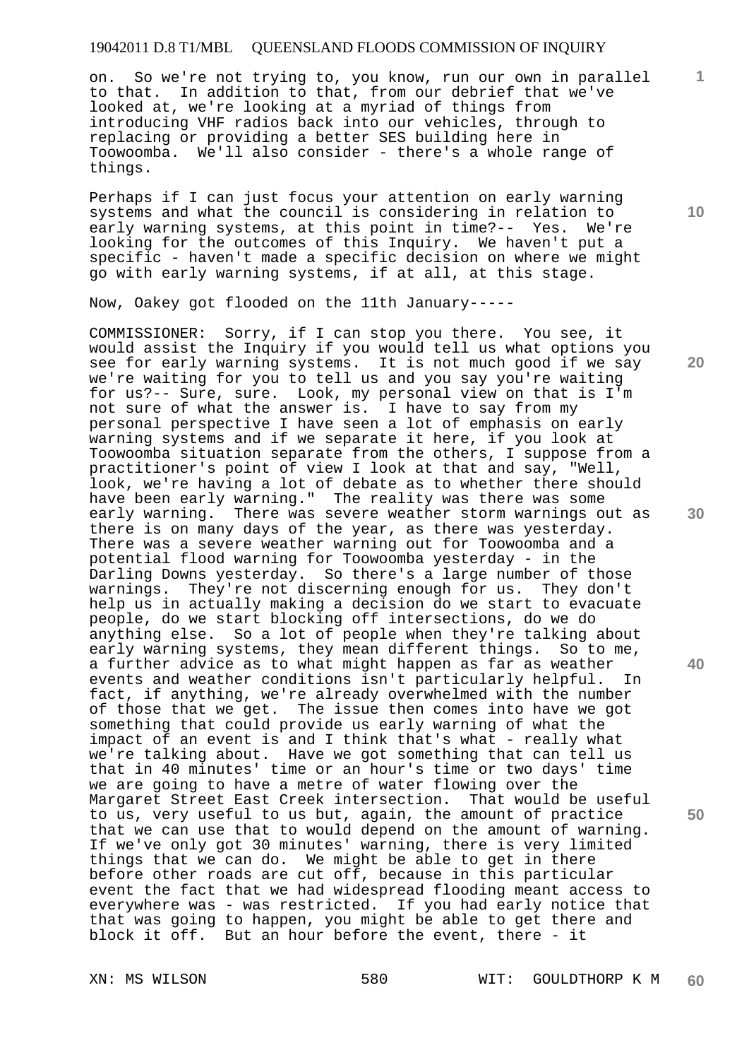on. So we're not trying to, you know, run our own in parallel to that. In addition to that, from our debrief that we've looked at, we're looking at a myriad of things from introducing VHF radios back into our vehicles, through to replacing or providing a better SES building here in Toowoomba. We'll also consider - there's a whole range of things.

Perhaps if I can just focus your attention on early warning systems and what the council is considering in relation to early warning systems, at this point in time?-- Yes. We're looking for the outcomes of this Inquiry. We haven't put a specific - haven't made a specific decision on where we might go with early warning systems, if at all, at this stage.

Now, Oakey got flooded on the 11th January-----

COMMISSIONER: Sorry, if I can stop you there. You see, it would assist the Inquiry if you would tell us what options you see for early warning systems. It is not much good if we say we're waiting for you to tell us and you say you're waiting for us?-- Sure, sure. Look, my personal view on that is I'm not sure of what the answer is. I have to say from my personal perspective I have seen a lot of emphasis on early warning systems and if we separate it here, if you look at Toowoomba situation separate from the others, I suppose from a practitioner's point of view I look at that and say, "Well, look, we're having a lot of debate as to whether there should have been early warning." The reality was there was some early warning. There was severe weather storm warnings out as there is on many days of the year, as there was yesterday. There was a severe weather warning out for Toowoomba and a potential flood warning for Toowoomba yesterday - in the Darling Downs yesterday. So there's a large number of those warnings. They're not discerning enough for us. They don't help us in actually making a decision do we start to evacuate people, do we start blocking off intersections, do we do anything else. So a lot of people when they're talking about early warning systems, they mean different things. So to me, a further advice as to what might happen as far as weather events and weather conditions isn't particularly helpful. In fact, if anything, we're already overwhelmed with the number of those that we get. The issue then comes into have we got something that could provide us early warning of what the impact of an event is and I think that's what - really what we're talking about. Have we got something that can tell us that in 40 minutes' time or an hour's time or two days' time we are going to have a metre of water flowing over the Margaret Street East Creek intersection. That would be useful to us, very useful to us but, again, the amount of practice that we can use that to would depend on the amount of warning. If we've only got 30 minutes' warning, there is very limited things that we can do. We might be able to get in there before other roads are cut off, because in this particular event the fact that we had widespread flooding meant access to everywhere was - was restricted. If you had early notice that that was going to happen, you might be able to get there and block it off. But an hour before the event, there - it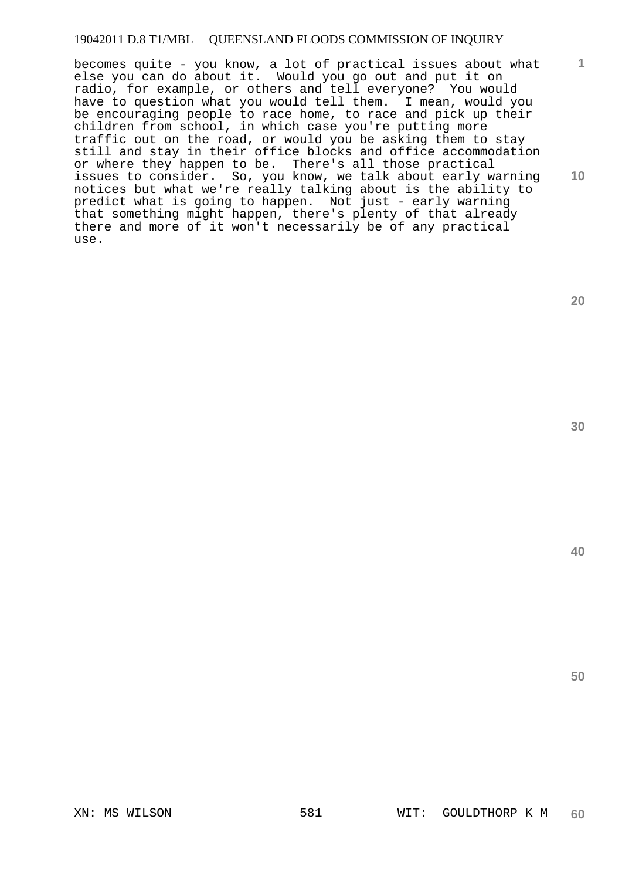becomes quite - you know, a lot of practical issues about what else you can do about it. Would you go out and put it on radio, for example, or others and tell everyone? You would have to question what you would tell them. I mean, would you be encouraging people to race home, to race and pick up their children from school, in which case you're putting more traffic out on the road, or would you be asking them to stay still and stay in their office blocks and office accommodation or where they happen to be. There's all those practical issues to consider. So, you know, we talk about early warning notices but what we're really talking about is the ability to predict what is going to happen. Not just - early warning that something might happen, there's plenty of that already there and more of it won't necessarily be of any practical use.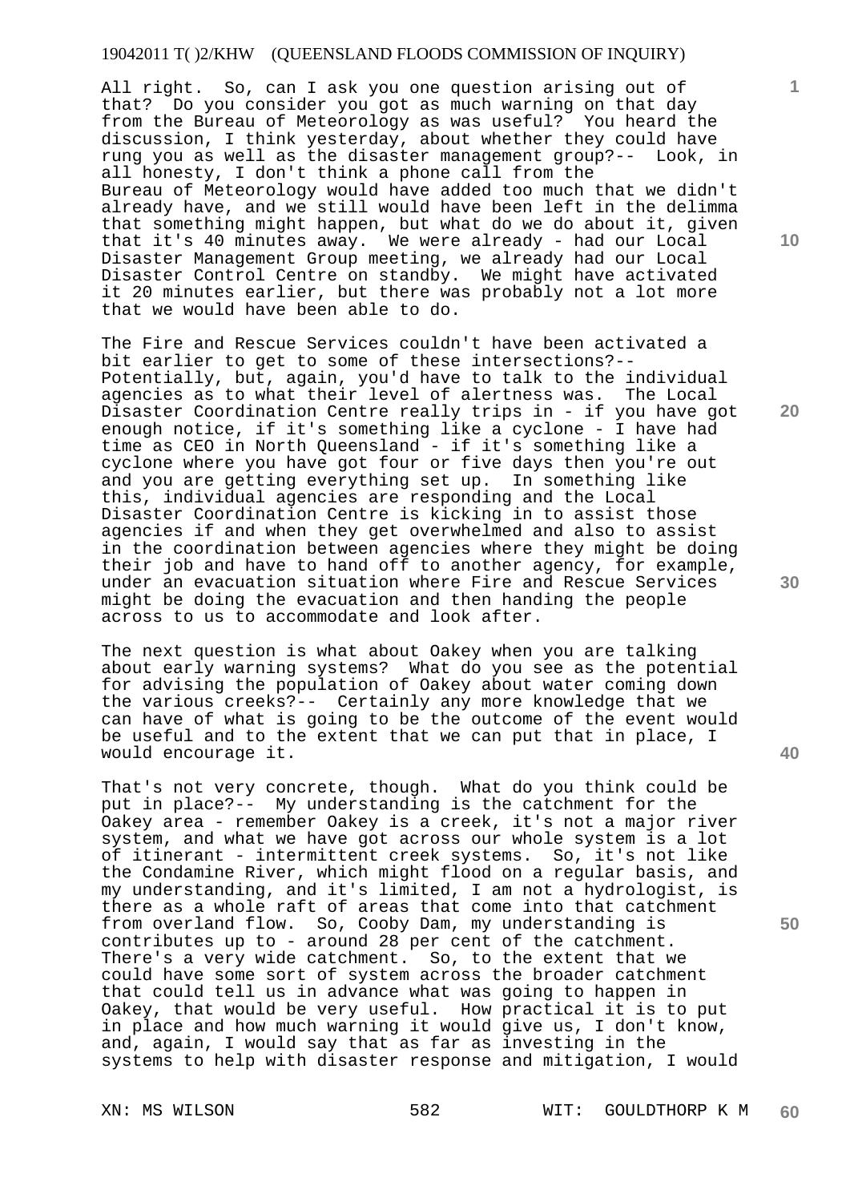All right. So, can I ask you one question arising out of that? Do you consider you got as much warning on that day from the Bureau of Meteorology as was useful? You heard the discussion, I think yesterday, about whether they could have rung you as well as the disaster management group?-- Look, in all honesty, I don't think a phone call from the Bureau of Meteorology would have added too much that we didn't already have, and we still would have been left in the delimma that something might happen, but what do we do about it, given that it's 40 minutes away. We were already - had our Local Disaster Management Group meeting, we already had our Local Disaster Control Centre on standby. We might have activated it 20 minutes earlier, but there was probably not a lot more that we would have been able to do.

The Fire and Rescue Services couldn't have been activated a bit earlier to get to some of these intersections?-- Potentially, but, again, you'd have to talk to the individual agencies as to what their level of alertness was. The Local Disaster Coordination Centre really trips in - if you have got enough notice, if it's something like a cyclone - I have had time as CEO in North Queensland - if it's something like a cyclone where you have got four or five days then you're out and you are getting everything set up. In something like this, individual agencies are responding and the Local Disaster Coordination Centre is kicking in to assist those agencies if and when they get overwhelmed and also to assist in the coordination between agencies where they might be doing their job and have to hand off to another agency, for example, under an evacuation situation where Fire and Rescue Services might be doing the evacuation and then handing the people across to us to accommodate and look after.

The next question is what about Oakey when you are talking about early warning systems? What do you see as the potential for advising the population of Oakey about water coming down the various creeks?-- Certainly any more knowledge that we can have of what is going to be the outcome of the event would be useful and to the extent that we can put that in place, I would encourage it.

That's not very concrete, though. What do you think could be put in place?-- My understanding is the catchment for the Oakey area - remember Oakey is a creek, it's not a major river system, and what we have got across our whole system is a lot of itinerant - intermittent creek systems. So, it's not like the Condamine River, which might flood on a regular basis, and my understanding, and it's limited, I am not a hydrologist, is there as a whole raft of areas that come into that catchment from overland flow. So, Cooby Dam, my understanding is contributes up to - around 28 per cent of the catchment. There's a very wide catchment. So, to the extent that we could have some sort of system across the broader catchment that could tell us in advance what was going to happen in Oakey, that would be very useful. How practical it is to put in place and how much warning it would give us, I don't know, and, again, I would say that as far as investing in the systems to help with disaster response and mitigation, I would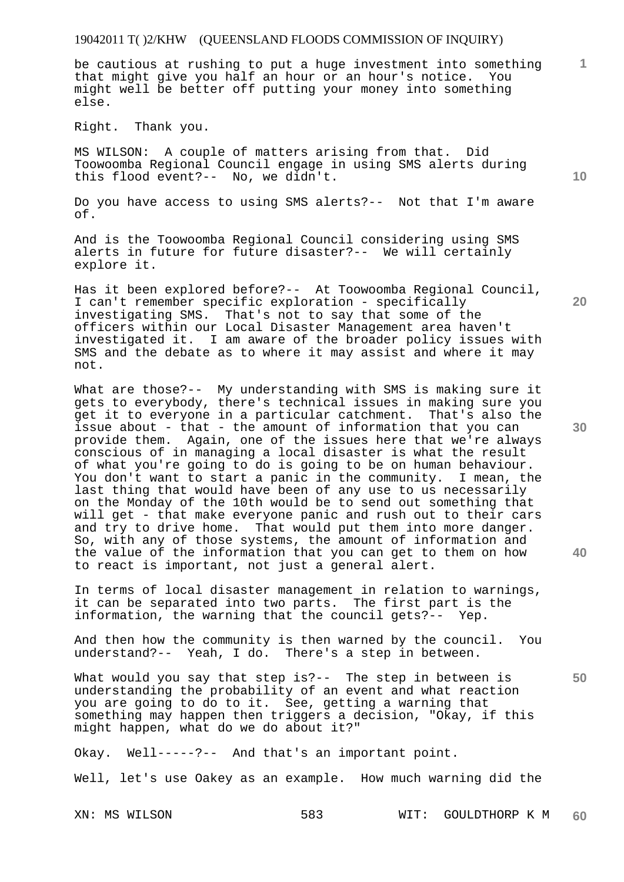be cautious at rushing to put a huge investment into something that might give you half an hour or an hour's notice. You might well be better off putting your money into something else.

Right. Thank you.

MS WILSON: A couple of matters arising from that. Did Toowoomba Regional Council engage in using SMS alerts during this flood event?-- No, we didn't.

Do you have access to using SMS alerts?-- Not that I'm aware of.

And is the Toowoomba Regional Council considering using SMS alerts in future for future disaster?-- We will certainly explore it.

Has it been explored before?-- At Toowoomba Regional Council, I can't remember specific exploration - specifically investigating SMS. That's not to say that some of the officers within our Local Disaster Management area haven't investigated it. I am aware of the broader policy issues with SMS and the debate as to where it may assist and where it may not.

What are those?-- My understanding with SMS is making sure it gets to everybody, there's technical issues in making sure you get it to everyone in a particular catchment. That's also the issue about - that - the amount of information that you can provide them. Again, one of the issues here that we're always conscious of in managing a local disaster is what the result of what you're going to do is going to be on human behaviour. You don't want to start a panic in the community. I mean, the last thing that would have been of any use to us necessarily on the Monday of the 10th would be to send out something that will get - that make everyone panic and rush out to their cars and try to drive home. That would put them into more danger. So, with any of those systems, the amount of information and the value of the information that you can get to them on how to react is important, not just a general alert.

In terms of local disaster management in relation to warnings, it can be separated into two parts. The first part is the information, the warning that the council gets?-- Yep.

And then how the community is then warned by the council. You understand?-- Yeah, I do. There's a step in between.

What would you say that step is?-- The step in between is understanding the probability of an event and what reaction you are going to do to it. See, getting a warning that something may happen then triggers a decision, "Okay, if this might happen, what do we do about it?"

Okay. Well-----?-- And that's an important point.

Well, let's use Oakey as an example. How much warning did the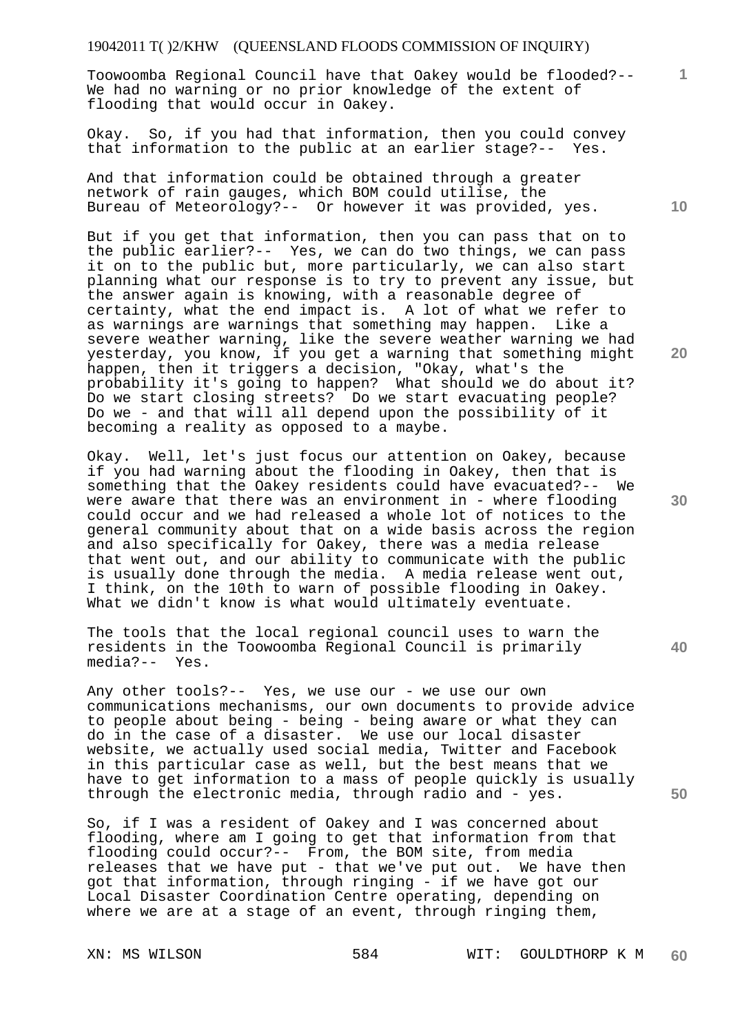Toowoomba Regional Council have that Oakey would be flooded?-- We had no warning or no prior knowledge of the extent of flooding that would occur in Oakey.

Okay. So, if you had that information, then you could convey that information to the public at an earlier stage?-- Yes.

And that information could be obtained through a greater network of rain gauges, which BOM could utilise, the Bureau of Meteorology?-- Or however it was provided, yes.

But if you get that information, then you can pass that on to the public earlier?-- Yes, we can do two things, we can pass it on to the public but, more particularly, we can also start planning what our response is to try to prevent any issue, but the answer again is knowing, with a reasonable degree of certainty, what the end impact is. A lot of what we refer to as warnings are warnings that something may happen. Like a severe weather warning, like the severe weather warning we had yesterday, you know, if you get a warning that something might happen, then it triggers a decision, "Okay, what's the probability it's going to happen? What should we do about it? Do we start closing streets? Do we start evacuating people? Do we - and that will all depend upon the possibility of it becoming a reality as opposed to a maybe.

Okay. Well, let's just focus our attention on Oakey, because if you had warning about the flooding in Oakey, then that is something that the Oakey residents could have evacuated?-- We were aware that there was an environment in - where flooding could occur and we had released a whole lot of notices to the general community about that on a wide basis across the region and also specifically for Oakey, there was a media release that went out, and our ability to communicate with the public is usually done through the media. A media release went out, I think, on the 10th to warn of possible flooding in Oakey. What we didn't know is what would ultimately eventuate.

The tools that the local regional council uses to warn the residents in the Toowoomba Regional Council is primarily media?-- Yes.

Any other tools?-- Yes, we use our - we use our own communications mechanisms, our own documents to provide advice to people about being - being - being aware or what they can do in the case of a disaster. We use our local disaster website, we actually used social media, Twitter and Facebook in this particular case as well, but the best means that we have to get information to a mass of people quickly is usually through the electronic media, through radio and - yes.

So, if I was a resident of Oakey and I was concerned about flooding, where am I going to get that information from that flooding could occur?-- From, the BOM site, from media releases that we have put - that we've put out. We have then got that information, through ringing - if we have got our Local Disaster Coordination Centre operating, depending on where we are at a stage of an event, through ringing them,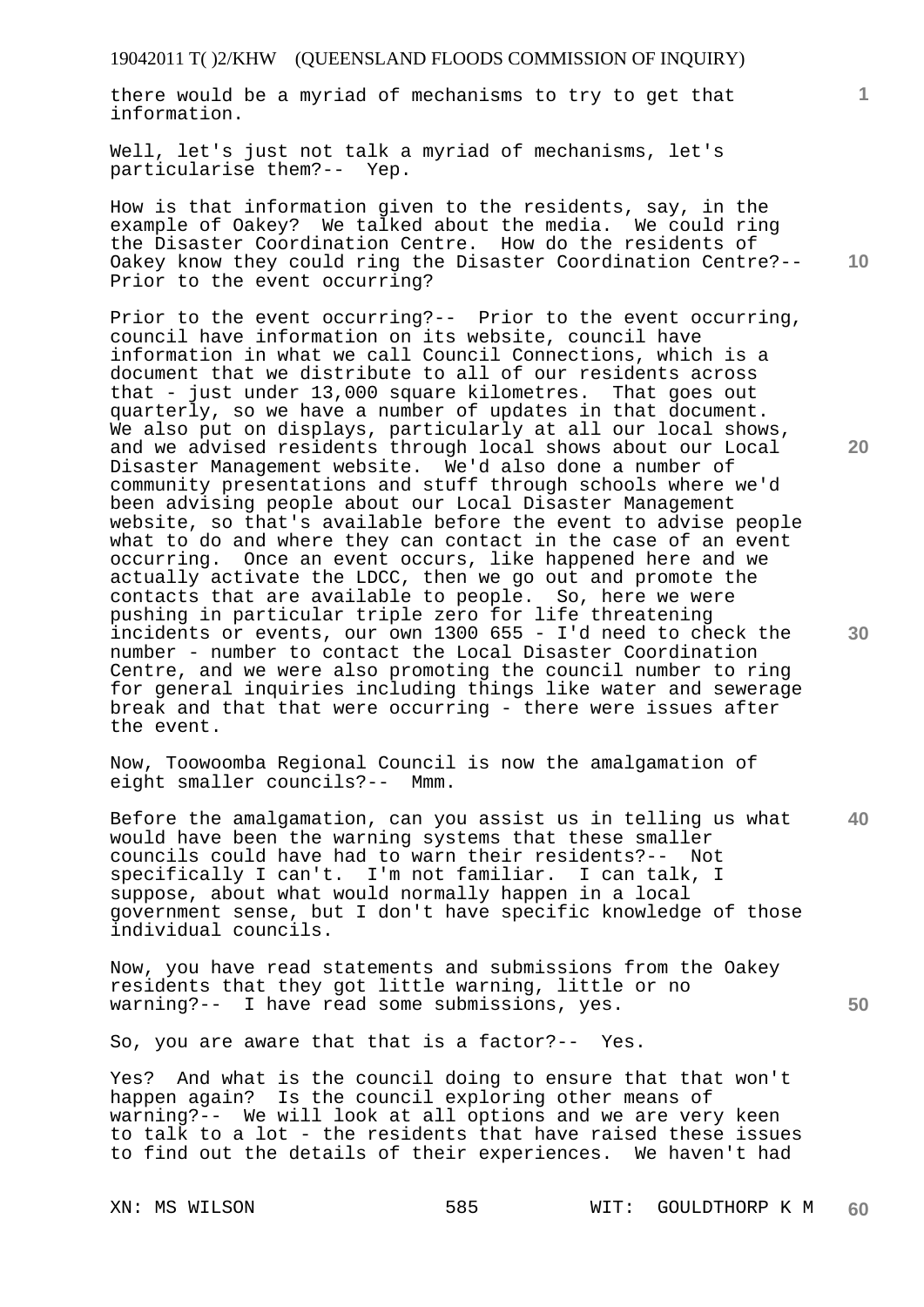there would be a myriad of mechanisms to try to get that information.

Well, let's just not talk a myriad of mechanisms, let's particularise them?-- Yep.

How is that information given to the residents, say, in the example of Oakey? We talked about the media. We could ring the Disaster Coordination Centre. How do the residents of Oakey know they could ring the Disaster Coordination Centre?-- Prior to the event occurring?

Prior to the event occurring?-- Prior to the event occurring, council have information on its website, council have information in what we call Council Connections, which is a document that we distribute to all of our residents across that - just under 13,000 square kilometres. That goes out quarterly, so we have a number of updates in that document. We also put on displays, particularly at all our local shows, and we advised residents through local shows about our Local Disaster Management website. We'd also done a number of community presentations and stuff through schools where we'd been advising people about our Local Disaster Management website, so that's available before the event to advise people what to do and where they can contact in the case of an event occurring. Once an event occurs, like happened here and we actually activate the LDCC, then we go out and promote the contacts that are available to people. So, here we were pushing in particular triple zero for life threatening incidents or events, our own 1300 655 - I'd need to check the number - number to contact the Local Disaster Coordination Centre, and we were also promoting the council number to ring for general inquiries including things like water and sewerage break and that that were occurring - there were issues after the event.

Now, Toowoomba Regional Council is now the amalgamation of eight smaller councils?-- Mmm.

Before the amalgamation, can you assist us in telling us what would have been the warning systems that these smaller councils could have had to warn their residents?-- Not specifically I can't. I'm not familiar. I can talk, I suppose, about what would normally happen in a local government sense, but I don't have specific knowledge of those individual councils.

Now, you have read statements and submissions from the Oakey residents that they got little warning, little or no warning?-- I have read some submissions, yes.

So, you are aware that that is a factor?-- Yes.

Yes? And what is the council doing to ensure that that won't happen again? Is the council exploring other means of warning?-- We will look at all options and we are very keen to talk to a lot - the residents that have raised these issues to find out the details of their experiences. We haven't had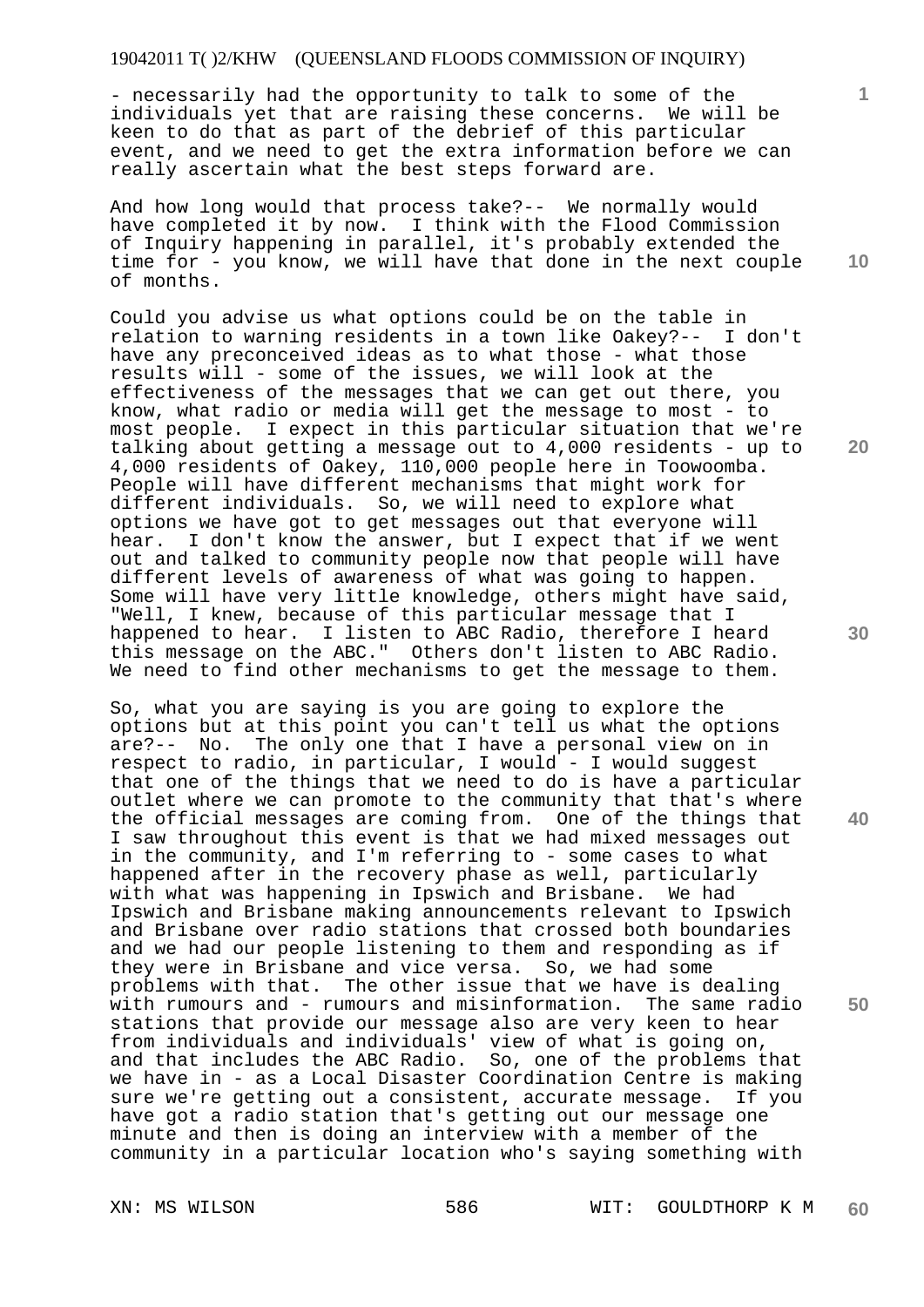- necessarily had the opportunity to talk to some of the individuals yet that are raising these concerns. We will be keen to do that as part of the debrief of this particular event, and we need to get the extra information before we can really ascertain what the best steps forward are.

And how long would that process take?-- We normally would have completed it by now. I think with the Flood Commission of Inquiry happening in parallel, it's probably extended the time for - you know, we will have that done in the next couple of months.

Could you advise us what options could be on the table in relation to warning residents in a town like Oakey?-- I don't have any preconceived ideas as to what those - what those results will - some of the issues, we will look at the effectiveness of the messages that we can get out there, you know, what radio or media will get the message to most - to most people. I expect in this particular situation that we're talking about getting a message out to 4,000 residents - up to 4,000 residents of Oakey, 110,000 people here in Toowoomba. People will have different mechanisms that might work for different individuals. So, we will need to explore what options we have got to get messages out that everyone will hear. I don't know the answer, but I expect that if we went out and talked to community people now that people will have different levels of awareness of what was going to happen. Some will have very little knowledge, others might have said, "Well, I knew, because of this particular message that I happened to hear. I listen to ABC Radio, therefore I heard this message on the ABC." Others don't listen to ABC Radio. We need to find other mechanisms to get the message to them.

So, what you are saying is you are going to explore the options but at this point you can't tell us what the options are?-- No. The only one that I have a personal view on in respect to radio, in particular, I would - I would suggest that one of the things that we need to do is have a particular outlet where we can promote to the community that that's where the official messages are coming from. One of the things that I saw throughout this event is that we had mixed messages out in the community, and I'm referring to - some cases to what happened after in the recovery phase as well, particularly with what was happening in Ipswich and Brisbane. We had Ipswich and Brisbane making announcements relevant to Ipswich and Brisbane over radio stations that crossed both boundaries and we had our people listening to them and responding as if they were in Brisbane and vice versa. So, we had some problems with that. The other issue that we have is dealing with rumours and - rumours and misinformation. The same radio stations that provide our message also are very keen to hear from individuals and individuals' view of what is going on, and that includes the ABC Radio. So, one of the problems that we have in - as a Local Disaster Coordination Centre is making sure we're getting out a consistent, accurate message. If you have got a radio station that's getting out our message one minute and then is doing an interview with a member of the community in a particular location who's saying something with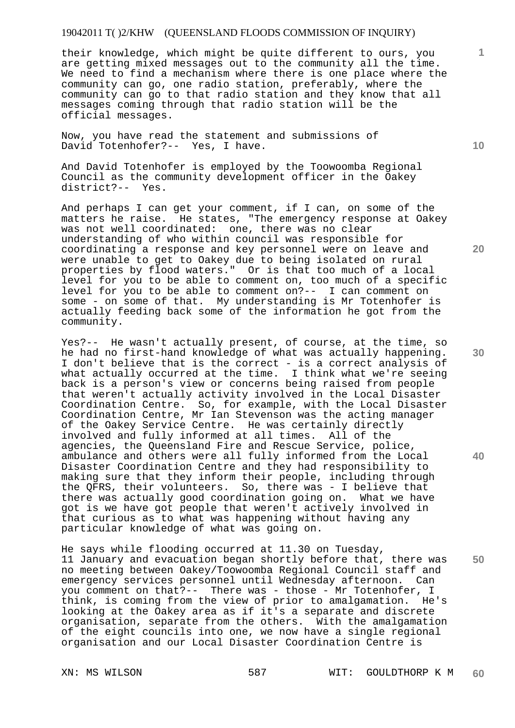their knowledge, which might be quite different to ours, you are getting mixed messages out to the community all the time. We need to find a mechanism where there is one place where the community can go, one radio station, preferably, where the community can go to that radio station and they know that all messages coming through that radio station will be the official messages.

Now, you have read the statement and submissions of David Totenhofer?-- Yes, I have.

And David Totenhofer is employed by the Toowoomba Regional Council as the community development officer in the Oakey district?-- Yes.

And perhaps I can get your comment, if I can, on some of the matters he raise. He states, "The emergency response at Oakey was not well coordinated: one, there was no clear understanding of who within council was responsible for coordinating a response and key personnel were on leave and were unable to get to Oakey due to being isolated on rural properties by flood waters." Or is that too much of a local level for you to be able to comment on, too much of a specific level for you to be able to comment on?-- I can comment on some - on some of that. My understanding is Mr Totenhofer is actually feeding back some of the information he got from the community.

Yes?-- He wasn't actually present, of course, at the time, so he had no first-hand knowledge of what was actually happening. I don't believe that is the correct - is a correct analysis of what actually occurred at the time. I think what we're seeing back is a person's view or concerns being raised from people that weren't actually activity involved in the Local Disaster Coordination Centre. So, for example, with the Local Disaster Coordination Centre, Mr Ian Stevenson was the acting manager of the Oakey Service Centre. He was certainly directly involved and fully informed at all times. All of the agencies, the Queensland Fire and Rescue Service, police, ambulance and others were all fully informed from the Local Disaster Coordination Centre and they had responsibility to making sure that they inform their people, including through the QFRS, their volunteers. So, there was - I believe that there was actually good coordination going on. What we have got is we have got people that weren't actively involved in that curious as to what was happening without having any particular knowledge of what was going on.

He says while flooding occurred at 11.30 on Tuesday, 11 January and evacuation began shortly before that, there was no meeting between Oakey/Toowoomba Regional Council staff and emergency services personnel until Wednesday afternoon. Can you comment on that?-- There was - those - Mr Totenhofer, I think, is coming from the view of prior to amalgamation. He's looking at the Oakey area as if it's a separate and discrete organisation, separate from the others. With the amalgamation of the eight councils into one, we now have a single regional organisation and our Local Disaster Coordination Centre is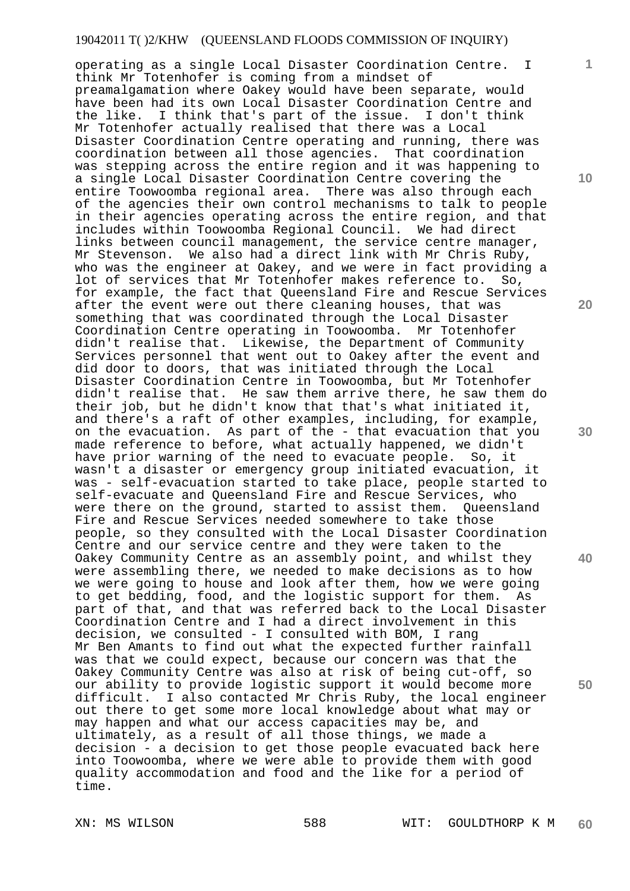operating as a single Local Disaster Coordination Centre. I think Mr Totenhofer is coming from a mindset of preamalgamation where Oakey would have been separate, would have been had its own Local Disaster Coordination Centre and the like. I think that's part of the issue. I don't think Mr Totenhofer actually realised that there was a Local Disaster Coordination Centre operating and running, there was coordination between all those agencies. That coordination was stepping across the entire region and it was happening to a single Local Disaster Coordination Centre covering the entire Toowoomba regional area. There was also through each of the agencies their own control mechanisms to talk to people in their agencies operating across the entire region, and that includes within Toowoomba Regional Council. We had direct links between council management, the service centre manager, Mr Stevenson. We also had a direct link with Mr Chris Ruby, who was the engineer at Oakey, and we were in fact providing a lot of services that Mr Totenhofer makes reference to. So, for example, the fact that Queensland Fire and Rescue Services after the event were out there cleaning houses, that was something that was coordinated through the Local Disaster Coordination Centre operating in Toowoomba. Mr Totenhofer didn't realise that. Likewise, the Department of Community Services personnel that went out to Oakey after the event and did door to doors, that was initiated through the Local Disaster Coordination Centre in Toowoomba, but Mr Totenhofer didn't realise that. He saw them arrive there, he saw them do their job, but he didn't know that that's what initiated it, and there's a raft of other examples, including, for example, on the evacuation. As part of the - that evacuation that you made reference to before, what actually happened, we didn't have prior warning of the need to evacuate people. So, it wasn't a disaster or emergency group initiated evacuation, it was - self-evacuation started to take place, people started to self-evacuate and Queensland Fire and Rescue Services, who were there on the ground, started to assist them. Queensland Fire and Rescue Services needed somewhere to take those people, so they consulted with the Local Disaster Coordination Centre and our service centre and they were taken to the Oakey Community Centre as an assembly point, and whilst they were assembling there, we needed to make decisions as to how we were going to house and look after them, how we were going to get bedding, food, and the logistic support for them. As part of that, and that was referred back to the Local Disaster Coordination Centre and I had a direct involvement in this decision, we consulted - I consulted with BOM, I rang Mr Ben Amants to find out what the expected further rainfall was that we could expect, because our concern was that the Oakey Community Centre was also at risk of being cut-off, so our ability to provide logistic support it would become more difficult. I also contacted Mr Chris Ruby, the local engineer out there to get some more local knowledge about what may or may happen and what our access capacities may be, and ultimately, as a result of all those things, we made a decision - a decision to get those people evacuated back here into Toowoomba, where we were able to provide them with good quality accommodation and food and the like for a period of time.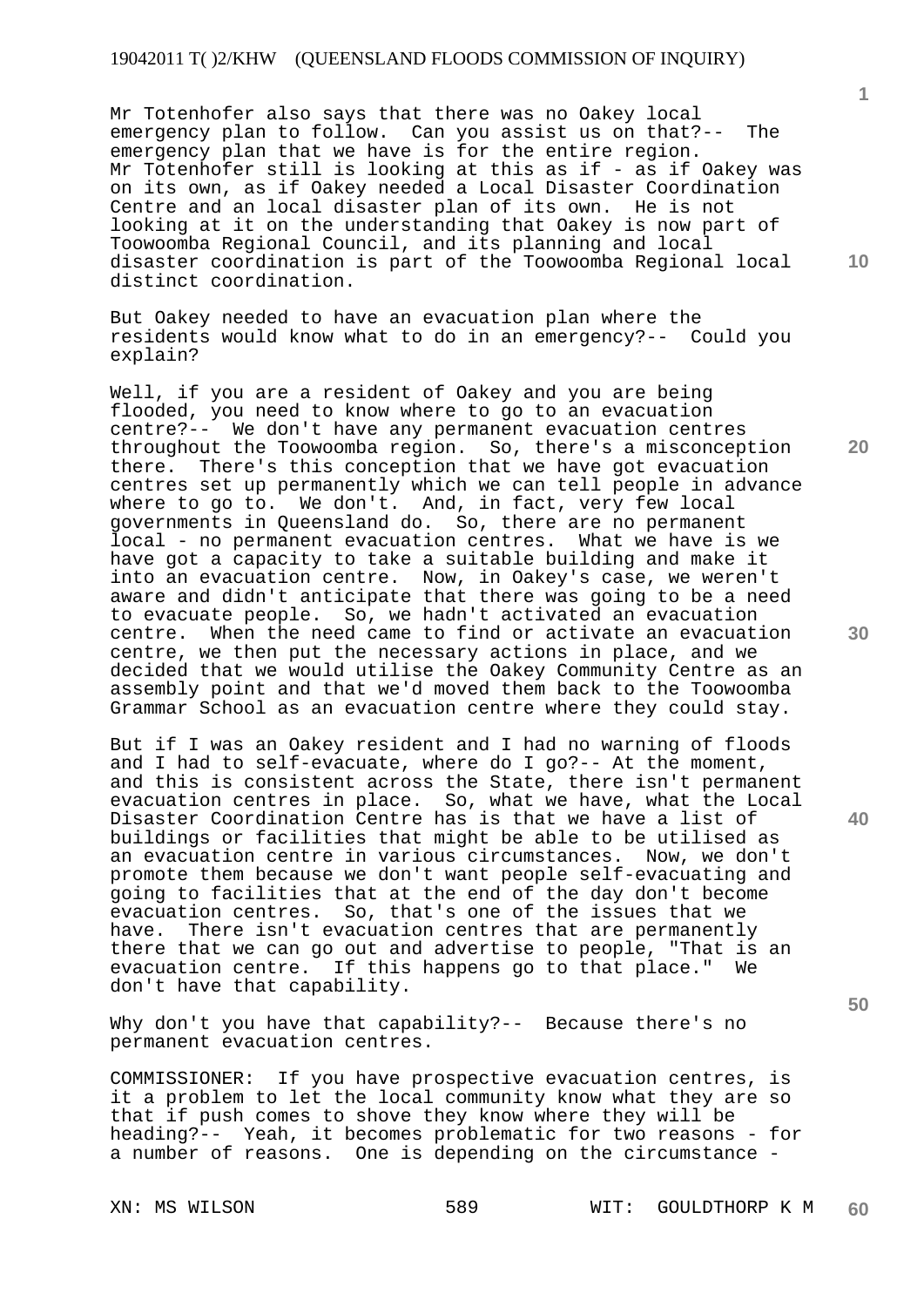Mr Totenhofer also says that there was no Oakey local emergency plan to follow. Can you assist us on that?-- The emergency plan that we have is for the entire region. Mr Totenhofer still is looking at this as if - as if Oakey was on its own, as if Oakey needed a Local Disaster Coordination Centre and an local disaster plan of its own. He is not looking at it on the understanding that Oakey is now part of Toowoomba Regional Council, and its planning and local disaster coordination is part of the Toowoomba Regional local distinct coordination.

But Oakey needed to have an evacuation plan where the residents would know what to do in an emergency?-- Could you explain?

Well, if you are a resident of Oakey and you are being flooded, you need to know where to go to an evacuation centre?-- We don't have any permanent evacuation centres throughout the Toowoomba region. So, there's a misconception there. There's this conception that we have got evacuation centres set up permanently which we can tell people in advance where to go to. We don't. And, in fact, very few local governments in Queensland do. So, there are no permanent local - no permanent evacuation centres. What we have is we have got a capacity to take a suitable building and make it into an evacuation centre. Now, in Oakey's case, we weren't aware and didn't anticipate that there was going to be a need to evacuate people. So, we hadn't activated an evacuation centre. When the need came to find or activate an evacuation centre, we then put the necessary actions in place, and we decided that we would utilise the Oakey Community Centre as an assembly point and that we'd moved them back to the Toowoomba Grammar School as an evacuation centre where they could stay.

But if I was an Oakey resident and I had no warning of floods and I had to self-evacuate, where do I go?-- At the moment, and this is consistent across the State, there isn't permanent evacuation centres in place. So, what we have, what the Local Disaster Coordination Centre has is that we have a list of buildings or facilities that might be able to be utilised as an evacuation centre in various circumstances. Now, we don't promote them because we don't want people self-evacuating and going to facilities that at the end of the day don't become evacuation centres. So, that's one of the issues that we have. There isn't evacuation centres that are permanently there that we can go out and advertise to people, "That is an evacuation centre. If this happens go to that place." We don't have that capability.

Why don't you have that capability?-- Because there's no permanent evacuation centres.

COMMISSIONER: If you have prospective evacuation centres, is it a problem to let the local community know what they are so that if push comes to shove they know where they will be heading?-- Yeah, it becomes problematic for two reasons - for a number of reasons. One is depending on the circumstance -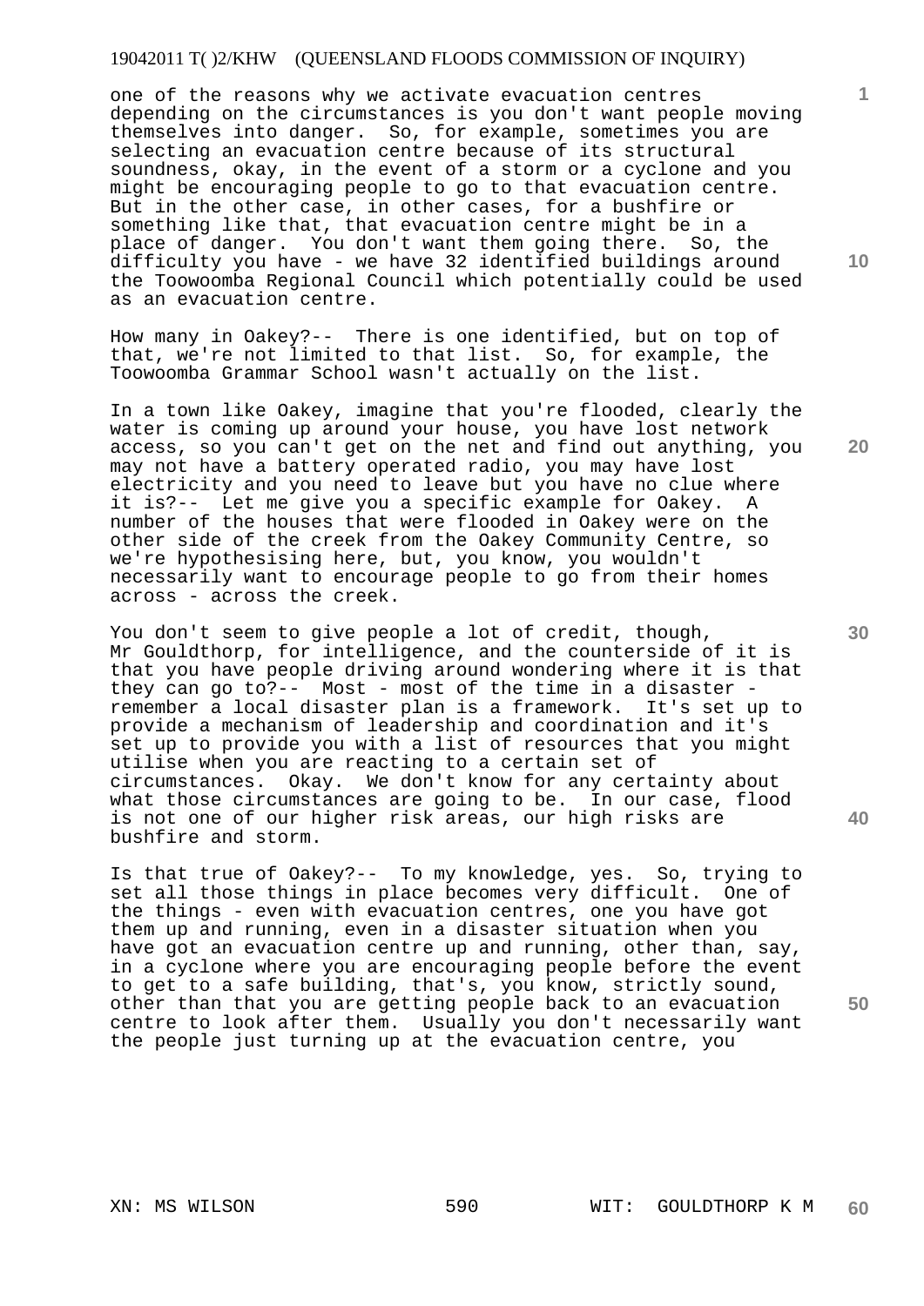one of the reasons why we activate evacuation centres depending on the circumstances is you don't want people moving themselves into danger. So, for example, sometimes you are selecting an evacuation centre because of its structural soundness, okay, in the event of a storm or a cyclone and you might be encouraging people to go to that evacuation centre. But in the other case, in other cases, for a bushfire or something like that, that evacuation centre might be in a place of danger. You don't want them going there. So, the difficulty you have - we have 32 identified buildings around the Toowoomba Regional Council which potentially could be used as an evacuation centre.

How many in Oakey?-- There is one identified, but on top of that, we're not limited to that list. So, for example, the Toowoomba Grammar School wasn't actually on the list.

In a town like Oakey, imagine that you're flooded, clearly the water is coming up around your house, you have lost network access, so you can't get on the net and find out anything, you may not have a battery operated radio, you may have lost electricity and you need to leave but you have no clue where it is?-- Let me give you a specific example for Oakey. A number of the houses that were flooded in Oakey were on the other side of the creek from the Oakey Community Centre, so we're hypothesising here, but, you know, you wouldn't necessarily want to encourage people to go from their homes across - across the creek.

You don't seem to give people a lot of credit, though, Mr Gouldthorp, for intelligence, and the counterside of it is that you have people driving around wondering where it is that they can go to?-- Most - most of the time in a disaster - remember a local disaster plan is a framework. It's set up to provide a mechanism of leadership and coordination and it's set up to provide you with a list of resources that you might utilise when you are reacting to a certain set of circumstances. Okay. We don't know for any certainty about what those circumstances are going to be. In our case, flood is not one of our higher risk areas, our high risks are bushfire and storm.

Is that true of Oakey?-- To my knowledge, yes. So, trying to set all those things in place becomes very difficult. One of the things - even with evacuation centres, one you have got them up and running, even in a disaster situation when you have got an evacuation centre up and running, other than, say, in a cyclone where you are encouraging people before the event to get to a safe building, that's, you know, strictly sound, other than that you are getting people back to an evacuation centre to look after them. Usually you don't necessarily want the people just turning up at the evacuation centre, you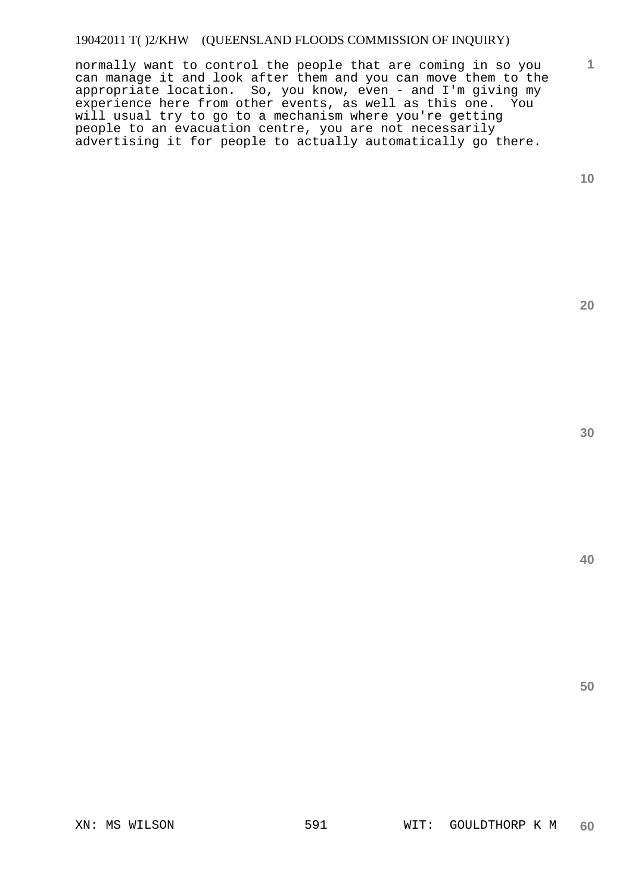normally want to control the people that are coming in so you can manage it and look after them and you can move them to the appropriate location. So, you know, even - and I'm giving my experience here from other events, as well as this one. You will usual try to go to a mechanism where you're getting people to an evacuation centre, you are not necessarily advertising it for people to actually automatically go there.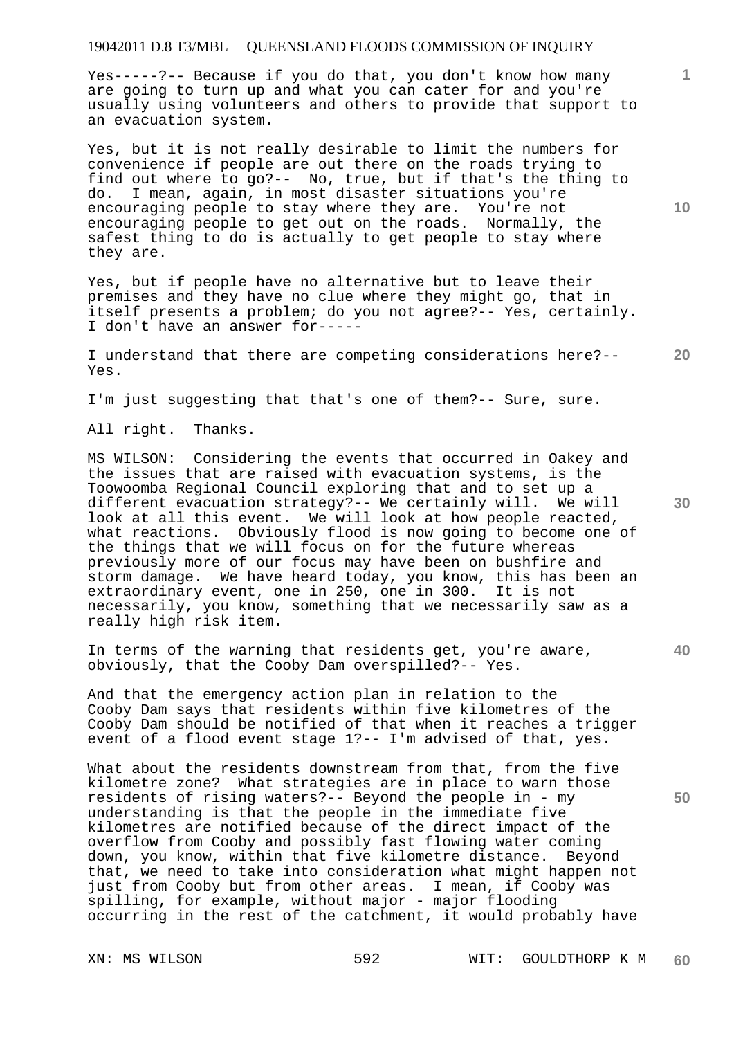Yes-----?-- Because if you do that, you don't know how many are going to turn up and what you can cater for and you're usually using volunteers and others to provide that support to an evacuation system.

Yes, but it is not really desirable to limit the numbers for convenience if people are out there on the roads trying to find out where to go?-- No, true, but if that's the thing to do. I mean, again, in most disaster situations you're encouraging people to stay where they are. You're not encouraging people to get out on the roads. Normally, the safest thing to do is actually to get people to stay where they are.

Yes, but if people have no alternative but to leave their premises and they have no clue where they might go, that in itself presents a problem; do you not agree?-- Yes, certainly. I don't have an answer for-----

I understand that there are competing considerations here?-- Yes.

I'm just suggesting that that's one of them?-- Sure, sure.

All right. Thanks.

MS WILSON: Considering the events that occurred in Oakey and the issues that are raised with evacuation systems, is the Toowoomba Regional Council exploring that and to set up a different evacuation strategy?-- We certainly will. We will look at all this event. We will look at how people reacted, what reactions. Obviously flood is now going to become one of the things that we will focus on for the future whereas previously more of our focus may have been on bushfire and storm damage. We have heard today, you know, this has been an extraordinary event, one in 250, one in 300. It is not necessarily, you know, something that we necessarily saw as a really high risk item.

In terms of the warning that residents get, you're aware, obviously, that the Cooby Dam overspilled?-- Yes.

And that the emergency action plan in relation to the Cooby Dam says that residents within five kilometres of the Cooby Dam should be notified of that when it reaches a trigger event of a flood event stage 1?-- I'm advised of that, yes.

What about the residents downstream from that, from the five kilometre zone? What strategies are in place to warn those residents of rising waters?-- Beyond the people in - my understanding is that the people in the immediate five kilometres are notified because of the direct impact of the overflow from Cooby and possibly fast flowing water coming down, you know, within that five kilometre distance. Beyond that, we need to take into consideration what might happen not just from Cooby but from other areas. I mean, if Cooby was spilling, for example, without major - major flooding occurring in the rest of the catchment, it would probably have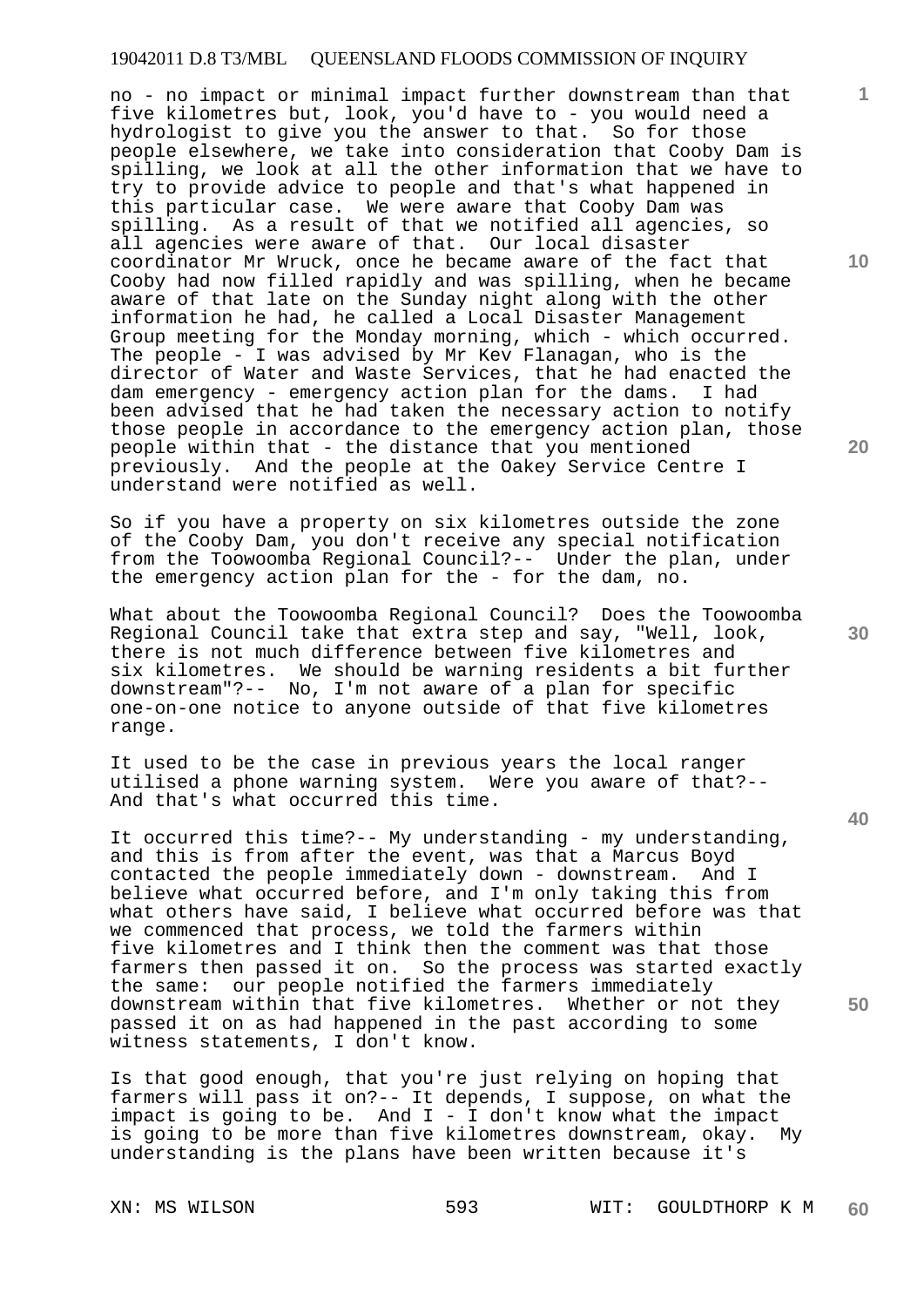no - no impact or minimal impact further downstream than that five kilometres but, look, you'd have to - you would need a hydrologist to give you the answer to that. So for those people elsewhere, we take into consideration that Cooby Dam is spilling, we look at all the other information that we have to try to provide advice to people and that's what happened in this particular case. We were aware that Cooby Dam was spilling. As a result of that we notified all agencies, so all agencies were aware of that. Our local disaster coordinator Mr Wruck, once he became aware of the fact that Cooby had now filled rapidly and was spilling, when he became aware of that late on the Sunday night along with the other information he had, he called a Local Disaster Management Group meeting for the Monday morning, which - which occurred. The people - I was advised by Mr Kev Flanagan, who is the director of Water and Waste Services, that he had enacted the dam emergency - emergency action plan for the dams. I had been advised that he had taken the necessary action to notify those people in accordance to the emergency action plan, those people within that - the distance that you mentioned previously. And the people at the Oakey Service Centre I understand were notified as well.

So if you have a property on six kilometres outside the zone of the Cooby Dam, you don't receive any special notification from the Toowoomba Regional Council?-- Under the plan, under the emergency action plan for the - for the dam, no.

What about the Toowoomba Regional Council? Does the Toowoomba Regional Council take that extra step and say, "Well, look, there is not much difference between five kilometres and six kilometres. We should be warning residents a bit further downstream"?-- No, I'm not aware of a plan for specific one-on-one notice to anyone outside of that five kilometres range.

It used to be the case in previous years the local ranger utilised a phone warning system. Were you aware of that?-- And that's what occurred this time.

It occurred this time?-- My understanding - my understanding, and this is from after the event, was that a Marcus Boyd contacted the people immediately down - downstream. And I believe what occurred before, and I'm only taking this from what others have said, I believe what occurred before was that we commenced that process, we told the farmers within five kilometres and I think then the comment was that those farmers then passed it on. So the process was started exactly the same: our people notified the farmers immediately downstream within that five kilometres. Whether or not they passed it on as had happened in the past according to some witness statements, I don't know.

Is that good enough, that you're just relying on hoping that farmers will pass it on?-- It depends, I suppose, on what the impact is going to be. And I - I don't know what the impact is going to be more than five kilometres downstream, okay. My understanding is the plans have been written because it's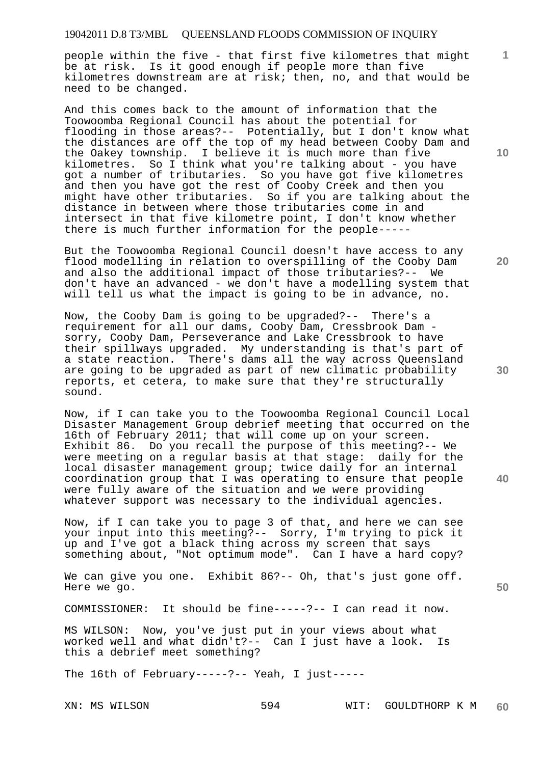people within the five - that first five kilometres that might be at risk. Is it good enough if people more than five kilometres downstream are at risk; then, no, and that would be need to be changed.

And this comes back to the amount of information that the Toowoomba Regional Council has about the potential for flooding in those areas?-- Potentially, but I don't know what the distances are off the top of my head between Cooby Dam and the Oakey township. I believe it is much more than five kilometres. So I think what you're talking about - you have got a number of tributaries. So you have got five kilometres and then you have got the rest of Cooby Creek and then you might have other tributaries. So if you are talking about the distance in between where those tributaries come in and intersect in that five kilometre point, I don't know whether there is much further information for the people-----

But the Toowoomba Regional Council doesn't have access to any flood modelling in relation to overspilling of the Cooby Dam and also the additional impact of those tributaries?-- We don't have an advanced - we don't have a modelling system that will tell us what the impact is going to be in advance, no.

Now, the Cooby Dam is going to be upgraded?-- There's a requirement for all our dams, Cooby Dam, Cressbrook Dam - sorry, Cooby Dam, Perseverance and Lake Cressbrook to have their spillways upgraded. My understanding is that's part of a state reaction. There's dams all the way across Queensland are going to be upgraded as part of new climatic probability reports, et cetera, to make sure that they're structurally sound.

Now, if I can take you to the Toowoomba Regional Council Local Disaster Management Group debrief meeting that occurred on the 16th of February 2011; that will come up on your screen. Exhibit 86. Do you recall the purpose of this meeting?-- We were meeting on a regular basis at that stage: daily for the local disaster management group; twice daily for an internal coordination group that I was operating to ensure that people were fully aware of the situation and we were providing whatever support was necessary to the individual agencies.

Now, if I can take you to page 3 of that, and here we can see your input into this meeting?-- Sorry, I'm trying to pick it up and I've got a black thing across my screen that says something about, "Not optimum mode". Can I have a hard copy?

We can give you one. Exhibit 86?-- Oh, that's just gone off. Here we go.

COMMISSIONER: It should be fine-----?-- I can read it now.

MS WILSON: Now, you've just put in your views about what worked well and what didn't?-- Can I just have a look. Is this a debrief meet something?

The 16th of February-----?-- Yeah, I just-----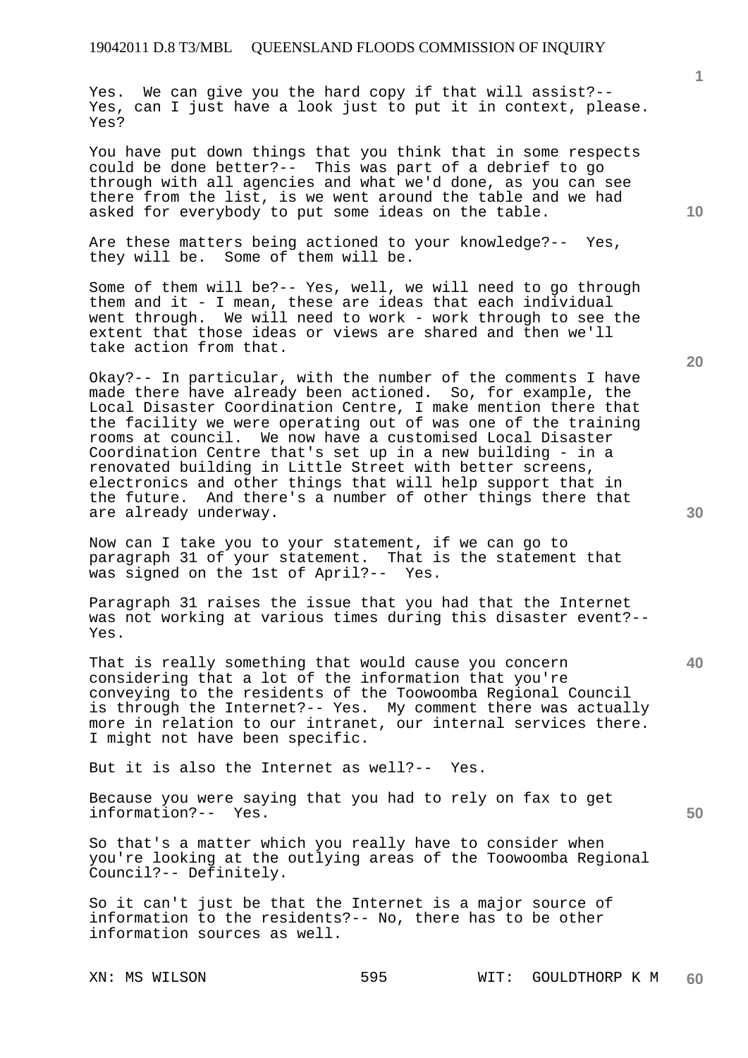Yes. We can give you the hard copy if that will assist?-- Yes, can I just have a look just to put it in context, please. Yes?

You have put down things that you think that in some respects could be done better?-- This was part of a debrief to go through with all agencies and what we'd done, as you can see there from the list, is we went around the table and we had asked for everybody to put some ideas on the table.

Are these matters being actioned to your knowledge?-- Yes, they will be. Some of them will be.

Some of them will be?-- Yes, well, we will need to go through them and it - I mean, these are ideas that each individual went through. We will need to work - work through to see the extent that those ideas or views are shared and then we'll take action from that.

Okay?-- In particular, with the number of the comments I have made there have already been actioned. So, for example, the Local Disaster Coordination Centre, I make mention there that the facility we were operating out of was one of the training rooms at council. We now have a customised Local Disaster Coordination Centre that's set up in a new building - in a renovated building in Little Street with better screens, electronics and other things that will help support that in the future. And there's a number of other things there that are already underway.

Now can I take you to your statement, if we can go to paragraph 31 of your statement. That is the statement that was signed on the 1st of April?-- Yes.

Paragraph 31 raises the issue that you had that the Internet was not working at various times during this disaster event?-- Yes.

That is really something that would cause you concern considering that a lot of the information that you're conveying to the residents of the Toowoomba Regional Council is through the Internet?-- Yes. My comment there was actually more in relation to our intranet, our internal services there. I might not have been specific.

But it is also the Internet as well?-- Yes.

Because you were saying that you had to rely on fax to get information?-- Yes.

So that's a matter which you really have to consider when you're looking at the outlying areas of the Toowoomba Regional Council?-- Definitely.

So it can't just be that the Internet is a major source of information to the residents?-- No, there has to be other information sources as well.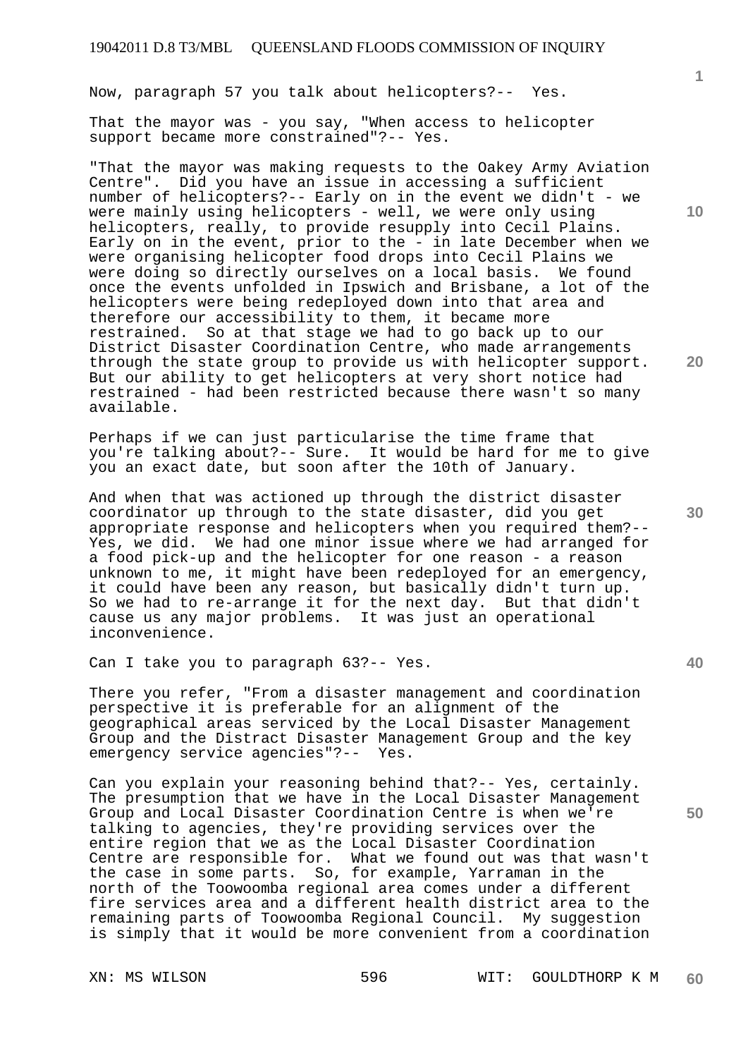Now, paragraph 57 you talk about helicopters?-- Yes.

That the mayor was - you say, "When access to helicopter support became more constrained"?-- Yes.

"That the mayor was making requests to the Oakey Army Aviation Centre". Did you have an issue in accessing a sufficient number of helicopters?-- Early on in the event we didn't - we were mainly using helicopters - well, we were only using helicopters, really, to provide resupply into Cecil Plains. Early on in the event, prior to the - in late December when we were organising helicopter food drops into Cecil Plains we were doing so directly ourselves on a local basis. We found once the events unfolded in Ipswich and Brisbane, a lot of the helicopters were being redeployed down into that area and therefore our accessibility to them, it became more restrained. So at that stage we had to go back up to our District Disaster Coordination Centre, who made arrangements through the state group to provide us with helicopter support. But our ability to get helicopters at very short notice had restrained - had been restricted because there wasn't so many available.

Perhaps if we can just particularise the time frame that you're talking about?-- Sure. It would be hard for me to give you an exact date, but soon after the 10th of January.

And when that was actioned up through the district disaster coordinator up through to the state disaster, did you get appropriate response and helicopters when you required them?-- Yes, we did. We had one minor issue where we had arranged for a food pick-up and the helicopter for one reason - a reason unknown to me, it might have been redeployed for an emergency, it could have been any reason, but basically didn't turn up. So we had to re-arrange it for the next day. But that didn't cause us any major problems. It was just an operational inconvenience.

Can I take you to paragraph 63?-- Yes.

There you refer, "From a disaster management and coordination perspective it is preferable for an alignment of the geographical areas serviced by the Local Disaster Management Group and the Distract Disaster Management Group and the key emergency service agencies"?-- Yes.

Can you explain your reasoning behind that?-- Yes, certainly. The presumption that we have in the Local Disaster Management Group and Local Disaster Coordination Centre is when we're talking to agencies, they're providing services over the entire region that we as the Local Disaster Coordination Centre are responsible for. What we found out was that wasn't the case in some parts. So, for example, Yarraman in the north of the Toowoomba regional area comes under a different fire services area and a different health district area to the remaining parts of Toowoomba Regional Council. My suggestion is simply that it would be more convenient from a coordination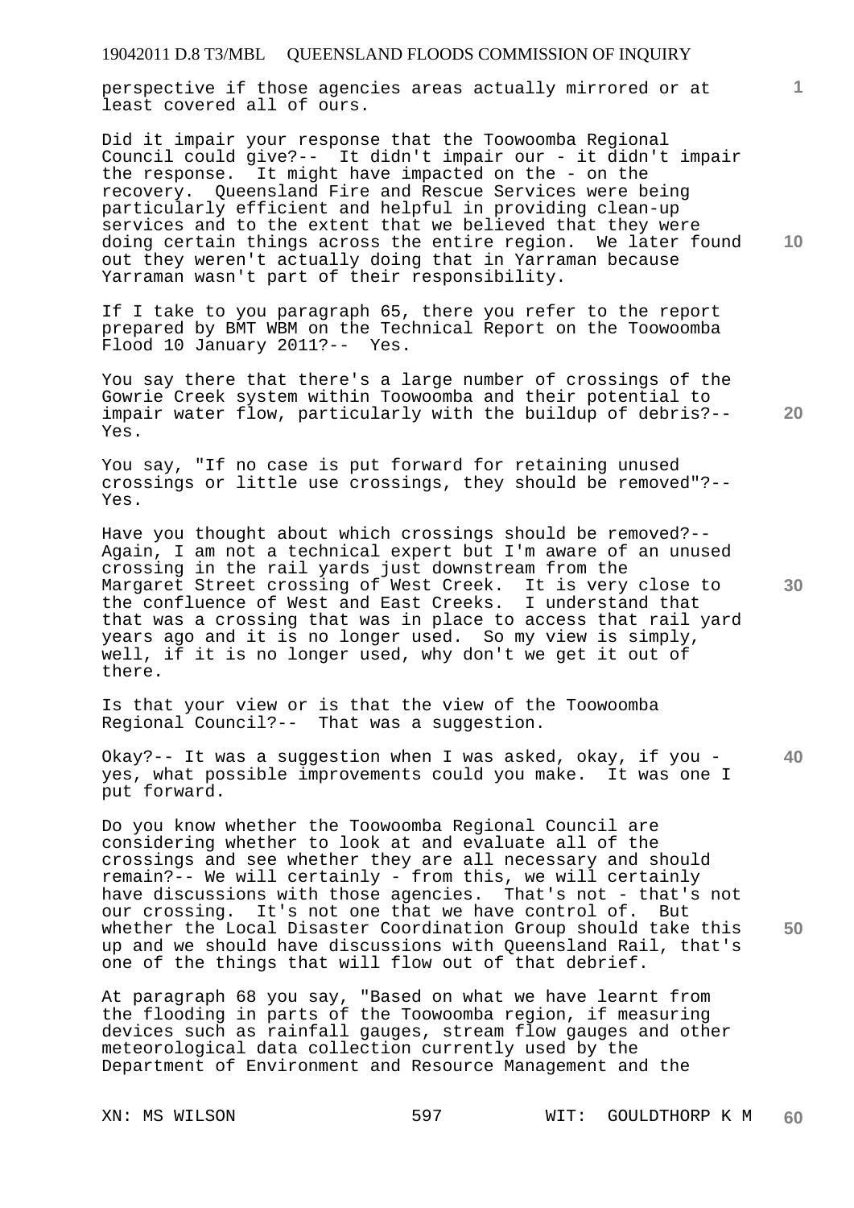perspective if those agencies areas actually mirrored or at least covered all of ours.

Did it impair your response that the Toowoomba Regional Council could give?-- It didn't impair our - it didn't impair the response. It might have impacted on the - on the recovery. Queensland Fire and Rescue Services were being particularly efficient and helpful in providing clean-up services and to the extent that we believed that they were doing certain things across the entire region. We later found out they weren't actually doing that in Yarraman because Yarraman wasn't part of their responsibility.

If I take to you paragraph 65, there you refer to the report prepared by BMT WBM on the Technical Report on the Toowoomba Flood 10 January 2011?-- Yes.

You say there that there's a large number of crossings of the Gowrie Creek system within Toowoomba and their potential to impair water flow, particularly with the buildup of debris?-- Yes.

You say, "If no case is put forward for retaining unused crossings or little use crossings, they should be removed"?-- Yes.

Have you thought about which crossings should be removed?-- Again, I am not a technical expert but I'm aware of an unused crossing in the rail yards just downstream from the Margaret Street crossing of West Creek. It is very close to the confluence of West and East Creeks. I understand that that was a crossing that was in place to access that rail yard years ago and it is no longer used. So my view is simply, well, if it is no longer used, why don't we get it out of there.

Is that your view or is that the view of the Toowoomba Regional Council?-- That was a suggestion.

Okay?-- It was a suggestion when I was asked, okay, if you - yes, what possible improvements could you make. It was one I put forward.

Do you know whether the Toowoomba Regional Council are considering whether to look at and evaluate all of the crossings and see whether they are all necessary and should remain?-- We will certainly - from this, we will certainly have discussions with those agencies. That's not - that's not our crossing. It's not one that we have control of. But whether the Local Disaster Coordination Group should take this up and we should have discussions with Queensland Rail, that's one of the things that will flow out of that debrief.

At paragraph 68 you say, "Based on what we have learnt from the flooding in parts of the Toowoomba region, if measuring devices such as rainfall gauges, stream flow gauges and other meteorological data collection currently used by the Department of Environment and Resource Management and the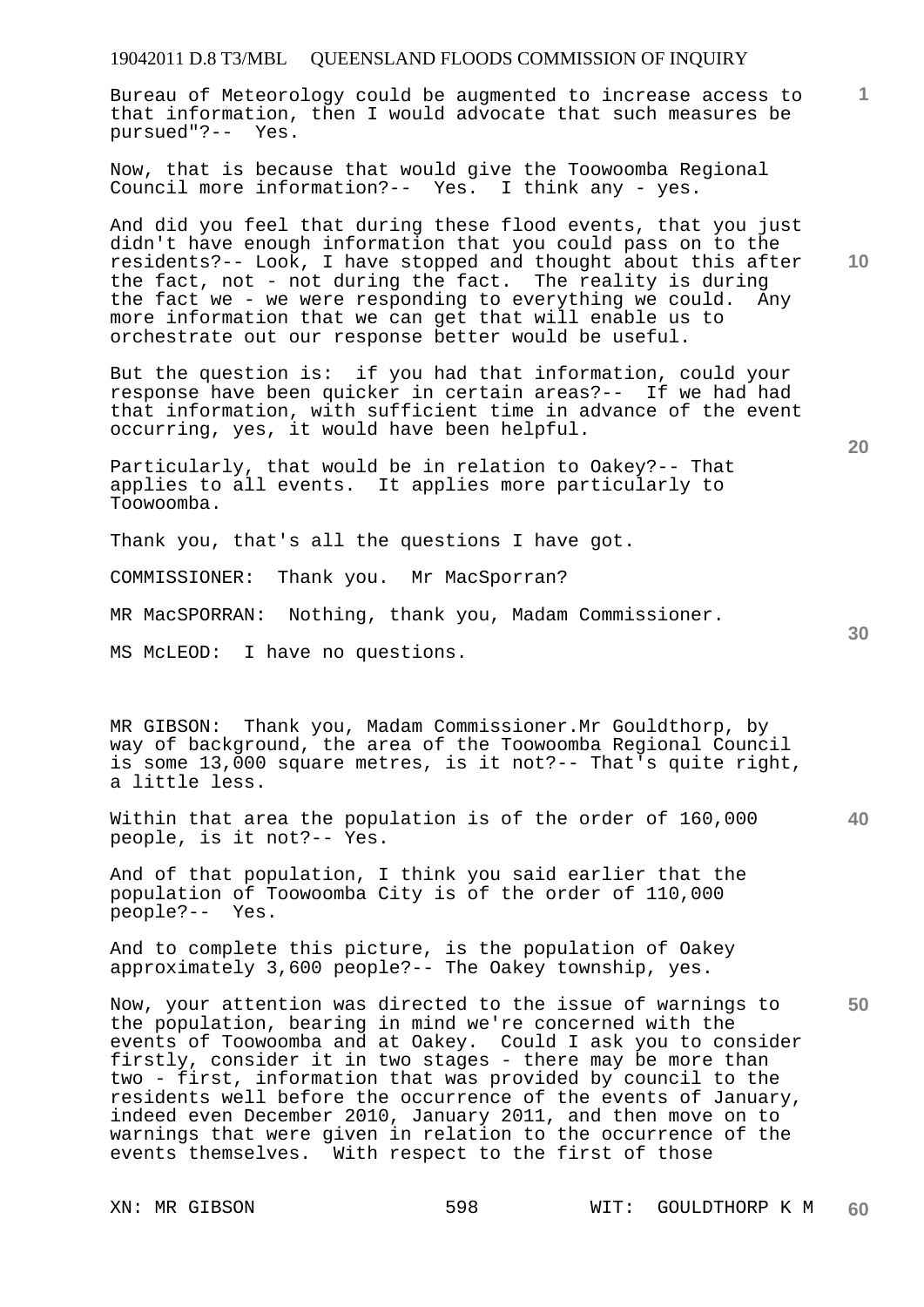Bureau of Meteorology could be augmented to increase access to that information, then I would advocate that such measures be pursued"?-- Yes.

Now, that is because that would give the Toowoomba Regional Council more information?-- Yes. I think any - yes.

And did you feel that during these flood events, that you just didn't have enough information that you could pass on to the residents?-- Look, I have stopped and thought about this after the fact, not - not during the fact. The reality is during the fact we - we were responding to everything we could. Any more information that we can get that will enable us to orchestrate out our response better would be useful.

But the question is: if you had that information, could your response have been quicker in certain areas?-- If we had had that information, with sufficient time in advance of the event occurring, yes, it would have been helpful.

Particularly, that would be in relation to Oakey?-- That applies to all events. It applies more particularly to Toowoomba.

Thank you, that's all the questions I have got.

COMMISSIONER: Thank you. Mr MacSporran?

MR MacSPORRAN: Nothing, thank you, Madam Commissioner.

MS McLEOD: I have no questions.

MR GIBSON: Thank you, Madam Commissioner.Mr Gouldthorp, by way of background, the area of the Toowoomba Regional Council is some 13,000 square metres, is it not?-- That's quite right, a little less.

Within that area the population is of the order of 160,000 people, is it not?-- Yes.

And of that population, I think you said earlier that the population of Toowoomba City is of the order of 110,000 people?-- Yes.

And to complete this picture, is the population of Oakey approximately 3,600 people?-- The Oakey township, yes.

Now, your attention was directed to the issue of warnings to the population, bearing in mind we're concerned with the events of Toowoomba and at Oakey. Could I ask you to consider firstly, consider it in two stages - there may be more than two - first, information that was provided by council to the residents well before the occurrence of the events of January, indeed even December 2010, January 2011, and then move on to warnings that were given in relation to the occurrence of the events themselves. With respect to the first of those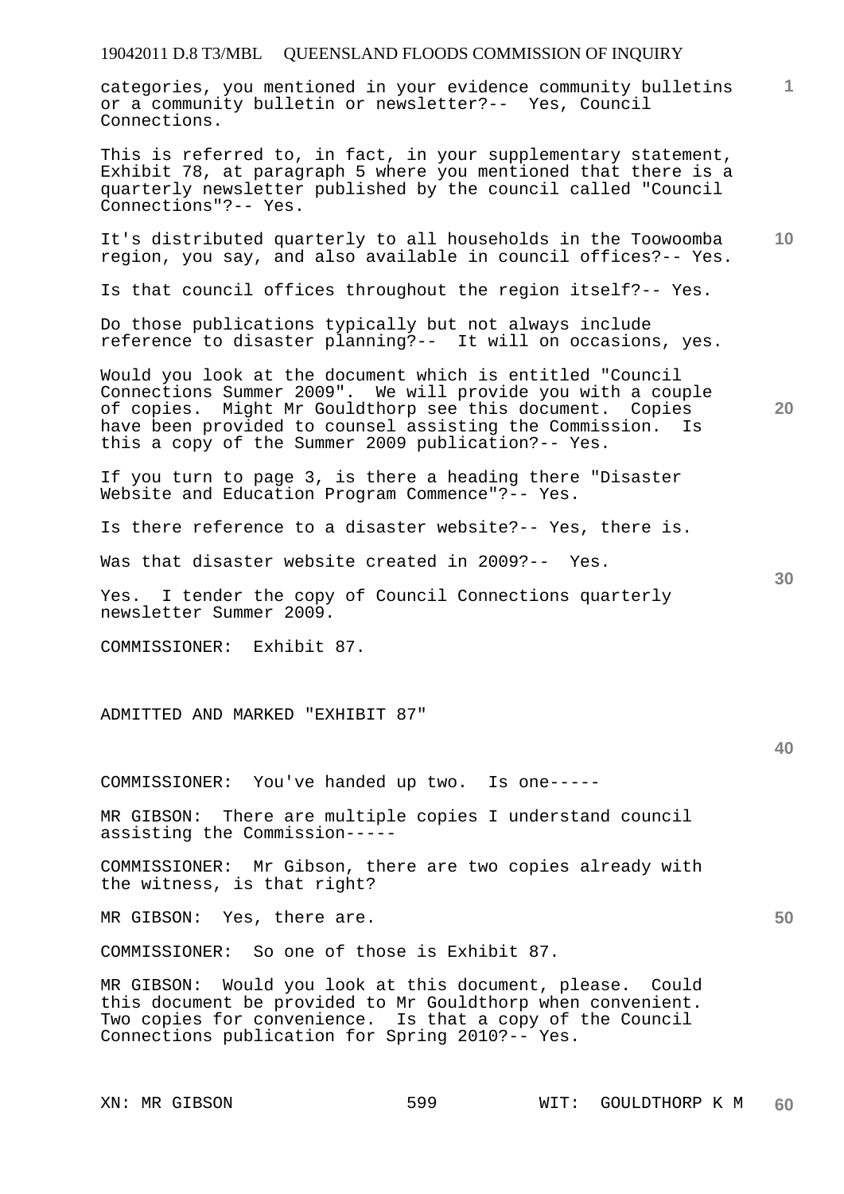categories, you mentioned in your evidence community bulletins or a community bulletin or newsletter?-- Yes, Council Connections.

This is referred to, in fact, in your supplementary statement, Exhibit 78, at paragraph 5 where you mentioned that there is a quarterly newsletter published by the council called "Council Connections"?-- Yes.

It's distributed quarterly to all households in the Toowoomba region, you say, and also available in council offices?-- Yes.

Is that council offices throughout the region itself?-- Yes.

Do those publications typically but not always include reference to disaster planning?-- It will on occasions, yes.

Would you look at the document which is entitled "Council Connections Summer 2009". We will provide you with a couple of copies. Might Mr Gouldthorp see this document. Copies have been provided to counsel assisting the Commission. Is this a copy of the Summer 2009 publication?-- Yes.

If you turn to page 3, is there a heading there "Disaster Website and Education Program Commence"?-- Yes.

Is there reference to a disaster website?-- Yes, there is.

Was that disaster website created in 2009?-- Yes.

Yes. I tender the copy of Council Connections quarterly newsletter Summer 2009.

COMMISSIONER: Exhibit 87.

ADMITTED AND MARKED "EXHIBIT 87"

COMMISSIONER: You've handed up two. Is one-----

MR GIBSON: There are multiple copies I understand council assisting the Commission-----

COMMISSIONER: Mr Gibson, there are two copies already with the witness, is that right?

MR GIBSON: Yes, there are.

COMMISSIONER: So one of those is Exhibit 87.

MR GIBSON: Would you look at this document, please. Could this document be provided to Mr Gouldthorp when convenient. Two copies for convenience. Is that a copy of the Council Connections publication for Spring 2010?-- Yes.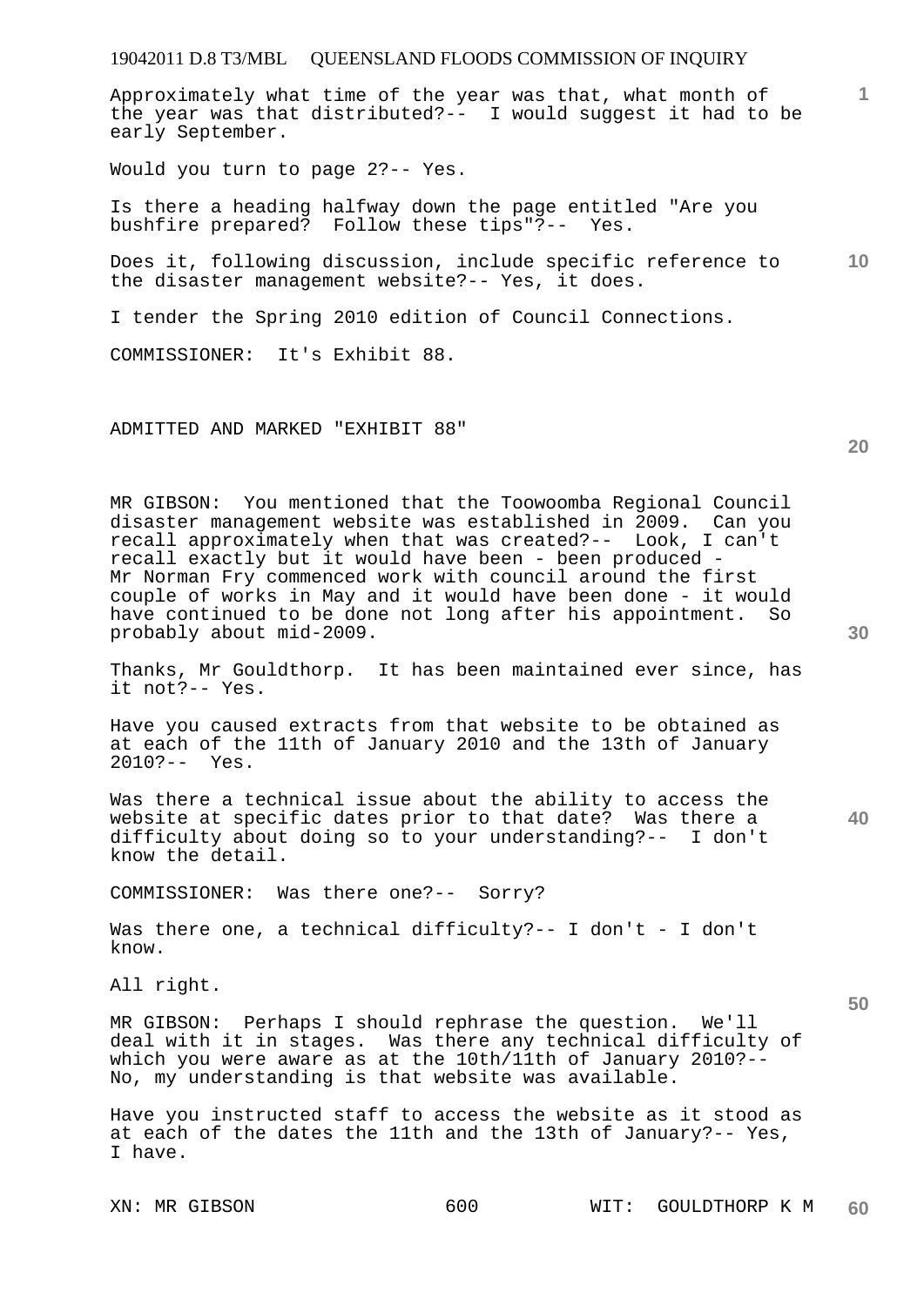Approximately what time of the year was that, what month of the year was that distributed?-- I would suggest it had to be early September.

Would you turn to page 2?-- Yes.

Is there a heading halfway down the page entitled "Are you bushfire prepared? Follow these tips"?-- Yes.

Does it, following discussion, include specific reference to the disaster management website?-- Yes, it does.

I tender the Spring 2010 edition of Council Connections.

COMMISSIONER: It's Exhibit 88.

ADMITTED AND MARKED "EXHIBIT 88"

MR GIBSON: You mentioned that the Toowoomba Regional Council disaster management website was established in 2009. Can you recall approximately when that was created?-- Look, I can't recall exactly but it would have been - been produced - Mr Norman Fry commenced work with council around the first couple of works in May and it would have been done - it would have continued to be done not long after his appointment. So probably about mid-2009.

Thanks, Mr Gouldthorp. It has been maintained ever since, has it not?-- Yes.

Have you caused extracts from that website to be obtained as at each of the 11th of January 2010 and the 13th of January 2010?-- Yes.

Was there a technical issue about the ability to access the website at specific dates prior to that date? Was there a difficulty about doing so to your understanding?-- I don't know the detail.

COMMISSIONER: Was there one?-- Sorry?

Was there one, a technical difficulty?-- I don't - I don't know.

All right.

MR GIBSON: Perhaps I should rephrase the question. We'll deal with it in stages. Was there any technical difficulty of which you were aware as at the 10th/11th of January 2010?-- No, my understanding is that website was available.

Have you instructed staff to access the website as it stood as at each of the dates the 11th and the 13th of January?-- Yes, I have.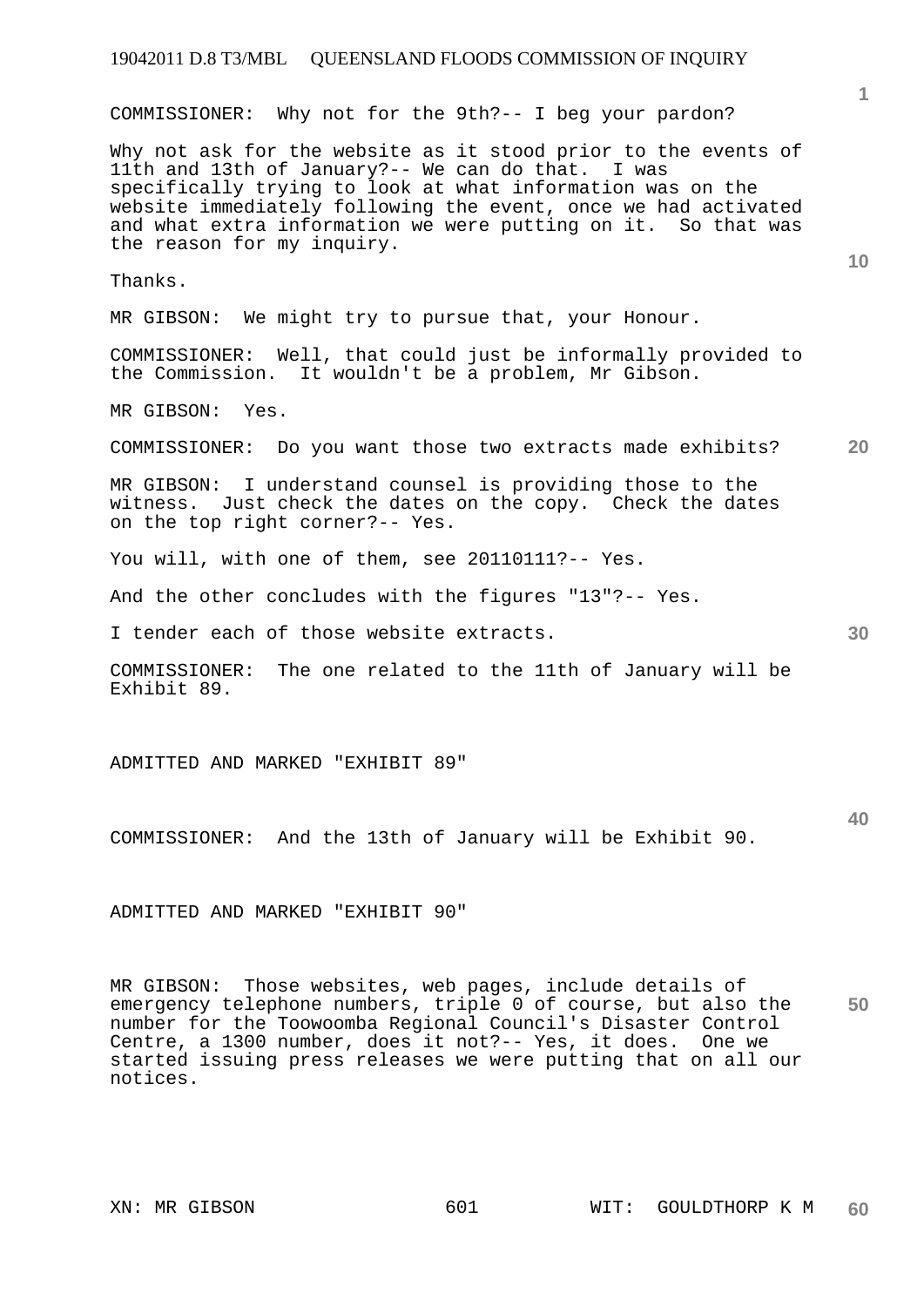COMMISSIONER: Why not for the 9th?-- I beg your pardon?

Why not ask for the website as it stood prior to the events of 11th and 13th of January?-- We can do that. I was specifically trying to look at what information was on the website immediately following the event, once we had activated and what extra information we were putting on it. So that was the reason for my inquiry.

Thanks.

MR GIBSON: We might try to pursue that, your Honour.

COMMISSIONER: Well, that could just be informally provided to the Commission. It wouldn't be a problem, Mr Gibson.

MR GIBSON: Yes.

COMMISSIONER: Do you want those two extracts made exhibits?

MR GIBSON: I understand counsel is providing those to the witness. Just check the dates on the copy. Check the dates on the top right corner?-- Yes.

You will, with one of them, see 20110111?-- Yes.

And the other concludes with the figures "13"?-- Yes.

I tender each of those website extracts.

COMMISSIONER: The one related to the 11th of January will be Exhibit 89.

ADMITTED AND MARKED "EXHIBIT 89"

COMMISSIONER: And the 13th of January will be Exhibit 90.

ADMITTED AND MARKED "EXHIBIT 90"

MR GIBSON: Those websites, web pages, include details of emergency telephone numbers, triple 0 of course, but also the number for the Toowoomba Regional Council's Disaster Control Centre, a 1300 number, does it not?-- Yes, it does. One we started issuing press releases we were putting that on all our notices.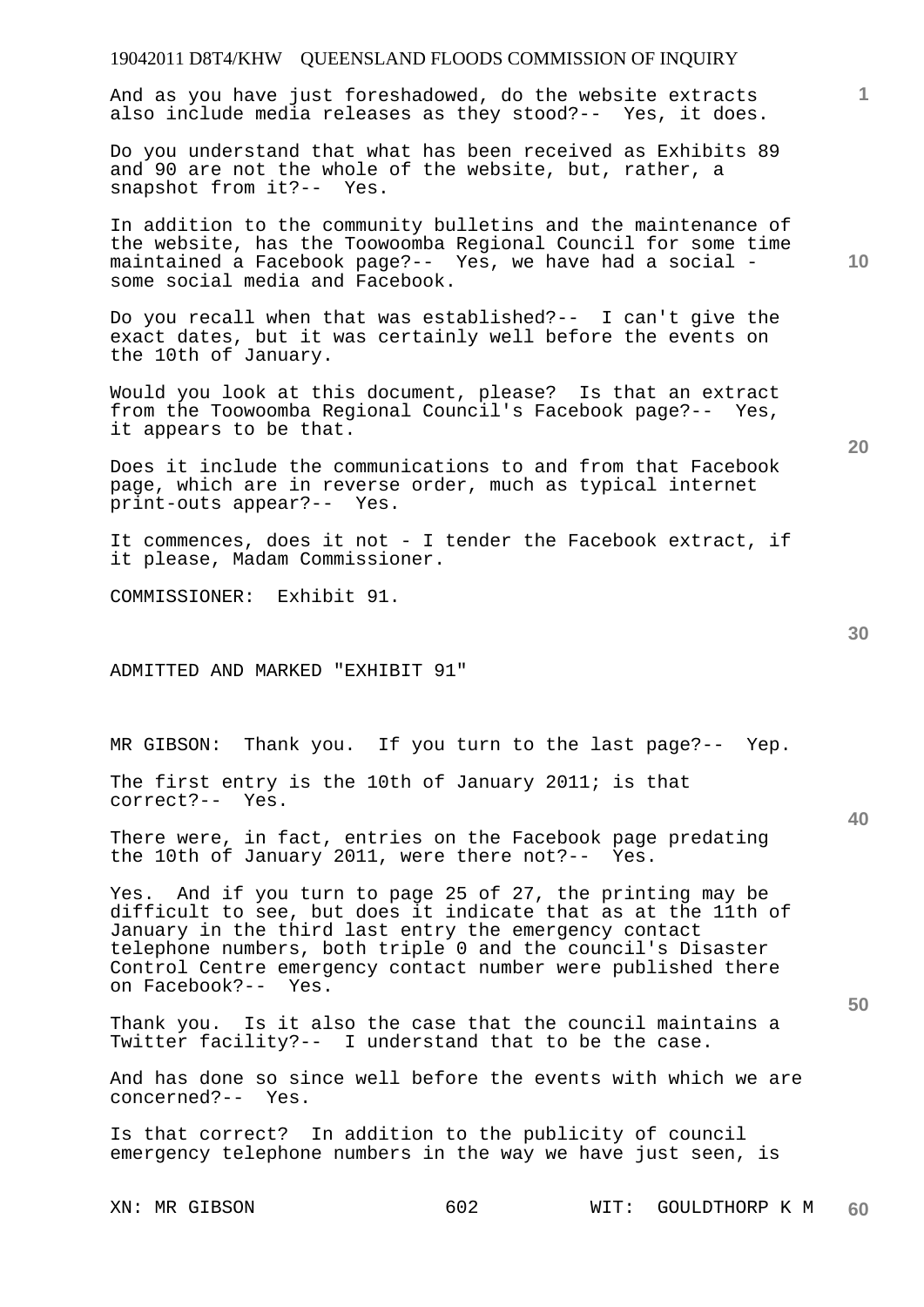And as you have just foreshadowed, do the website extracts also include media releases as they stood?-- Yes, it does.

Do you understand that what has been received as Exhibits 89 and 90 are not the whole of the website, but, rather, a snapshot from it?-- Yes.

In addition to the community bulletins and the maintenance of the website, has the Toowoomba Regional Council for some time maintained a Facebook page?-- Yes, we have had a social - some social media and Facebook.

Do you recall when that was established?-- I can't give the exact dates, but it was certainly well before the events on the 10th of January.

Would you look at this document, please? Is that an extract from the Toowoomba Regional Council's Facebook page?-- Yes, it appears to be that.

Does it include the communications to and from that Facebook page, which are in reverse order, much as typical internet print-outs appear?-- Yes.

It commences, does it not - I tender the Facebook extract, if it please, Madam Commissioner.

COMMISSIONER: Exhibit 91.

ADMITTED AND MARKED "EXHIBIT 91"

MR GIBSON: Thank you. If you turn to the last page?-- Yep.

The first entry is the 10th of January 2011; is that correct?-- Yes.

There were, in fact, entries on the Facebook page predating the 10th of January 2011, were there not?-- Yes.

Yes. And if you turn to page 25 of 27, the printing may be difficult to see, but does it indicate that as at the 11th of January in the third last entry the emergency contact telephone numbers, both triple 0 and the council's Disaster Control Centre emergency contact number were published there on Facebook?-- Yes.

Thank you. Is it also the case that the council maintains a Twitter facility?-- I understand that to be the case.

And has done so since well before the events with which we are concerned?-- Yes.

Is that correct? In addition to the publicity of council emergency telephone numbers in the way we have just seen, is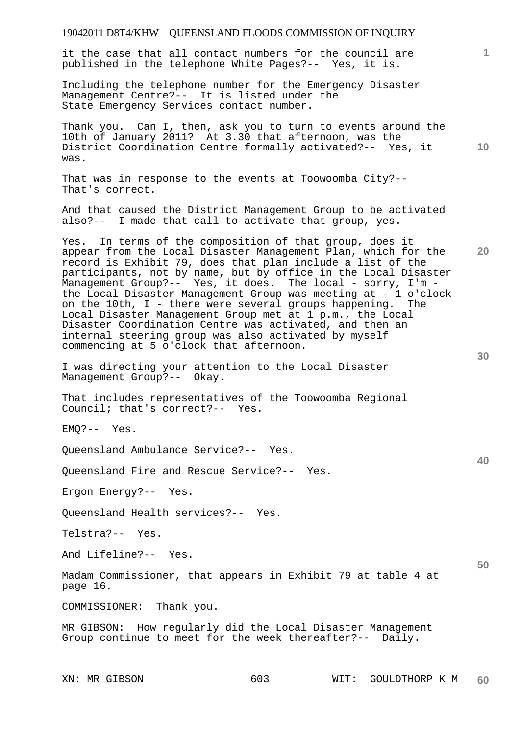it the case that all contact numbers for the council are published in the telephone White Pages?-- Yes, it is.

Including the telephone number for the Emergency Disaster Management Centre?-- It is listed under the State Emergency Services contact number.

Thank you. Can I, then, ask you to turn to events around the 10th of January 2011? At 3.30 that afternoon, was the District Coordination Centre formally activated?-- Yes, it was.

That was in response to the events at Toowoomba City?-- That's correct.

And that caused the District Management Group to be activated also?-- I made that call to activate that group, yes.

Yes. In terms of the composition of that group, does it appear from the Local Disaster Management Plan, which for the record is Exhibit 79, does that plan include a list of the participants, not by name, but by office in the Local Disaster Management Group?-- Yes, it does. The local - sorry, I'm - the Local Disaster Management Group was meeting at - 1 o'clock on the 10th, I - there were several groups happening. The Local Disaster Management Group met at 1 p.m., the Local Disaster Coordination Centre was activated, and then an internal steering group was also activated by myself commencing at 5 o'clock that afternoon.

I was directing your attention to the Local Disaster Management Group?-- Okay.

That includes representatives of the Toowoomba Regional Council; that's correct?-- Yes.

EMQ?-- Yes.

Queensland Ambulance Service?-- Yes.

Queensland Fire and Rescue Service?-- Yes.

Ergon Energy?-- Yes.

Queensland Health services?-- Yes.

Telstra?-- Yes.

And Lifeline?-- Yes.

Madam Commissioner, that appears in Exhibit 79 at table 4 at page 16.

COMMISSIONER: Thank you.

MR GIBSON: How regularly did the Local Disaster Management Group continue to meet for the week thereafter?-- Daily.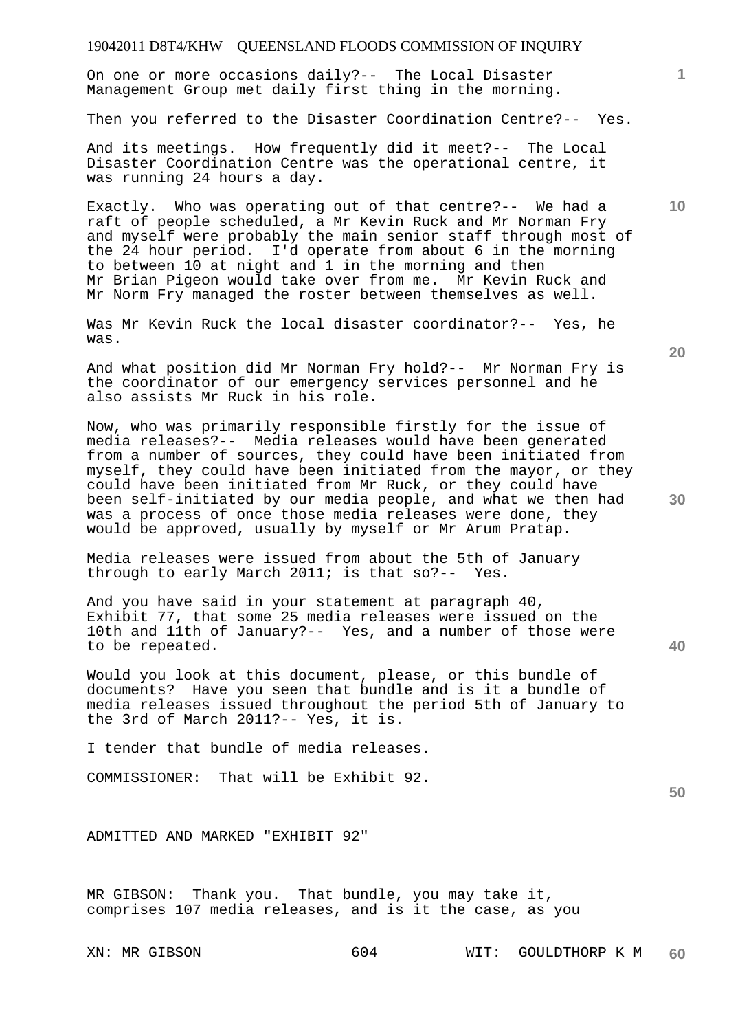On one or more occasions daily?-- The Local Disaster Management Group met daily first thing in the morning.

Then you referred to the Disaster Coordination Centre?-- Yes.

And its meetings. How frequently did it meet?-- The Local Disaster Coordination Centre was the operational centre, it was running 24 hours a day.

Exactly. Who was operating out of that centre?-- We had a raft of people scheduled, a Mr Kevin Ruck and Mr Norman Fry and myself were probably the main senior staff through most of the 24 hour period. I'd operate from about 6 in the morning to between 10 at night and 1 in the morning and then Mr Brian Pigeon would take over from me. Mr Kevin Ruck and Mr Norm Fry managed the roster between themselves as well.

Was Mr Kevin Ruck the local disaster coordinator?-- Yes, he was.

And what position did Mr Norman Fry hold?-- Mr Norman Fry is the coordinator of our emergency services personnel and he also assists Mr Ruck in his role.

Now, who was primarily responsible firstly for the issue of media releases?-- Media releases would have been generated from a number of sources, they could have been initiated from myself, they could have been initiated from the mayor, or they could have been initiated from Mr Ruck, or they could have been self-initiated by our media people, and what we then had was a process of once those media releases were done, they would be approved, usually by myself or Mr Arum Pratap.

Media releases were issued from about the 5th of January through to early March 2011; is that so?-- Yes.

And you have said in your statement at paragraph 40, Exhibit 77, that some 25 media releases were issued on the 10th and 11th of January?-- Yes, and a number of those were to be repeated.

Would you look at this document, please, or this bundle of documents? Have you seen that bundle and is it a bundle of media releases issued throughout the period 5th of January to the 3rd of March 2011?-- Yes, it is.

I tender that bundle of media releases.

COMMISSIONER: That will be Exhibit 92.

ADMITTED AND MARKED "EXHIBIT 92"

MR GIBSON: Thank you. That bundle, you may take it, comprises 107 media releases, and is it the case, as you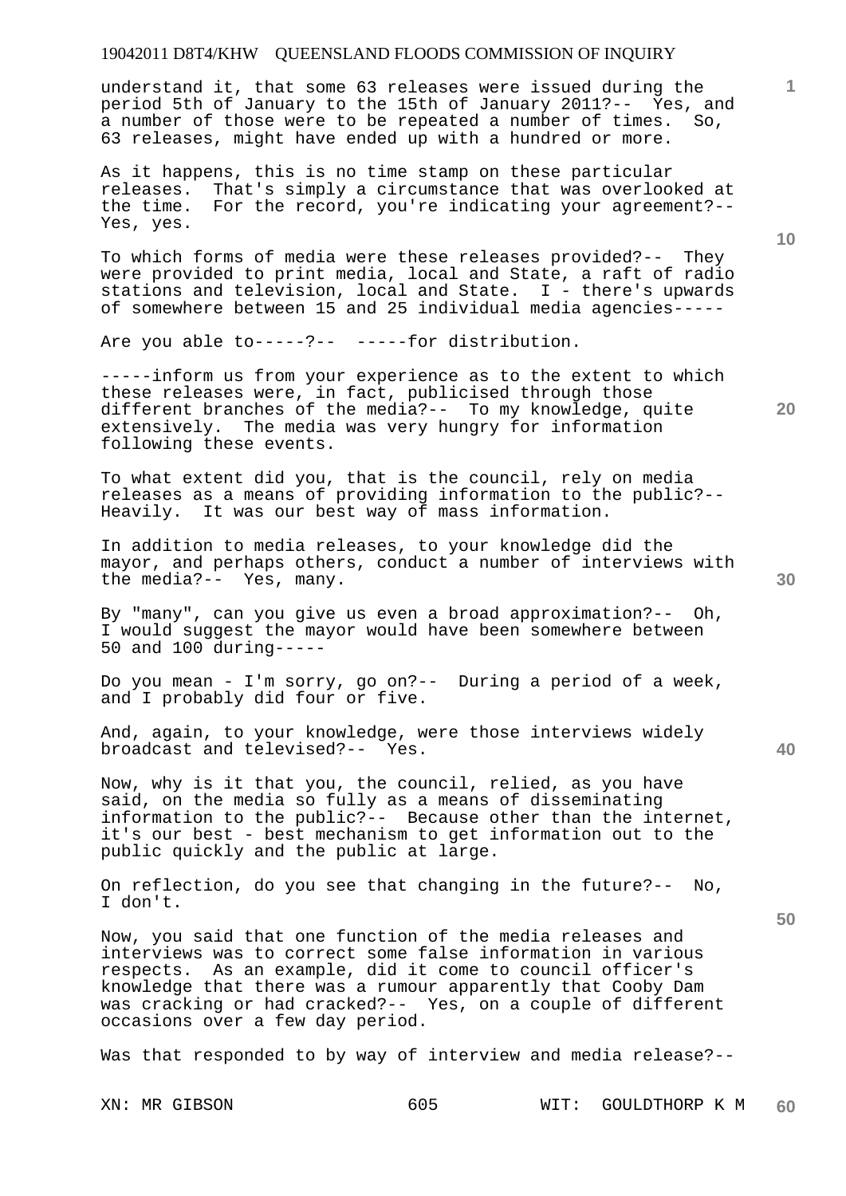understand it, that some 63 releases were issued during the period 5th of January to the 15th of January 2011?-- Yes, and a number of those were to be repeated a number of times. So, 63 releases, might have ended up with a hundred or more.

As it happens, this is no time stamp on these particular releases. That's simply a circumstance that was overlooked at the time. For the record, you're indicating your agreement?-- Yes, yes.

To which forms of media were these releases provided?-- They were provided to print media, local and State, a raft of radio stations and television, local and State. I - there's upwards of somewhere between 15 and 25 individual media agencies-----

Are you able to-----?-- -----for distribution.

-----inform us from your experience as to the extent to which these releases were, in fact, publicised through those different branches of the media?-- To my knowledge, quite extensively. The media was very hungry for information following these events.

To what extent did you, that is the council, rely on media releases as a means of providing information to the public?-- Heavily. It was our best way of mass information.

In addition to media releases, to your knowledge did the mayor, and perhaps others, conduct a number of interviews with the media?-- Yes, many.

By "many", can you give us even a broad approximation?-- Oh, I would suggest the mayor would have been somewhere between 50 and 100 during-----

Do you mean - I'm sorry, go on?-- During a period of a week, and I probably did four or five.

And, again, to your knowledge, were those interviews widely broadcast and televised?-- Yes.

Now, why is it that you, the council, relied, as you have said, on the media so fully as a means of disseminating information to the public?-- Because other than the internet, it's our best - best mechanism to get information out to the public quickly and the public at large.

On reflection, do you see that changing in the future?-- No, I don't.

Now, you said that one function of the media releases and interviews was to correct some false information in various respects. As an example, did it come to council officer's knowledge that there was a rumour apparently that Cooby Dam was cracking or had cracked?-- Yes, on a couple of different occasions over a few day period.

Was that responded to by way of interview and media release?--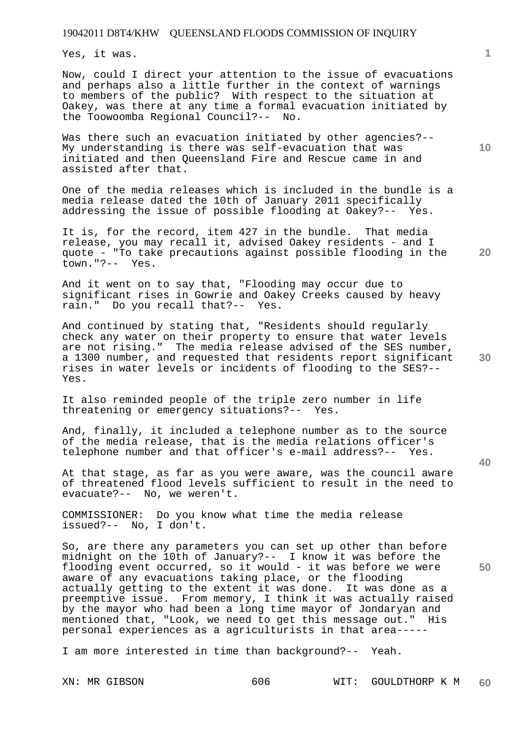Yes, it was.

Now, could I direct your attention to the issue of evacuations and perhaps also a little further in the context of warnings to members of the public? With respect to the situation at Oakey, was there at any time a formal evacuation initiated by the Toowoomba Regional Council?-- No.

Was there such an evacuation initiated by other agencies?-- My understanding is there was self-evacuation that was initiated and then Queensland Fire and Rescue came in and assisted after that.

One of the media releases which is included in the bundle is a media release dated the 10th of January 2011 specifically addressing the issue of possible flooding at Oakey?-- Yes.

It is, for the record, item 427 in the bundle. That media release, you may recall it, advised Oakey residents - and I quote - "To take precautions against possible flooding in the town."?-- Yes.

And it went on to say that, "Flooding may occur due to significant rises in Gowrie and Oakey Creeks caused by heavy rain." Do you recall that?-- Yes.

And continued by stating that, "Residents should regularly check any water on their property to ensure that water levels are not rising." The media release advised of the SES number, a 1300 number, and requested that residents report significant rises in water levels or incidents of flooding to the SES?-- Yes.

It also reminded people of the triple zero number in life threatening or emergency situations?-- Yes.

And, finally, it included a telephone number as to the source of the media release, that is the media relations officer's telephone number and that officer's e-mail address?-- Yes.

At that stage, as far as you were aware, was the council aware of threatened flood levels sufficient to result in the need to evacuate?-- No, we weren't.

COMMISSIONER: Do you know what time the media release issued?-- No, I don't.

So, are there any parameters you can set up other than before midnight on the 10th of January?-- I know it was before the flooding event occurred, so it would - it was before we were aware of any evacuations taking place, or the flooding actually getting to the extent it was done. It was done as a preemptive issue. From memory, I think it was actually raised by the mayor who had been a long time mayor of Jondaryan and mentioned that, "Look, we need to get this message out." His personal experiences as a agriculturists in that area-----

I am more interested in time than background?-- Yeah.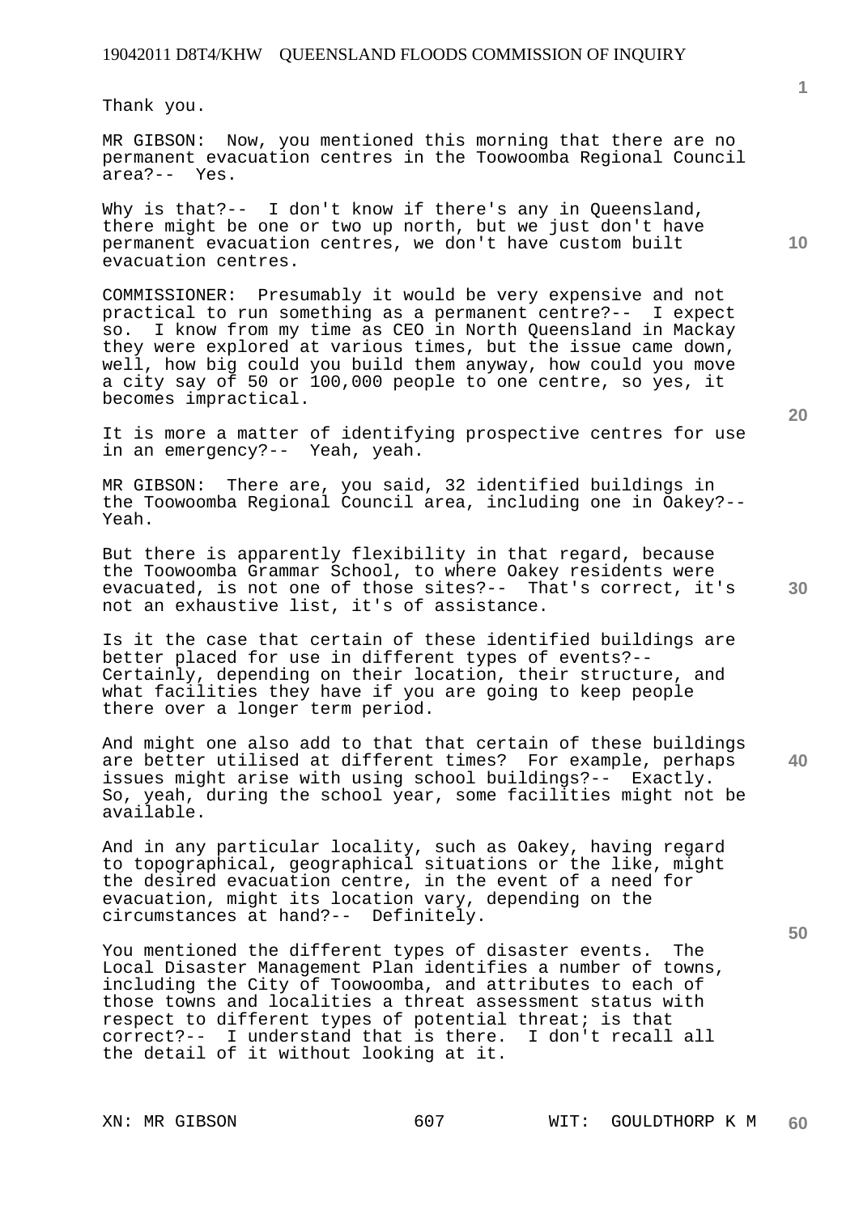Thank you.

MR GIBSON: Now, you mentioned this morning that there are no permanent evacuation centres in the Toowoomba Regional Council area?-- Yes.

Why is that?-- I don't know if there's any in Queensland, there might be one or two up north, but we just don't have permanent evacuation centres, we don't have custom built evacuation centres.

COMMISSIONER: Presumably it would be very expensive and not practical to run something as a permanent centre?-- I expect so. I know from my time as CEO in North Queensland in Mackay they were explored at various times, but the issue came down, well, how big could you build them anyway, how could you move a city say of 50 or 100,000 people to one centre, so yes, it becomes impractical.

It is more a matter of identifying prospective centres for use in an emergency?-- Yeah, yeah.

MR GIBSON: There are, you said, 32 identified buildings in the Toowoomba Regional Council area, including one in Oakey?-- Yeah.

But there is apparently flexibility in that regard, because the Toowoomba Grammar School, to where Oakey residents were evacuated, is not one of those sites?-- That's correct, it's not an exhaustive list, it's of assistance.

Is it the case that certain of these identified buildings are better placed for use in different types of events?-- Certainly, depending on their location, their structure, and what facilities they have if you are going to keep people there over a longer term period.

And might one also add to that that certain of these buildings are better utilised at different times? For example, perhaps issues might arise with using school buildings?-- Exactly. So, yeah, during the school year, some facilities might not be available.

And in any particular locality, such as Oakey, having regard to topographical, geographical situations or the like, might the desired evacuation centre, in the event of a need for evacuation, might its location vary, depending on the circumstances at hand?-- Definitely.

You mentioned the different types of disaster events. The Local Disaster Management Plan identifies a number of towns, including the City of Toowoomba, and attributes to each of those towns and localities a threat assessment status with respect to different types of potential threat; is that correct?-- I understand that is there. I don't recall all the detail of it without looking at it.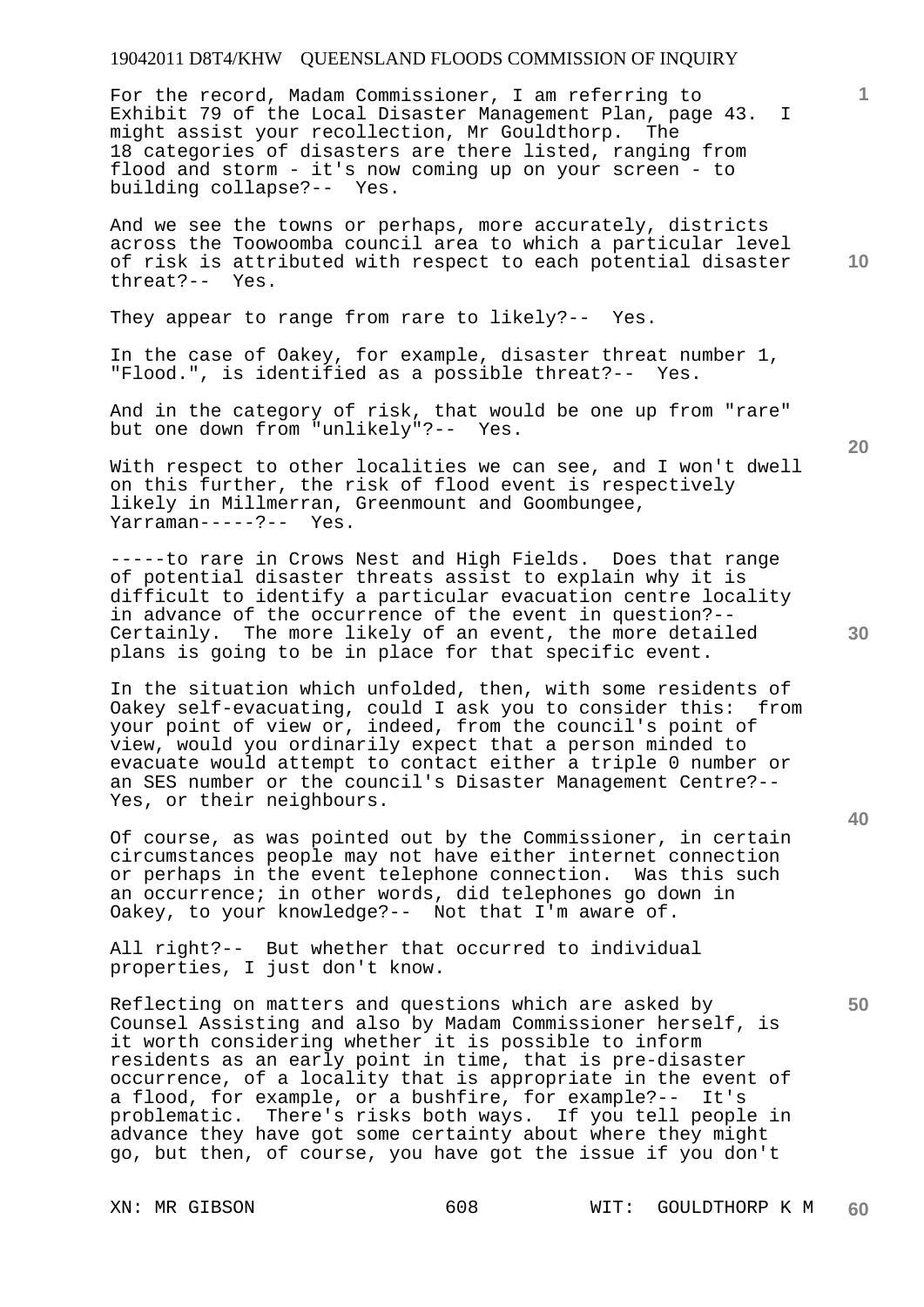For the record, Madam Commissioner, I am referring to Exhibit 79 of the Local Disaster Management Plan, page 43. I might assist your recollection, Mr Gouldthorp. The 18 categories of disasters are there listed, ranging from flood and storm - it's now coming up on your screen - to building collapse?-- Yes.

And we see the towns or perhaps, more accurately, districts across the Toowoomba council area to which a particular level of risk is attributed with respect to each potential disaster threat?-- Yes.

They appear to range from rare to likely?-- Yes.

In the case of Oakey, for example, disaster threat number 1, "Flood.", is identified as a possible threat?-- Yes.

And in the category of risk, that would be one up from "rare" but one down from "unlikely"?-- Yes.

With respect to other localities we can see, and I won't dwell on this further, the risk of flood event is respectively likely in Millmerran, Greenmount and Goombungee, Yarraman-----?-- Yes.

-----to rare in Crows Nest and High Fields. Does that range of potential disaster threats assist to explain why it is difficult to identify a particular evacuation centre locality in advance of the occurrence of the event in question?-- Certainly. The more likely of an event, the more detailed plans is going to be in place for that specific event.

In the situation which unfolded, then, with some residents of Oakey self-evacuating, could I ask you to consider this: from your point of view or, indeed, from the council's point of view, would you ordinarily expect that a person minded to evacuate would attempt to contact either a triple 0 number or an SES number or the council's Disaster Management Centre?-- Yes, or their neighbours.

Of course, as was pointed out by the Commissioner, in certain circumstances people may not have either internet connection or perhaps in the event telephone connection. Was this such an occurrence; in other words, did telephones go down in Oakey, to your knowledge?-- Not that I'm aware of.

All right?-- But whether that occurred to individual properties, I just don't know.

Reflecting on matters and questions which are asked by Counsel Assisting and also by Madam Commissioner herself, is it worth considering whether it is possible to inform residents as an early point in time, that is pre-disaster occurrence, of a locality that is appropriate in the event of a flood, for example, or a bushfire, for example?-- It's problematic. There's risks both ways. If you tell people in advance they have got some certainty about where they might go, but then, of course, you have got the issue if you don't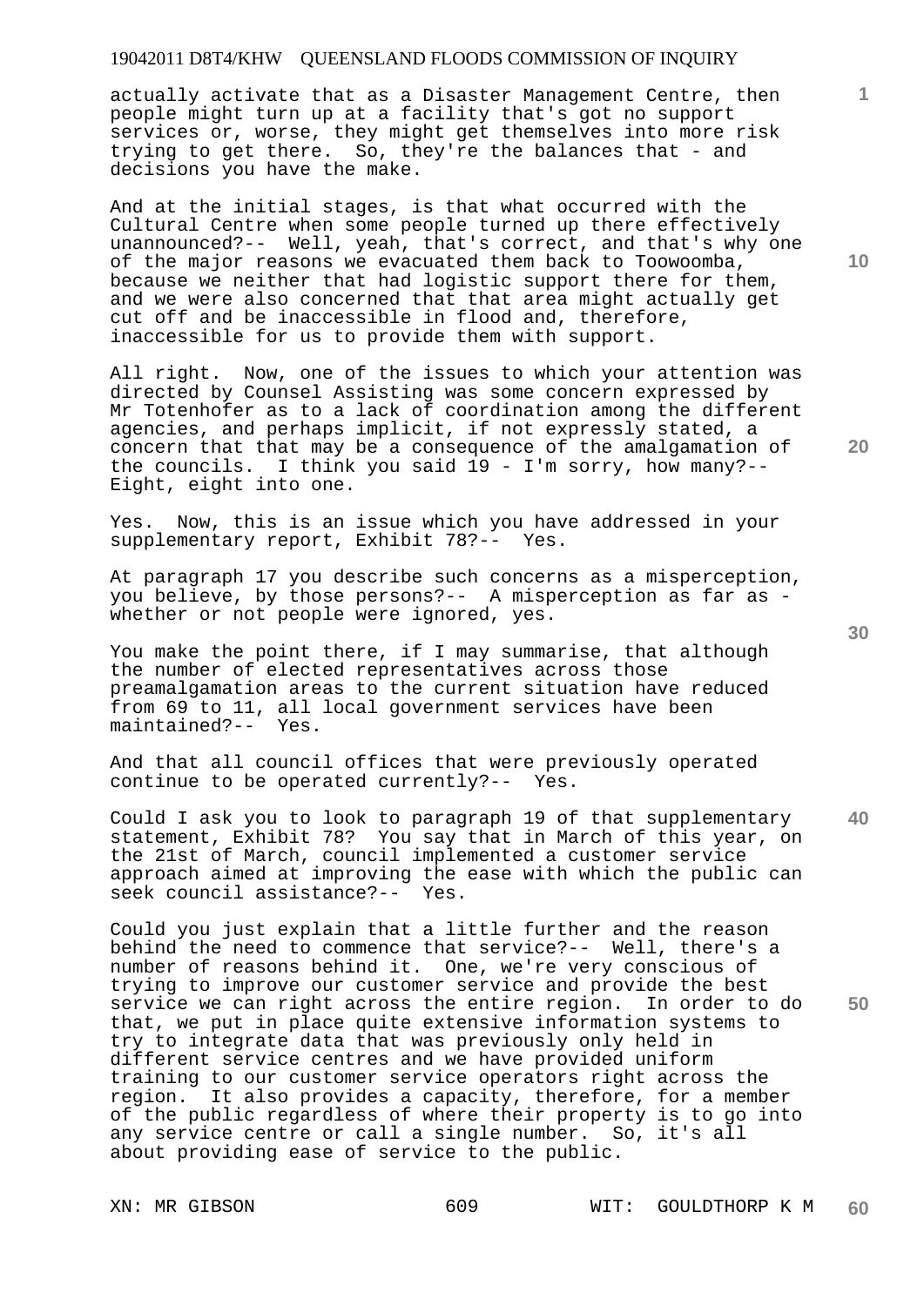actually activate that as a Disaster Management Centre, then people might turn up at a facility that's got no support services or, worse, they might get themselves into more risk trying to get there. So, they're the balances that - and decisions you have the make.

And at the initial stages, is that what occurred with the Cultural Centre when some people turned up there effectively unannounced?-- Well, yeah, that's correct, and that's why one of the major reasons we evacuated them back to Toowoomba, because we neither that had logistic support there for them, and we were also concerned that that area might actually get cut off and be inaccessible in flood and, therefore, inaccessible for us to provide them with support.

All right. Now, one of the issues to which your attention was directed by Counsel Assisting was some concern expressed by Mr Totenhofer as to a lack of coordination among the different agencies, and perhaps implicit, if not expressly stated, a concern that that may be a consequence of the amalgamation of the councils. I think you said 19 - I'm sorry, how many?-- Eight, eight into one.

Yes. Now, this is an issue which you have addressed in your supplementary report, Exhibit 78?-- Yes.

At paragraph 17 you describe such concerns as a misperception, you believe, by those persons?-- A misperception as far as - whether or not people were ignored, yes.

You make the point there, if I may summarise, that although the number of elected representatives across those preamalgamation areas to the current situation have reduced from 69 to 11, all local government services have been maintained?-- Yes.

And that all council offices that were previously operated continue to be operated currently?-- Yes.

Could I ask you to look to paragraph 19 of that supplementary statement, Exhibit 78? You say that in March of this year, on the 21st of March, council implemented a customer service approach aimed at improving the ease with which the public can seek council assistance?-- Yes.

Could you just explain that a little further and the reason behind the need to commence that service?-- Well, there's a number of reasons behind it. One, we're very conscious of trying to improve our customer service and provide the best service we can right across the entire region. In order to do that, we put in place quite extensive information systems to try to integrate data that was previously only held in different service centres and we have provided uniform training to our customer service operators right across the region. It also provides a capacity, therefore, for a member of the public regardless of where their property is to go into any service centre or call a single number. So, it's all about providing ease of service to the public.

XN: MR GIBSON    WIT: GOULDTHORP K M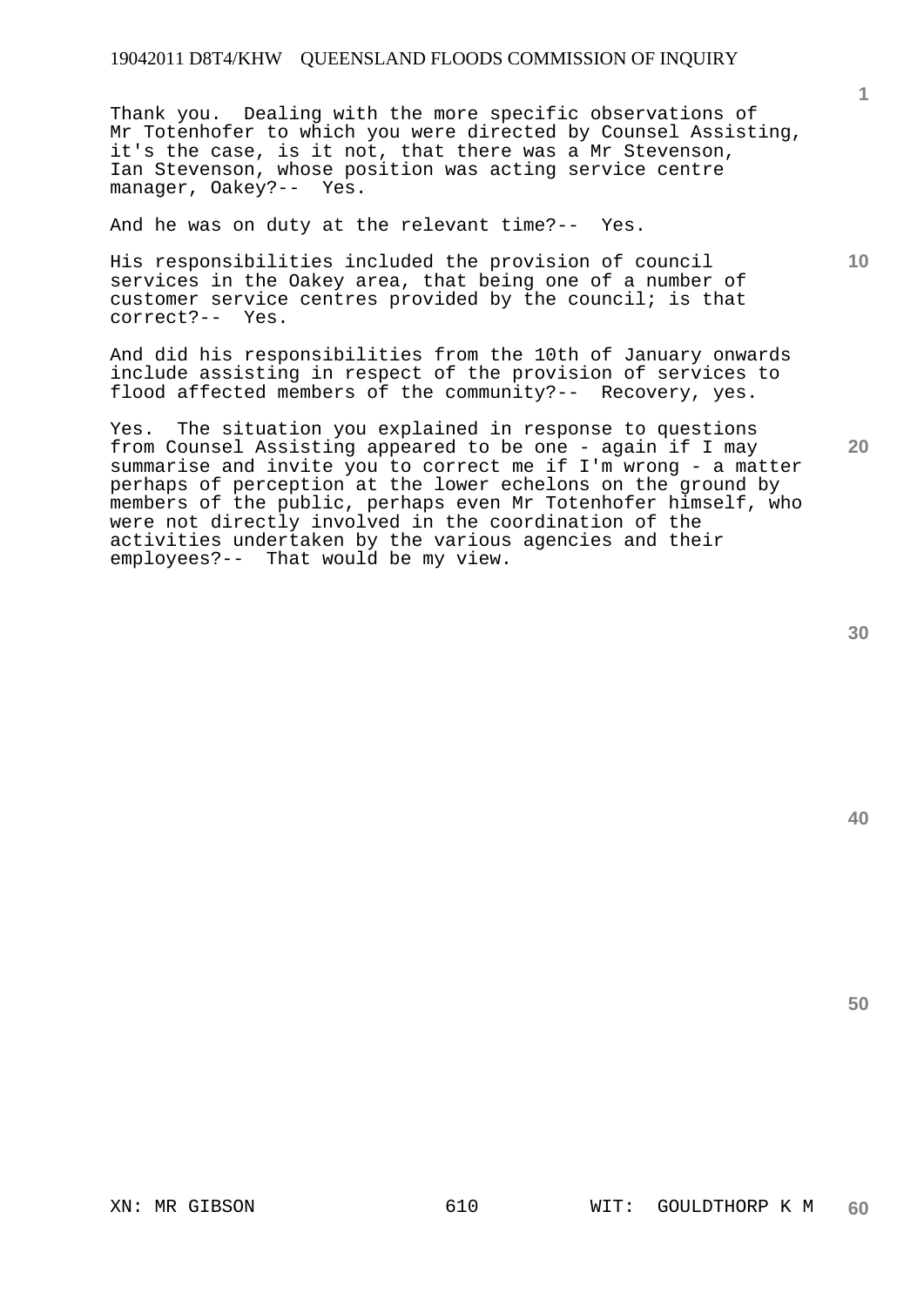Thank you. Dealing with the more specific observations of Mr Totenhofer to which you were directed by Counsel Assisting, it's the case, is it not, that there was a Mr Stevenson, Ian Stevenson, whose position was acting service centre manager, Oakey?-- Yes.

And he was on duty at the relevant time?-- Yes.

His responsibilities included the provision of council services in the Oakey area, that being one of a number of customer service centres provided by the council; is that correct?-- Yes.

And did his responsibilities from the 10th of January onwards include assisting in respect of the provision of services to flood affected members of the community?-- Recovery, yes.

Yes. The situation you explained in response to questions from Counsel Assisting appeared to be one - again if I may summarise and invite you to correct me if I'm wrong - a matter perhaps of perception at the lower echelons on the ground by members of the public, perhaps even Mr Totenhofer himself, who were not directly involved in the coordination of the activities undertaken by the various agencies and their employees?-- That would be my view.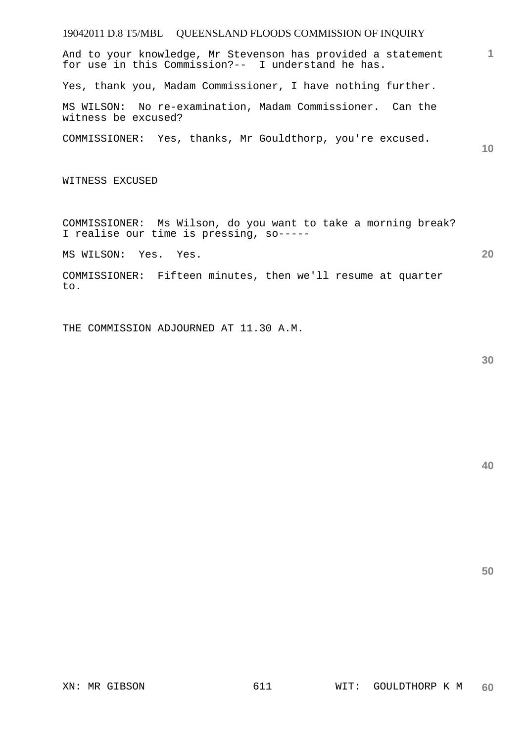And to your knowledge, Mr Stevenson has provided a statement for use in this Commission?-- I understand he has.

Yes, thank you, Madam Commissioner, I have nothing further.

MS WILSON: No re-examination, Madam Commissioner. Can the witness be excused?

COMMISSIONER: Yes, thanks, Mr Gouldthorp, you're excused.

WITNESS EXCUSED

COMMISSIONER: Ms Wilson, do you want to take a morning break? I realise our time is pressing, so-----

MS WILSON: Yes. Yes.

COMMISSIONER: Fifteen minutes, then we'll resume at quarter to.

THE COMMISSION ADJOURNED AT 11.30 A.M.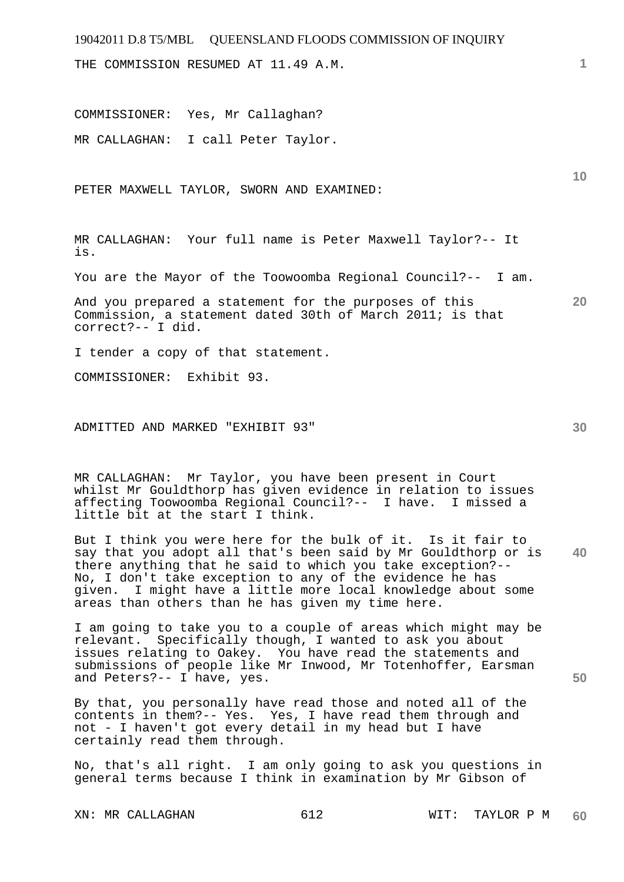THE COMMISSION RESUMED AT 11.49 A.M.

COMMISSIONER: Yes, Mr Callaghan?

MR CALLAGHAN: I call Peter Taylor.

PETER MAXWELL TAYLOR, SWORN AND EXAMINED:

MR CALLAGHAN: Your full name is Peter Maxwell Taylor?-- It is.

You are the Mayor of the Toowoomba Regional Council?-- I am.

And you prepared a statement for the purposes of this Commission, a statement dated 30th of March 2011; is that correct?-- I did.

I tender a copy of that statement.

COMMISSIONER: Exhibit 93.

ADMITTED AND MARKED "EXHIBIT 93"

MR CALLAGHAN: Mr Taylor, you have been present in Court whilst Mr Gouldthorp has given evidence in relation to issues affecting Toowoomba Regional Council?-- I have. I missed a little bit at the start I think.

But I think you were here for the bulk of it. Is it fair to say that you adopt all that's been said by Mr Gouldthorp or is there anything that he said to which you take exception?-- No, I don't take exception to any of the evidence he has given. I might have a little more local knowledge about some areas than others than he has given my time here.

I am going to take you to a couple of areas which might may be relevant. Specifically though, I wanted to ask you about issues relating to Oakey. You have read the statements and submissions of people like Mr Inwood, Mr Totenhoffer, Earsman and Peters?-- I have, yes.

By that, you personally have read those and noted all of the contents in them?-- Yes. Yes, I have read them through and not - I haven't got every detail in my head but I have certainly read them through.

No, that's all right. I am only going to ask you questions in general terms because I think in examination by Mr Gibson of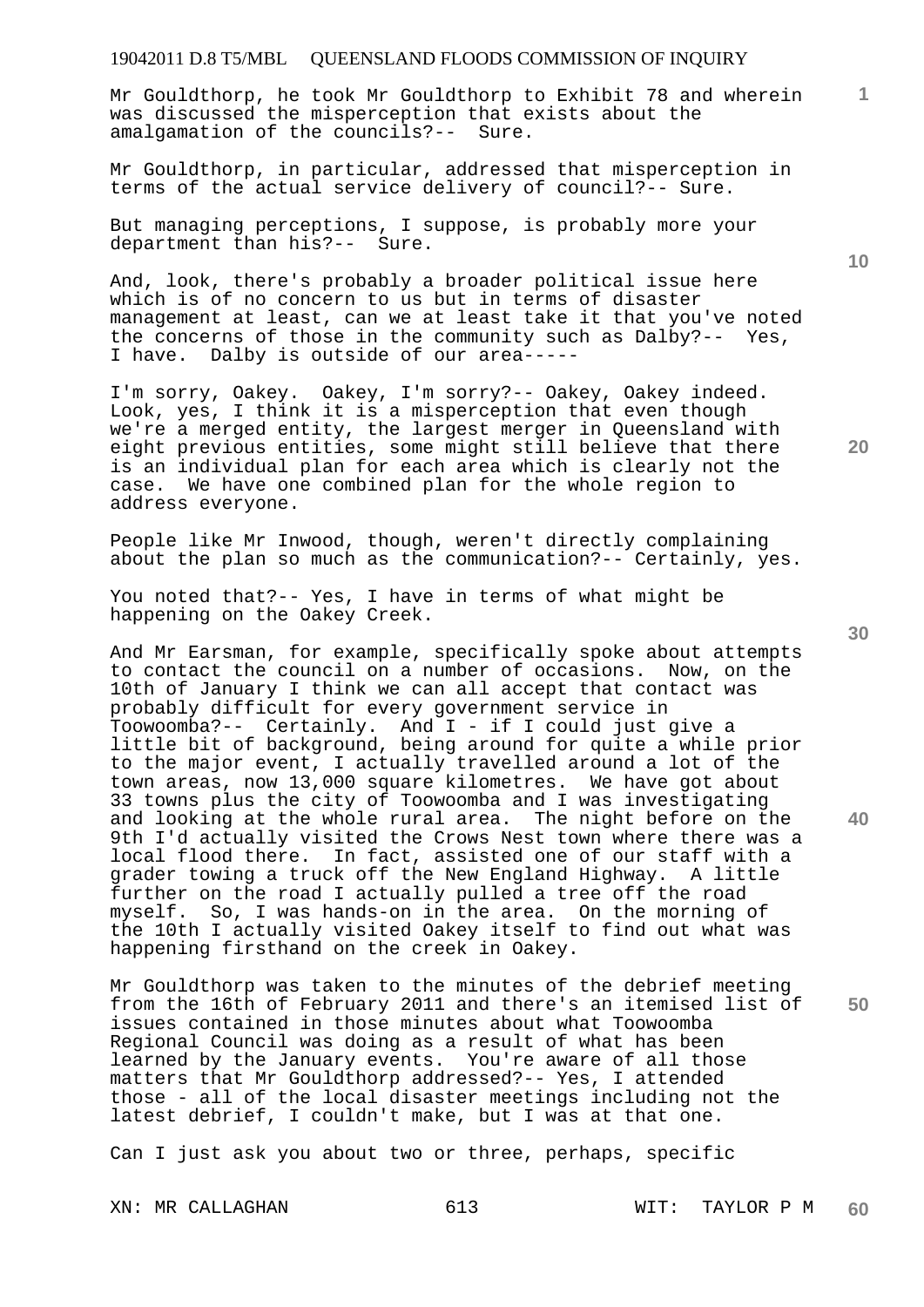Mr Gouldthorp, he took Mr Gouldthorp to Exhibit 78 and wherein was discussed the misperception that exists about the amalgamation of the councils?-- Sure.

Mr Gouldthorp, in particular, addressed that misperception in terms of the actual service delivery of council?-- Sure.

But managing perceptions, I suppose, is probably more your department than his?-- Sure.

And, look, there's probably a broader political issue here which is of no concern to us but in terms of disaster management at least, can we at least take it that you've noted the concerns of those in the community such as Dalby?-- Yes, I have. Dalby is outside of our area-----

I'm sorry, Oakey. Oakey, I'm sorry?-- Oakey, Oakey indeed. Look, yes, I think it is a misperception that even though we're a merged entity, the largest merger in Queensland with eight previous entities, some might still believe that there is an individual plan for each area which is clearly not the case. We have one combined plan for the whole region to address everyone.

People like Mr Inwood, though, weren't directly complaining about the plan so much as the communication?-- Certainly, yes.

You noted that?-- Yes, I have in terms of what might be happening on the Oakey Creek.

And Mr Earsman, for example, specifically spoke about attempts to contact the council on a number of occasions. Now, on the 10th of January I think we can all accept that contact was probably difficult for every government service in Toowoomba?-- Certainly. And I - if I could just give a little bit of background, being around for quite a while prior to the major event, I actually travelled around a lot of the town areas, now 13,000 square kilometres. We have got about 33 towns plus the city of Toowoomba and I was investigating and looking at the whole rural area. The night before on the 9th I'd actually visited the Crows Nest town where there was a local flood there. In fact, assisted one of our staff with a grader towing a truck off the New England Highway. A little further on the road I actually pulled a tree off the road myself. So, I was hands-on in the area. On the morning of the 10th I actually visited Oakey itself to find out what was happening firsthand on the creek in Oakey.

Mr Gouldthorp was taken to the minutes of the debrief meeting from the 16th of February 2011 and there's an itemised list of issues contained in those minutes about what Toowoomba Regional Council was doing as a result of what has been learned by the January events. You're aware of all those matters that Mr Gouldthorp addressed?-- Yes, I attended those - all of the local disaster meetings including not the latest debrief, I couldn't make, but I was at that one.

Can I just ask you about two or three, perhaps, specific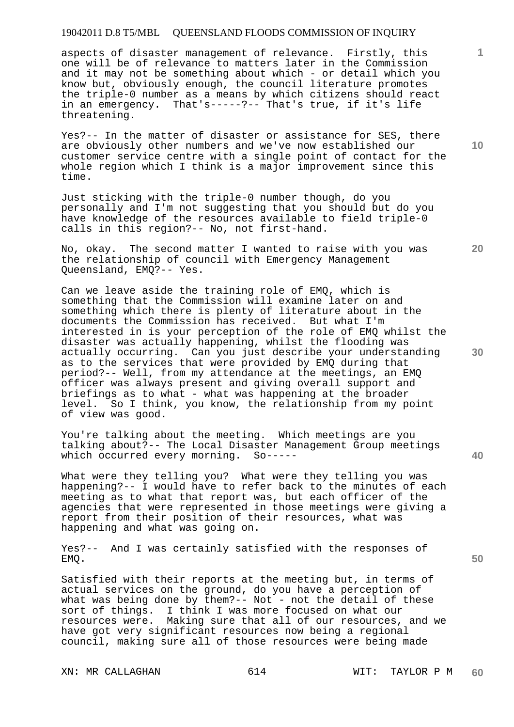aspects of disaster management of relevance. Firstly, this one will be of relevance to matters later in the Commission and it may not be something about which - or detail which you know but, obviously enough, the council literature promotes the triple-0 number as a means by which citizens should react in an emergency. That's-----?-- That's true, if it's life threatening.

Yes?-- In the matter of disaster or assistance for SES, there are obviously other numbers and we've now established our customer service centre with a single point of contact for the whole region which I think is a major improvement since this time.

Just sticking with the triple-0 number though, do you personally and I'm not suggesting that you should but do you have knowledge of the resources available to field triple-0 calls in this region?-- No, not first-hand.

No, okay. The second matter I wanted to raise with you was the relationship of council with Emergency Management Queensland, EMQ?-- Yes.

Can we leave aside the training role of EMQ, which is something that the Commission will examine later on and something which there is plenty of literature about in the documents the Commission has received. But what I'm interested in is your perception of the role of EMQ whilst the disaster was actually happening, whilst the flooding was actually occurring. Can you just describe your understanding as to the services that were provided by EMQ during that period?-- Well, from my attendance at the meetings, an EMQ officer was always present and giving overall support and briefings as to what - what was happening at the broader level. So I think, you know, the relationship from my point of view was good.

You're talking about the meeting. Which meetings are you talking about?-- The Local Disaster Management Group meetings which occurred every morning. So-----

What were they telling you? What were they telling you was happening?-- I would have to refer back to the minutes of each meeting as to what that report was, but each officer of the agencies that were represented in those meetings were giving a report from their position of their resources, what was happening and what was going on.

Yes?-- And I was certainly satisfied with the responses of EMQ.

Satisfied with their reports at the meeting but, in terms of actual services on the ground, do you have a perception of what was being done by them?-- Not - not the detail of these sort of things. I think I was more focused on what our resources were. Making sure that all of our resources, and we have got very significant resources now being a regional council, making sure all of those resources were being made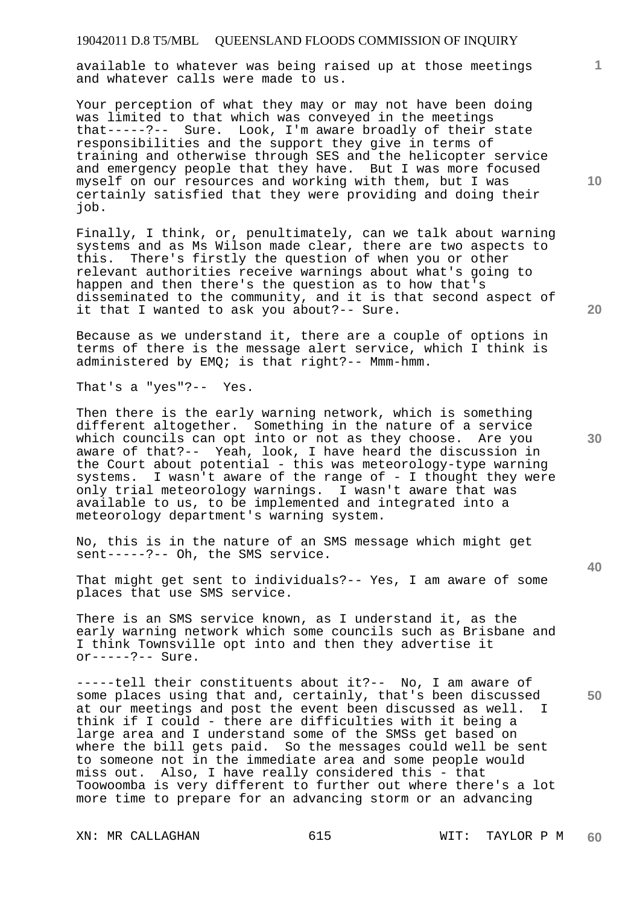available to whatever was being raised up at those meetings and whatever calls were made to us.

Your perception of what they may or may not have been doing was limited to that which was conveyed in the meetings that-----?-- Sure. Look, I'm aware broadly of their state responsibilities and the support they give in terms of training and otherwise through SES and the helicopter service and emergency people that they have. But I was more focused myself on our resources and working with them, but I was certainly satisfied that they were providing and doing their job.

Finally, I think, or, penultimately, can we talk about warning systems and as Ms Wilson made clear, there are two aspects to this. There's firstly the question of when you or other relevant authorities receive warnings about what's going to happen and then there's the question as to how that's disseminated to the community, and it is that second aspect of it that I wanted to ask you about?-- Sure.

Because as we understand it, there are a couple of options in terms of there is the message alert service, which I think is administered by EMQ; is that right?-- Mmm-hmm.

That's a "yes"?-- Yes.

Then there is the early warning network, which is something different altogether. Something in the nature of a service which councils can opt into or not as they choose. Are you aware of that?-- Yeah, look, I have heard the discussion in the Court about potential - this was meteorology-type warning systems. I wasn't aware of the range of - I thought they were only trial meteorology warnings. I wasn't aware that was available to us, to be implemented and integrated into a meteorology department's warning system.

No, this is in the nature of an SMS message which might get sent-----?-- Oh, the SMS service.

That might get sent to individuals?-- Yes, I am aware of some places that use SMS service.

There is an SMS service known, as I understand it, as the early warning network which some councils such as Brisbane and I think Townsville opt into and then they advertise it or-----?-- Sure.

-----tell their constituents about it?-- No, I am aware of some places using that and, certainly, that's been discussed at our meetings and post the event been discussed as well. I think if I could - there are difficulties with it being a large area and I understand some of the SMSs get based on where the bill gets paid. So the messages could well be sent to someone not in the immediate area and some people would miss out. Also, I have really considered this - that Toowoomba is very different to further out where there's a lot more time to prepare for an advancing storm or an advancing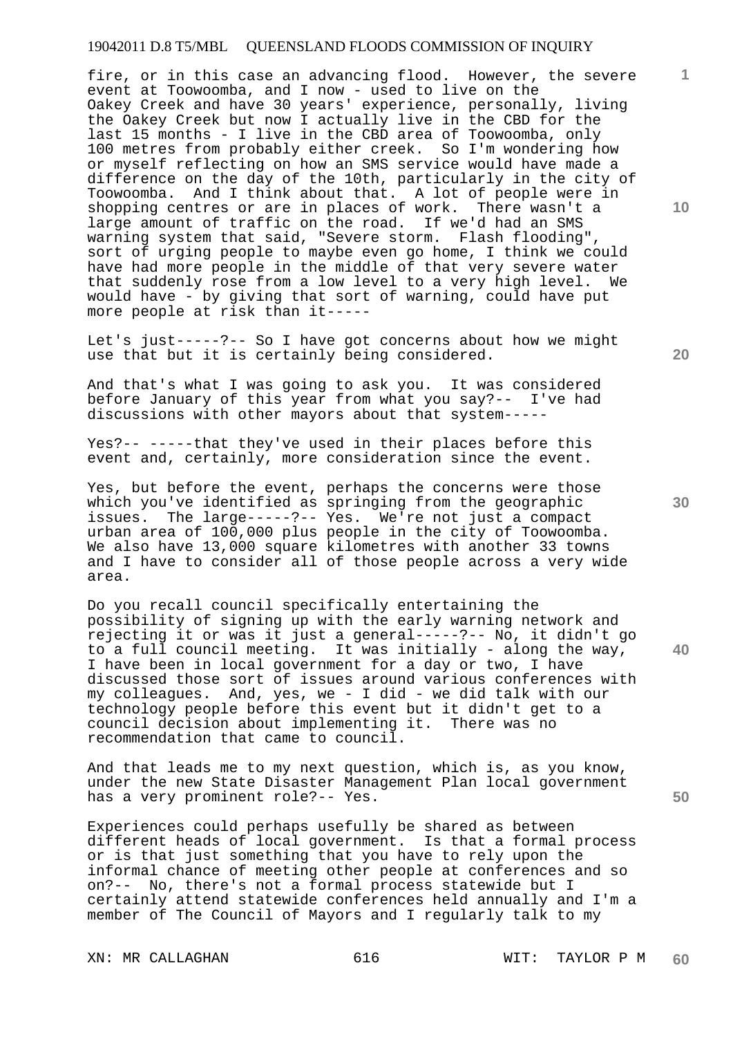fire, or in this case an advancing flood. However, the severe event at Toowoomba, and I now - used to live on the Oakey Creek and have 30 years' experience, personally, living the Oakey Creek but now I actually live in the CBD for the last 15 months - I live in the CBD area of Toowoomba, only 100 metres from probably either creek. So I'm wondering how or myself reflecting on how an SMS service would have made a difference on the day of the 10th, particularly in the city of Toowoomba. And I think about that. A lot of people were in shopping centres or are in places of work. There wasn't a large amount of traffic on the road. If we'd had an SMS warning system that said, "Severe storm. Flash flooding", sort of urging people to maybe even go home, I think we could have had more people in the middle of that very severe water that suddenly rose from a low level to a very high level. We would have - by giving that sort of warning, could have put more people at risk than it-----

Let's just-----?-- So I have got concerns about how we might use that but it is certainly being considered.

And that's what I was going to ask you. It was considered before January of this year from what you say?-- I've had discussions with other mayors about that system-----

Yes?-- -----that they've used in their places before this event and, certainly, more consideration since the event.

Yes, but before the event, perhaps the concerns were those which you've identified as springing from the geographic issues. The large-----?-- Yes. We're not just a compact urban area of 100,000 plus people in the city of Toowoomba. We also have 13,000 square kilometres with another 33 towns and I have to consider all of those people across a very wide area.

Do you recall council specifically entertaining the possibility of signing up with the early warning network and rejecting it or was it just a general-----?-- No, it didn't go to a full council meeting. It was initially - along the way, I have been in local government for a day or two, I have discussed those sort of issues around various conferences with my colleagues. And, yes, we - I did - we did talk with our technology people before this event but it didn't get to a council decision about implementing it. There was no recommendation that came to council.

And that leads me to my next question, which is, as you know, under the new State Disaster Management Plan local government has a very prominent role?-- Yes.

Experiences could perhaps usefully be shared as between different heads of local government. Is that a formal process or is that just something that you have to rely upon the informal chance of meeting other people at conferences and so on?-- No, there's not a formal process statewide but I certainly attend statewide conferences held annually and I'm a member of The Council of Mayors and I regularly talk to my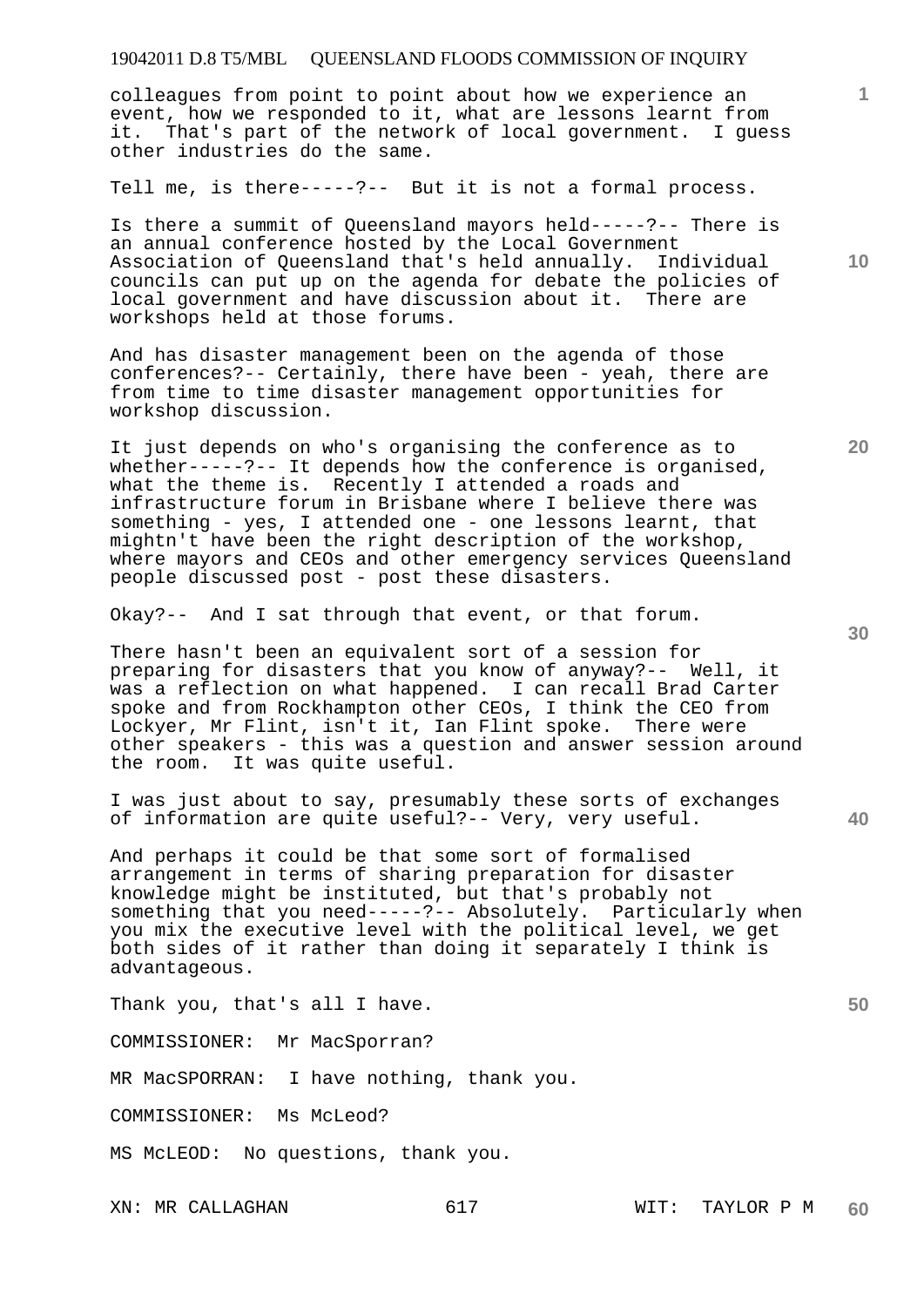colleagues from point to point about how we experience an event, how we responded to it, what are lessons learnt from it. That's part of the network of local government. I guess other industries do the same.

Tell me, is there-----?-- But it is not a formal process.

Is there a summit of Queensland mayors held-----?-- There is an annual conference hosted by the Local Government Association of Queensland that's held annually. Individual councils can put up on the agenda for debate the policies of local government and have discussion about it. There are workshops held at those forums.

And has disaster management been on the agenda of those conferences?-- Certainly, there have been - yeah, there are from time to time disaster management opportunities for workshop discussion.

It just depends on who's organising the conference as to whether-----?-- It depends how the conference is organised, what the theme is. Recently I attended a roads and infrastructure forum in Brisbane where I believe there was something - yes, I attended one - one lessons learnt, that mightn't have been the right description of the workshop, where mayors and CEOs and other emergency services Queensland people discussed post - post these disasters.

Okay?-- And I sat through that event, or that forum.

There hasn't been an equivalent sort of a session for preparing for disasters that you know of anyway?-- Well, it was a reflection on what happened. I can recall Brad Carter spoke and from Rockhampton other CEOs, I think the CEO from Lockyer, Mr Flint, isn't it, Ian Flint spoke. There were other speakers - this was a question and answer session around the room. It was quite useful.

I was just about to say, presumably these sorts of exchanges of information are quite useful?-- Very, very useful.

And perhaps it could be that some sort of formalised arrangement in terms of sharing preparation for disaster knowledge might be instituted, but that's probably not something that you need-----?-- Absolutely. Particularly when you mix the executive level with the political level, we get both sides of it rather than doing it separately I think is advantageous.

Thank you, that's all I have.

COMMISSIONER: Mr MacSporran?

MR MacSPORRAN: I have nothing, thank you.

COMMISSIONER: Ms McLeod?

MS McLEOD: No questions, thank you.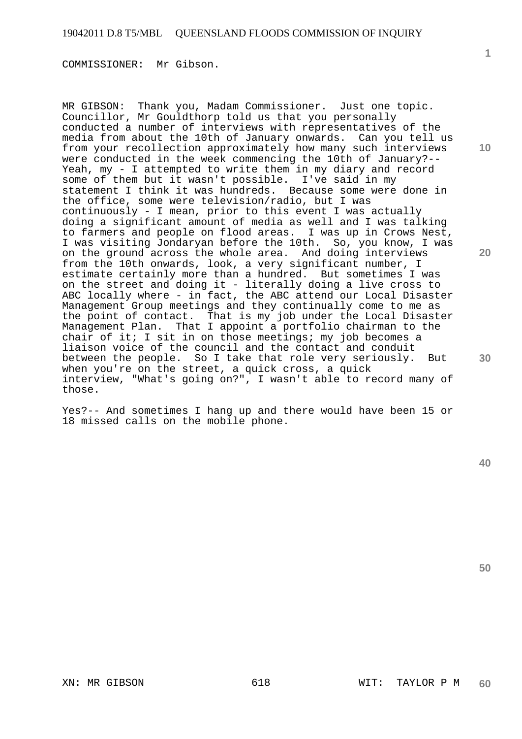COMMISSIONER: Mr Gibson.

MR GIBSON: Thank you, Madam Commissioner. Just one topic. Councillor, Mr Gouldthorp told us that you personally conducted a number of interviews with representatives of the media from about the 10th of January onwards. Can you tell us from your recollection approximately how many such interviews were conducted in the week commencing the 10th of January?-- Yeah, my - I attempted to write them in my diary and record some of them but it wasn't possible. I've said in my statement I think it was hundreds. Because some were done in the office, some were television/radio, but I was continuously - I mean, prior to this event I was actually doing a significant amount of media as well and I was talking to farmers and people on flood areas. I was up in Crows Nest, I was visiting Jondaryan before the 10th. So, you know, I was on the ground across the whole area. And doing interviews from the 10th onwards, look, a very significant number, I estimate certainly more than a hundred. But sometimes I was on the street and doing it - literally doing a live cross to ABC locally where - in fact, the ABC attend our Local Disaster Management Group meetings and they continually come to me as the point of contact. That is my job under the Local Disaster Management Plan. That I appoint a portfolio chairman to the chair of it; I sit in on those meetings; my job becomes a liaison voice of the council and the contact and conduit between the people. So I take that role very seriously. But when you're on the street, a quick cross, a quick interview, "What's going on?", I wasn't able to record many of those.

Yes?-- And sometimes I hang up and there would have been 15 or 18 missed calls on the mobile phone.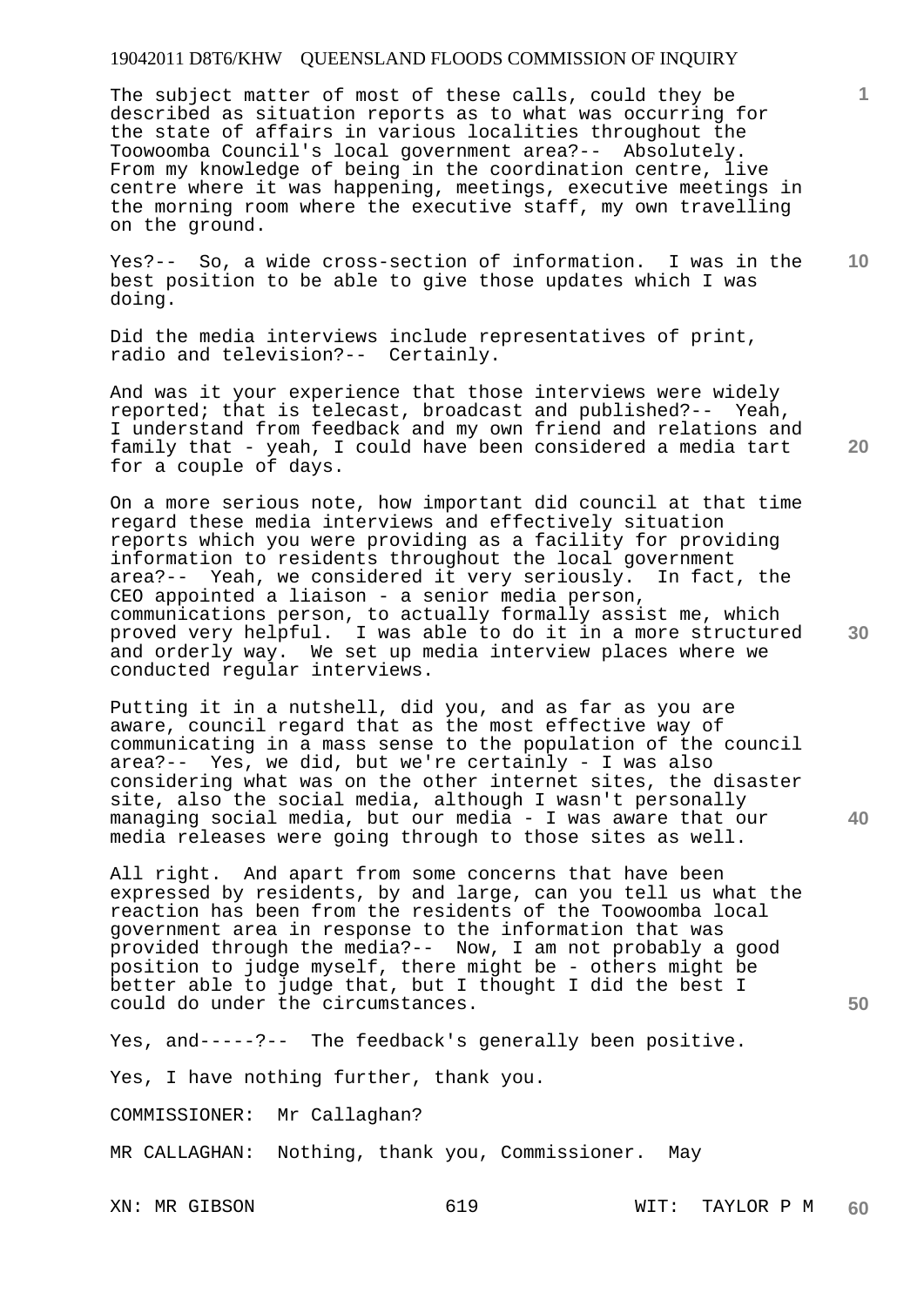The subject matter of most of these calls, could they be described as situation reports as to what was occurring for the state of affairs in various localities throughout the Toowoomba Council's local government area?-- Absolutely. From my knowledge of being in the coordination centre, live centre where it was happening, meetings, executive meetings in the morning room where the executive staff, my own travelling on the ground.

Yes?-- So, a wide cross-section of information. I was in the best position to be able to give those updates which I was doing.

Did the media interviews include representatives of print, radio and television?-- Certainly.

And was it your experience that those interviews were widely reported; that is telecast, broadcast and published?-- Yeah, I understand from feedback and my own friend and relations and family that - yeah, I could have been considered a media tart for a couple of days.

On a more serious note, how important did council at that time regard these media interviews and effectively situation reports which you were providing as a facility for providing information to residents throughout the local government area?-- Yeah, we considered it very seriously. In fact, the CEO appointed a liaison - a senior media person, communications person, to actually formally assist me, which proved very helpful. I was able to do it in a more structured and orderly way. We set up media interview places where we conducted regular interviews.

Putting it in a nutshell, did you, and as far as you are aware, council regard that as the most effective way of communicating in a mass sense to the population of the council area?-- Yes, we did, but we're certainly - I was also considering what was on the other internet sites, the disaster site, also the social media, although I wasn't personally managing social media, but our media - I was aware that our media releases were going through to those sites as well.

All right. And apart from some concerns that have been expressed by residents, by and large, can you tell us what the reaction has been from the residents of the Toowoomba local government area in response to the information that was provided through the media?-- Now, I am not probably a good position to judge myself, there might be - others might be better able to judge that, but I thought I did the best I could do under the circumstances.

Yes, and-----?-- The feedback's generally been positive.

Yes, I have nothing further, thank you.

COMMISSIONER: Mr Callaghan?

MR CALLAGHAN: Nothing, thank you, Commissioner. May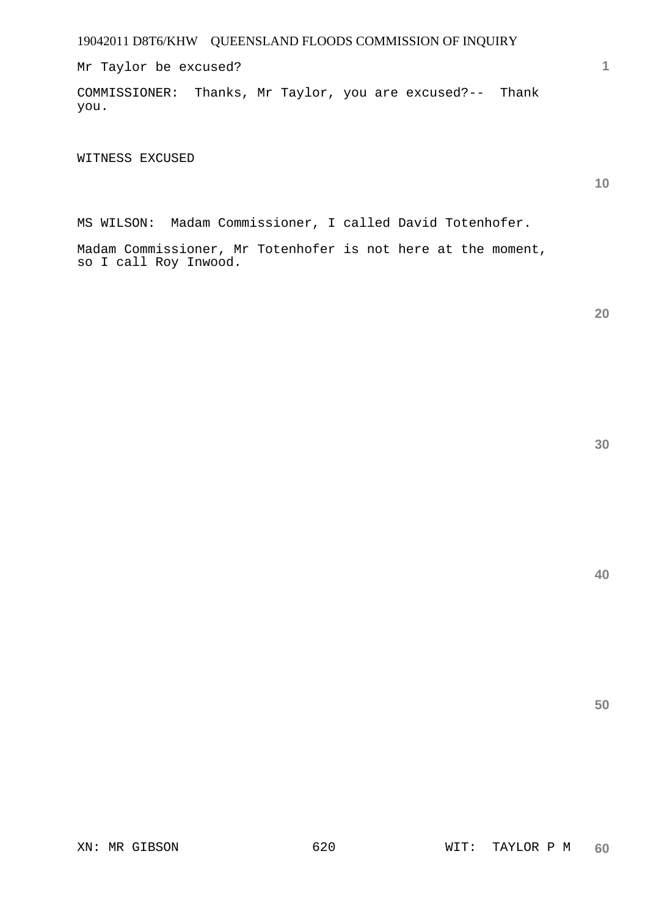Mr Taylor be excused?

COMMISSIONER: Thanks, Mr Taylor, you are excused?-- Thank you.

WITNESS EXCUSED

MS WILSON: Madam Commissioner, I called David Totenhofer.

Madam Commissioner, Mr Totenhofer is not here at the moment, so I call Roy Inwood.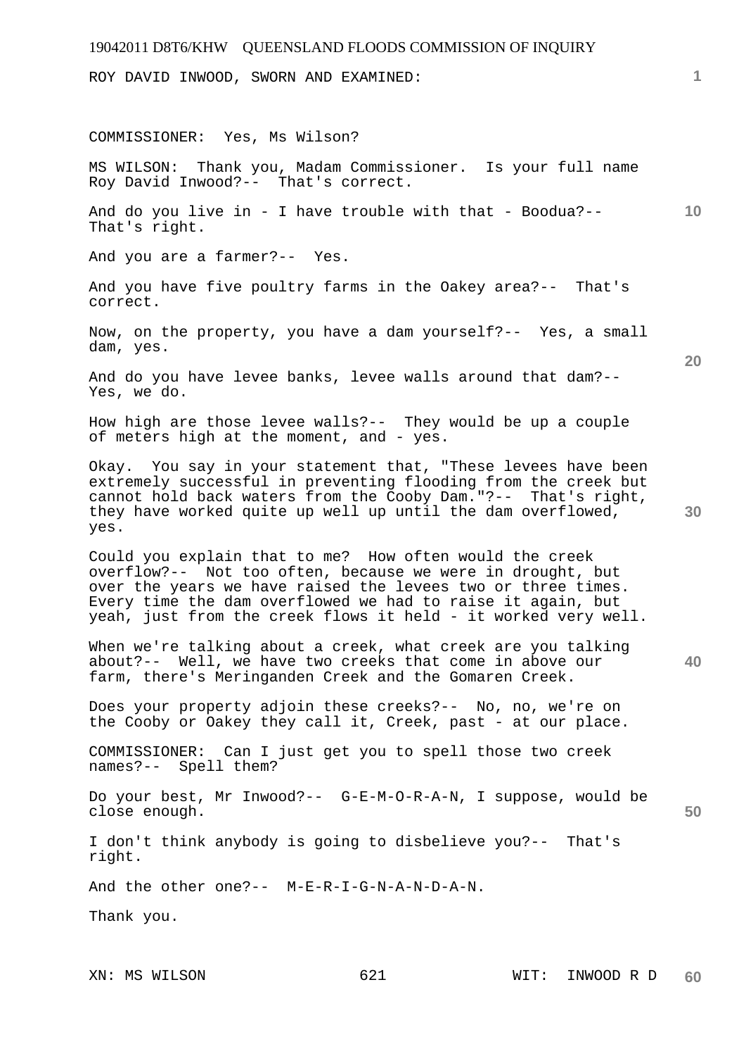ROY DAVID INWOOD, SWORN AND EXAMINED:

COMMISSIONER: Yes, Ms Wilson?

MS WILSON: Thank you, Madam Commissioner. Is your full name Roy David Inwood?-- That's correct.

And do you live in - I have trouble with that - Boodua?-- That's right.

And you are a farmer?-- Yes.

And you have five poultry farms in the Oakey area?-- That's correct.

Now, on the property, you have a dam yourself?-- Yes, a small dam, yes.

And do you have levee banks, levee walls around that dam?-- Yes, we do.

How high are those levee walls?-- They would be up a couple of meters high at the moment, and - yes.

Okay. You say in your statement that, "These levees have been extremely successful in preventing flooding from the creek but cannot hold back waters from the Cooby Dam."?-- That's right, they have worked quite up well up until the dam overflowed, yes.

Could you explain that to me? How often would the creek overflow?-- Not too often, because we were in drought, but over the years we have raised the levees two or three times. Every time the dam overflowed we had to raise it again, but yeah, just from the creek flows it held - it worked very well.

When we're talking about a creek, what creek are you talking about?-- Well, we have two creeks that come in above our farm, there's Meringanden Creek and the Gomaren Creek.

Does your property adjoin these creeks?-- No, no, we're on the Cooby or Oakey they call it, Creek, past - at our place.

COMMISSIONER: Can I just get you to spell those two creek names?-- Spell them?

Do your best, Mr Inwood?-- G-E-M-O-R-A-N, I suppose, would be close enough.

I don't think anybody is going to disbelieve you?-- That's right.

And the other one?-- M-E-R-I-G-N-A-N-D-A-N.

Thank you.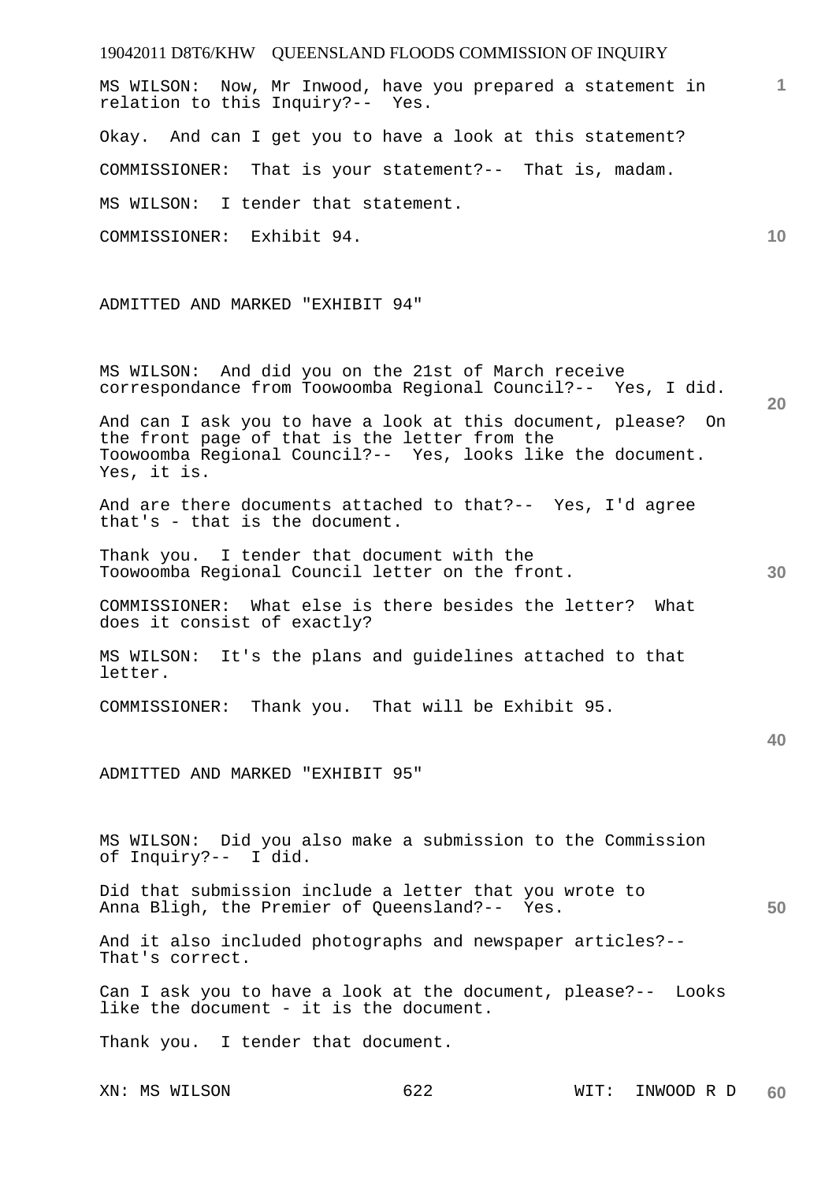MS WILSON: Now, Mr Inwood, have you prepared a statement in relation to this Inquiry?-- Yes.

Okay. And can I get you to have a look at this statement?

COMMISSIONER: That is your statement?-- That is, madam.

MS WILSON: I tender that statement.

COMMISSIONER: Exhibit 94.

ADMITTED AND MARKED "EXHIBIT 94"

MS WILSON: And did you on the 21st of March receive correspondance from Toowoomba Regional Council?-- Yes, I did.

And can I ask you to have a look at this document, please? On the front page of that is the letter from the Toowoomba Regional Council?-- Yes, looks like the document. Yes, it is.

And are there documents attached to that?-- Yes, I'd agree that's - that is the document.

Thank you. I tender that document with the Toowoomba Regional Council letter on the front.

COMMISSIONER: What else is there besides the letter? What does it consist of exactly?

MS WILSON: It's the plans and guidelines attached to that letter.

COMMISSIONER: Thank you. That will be Exhibit 95.

ADMITTED AND MARKED "EXHIBIT 95"

MS WILSON: Did you also make a submission to the Commission of Inquiry?-- I did.

Did that submission include a letter that you wrote to Anna Bligh, the Premier of Queensland?-- Yes.

And it also included photographs and newspaper articles?-- That's correct.

Can I ask you to have a look at the document, please?-- Looks like the document - it is the document.

Thank you. I tender that document.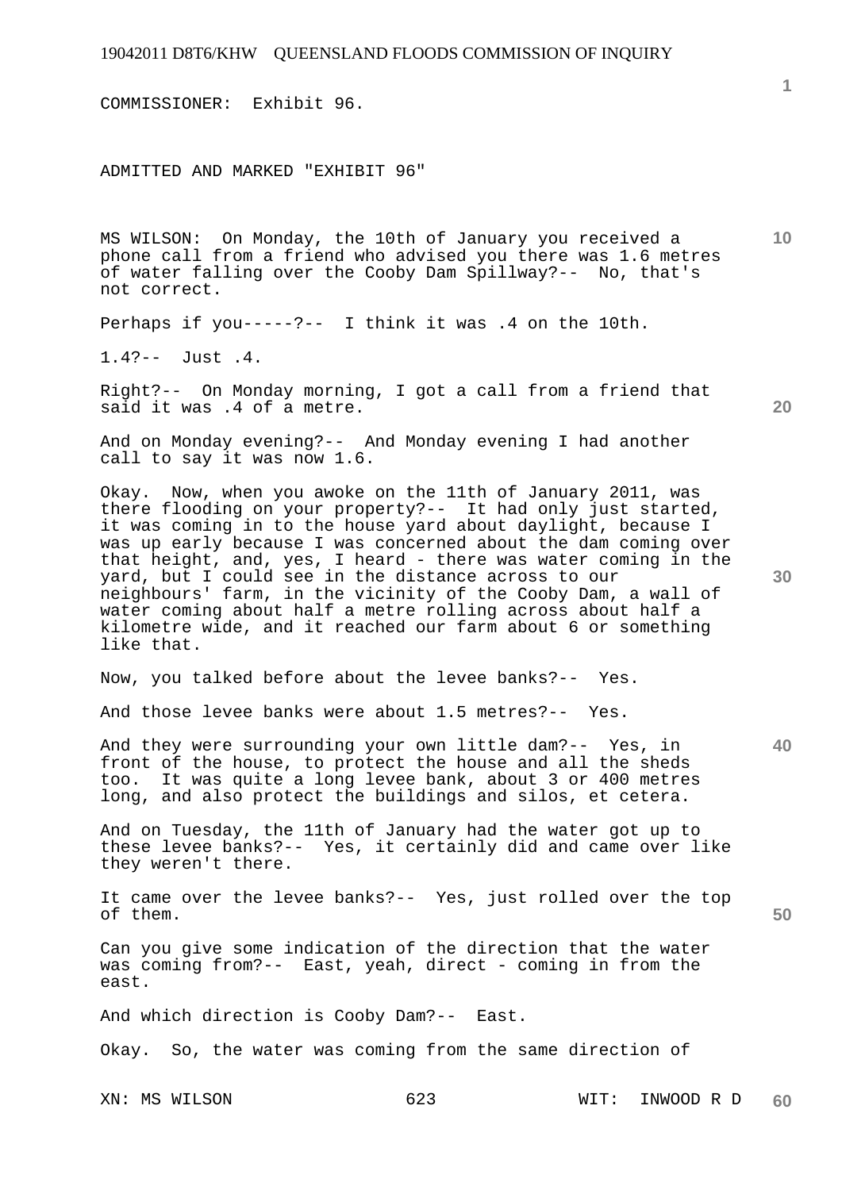COMMISSIONER: Exhibit 96.

ADMITTED AND MARKED "EXHIBIT 96"

MS WILSON: On Monday, the 10th of January you received a phone call from a friend who advised you there was 1.6 metres of water falling over the Cooby Dam Spillway?-- No, that's not correct.

Perhaps if you-----?-- I think it was .4 on the 10th.

1.4?-- Just .4.

Right?-- On Monday morning, I got a call from a friend that said it was .4 of a metre.

And on Monday evening?-- And Monday evening I had another call to say it was now 1.6.

Okay. Now, when you awoke on the 11th of January 2011, was there flooding on your property?-- It had only just started, it was coming in to the house yard about daylight, because I was up early because I was concerned about the dam coming over that height, and, yes, I heard - there was water coming in the yard, but I could see in the distance across to our neighbours' farm, in the vicinity of the Cooby Dam, a wall of water coming about half a metre rolling across about half a kilometre wide, and it reached our farm about 6 or something like that.

Now, you talked before about the levee banks?-- Yes.

And those levee banks were about 1.5 metres?-- Yes.

And they were surrounding your own little dam?-- Yes, in front of the house, to protect the house and all the sheds too. It was quite a long levee bank, about 3 or 400 metres long, and also protect the buildings and silos, et cetera.

And on Tuesday, the 11th of January had the water got up to these levee banks?-- Yes, it certainly did and came over like they weren't there.

It came over the levee banks?-- Yes, just rolled over the top of them.

Can you give some indication of the direction that the water was coming from?-- East, yeah, direct - coming in from the east.

And which direction is Cooby Dam?-- East.

Okay. So, the water was coming from the same direction of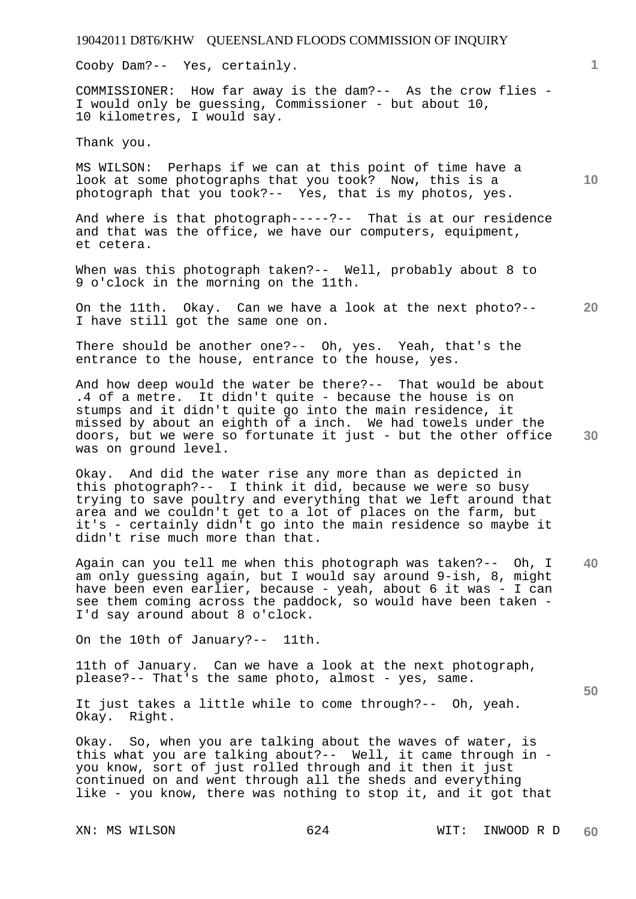Cooby Dam?-- Yes, certainly.

COMMISSIONER: How far away is the dam?-- As the crow flies - I would only be guessing, Commissioner - but about 10, 10 kilometres, I would say.

Thank you.

MS WILSON: Perhaps if we can at this point of time have a look at some photographs that you took? Now, this is a photograph that you took?-- Yes, that is my photos, yes.

And where is that photograph-----?-- That is at our residence and that was the office, we have our computers, equipment, et cetera.

When was this photograph taken?-- Well, probably about 8 to 9 o'clock in the morning on the 11th.

On the 11th. Okay. Can we have a look at the next photo?-- I have still got the same one on.

There should be another one?-- Oh, yes. Yeah, that's the entrance to the house, entrance to the house, yes.

And how deep would the water be there?-- That would be about .4 of a metre. It didn't quite - because the house is on stumps and it didn't quite go into the main residence, it missed by about an eighth of a inch. We had towels under the doors, but we were so fortunate it just - but the other office was on ground level.

Okay. And did the water rise any more than as depicted in this photograph?-- I think it did, because we were so busy trying to save poultry and everything that we left around that area and we couldn't get to a lot of places on the farm, but it's - certainly didn't go into the main residence so maybe it didn't rise much more than that.

Again can you tell me when this photograph was taken?-- Oh, I am only guessing again, but I would say around 9-ish, 8, might have been even earlier, because - yeah, about 6 it was - I can see them coming across the paddock, so would have been taken - I'd say around about 8 o'clock.

On the 10th of January?-- 11th.

11th of January. Can we have a look at the next photograph, please?-- That's the same photo, almost - yes, same.

It just takes a little while to come through?-- Oh, yeah. Okay. Right.

Okay. So, when you are talking about the waves of water, is this what you are talking about?-- Well, it came through in - you know, sort of just rolled through and it then it just continued on and went through all the sheds and everything like - you know, there was nothing to stop it, and it got that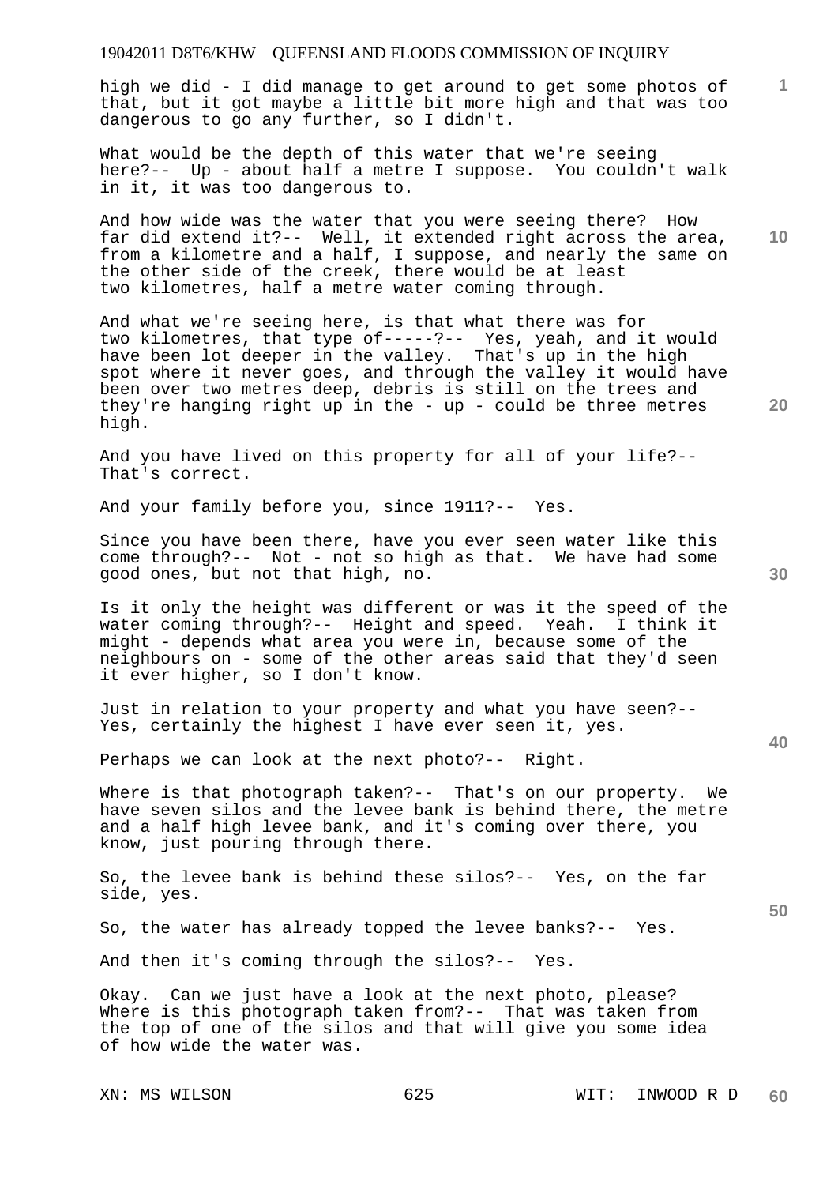high we did - I did manage to get around to get some photos of that, but it got maybe a little bit more high and that was too dangerous to go any further, so I didn't.

What would be the depth of this water that we're seeing here?-- Up - about half a metre I suppose. You couldn't walk in it, it was too dangerous to.

And how wide was the water that you were seeing there? How far did extend it?-- Well, it extended right across the area, from a kilometre and a half, I suppose, and nearly the same on the other side of the creek, there would be at least two kilometres, half a metre water coming through.

And what we're seeing here, is that what there was for two kilometres, that type of-----?-- Yes, yeah, and it would have been lot deeper in the valley. That's up in the high spot where it never goes, and through the valley it would have been over two metres deep, debris is still on the trees and they're hanging right up in the - up - could be three metres high.

And you have lived on this property for all of your life?-- That's correct.

And your family before you, since 1911?-- Yes.

Since you have been there, have you ever seen water like this come through?-- Not - not so high as that. We have had some good ones, but not that high, no.

Is it only the height was different or was it the speed of the water coming through?-- Height and speed. Yeah. I think it might - depends what area you were in, because some of the neighbours on - some of the other areas said that they'd seen it ever higher, so I don't know.

Just in relation to your property and what you have seen?-- Yes, certainly the highest I have ever seen it, yes.

Perhaps we can look at the next photo?-- Right.

Where is that photograph taken?-- That's on our property. We have seven silos and the levee bank is behind there, the metre and a half high levee bank, and it's coming over there, you know, just pouring through there.

So, the levee bank is behind these silos?-- Yes, on the far side, yes.

So, the water has already topped the levee banks?-- Yes.

And then it's coming through the silos?-- Yes.

Okay. Can we just have a look at the next photo, please? Where is this photograph taken from?-- That was taken from the top of one of the silos and that will give you some idea of how wide the water was.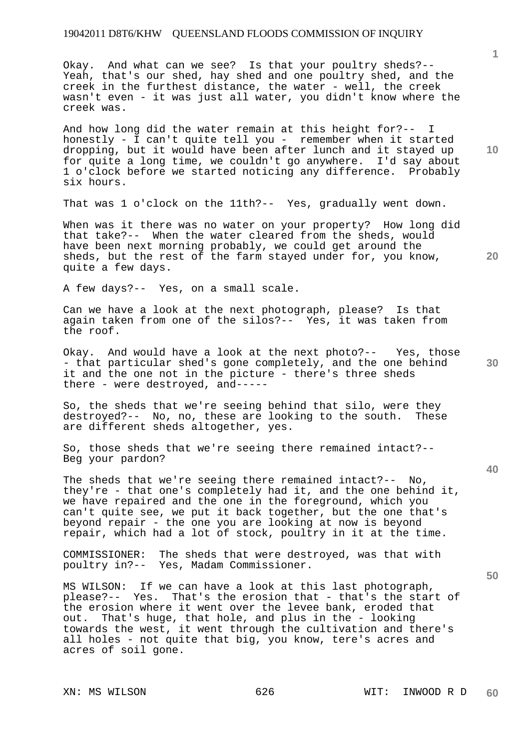Okay. And what can we see? Is that your poultry sheds?-- Yeah, that's our shed, hay shed and one poultry shed, and the creek in the furthest distance, the water - well, the creek wasn't even - it was just all water, you didn't know where the creek was.

And how long did the water remain at this height for?-- I honestly - I can't quite tell you - remember when it started dropping, but it would have been after lunch and it stayed up for quite a long time, we couldn't go anywhere. I'd say about 1 o'clock before we started noticing any difference. Probably six hours.

That was 1 o'clock on the 11th?-- Yes, gradually went down.

When was it there was no water on your property? How long did that take?-- When the water cleared from the sheds, would have been next morning probably, we could get around the sheds, but the rest of the farm stayed under for, you know, quite a few days.

A few days?-- Yes, on a small scale.

Can we have a look at the next photograph, please? Is that again taken from one of the silos?-- Yes, it was taken from the roof.

Okay. And would have a look at the next photo?-- Yes, those - that particular shed's gone completely, and the one behind it and the one not in the picture - there's three sheds there - were destroyed, and-----

So, the sheds that we're seeing behind that silo, were they destroyed?-- No, no, these are looking to the south. These are different sheds altogether, yes.

So, those sheds that we're seeing there remained intact?-- Beg your pardon?

The sheds that we're seeing there remained intact?-- No, they're - that one's completely had it, and the one behind it, we have repaired and the one in the foreground, which you can't quite see, we put it back together, but the one that's beyond repair - the one you are looking at now is beyond repair, which had a lot of stock, poultry in it at the time.

COMMISSIONER: The sheds that were destroyed, was that with poultry in?-- Yes, Madam Commissioner.

MS WILSON: If we can have a look at this last photograph, please?-- Yes. That's the erosion that - that's the start of the erosion where it went over the levee bank, eroded that out. That's huge, that hole, and plus in the - looking towards the west, it went through the cultivation and there's all holes - not quite that big, you know, tere's acres and acres of soil gone.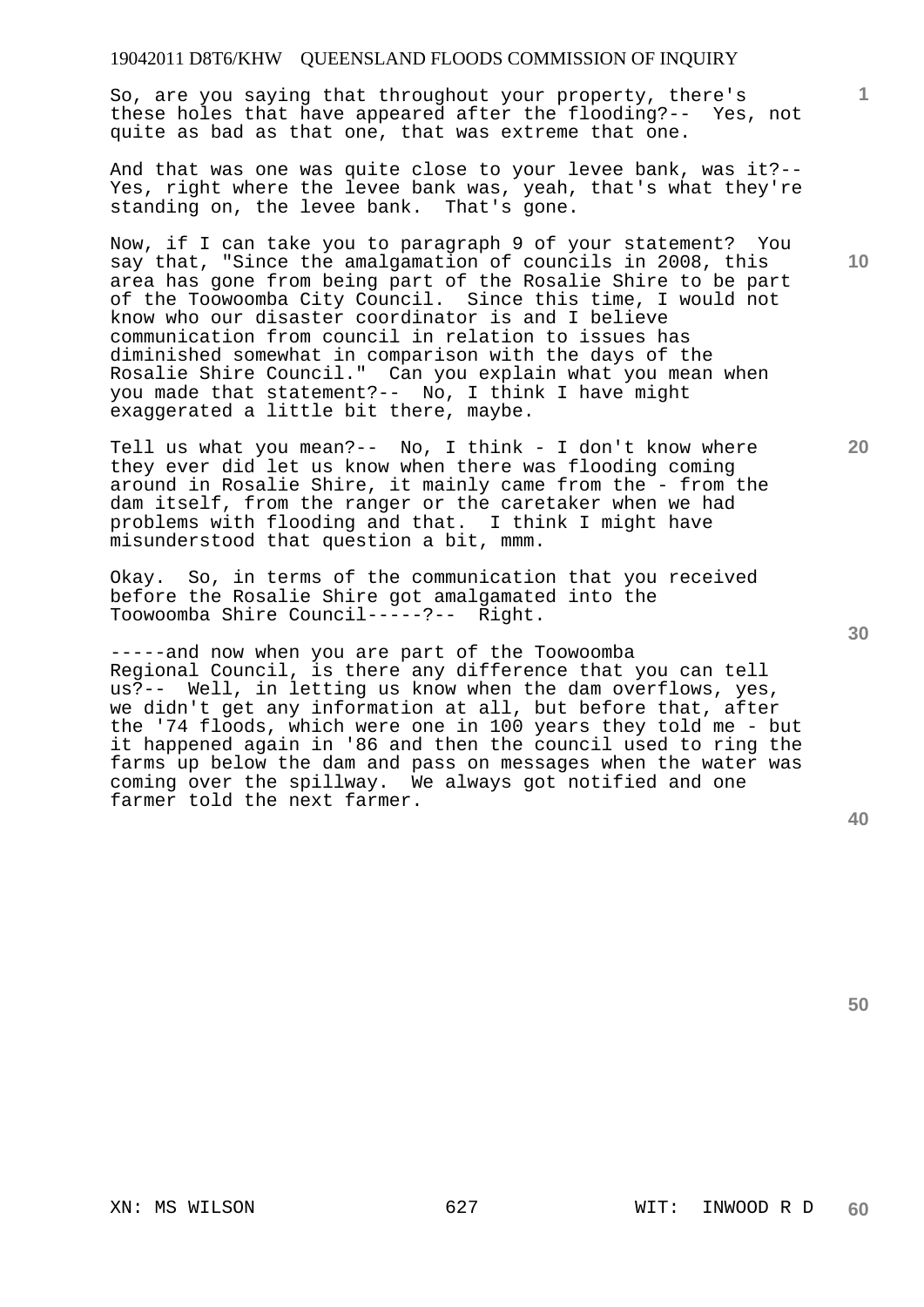So, are you saying that throughout your property, there's these holes that have appeared after the flooding?-- Yes, not quite as bad as that one, that was extreme that one.

And that was one was quite close to your levee bank, was it?-- Yes, right where the levee bank was, yeah, that's what they're standing on, the levee bank. That's gone.

Now, if I can take you to paragraph 9 of your statement? You say that, "Since the amalgamation of councils in 2008, this area has gone from being part of the Rosalie Shire to be part of the Toowoomba City Council. Since this time, I would not know who our disaster coordinator is and I believe communication from council in relation to issues has diminished somewhat in comparison with the days of the Rosalie Shire Council." Can you explain what you mean when you made that statement?-- No, I think I have might exaggerated a little bit there, maybe.

Tell us what you mean?-- No, I think - I don't know where they ever did let us know when there was flooding coming around in Rosalie Shire, it mainly came from the - from the dam itself, from the ranger or the caretaker when we had problems with flooding and that. I think I might have misunderstood that question a bit, mmm.

Okay. So, in terms of the communication that you received before the Rosalie Shire got amalgamated into the Toowoomba Shire Council-----?-- Right.

-----and now when you are part of the Toowoomba Regional Council, is there any difference that you can tell us?-- Well, in letting us know when the dam overflows, yes, we didn't get any information at all, but before that, after the '74 floods, which were one in 100 years they told me - but it happened again in '86 and then the council used to ring the farms up below the dam and pass on messages when the water was coming over the spillway. We always got notified and one farmer told the next farmer.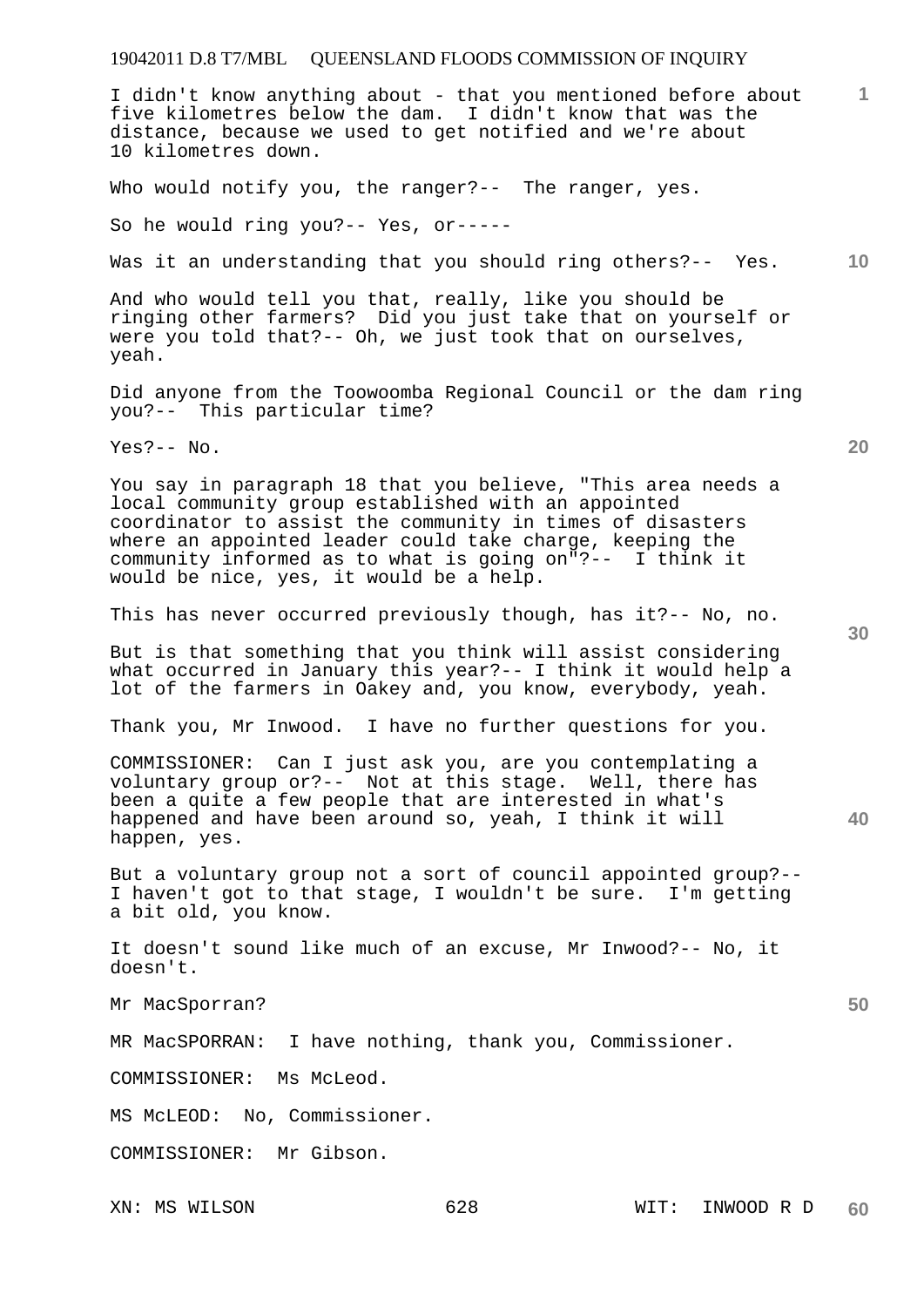I didn't know anything about - that you mentioned before about five kilometres below the dam. I didn't know that was the distance, because we used to get notified and we're about 10 kilometres down.

Who would notify you, the ranger?-- The ranger, yes.

So he would ring you?-- Yes, or-----

Was it an understanding that you should ring others?-- Yes.

And who would tell you that, really, like you should be ringing other farmers? Did you just take that on yourself or were you told that?-- Oh, we just took that on ourselves, yeah.

Did anyone from the Toowoomba Regional Council or the dam ring you?-- This particular time?

Yes?-- No.

You say in paragraph 18 that you believe, "This area needs a local community group established with an appointed coordinator to assist the community in times of disasters where an appointed leader could take charge, keeping the community informed as to what is going on"?-- I think it would be nice, yes, it would be a help.

This has never occurred previously though, has it?-- No, no.

But is that something that you think will assist considering what occurred in January this year?-- I think it would help a lot of the farmers in Oakey and, you know, everybody, yeah.

Thank you, Mr Inwood. I have no further questions for you.

COMMISSIONER: Can I just ask you, are you contemplating a voluntary group or?-- Not at this stage. Well, there has been a quite a few people that are interested in what's happened and have been around so, yeah, I think it will happen, yes.

But a voluntary group not a sort of council appointed group?-- I haven't got to that stage, I wouldn't be sure. I'm getting a bit old, you know.

It doesn't sound like much of an excuse, Mr Inwood?-- No, it doesn't.

Mr MacSporran?

MR MacSPORRAN: I have nothing, thank you, Commissioner.

COMMISSIONER: Ms McLeod.

MS McLEOD: No, Commissioner.

COMMISSIONER: Mr Gibson.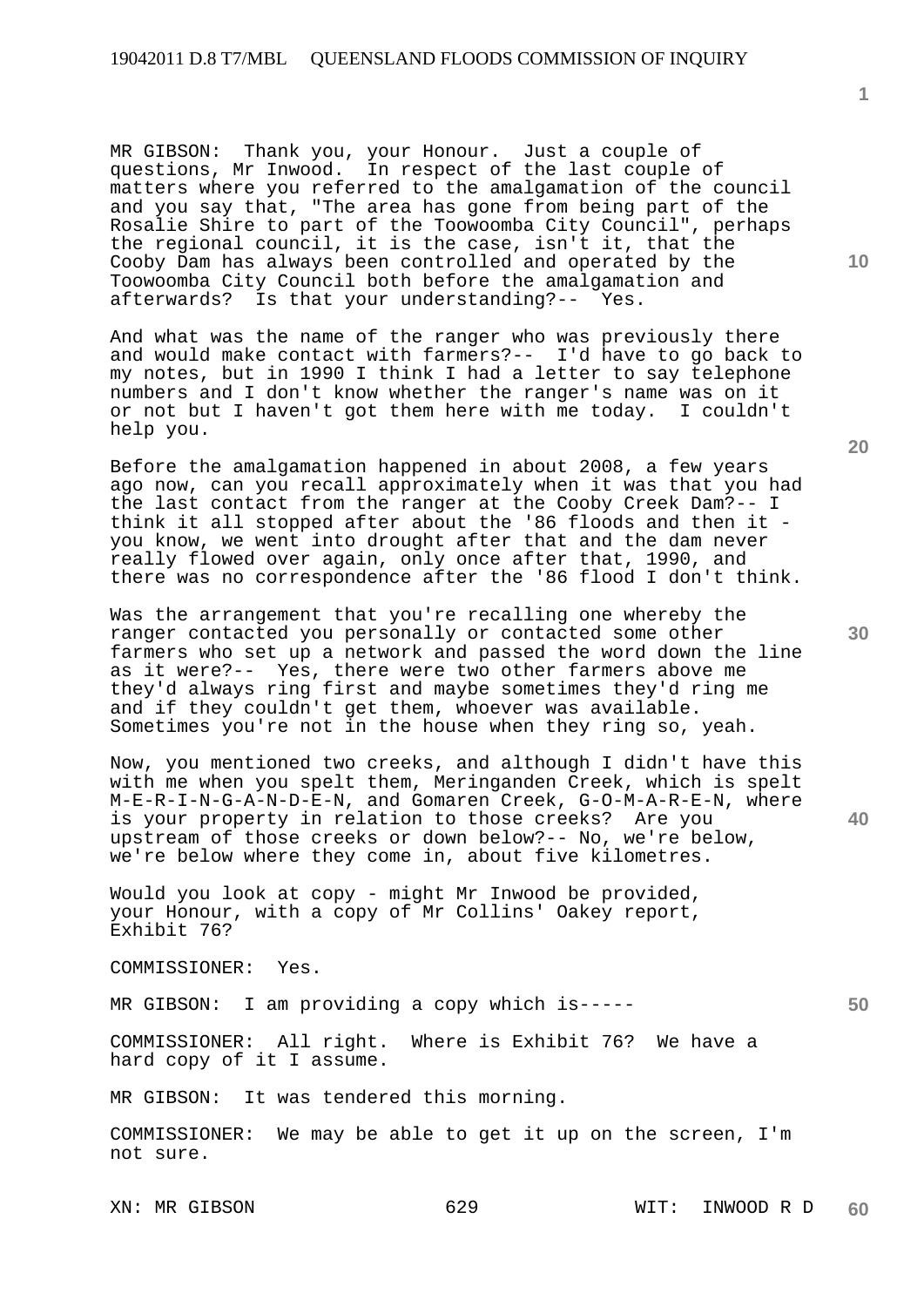MR GIBSON: Thank you, your Honour. Just a couple of questions, Mr Inwood. In respect of the last couple of matters where you referred to the amalgamation of the council and you say that, "The area has gone from being part of the Rosalie Shire to part of the Toowoomba City Council", perhaps the regional council, it is the case, isn't it, that the Cooby Dam has always been controlled and operated by the Toowoomba City Council both before the amalgamation and afterwards? Is that your understanding?-- Yes.

And what was the name of the ranger who was previously there and would make contact with farmers?-- I'd have to go back to my notes, but in 1990 I think I had a letter to say telephone numbers and I don't know whether the ranger's name was on it or not but I haven't got them here with me today. I couldn't help you.

Before the amalgamation happened in about 2008, a few years ago now, can you recall approximately when it was that you had the last contact from the ranger at the Cooby Creek Dam?-- I think it all stopped after about the '86 floods and then it - you know, we went into drought after that and the dam never really flowed over again, only once after that, 1990, and there was no correspondence after the '86 flood I don't think.

Was the arrangement that you're recalling one whereby the ranger contacted you personally or contacted some other farmers who set up a network and passed the word down the line as it were?-- Yes, there were two other farmers above me they'd always ring first and maybe sometimes they'd ring me and if they couldn't get them, whoever was available. Sometimes you're not in the house when they ring so, yeah.

Now, you mentioned two creeks, and although I didn't have this with me when you spelt them, Meringanden Creek, which is spelt M-E-R-I-N-G-A-N-D-E-N, and Gomaren Creek, G-O-M-A-R-E-N, where is your property in relation to those creeks? Are you upstream of those creeks or down below?-- No, we're below, we're below where they come in, about five kilometres.

Would you look at copy - might Mr Inwood be provided, your Honour, with a copy of Mr Collins' Oakey report, Exhibit 76?

COMMISSIONER: Yes.

MR GIBSON: I am providing a copy which is-----

COMMISSIONER: All right. Where is Exhibit 76? We have a hard copy of it I assume.

MR GIBSON: It was tendered this morning.

COMMISSIONER: We may be able to get it up on the screen, I'm not sure.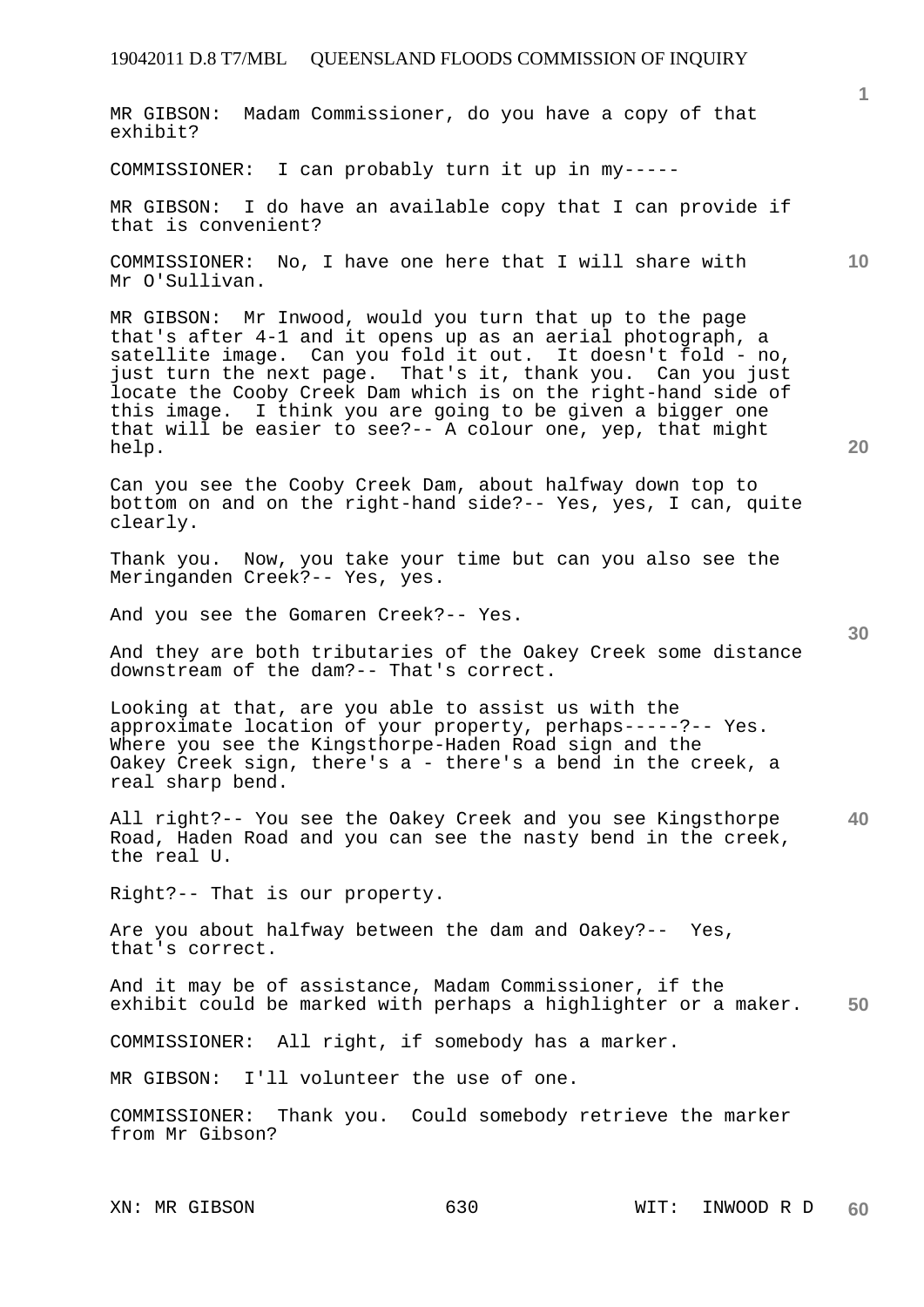MR GIBSON: Madam Commissioner, do you have a copy of that exhibit?

COMMISSIONER: I can probably turn it up in my-----

MR GIBSON: I do have an available copy that I can provide if that is convenient?

COMMISSIONER: No, I have one here that I will share with Mr O'Sullivan.

MR GIBSON: Mr Inwood, would you turn that up to the page that's after 4-1 and it opens up as an aerial photograph, a satellite image. Can you fold it out. It doesn't fold - no, just turn the next page. That's it, thank you. Can you just locate the Cooby Creek Dam which is on the right-hand side of this image. I think you are going to be given a bigger one that will be easier to see?-- A colour one, yep, that might help.

Can you see the Cooby Creek Dam, about halfway down top to bottom on and on the right-hand side?-- Yes, yes, I can, quite clearly.

Thank you. Now, you take your time but can you also see the Meringanden Creek?-- Yes, yes.

And you see the Gomaren Creek?-- Yes.

And they are both tributaries of the Oakey Creek some distance downstream of the dam?-- That's correct.

Looking at that, are you able to assist us with the approximate location of your property, perhaps-----?-- Yes. Where you see the Kingsthorpe-Haden Road sign and the Oakey Creek sign, there's a - there's a bend in the creek, a real sharp bend.

All right?-- You see the Oakey Creek and you see Kingsthorpe Road, Haden Road and you can see the nasty bend in the creek, the real U.

Right?-- That is our property.

Are you about halfway between the dam and Oakey?-- Yes, that's correct.

And it may be of assistance, Madam Commissioner, if the exhibit could be marked with perhaps a highlighter or a maker.

COMMISSIONER: All right, if somebody has a marker.

MR GIBSON: I'll volunteer the use of one.

COMMISSIONER: Thank you. Could somebody retrieve the marker from Mr Gibson?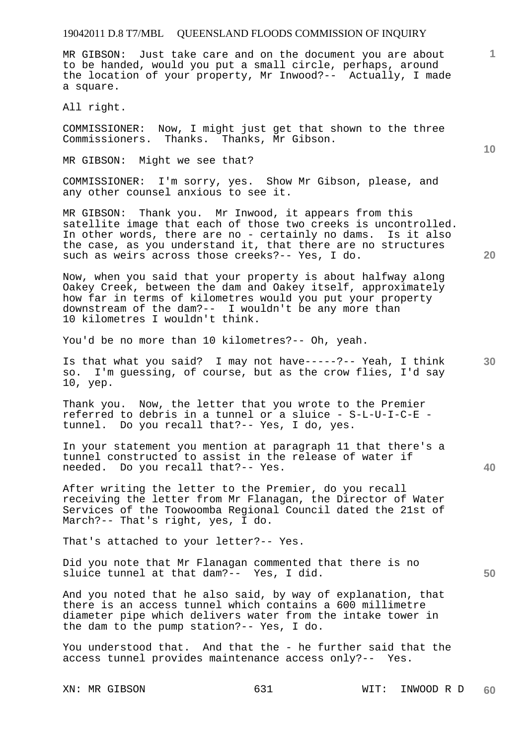MR GIBSON: Just take care and on the document you are about to be handed, would you put a small circle, perhaps, around the location of your property, Mr Inwood?-- Actually, I made a square.

All right.

COMMISSIONER: Now, I might just get that shown to the three Commissioners. Thanks. Thanks, Mr Gibson.

MR GIBSON: Might we see that?

COMMISSIONER: I'm sorry, yes. Show Mr Gibson, please, and any other counsel anxious to see it.

MR GIBSON: Thank you. Mr Inwood, it appears from this satellite image that each of those two creeks is uncontrolled. In other words, there are no - certainly no dams. Is it also the case, as you understand it, that there are no structures such as weirs across those creeks?-- Yes, I do.

Now, when you said that your property is about halfway along Oakey Creek, between the dam and Oakey itself, approximately how far in terms of kilometres would you put your property downstream of the dam?-- I wouldn't be any more than 10 kilometres I wouldn't think.

You'd be no more than 10 kilometres?-- Oh, yeah.

Is that what you said? I may not have-----?-- Yeah, I think so. I'm guessing, of course, but as the crow flies, I'd say 10, yep.

Thank you. Now, the letter that you wrote to the Premier referred to debris in a tunnel or a sluice - S-L-U-I-C-E - tunnel. Do you recall that?-- Yes, I do, yes.

In your statement you mention at paragraph 11 that there's a tunnel constructed to assist in the release of water if needed. Do you recall that?-- Yes.

After writing the letter to the Premier, do you recall receiving the letter from Mr Flanagan, the Director of Water Services of the Toowoomba Regional Council dated the 21st of March?-- That's right, yes, I do.

That's attached to your letter?-- Yes.

Did you note that Mr Flanagan commented that there is no sluice tunnel at that dam?-- Yes, I did.

And you noted that he also said, by way of explanation, that there is an access tunnel which contains a 600 millimetre diameter pipe which delivers water from the intake tower in the dam to the pump station?-- Yes, I do.

You understood that. And that the - he further said that the access tunnel provides maintenance access only?-- Yes.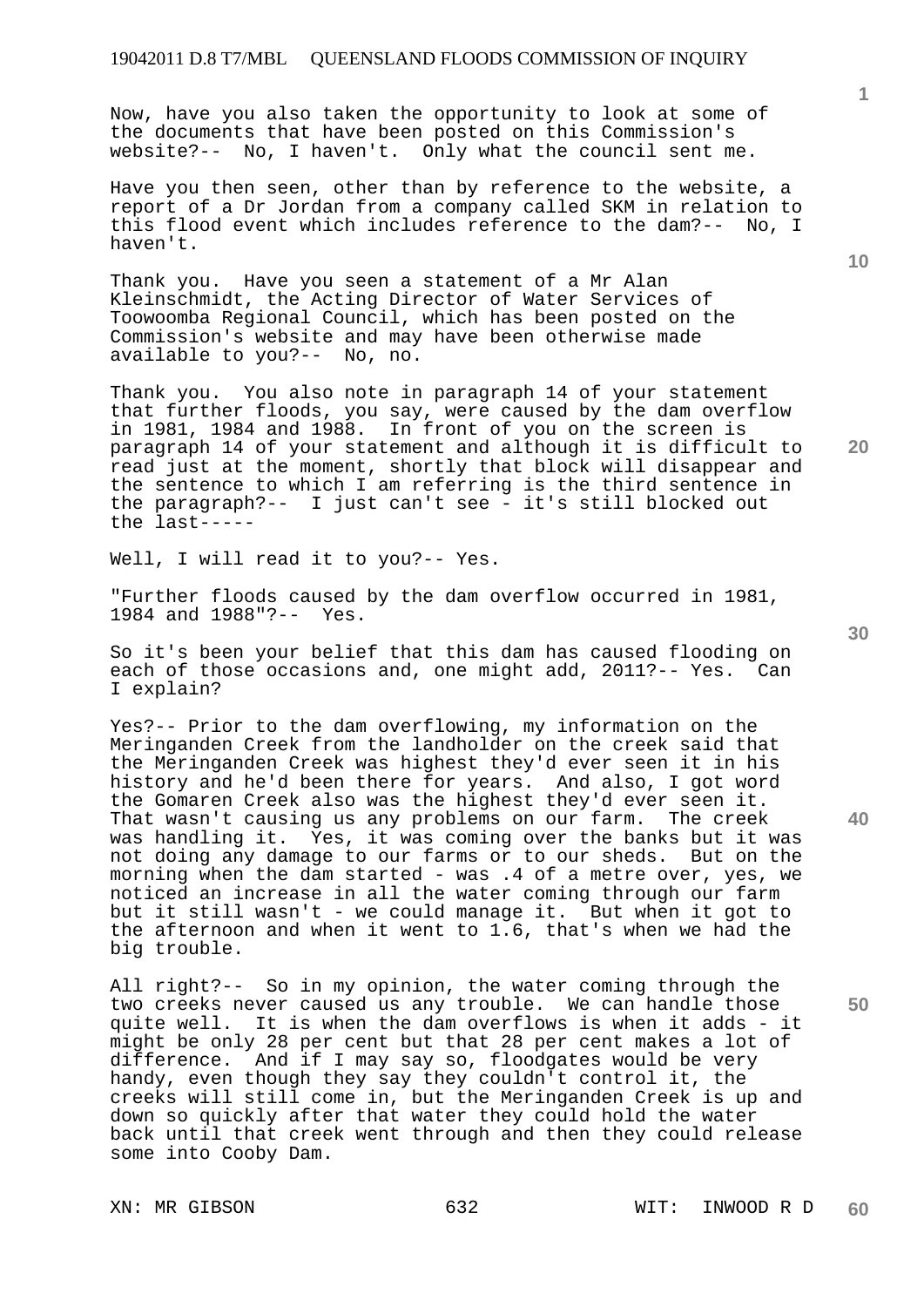Now, have you also taken the opportunity to look at some of the documents that have been posted on this Commission's website?-- No, I haven't. Only what the council sent me.

Have you then seen, other than by reference to the website, a report of a Dr Jordan from a company called SKM in relation to this flood event which includes reference to the dam?-- No, I haven't.

Thank you. Have you seen a statement of a Mr Alan Kleinschmidt, the Acting Director of Water Services of Toowoomba Regional Council, which has been posted on the Commission's website and may have been otherwise made available to you?-- No, no.

Thank you. You also note in paragraph 14 of your statement that further floods, you say, were caused by the dam overflow in 1981, 1984 and 1988. In front of you on the screen is paragraph 14 of your statement and although it is difficult to read just at the moment, shortly that block will disappear and the sentence to which I am referring is the third sentence in the paragraph?-- I just can't see - it's still blocked out the last-----

Well, I will read it to you?-- Yes.

"Further floods caused by the dam overflow occurred in 1981, 1984 and 1988"?-- Yes.

So it's been your belief that this dam has caused flooding on each of those occasions and, one might add, 2011?-- Yes. Can I explain?

Yes?-- Prior to the dam overflowing, my information on the Meringanden Creek from the landholder on the creek said that the Meringanden Creek was highest they'd ever seen it in his history and he'd been there for years. And also, I got word the Gomaren Creek also was the highest they'd ever seen it. That wasn't causing us any problems on our farm. The creek was handling it. Yes, it was coming over the banks but it was not doing any damage to our farms or to our sheds. But on the morning when the dam started - was .4 of a metre over, yes, we noticed an increase in all the water coming through our farm but it still wasn't - we could manage it. But when it got to the afternoon and when it went to 1.6, that's when we had the big trouble.

All right?-- So in my opinion, the water coming through the two creeks never caused us any trouble. We can handle those quite well. It is when the dam overflows is when it adds - it might be only 28 per cent but that 28 per cent makes a lot of difference. And if I may say so, floodgates would be very handy, even though they say they couldn't control it, the creeks will still come in, but the Meringanden Creek is up and down so quickly after that water they could hold the water back until that creek went through and then they could release some into Cooby Dam.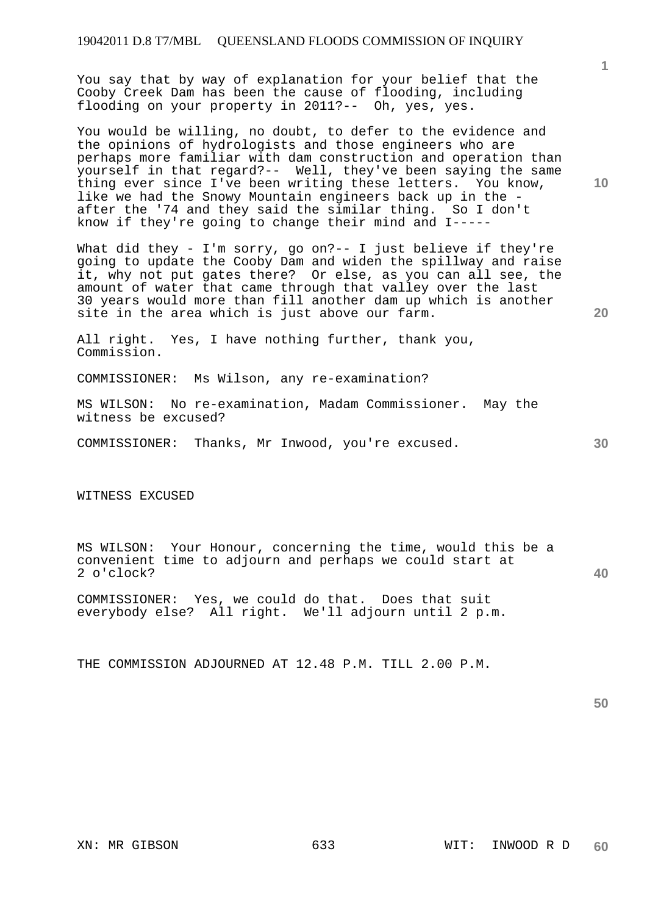You say that by way of explanation for your belief that the Cooby Creek Dam has been the cause of flooding, including flooding on your property in 2011?-- Oh, yes, yes.

You would be willing, no doubt, to defer to the evidence and the opinions of hydrologists and those engineers who are perhaps more familiar with dam construction and operation than yourself in that regard?-- Well, they've been saying the same thing ever since I've been writing these letters. You know, like we had the Snowy Mountain engineers back up in the - after the '74 and they said the similar thing. So I don't know if they're going to change their mind and I-----

What did they - I'm sorry, go on?-- I just believe if they're going to update the Cooby Dam and widen the spillway and raise it, why not put gates there? Or else, as you can all see, the amount of water that came through that valley over the last 30 years would more than fill another dam up which is another site in the area which is just above our farm.

All right. Yes, I have nothing further, thank you, Commission.

COMMISSIONER: Ms Wilson, any re-examination?

MS WILSON: No re-examination, Madam Commissioner. May the witness be excused?

COMMISSIONER: Thanks, Mr Inwood, you're excused.

WITNESS EXCUSED

MS WILSON: Your Honour, concerning the time, would this be a convenient time to adjourn and perhaps we could start at 2 o'clock?

COMMISSIONER: Yes, we could do that. Does that suit everybody else? All right. We'll adjourn until 2 p.m.

THE COMMISSION ADJOURNED AT 12.48 P.M. TILL 2.00 P.M.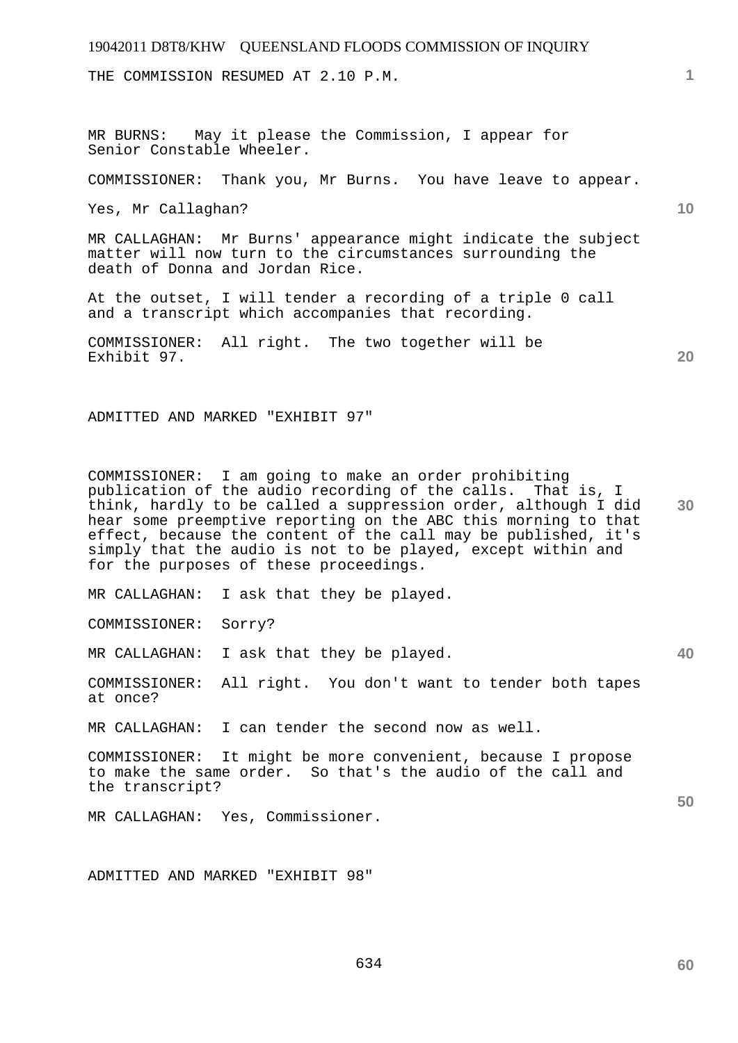THE COMMISSION RESUMED AT 2.10 P.M.

MR BURNS: May it please the Commission, I appear for Senior Constable Wheeler.

COMMISSIONER: Thank you, Mr Burns. You have leave to appear.

Yes, Mr Callaghan?

MR CALLAGHAN: Mr Burns' appearance might indicate the subject matter will now turn to the circumstances surrounding the death of Donna and Jordan Rice.

At the outset, I will tender a recording of a triple 0 call and a transcript which accompanies that recording.

COMMISSIONER: All right. The two together will be Exhibit 97.

ADMITTED AND MARKED "EXHIBIT 97"

COMMISSIONER: I am going to make an order prohibiting publication of the audio recording of the calls. That is, I think, hardly to be called a suppression order, although I did hear some preemptive reporting on the ABC this morning to that effect, because the content of the call may be published, it's simply that the audio is not to be played, except within and for the purposes of these proceedings.

MR CALLAGHAN: I ask that they be played.

COMMISSIONER: Sorry?

MR CALLAGHAN: I ask that they be played.

COMMISSIONER: All right. You don't want to tender both tapes at once?

MR CALLAGHAN: I can tender the second now as well.

COMMISSIONER: It might be more convenient, because I propose to make the same order. So that's the audio of the call and the transcript?

MR CALLAGHAN: Yes, Commissioner.

ADMITTED AND MARKED "EXHIBIT 98"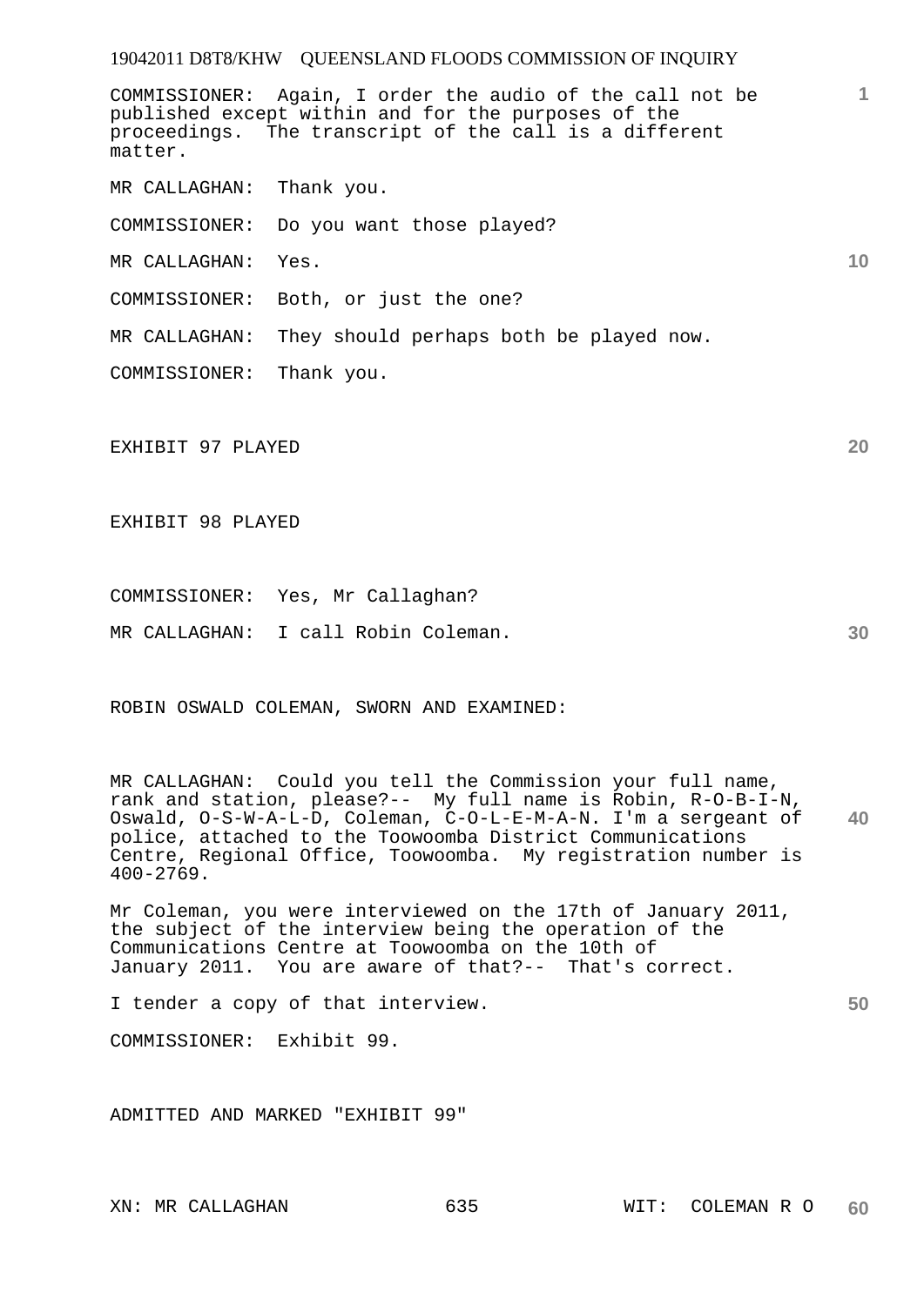COMMISSIONER: Again, I order the audio of the call not be published except within and for the purposes of the proceedings. The transcript of the call is a different matter.

MR CALLAGHAN: Thank you.

COMMISSIONER: Do you want those played?

MR CALLAGHAN: Yes.

COMMISSIONER: Both, or just the one?

MR CALLAGHAN: They should perhaps both be played now.

COMMISSIONER: Thank you.

EXHIBIT 97 PLAYED

EXHIBIT 98 PLAYED

COMMISSIONER: Yes, Mr Callaghan?

MR CALLAGHAN: I call Robin Coleman.

ROBIN OSWALD COLEMAN, SWORN AND EXAMINED:

MR CALLAGHAN: Could you tell the Commission your full name, rank and station, please?-- My full name is Robin, R-O-B-I-N, Oswald, O-S-W-A-L-D, Coleman, C-O-L-E-M-A-N. I'm a sergeant of police, attached to the Toowoomba District Communications Centre, Regional Office, Toowoomba. My registration number is 400-2769.

Mr Coleman, you were interviewed on the 17th of January 2011, the subject of the interview being the operation of the Communications Centre at Toowoomba on the 10th of January 2011. You are aware of that?-- That's correct.

I tender a copy of that interview.

COMMISSIONER: Exhibit 99.

ADMITTED AND MARKED "EXHIBIT 99"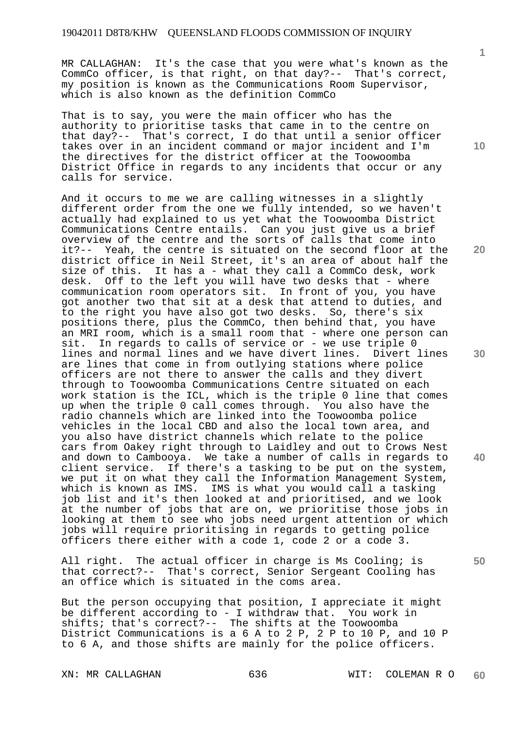MR CALLAGHAN: It's the case that you were what's known as the CommCo officer, is that right, on that day?-- That's correct, my position is known as the Communications Room Supervisor, which is also known as the definition CommCo

That is to say, you were the main officer who has the authority to prioritise tasks that came in to the centre on that day?-- That's correct, I do that until a senior officer takes over in an incident command or major incident and I'm the directives for the district officer at the Toowoomba District Office in regards to any incidents that occur or any calls for service.

And it occurs to me we are calling witnesses in a slightly different order from the one we fully intended, so we haven't actually had explained to us yet what the Toowoomba District Communications Centre entails. Can you just give us a brief overview of the centre and the sorts of calls that come into it?-- Yeah, the centre is situated on the second floor at the district office in Neil Street, it's an area of about half the size of this. It has a - what they call a CommCo desk, work desk. Off to the left you will have two desks that - where communication room operators sit. In front of you, you have got another two that sit at a desk that attend to duties, and to the right you have also got two desks. So, there's six positions there, plus the CommCo, then behind that, you have an MRI room, which is a small room that - where one person can sit. In regards to calls of service or - we use triple 0 lines and normal lines and we have divert lines. Divert lines are lines that come in from outlying stations where police officers are not there to answer the calls and they divert through to Toowoomba Communications Centre situated on each work station is the ICL, which is the triple 0 line that comes up when the triple 0 call comes through. You also have the radio channels which are linked into the Toowoomba police vehicles in the local CBD and also the local town area, and you also have district channels which relate to the police cars from Oakey right through to Laidley and out to Crows Nest and down to Cambooya. We take a number of calls in regards to client service. If there's a tasking to be put on the system, we put it on what they call the Information Management System, which is known as IMS. IMS is what you would call a tasking job list and it's then looked at and prioritised, and we look at the number of jobs that are on, we prioritise those jobs in looking at them to see who jobs need urgent attention or which jobs will require prioritising in regards to getting police officers there either with a code 1, code 2 or a code 3.

All right. The actual officer in charge is Ms Cooling; is that correct?-- That's correct, Senior Sergeant Cooling has an office which is situated in the coms area.

But the person occupying that position, I appreciate it might be different according to - I withdraw that. You work in shifts; that's correct?-- The shifts at the Toowoomba District Communications is a 6 A to 2 P, 2 P to 10 P, and 10 P to 6 A, and those shifts are mainly for the police officers.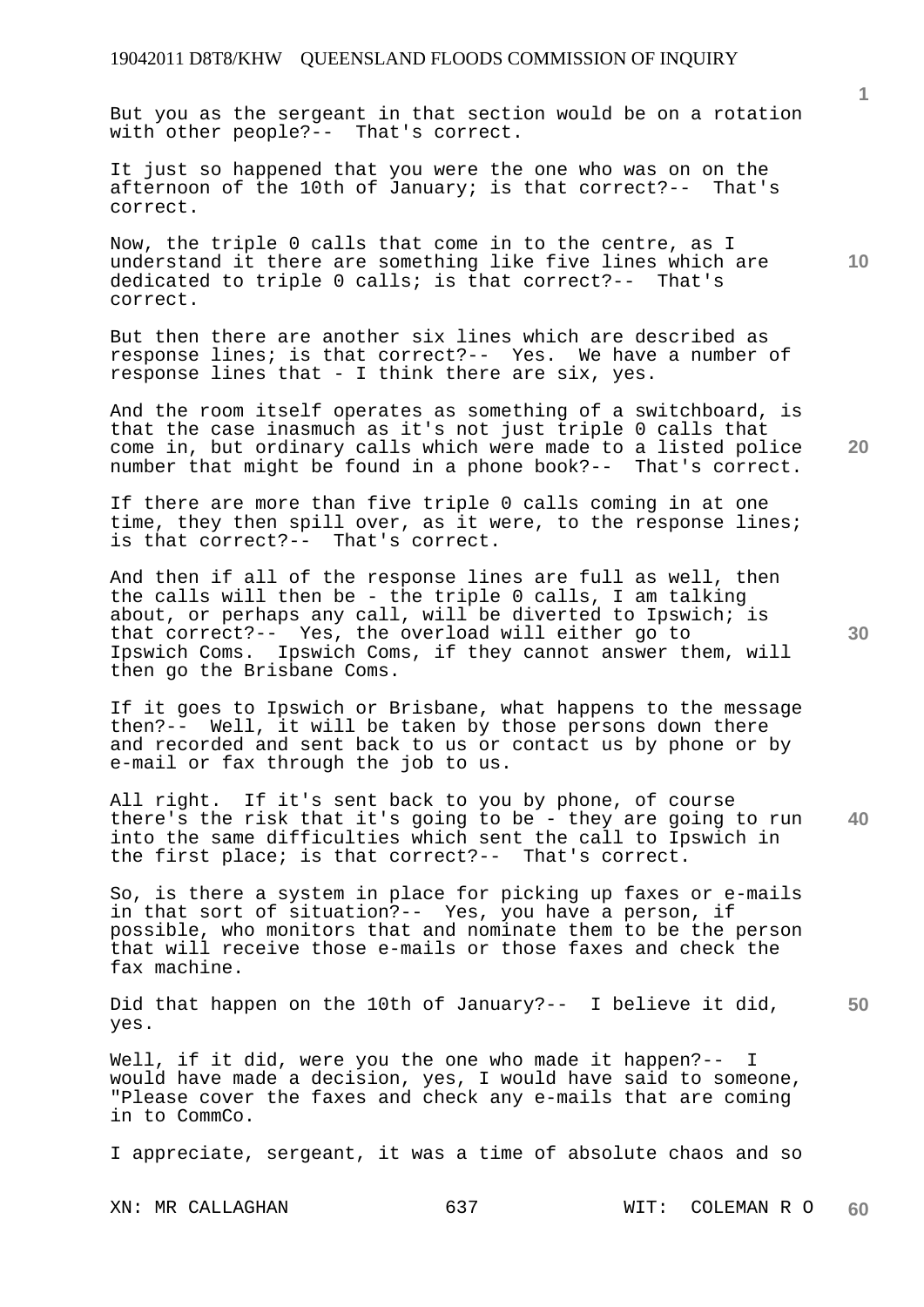But you as the sergeant in that section would be on a rotation with other people?-- That's correct.

It just so happened that you were the one who was on on the afternoon of the 10th of January; is that correct?-- That's correct.

Now, the triple 0 calls that come in to the centre, as I understand it there are something like five lines which are dedicated to triple 0 calls; is that correct?-- That's correct.

But then there are another six lines which are described as response lines; is that correct?-- Yes. We have a number of response lines that - I think there are six, yes.

And the room itself operates as something of a switchboard, is that the case inasmuch as it's not just triple 0 calls that come in, but ordinary calls which were made to a listed police number that might be found in a phone book?-- That's correct.

If there are more than five triple 0 calls coming in at one time, they then spill over, as it were, to the response lines; is that correct?-- That's correct.

And then if all of the response lines are full as well, then the calls will then be - the triple 0 calls, I am talking about, or perhaps any call, will be diverted to Ipswich; is that correct?-- Yes, the overload will either go to Ipswich Coms. Ipswich Coms, if they cannot answer them, will then go the Brisbane Coms.

If it goes to Ipswich or Brisbane, what happens to the message then?-- Well, it will be taken by those persons down there and recorded and sent back to us or contact us by phone or by e-mail or fax through the job to us.

All right. If it's sent back to you by phone, of course there's the risk that it's going to be - they are going to run into the same difficulties which sent the call to Ipswich in the first place; is that correct?-- That's correct.

So, is there a system in place for picking up faxes or e-mails in that sort of situation?-- Yes, you have a person, if possible, who monitors that and nominate them to be the person that will receive those e-mails or those faxes and check the fax machine.

Did that happen on the 10th of January?-- I believe it did, yes.

Well, if it did, were you the one who made it happen?-- I would have made a decision, yes, I would have said to someone, "Please cover the faxes and check any e-mails that are coming in to CommCo.

I appreciate, sergeant, it was a time of absolute chaos and so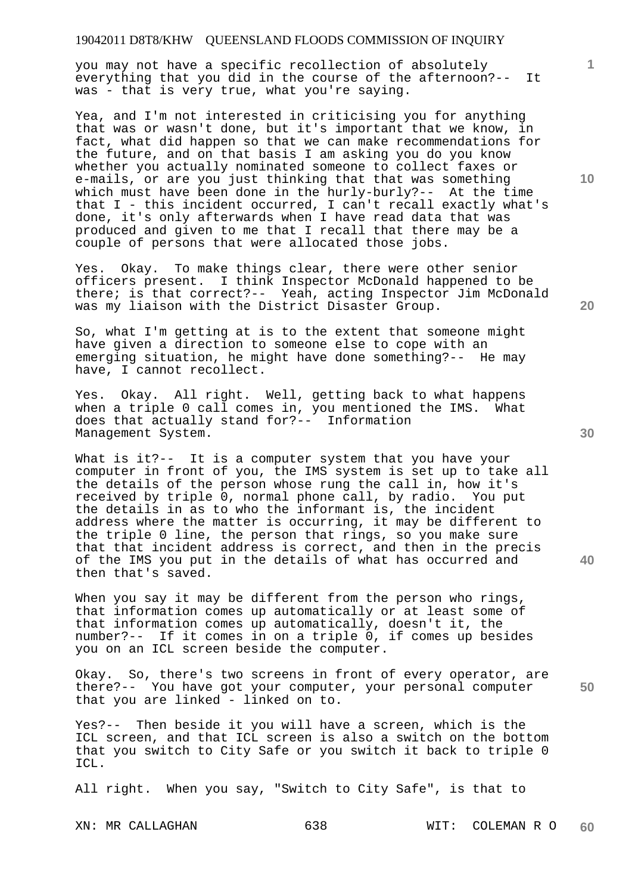you may not have a specific recollection of absolutely everything that you did in the course of the afternoon?-- It was - that is very true, what you're saying.

Yea, and I'm not interested in criticising you for anything that was or wasn't done, but it's important that we know, in fact, what did happen so that we can make recommendations for the future, and on that basis I am asking you do you know whether you actually nominated someone to collect faxes or e-mails, or are you just thinking that that was something which must have been done in the hurly-burly?-- At the time that I - this incident occurred, I can't recall exactly what's done, it's only afterwards when I have read data that was produced and given to me that I recall that there may be a couple of persons that were allocated those jobs.

Yes. Okay. To make things clear, there were other senior officers present. I think Inspector McDonald happened to be there; is that correct?-- Yeah, acting Inspector Jim McDonald was my liaison with the District Disaster Group.

So, what I'm getting at is to the extent that someone might have given a direction to someone else to cope with an emerging situation, he might have done something?-- He may have, I cannot recollect.

Yes. Okay. All right. Well, getting back to what happens when a triple 0 call comes in, you mentioned the IMS. What does that actually stand for?-- Information Management System.

What is it?-- It is a computer system that you have your computer in front of you, the IMS system is set up to take all the details of the person whose rung the call in, how it's received by triple 0, normal phone call, by radio. You put the details in as to who the informant is, the incident address where the matter is occurring, it may be different to the triple 0 line, the person that rings, so you make sure that that incident address is correct, and then in the precis of the IMS you put in the details of what has occurred and then that's saved.

When you say it may be different from the person who rings, that information comes up automatically or at least some of that information comes up automatically, doesn't it, the number?-- If it comes in on a triple 0, if comes up besides you on an ICL screen beside the computer.

Okay. So, there's two screens in front of every operator, are there?-- You have got your computer, your personal computer that you are linked - linked on to.

Yes?-- Then beside it you will have a screen, which is the ICL screen, and that ICL screen is also a switch on the bottom that you switch to City Safe or you switch it back to triple 0 ICL.

All right. When you say, "Switch to City Safe", is that to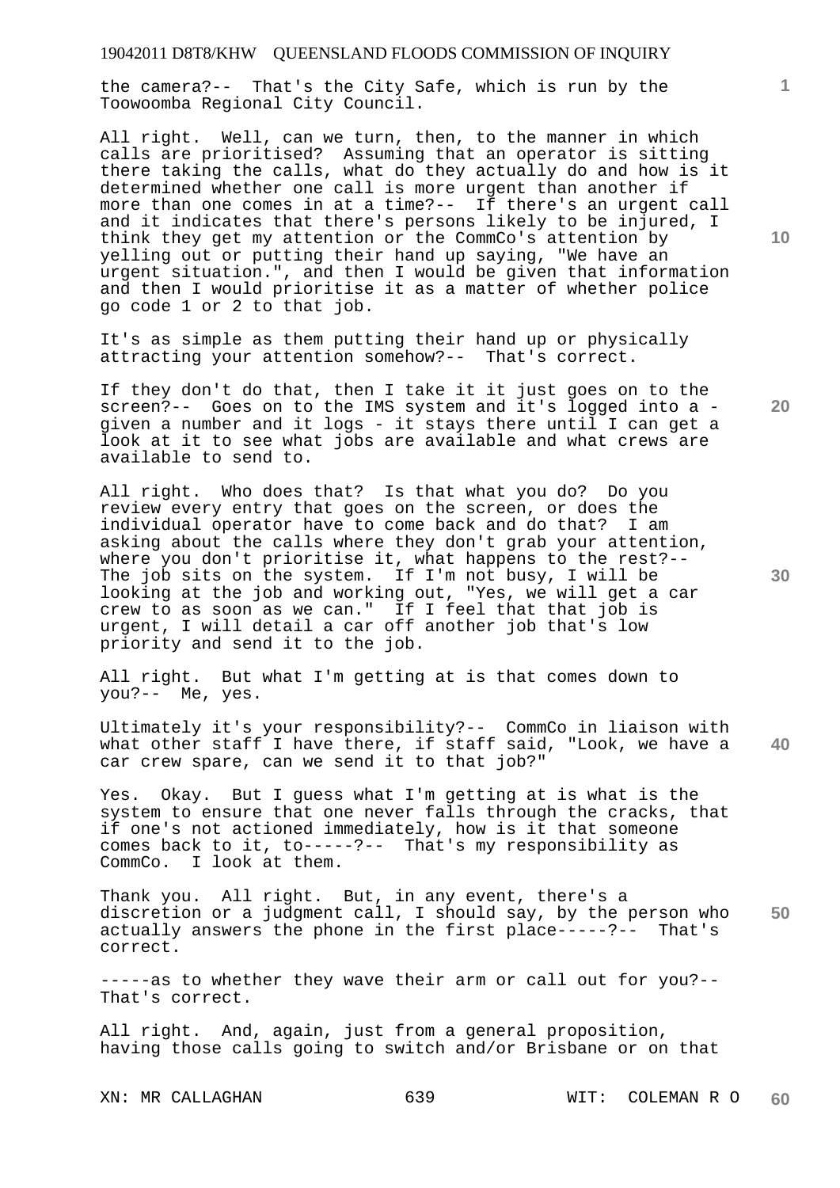the camera?-- That's the City Safe, which is run by the Toowoomba Regional City Council.

All right. Well, can we turn, then, to the manner in which calls are prioritised? Assuming that an operator is sitting there taking the calls, what do they actually do and how is it determined whether one call is more urgent than another if more than one comes in at a time?-- If there's an urgent call and it indicates that there's persons likely to be injured, I think they get my attention or the CommCo's attention by yelling out or putting their hand up saying, "We have an urgent situation.", and then I would be given that information and then I would prioritise it as a matter of whether police go code 1 or 2 to that job.

It's as simple as them putting their hand up or physically attracting your attention somehow?-- That's correct.

If they don't do that, then I take it it just goes on to the screen?-- Goes on to the IMS system and it's logged into a - given a number and it logs - it stays there until I can get a look at it to see what jobs are available and what crews are available to send to.

All right. Who does that? Is that what you do? Do you review every entry that goes on the screen, or does the individual operator have to come back and do that? I am asking about the calls where they don't grab your attention, where you don't prioritise it, what happens to the rest?-- The job sits on the system. If I'm not busy, I will be looking at the job and working out, "Yes, we will get a car crew to as soon as we can." If I feel that that job is urgent, I will detail a car off another job that's low priority and send it to the job.

All right. But what I'm getting at is that comes down to you?-- Me, yes.

Ultimately it's your responsibility?-- CommCo in liaison with what other staff I have there, if staff said, "Look, we have a car crew spare, can we send it to that job?"

Yes. Okay. But I guess what I'm getting at is what is the system to ensure that one never falls through the cracks, that if one's not actioned immediately, how is it that someone comes back to it, to-----?-- That's my responsibility as CommCo. I look at them.

Thank you. All right. But, in any event, there's a discretion or a judgment call, I should say, by the person who actually answers the phone in the first place-----?-- That's correct.

-----as to whether they wave their arm or call out for you?-- That's correct.

All right. And, again, just from a general proposition, having those calls going to switch and/or Brisbane or on that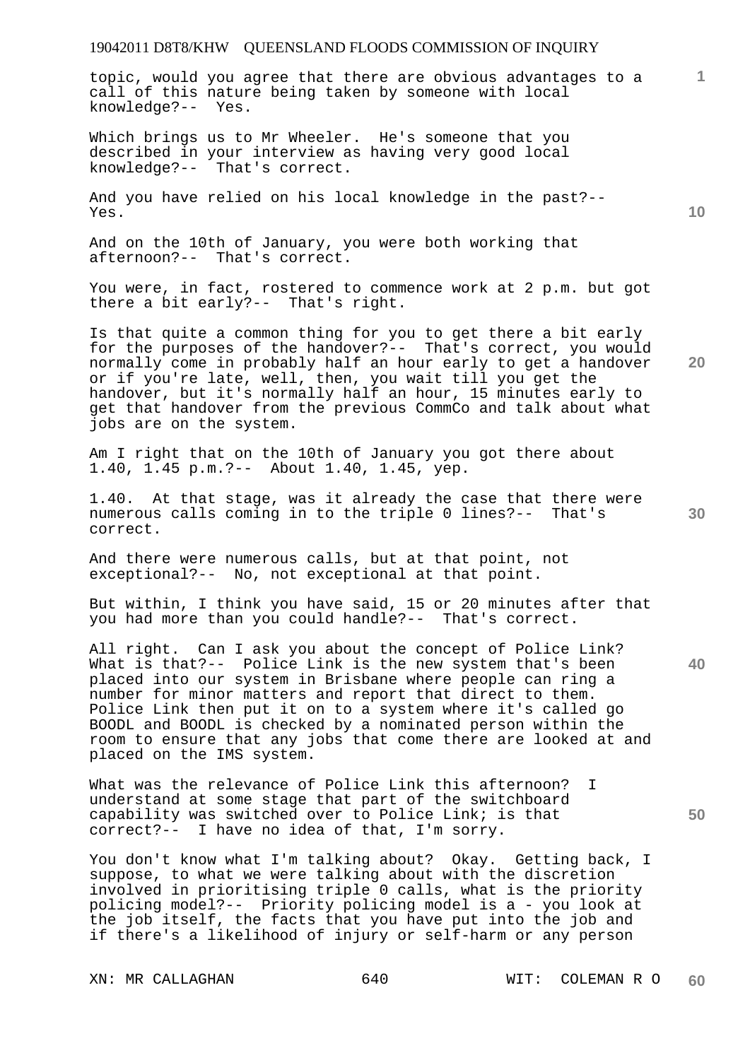topic, would you agree that there are obvious advantages to a call of this nature being taken by someone with local knowledge?-- Yes.

Which brings us to Mr Wheeler. He's someone that you described in your interview as having very good local knowledge?-- That's correct.

And you have relied on his local knowledge in the past?-- Yes.

And on the 10th of January, you were both working that afternoon?-- That's correct.

You were, in fact, rostered to commence work at 2 p.m. but got there a bit early?-- That's right.

Is that quite a common thing for you to get there a bit early for the purposes of the handover?-- That's correct, you would normally come in probably half an hour early to get a handover or if you're late, well, then, you wait till you get the handover, but it's normally half an hour, 15 minutes early to get that handover from the previous CommCo and talk about what jobs are on the system.

Am I right that on the 10th of January you got there about 1.40, 1.45 p.m.?-- About 1.40, 1.45, yep.

1.40. At that stage, was it already the case that there were numerous calls coming in to the triple 0 lines?-- That's correct.

And there were numerous calls, but at that point, not exceptional?-- No, not exceptional at that point.

But within, I think you have said, 15 or 20 minutes after that you had more than you could handle?-- That's correct.

All right. Can I ask you about the concept of Police Link? What is that?-- Police Link is the new system that's been placed into our system in Brisbane where people can ring a number for minor matters and report that direct to them. Police Link then put it on to a system where it's called go BOODL and BOODL is checked by a nominated person within the room to ensure that any jobs that come there are looked at and placed on the IMS system.

What was the relevance of Police Link this afternoon? I understand at some stage that part of the switchboard capability was switched over to Police Link; is that correct?-- I have no idea of that, I'm sorry.

You don't know what I'm talking about? Okay. Getting back, I suppose, to what we were talking about with the discretion involved in prioritising triple 0 calls, what is the priority policing model?-- Priority policing model is a - you look at the job itself, the facts that you have put into the job and if there's a likelihood of injury or self-harm or any person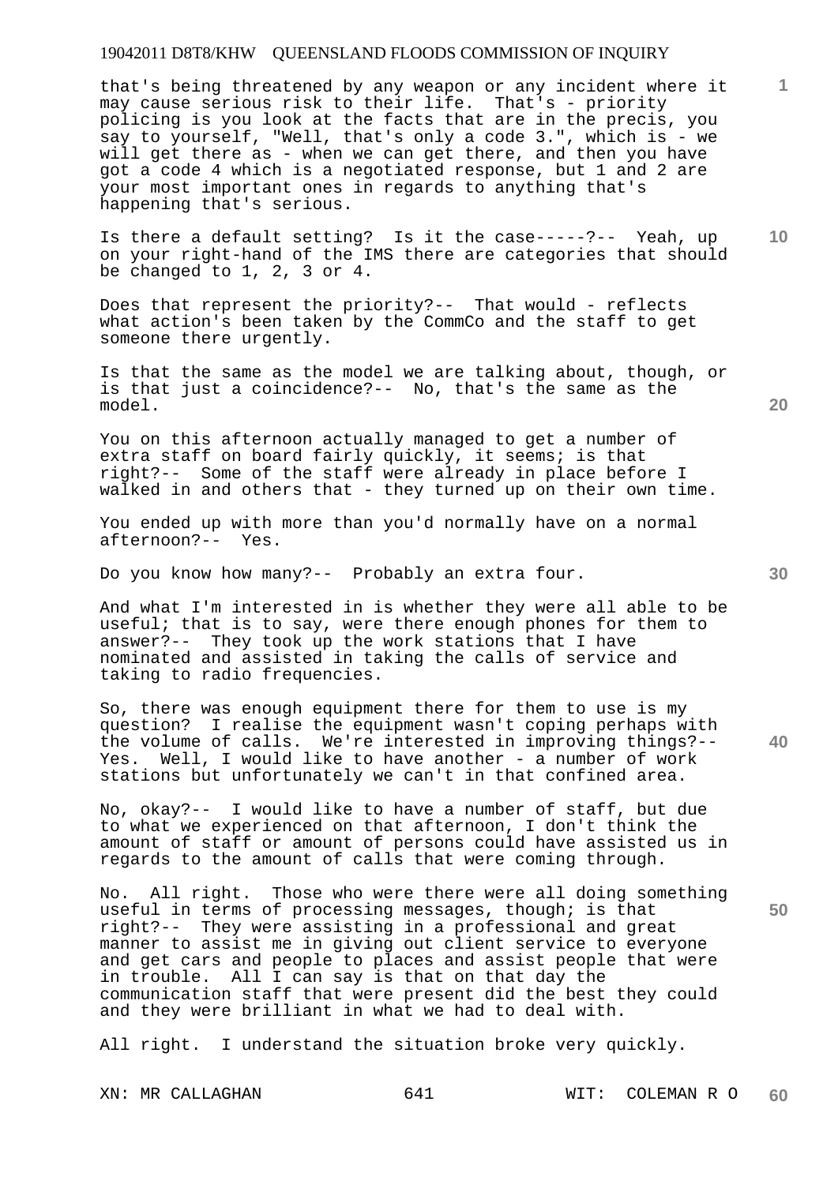that's being threatened by any weapon or any incident where it may cause serious risk to their life. That's - priority policing is you look at the facts that are in the precis, you say to yourself, "Well, that's only a code 3.", which is - we will get there as - when we can get there, and then you have got a code 4 which is a negotiated response, but 1 and 2 are your most important ones in regards to anything that's happening that's serious.

Is there a default setting? Is it the case-----?-- Yeah, up on your right-hand of the IMS there are categories that should be changed to 1, 2, 3 or 4.

Does that represent the priority?-- That would - reflects what action's been taken by the CommCo and the staff to get someone there urgently.

Is that the same as the model we are talking about, though, or is that just a coincidence?-- No, that's the same as the model.

You on this afternoon actually managed to get a number of extra staff on board fairly quickly, it seems; is that right?-- Some of the staff were already in place before I walked in and others that - they turned up on their own time.

You ended up with more than you'd normally have on a normal afternoon?-- Yes.

Do you know how many?-- Probably an extra four.

And what I'm interested in is whether they were all able to be useful; that is to say, were there enough phones for them to answer?-- They took up the work stations that I have nominated and assisted in taking the calls of service and taking to radio frequencies.

So, there was enough equipment there for them to use is my question? I realise the equipment wasn't coping perhaps with the volume of calls. We're interested in improving things?-- Yes. Well, I would like to have another - a number of work stations but unfortunately we can't in that confined area.

No, okay?-- I would like to have a number of staff, but due to what we experienced on that afternoon, I don't think the amount of staff or amount of persons could have assisted us in regards to the amount of calls that were coming through.

No. All right. Those who were there were all doing something useful in terms of processing messages, though; is that right?-- They were assisting in a professional and great manner to assist me in giving out client service to everyone and get cars and people to places and assist people that were in trouble. All I can say is that on that day the communication staff that were present did the best they could and they were brilliant in what we had to deal with.

All right. I understand the situation broke very quickly.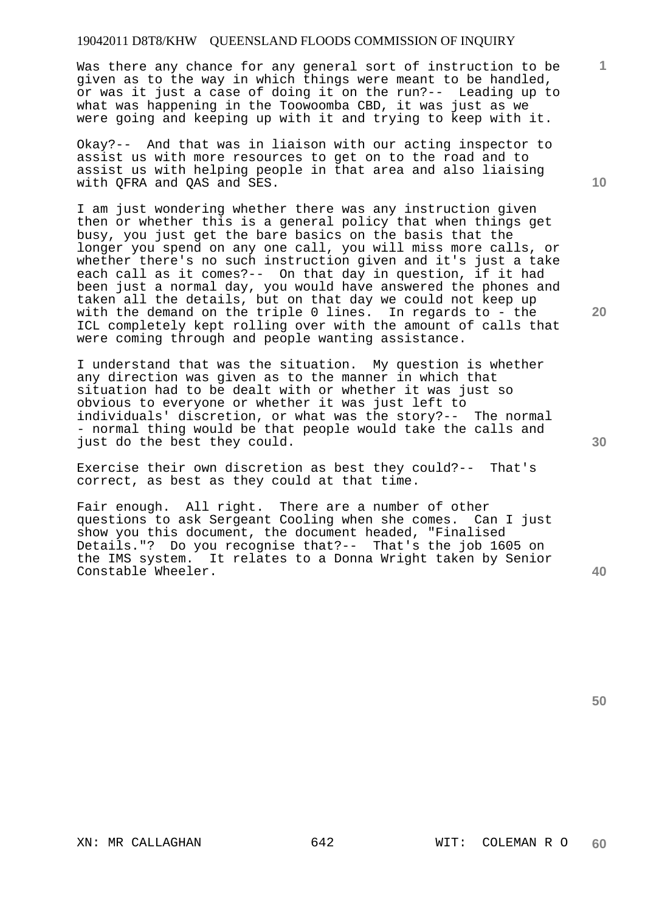Was there any chance for any general sort of instruction to be given as to the way in which things were meant to be handled, or was it just a case of doing it on the run?-- Leading up to what was happening in the Toowoomba CBD, it was just as we were going and keeping up with it and trying to keep with it.

Okay?-- And that was in liaison with our acting inspector to assist us with more resources to get on to the road and to assist us with helping people in that area and also liaising with QFRA and QAS and SES.

I am just wondering whether there was any instruction given then or whether this is a general policy that when things get busy, you just get the bare basics on the basis that the longer you spend on any one call, you will miss more calls, or whether there's no such instruction given and it's just a take each call as it comes?-- On that day in question, if it had been just a normal day, you would have answered the phones and taken all the details, but on that day we could not keep up with the demand on the triple 0 lines. In regards to - the ICL completely kept rolling over with the amount of calls that were coming through and people wanting assistance.

I understand that was the situation. My question is whether any direction was given as to the manner in which that situation had to be dealt with or whether it was just so obvious to everyone or whether it was just left to individuals' discretion, or what was the story?-- The normal - normal thing would be that people would take the calls and just do the best they could.

Exercise their own discretion as best they could?-- That's correct, as best as they could at that time.

Fair enough. All right. There are a number of other questions to ask Sergeant Cooling when she comes. Can I just show you this document, the document headed, "Finalised Details."? Do you recognise that?-- That's the job 1605 on the IMS system. It relates to a Donna Wright taken by Senior Constable Wheeler.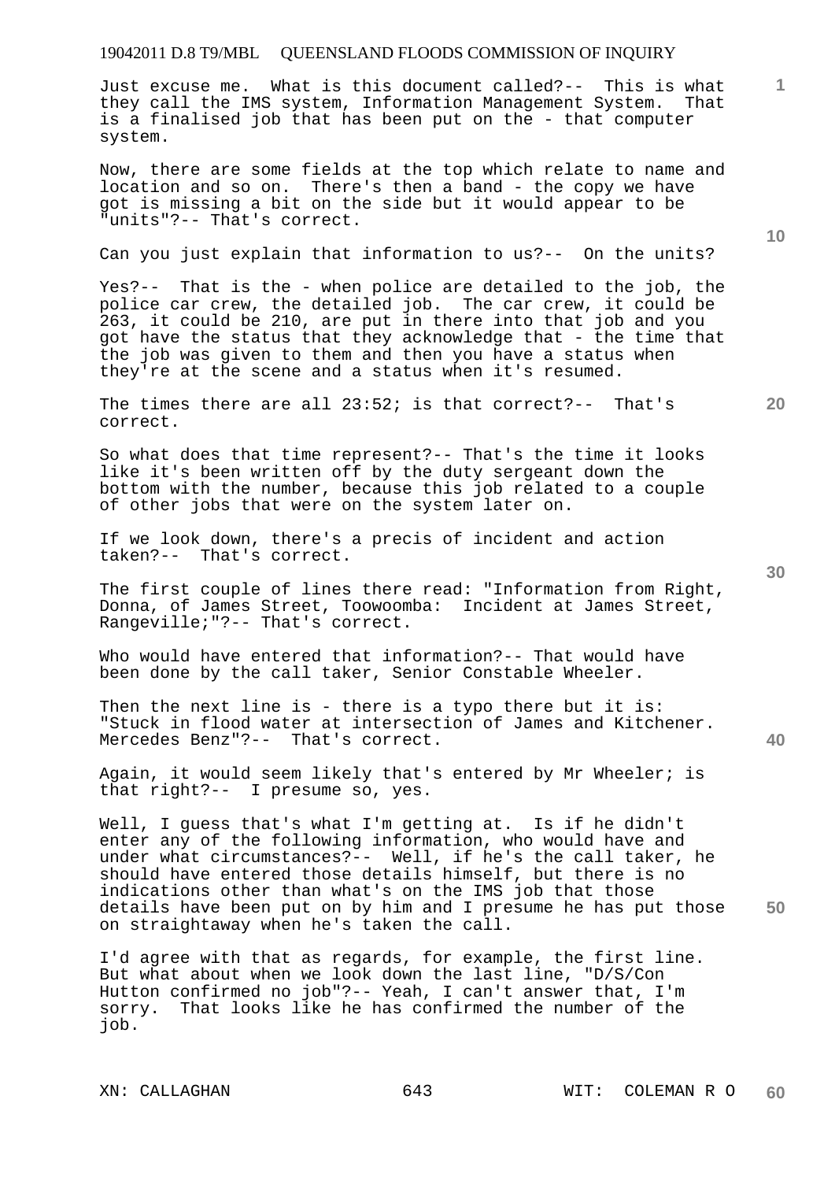Just excuse me. What is this document called?-- This is what they call the IMS system, Information Management System. That is a finalised job that has been put on the - that computer system.

Now, there are some fields at the top which relate to name and location and so on. There's then a band - the copy we have got is missing a bit on the side but it would appear to be "units"?-- That's correct.

Can you just explain that information to us?-- On the units?

Yes?-- That is the - when police are detailed to the job, the police car crew, the detailed job. The car crew, it could be 263, it could be 210, are put in there into that job and you got have the status that they acknowledge that - the time that the job was given to them and then you have a status when they're at the scene and a status when it's resumed.

The times there are all 23:52; is that correct?-- That's correct.

So what does that time represent?-- That's the time it looks like it's been written off by the duty sergeant down the bottom with the number, because this job related to a couple of other jobs that were on the system later on.

If we look down, there's a precis of incident and action taken?-- That's correct.

The first couple of lines there read: "Information from Right, Donna, of James Street, Toowoomba: Incident at James Street, Rangeville;"?-- That's correct.

Who would have entered that information?-- That would have been done by the call taker, Senior Constable Wheeler.

Then the next line is - there is a typo there but it is: "Stuck in flood water at intersection of James and Kitchener. Mercedes Benz"?-- That's correct.

Again, it would seem likely that's entered by Mr Wheeler; is that right?-- I presume so, yes.

Well, I guess that's what I'm getting at. Is if he didn't enter any of the following information, who would have and under what circumstances?-- Well, if he's the call taker, he should have entered those details himself, but there is no indications other than what's on the IMS job that those details have been put on by him and I presume he has put those on straightaway when he's taken the call.

I'd agree with that as regards, for example, the first line. But what about when we look down the last line, "D/S/Con Hutton confirmed no job"?-- Yeah, I can't answer that, I'm sorry. That looks like he has confirmed the number of the job.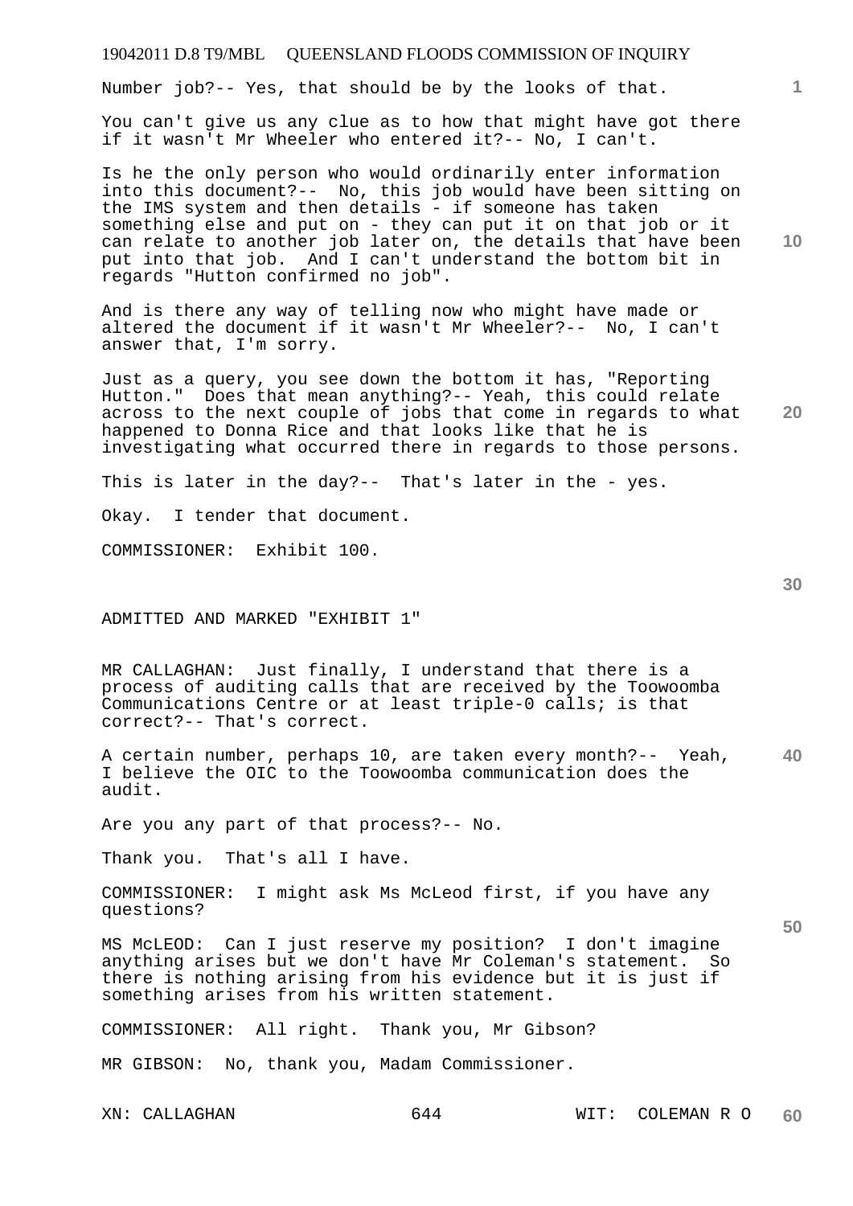Number job?-- Yes, that should be by the looks of that.

You can't give us any clue as to how that might have got there if it wasn't Mr Wheeler who entered it?-- No, I can't.

Is he the only person who would ordinarily enter information into this document?-- No, this job would have been sitting on the IMS system and then details - if someone has taken something else and put on - they can put it on that job or it can relate to another job later on, the details that have been put into that job. And I can't understand the bottom bit in regards "Hutton confirmed no job".

And is there any way of telling now who might have made or altered the document if it wasn't Mr Wheeler?-- No, I can't answer that, I'm sorry.

Just as a query, you see down the bottom it has, "Reporting Hutton." Does that mean anything?-- Yeah, this could relate across to the next couple of jobs that come in regards to what happened to Donna Rice and that looks like that he is investigating what occurred there in regards to those persons.

This is later in the day?-- That's later in the - yes.

Okay. I tender that document.

COMMISSIONER: Exhibit 100.

ADMITTED AND MARKED "EXHIBIT 1"

MR CALLAGHAN: Just finally, I understand that there is a process of auditing calls that are received by the Toowoomba Communications Centre or at least triple-0 calls; is that correct?-- That's correct.

A certain number, perhaps 10, are taken every month?-- Yeah, I believe the OIC to the Toowoomba communication does the audit.

Are you any part of that process?-- No.

Thank you. That's all I have.

COMMISSIONER: I might ask Ms McLeod first, if you have any questions?

MS McLEOD: Can I just reserve my position? I don't imagine anything arises but we don't have Mr Coleman's statement. So there is nothing arising from his evidence but it is just if something arises from his written statement.

COMMISSIONER: All right. Thank you, Mr Gibson?

MR GIBSON: No, thank you, Madam Commissioner.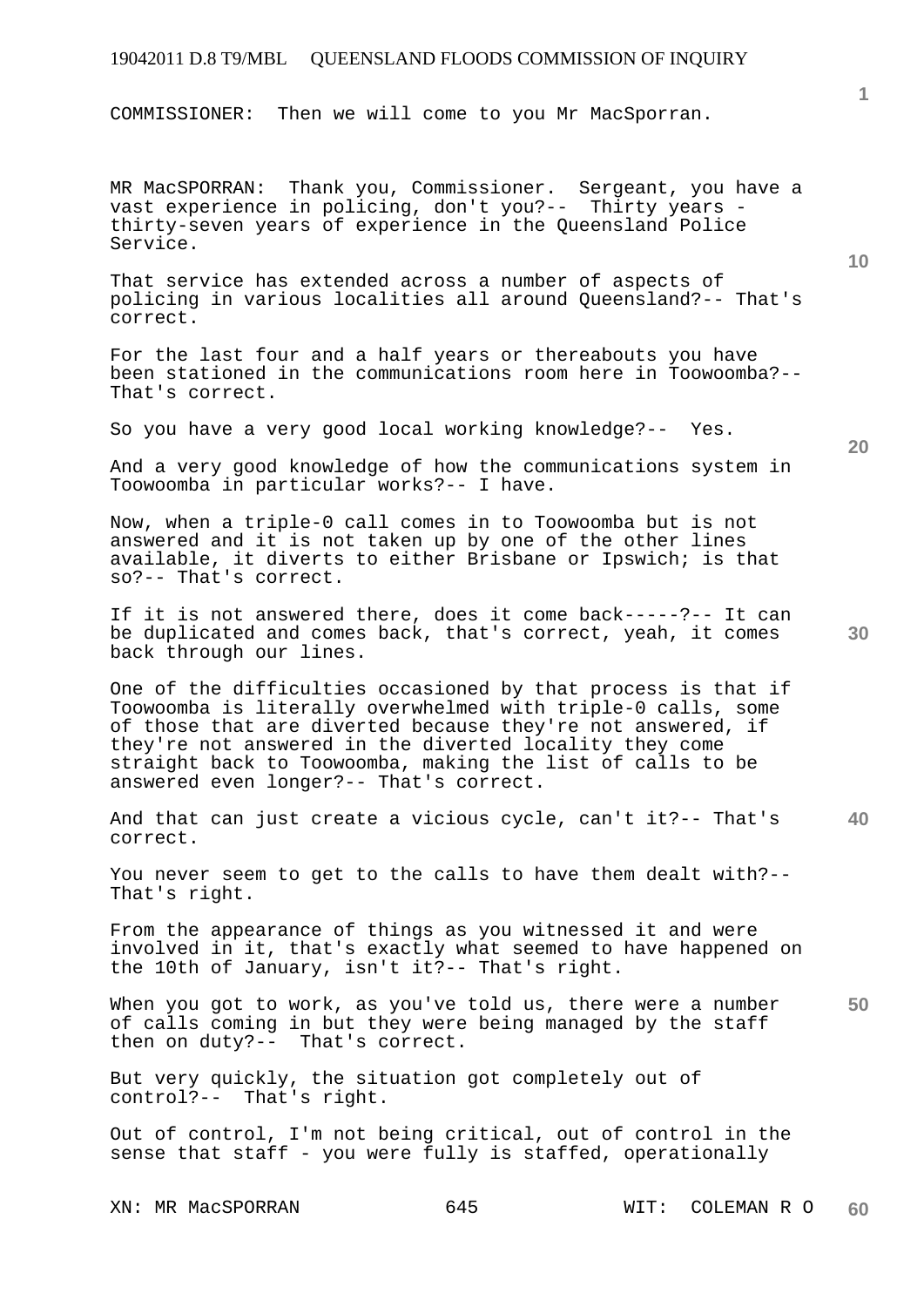COMMISSIONER: Then we will come to you Mr MacSporran.

MR MacSPORRAN: Thank you, Commissioner. Sergeant, you have a vast experience in policing, don't you?-- Thirty years - thirty-seven years of experience in the Queensland Police Service.

That service has extended across a number of aspects of policing in various localities all around Queensland?-- That's correct.

For the last four and a half years or thereabouts you have been stationed in the communications room here in Toowoomba?-- That's correct.

So you have a very good local working knowledge?-- Yes.

And a very good knowledge of how the communications system in Toowoomba in particular works?-- I have.

Now, when a triple-0 call comes in to Toowoomba but is not answered and it is not taken up by one of the other lines available, it diverts to either Brisbane or Ipswich; is that so?-- That's correct.

If it is not answered there, does it come back-----?-- It can be duplicated and comes back, that's correct, yeah, it comes back through our lines.

One of the difficulties occasioned by that process is that if Toowoomba is literally overwhelmed with triple-0 calls, some of those that are diverted because they're not answered, if they're not answered in the diverted locality they come straight back to Toowoomba, making the list of calls to be answered even longer?-- That's correct.

And that can just create a vicious cycle, can't it?-- That's correct.

You never seem to get to the calls to have them dealt with?-- That's right.

From the appearance of things as you witnessed it and were involved in it, that's exactly what seemed to have happened on the 10th of January, isn't it?-- That's right.

When you got to work, as you've told us, there were a number of calls coming in but they were being managed by the staff then on duty?-- That's correct.

But very quickly, the situation got completely out of control?-- That's right.

Out of control, I'm not being critical, out of control in the sense that staff - you were fully is staffed, operationally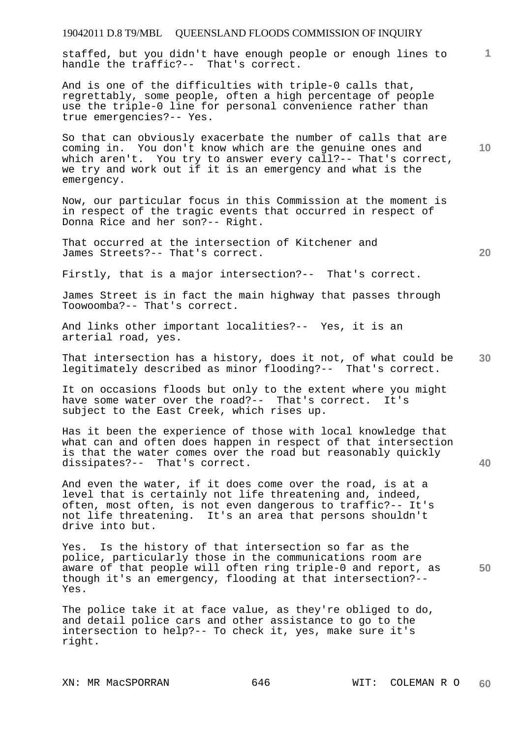staffed, but you didn't have enough people or enough lines to handle the traffic?-- That's correct.

And is one of the difficulties with triple-0 calls that, regrettably, some people, often a high percentage of people use the triple-0 line for personal convenience rather than true emergencies?-- Yes.

So that can obviously exacerbate the number of calls that are coming in. You don't know which are the genuine ones and which aren't. You try to answer every call?-- That's correct, we try and work out if it is an emergency and what is the emergency.

Now, our particular focus in this Commission at the moment is in respect of the tragic events that occurred in respect of Donna Rice and her son?-- Right.

That occurred at the intersection of Kitchener and James Streets?-- That's correct.

Firstly, that is a major intersection?-- That's correct.

James Street is in fact the main highway that passes through Toowoomba?-- That's correct.

And links other important localities?-- Yes, it is an arterial road, yes.

That intersection has a history, does it not, of what could be legitimately described as minor flooding?-- That's correct.

It on occasions floods but only to the extent where you might have some water over the road?-- That's correct. It's subject to the East Creek, which rises up.

Has it been the experience of those with local knowledge that what can and often does happen in respect of that intersection is that the water comes over the road but reasonably quickly dissipates?-- That's correct.

And even the water, if it does come over the road, is at a level that is certainly not life threatening and, indeed, often, most often, is not even dangerous to traffic?-- It's not life threatening. It's an area that persons shouldn't drive into but.

Yes. Is the history of that intersection so far as the police, particularly those in the communications room are aware of that people will often ring triple-0 and report, as though it's an emergency, flooding at that intersection?-- Yes.

The police take it at face value, as they're obliged to do, and detail police cars and other assistance to go to the intersection to help?-- To check it, yes, make sure it's right.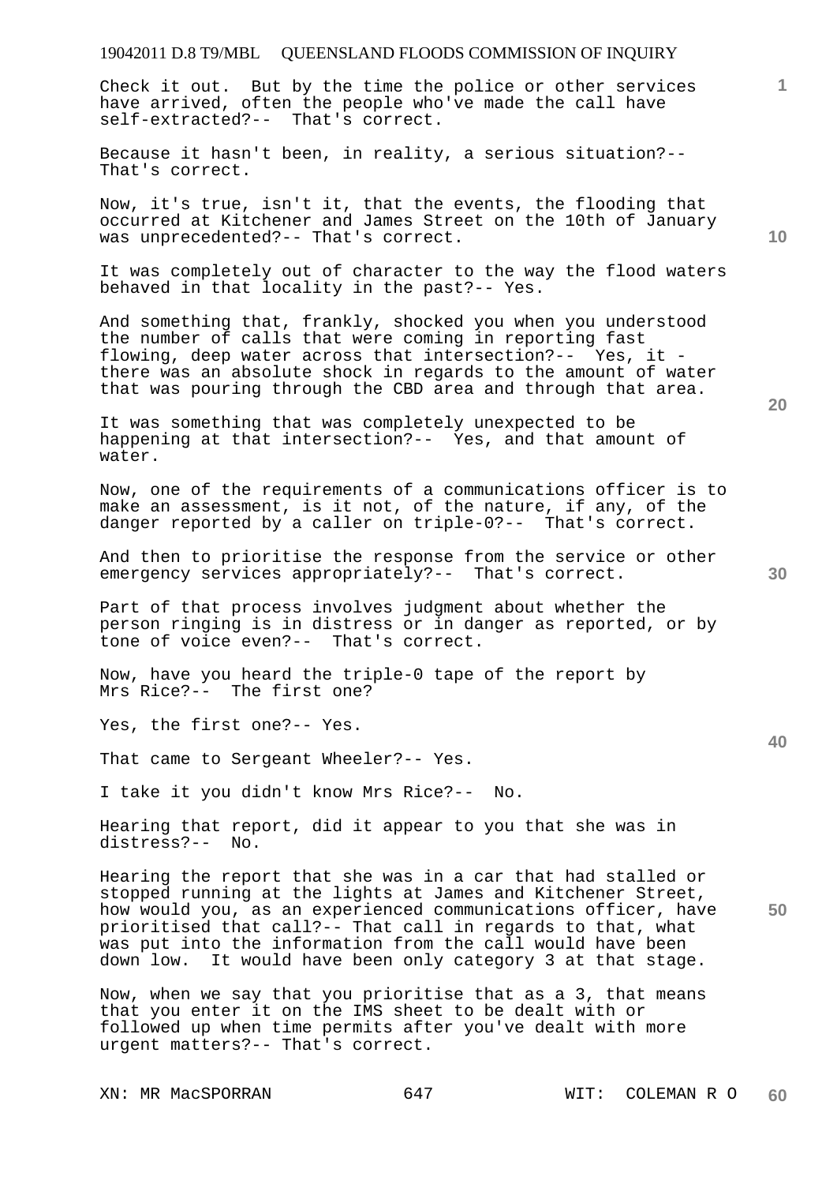Check it out. But by the time the police or other services have arrived, often the people who've made the call have self-extracted?-- That's correct.

Because it hasn't been, in reality, a serious situation?-- That's correct.

Now, it's true, isn't it, that the events, the flooding that occurred at Kitchener and James Street on the 10th of January was unprecedented?-- That's correct.

It was completely out of character to the way the flood waters behaved in that locality in the past?-- Yes.

And something that, frankly, shocked you when you understood the number of calls that were coming in reporting fast flowing, deep water across that intersection?-- Yes, it - there was an absolute shock in regards to the amount of water that was pouring through the CBD area and through that area.

It was something that was completely unexpected to be happening at that intersection?-- Yes, and that amount of water.

Now, one of the requirements of a communications officer is to make an assessment, is it not, of the nature, if any, of the danger reported by a caller on triple-0?-- That's correct.

And then to prioritise the response from the service or other emergency services appropriately?-- That's correct.

Part of that process involves judgment about whether the person ringing is in distress or in danger as reported, or by tone of voice even?-- That's correct.

Now, have you heard the triple-0 tape of the report by Mrs Rice?-- The first one?

Yes, the first one?-- Yes.

That came to Sergeant Wheeler?-- Yes.

I take it you didn't know Mrs Rice?-- No.

Hearing that report, did it appear to you that she was in distress?-- No.

Hearing the report that she was in a car that had stalled or stopped running at the lights at James and Kitchener Street, how would you, as an experienced communications officer, have prioritised that call?-- That call in regards to that, what was put into the information from the call would have been down low. It would have been only category 3 at that stage.

Now, when we say that you prioritise that as a 3, that means that you enter it on the IMS sheet to be dealt with or followed up when time permits after you've dealt with more urgent matters?-- That's correct.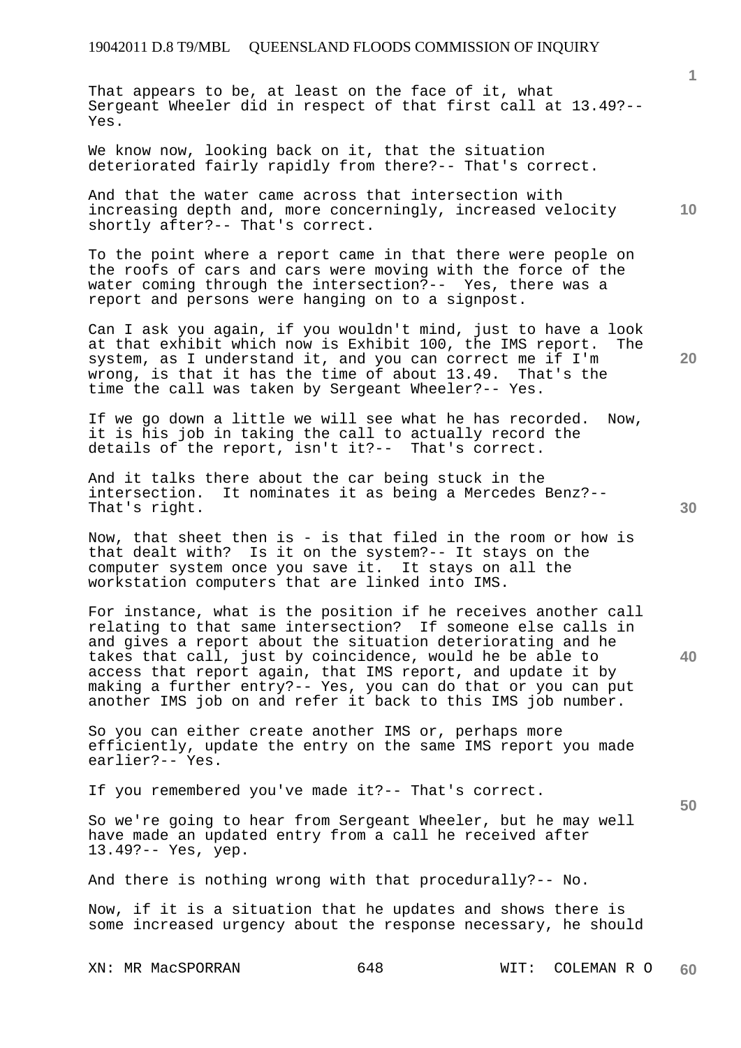That appears to be, at least on the face of it, what Sergeant Wheeler did in respect of that first call at 13.49?-- Yes.

We know now, looking back on it, that the situation deteriorated fairly rapidly from there?-- That's correct.

And that the water came across that intersection with increasing depth and, more concerningly, increased velocity shortly after?-- That's correct.

To the point where a report came in that there were people on the roofs of cars and cars were moving with the force of the water coming through the intersection?-- Yes, there was a report and persons were hanging on to a signpost.

Can I ask you again, if you wouldn't mind, just to have a look at that exhibit which now is Exhibit 100, the IMS report. The system, as I understand it, and you can correct me if I'm wrong, is that it has the time of about 13.49. That's the time the call was taken by Sergeant Wheeler?-- Yes.

If we go down a little we will see what he has recorded. Now, it is his job in taking the call to actually record the details of the report, isn't it?-- That's correct.

And it talks there about the car being stuck in the intersection. It nominates it as being a Mercedes Benz?-- That's right.

Now, that sheet then is - is that filed in the room or how is that dealt with? Is it on the system?-- It stays on the computer system once you save it. It stays on all the workstation computers that are linked into IMS.

For instance, what is the position if he receives another call relating to that same intersection? If someone else calls in and gives a report about the situation deteriorating and he takes that call, just by coincidence, would he be able to access that report again, that IMS report, and update it by making a further entry?-- Yes, you can do that or you can put another IMS job on and refer it back to this IMS job number.

So you can either create another IMS or, perhaps more efficiently, update the entry on the same IMS report you made earlier?-- Yes.

If you remembered you've made it?-- That's correct.

So we're going to hear from Sergeant Wheeler, but he may well have made an updated entry from a call he received after 13.49?-- Yes, yep.

And there is nothing wrong with that procedurally?-- No.

Now, if it is a situation that he updates and shows there is some increased urgency about the response necessary, he should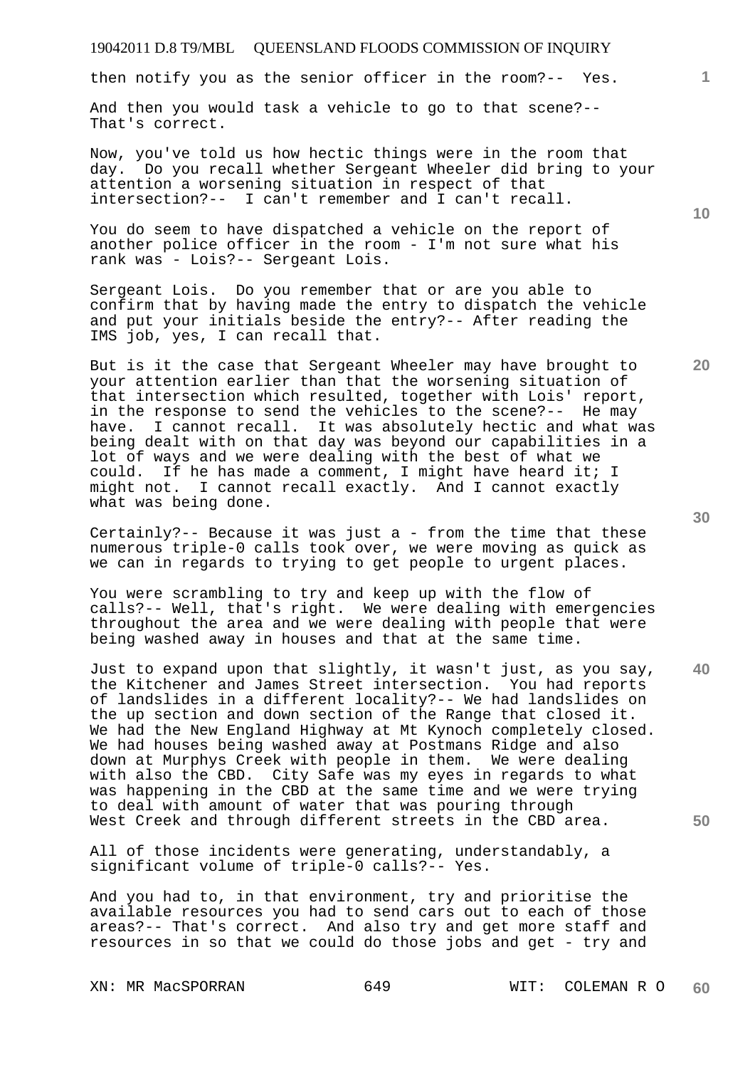then notify you as the senior officer in the room?-- Yes.

And then you would task a vehicle to go to that scene?-- That's correct.

Now, you've told us how hectic things were in the room that day. Do you recall whether Sergeant Wheeler did bring to your attention a worsening situation in respect of that intersection?-- I can't remember and I can't recall.

You do seem to have dispatched a vehicle on the report of another police officer in the room - I'm not sure what his rank was - Lois?-- Sergeant Lois.

Sergeant Lois. Do you remember that or are you able to confirm that by having made the entry to dispatch the vehicle and put your initials beside the entry?-- After reading the IMS job, yes, I can recall that.

But is it the case that Sergeant Wheeler may have brought to your attention earlier than that the worsening situation of that intersection which resulted, together with Lois' report, in the response to send the vehicles to the scene?-- He may have. I cannot recall. It was absolutely hectic and what was being dealt with on that day was beyond our capabilities in a lot of ways and we were dealing with the best of what we could. If he has made a comment, I might have heard it; I might not. I cannot recall exactly. And I cannot exactly what was being done.

Certainly?-- Because it was just a - from the time that these numerous triple-0 calls took over, we were moving as quick as we can in regards to trying to get people to urgent places.

You were scrambling to try and keep up with the flow of calls?-- Well, that's right. We were dealing with emergencies throughout the area and we were dealing with people that were being washed away in houses and that at the same time.

Just to expand upon that slightly, it wasn't just, as you say, the Kitchener and James Street intersection. You had reports of landslides in a different locality?-- We had landslides on the up section and down section of the Range that closed it. We had the New England Highway at Mt Kynoch completely closed. We had houses being washed away at Postmans Ridge and also down at Murphys Creek with people in them. We were dealing with also the CBD. City Safe was my eyes in regards to what was happening in the CBD at the same time and we were trying to deal with amount of water that was pouring through West Creek and through different streets in the CBD area.

All of those incidents were generating, understandably, a significant volume of triple-0 calls?-- Yes.

And you had to, in that environment, try and prioritise the available resources you had to send cars out to each of those areas?-- That's correct. And also try and get more staff and resources in so that we could do those jobs and get - try and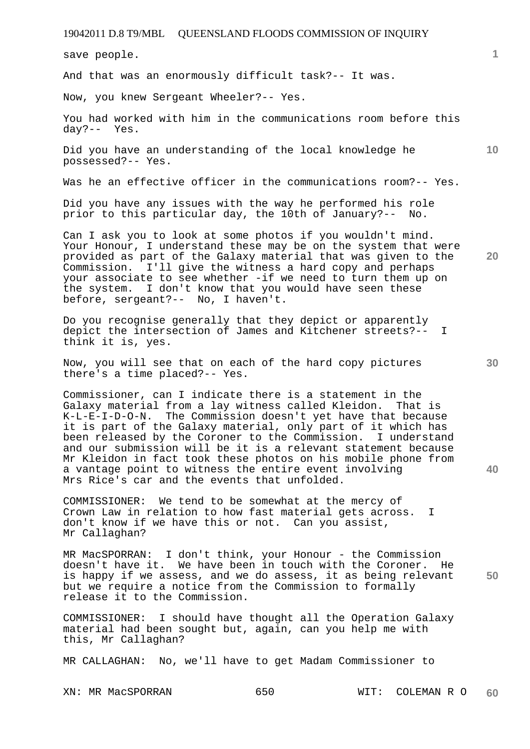save people.

And that was an enormously difficult task?-- It was.

Now, you knew Sergeant Wheeler?-- Yes.

You had worked with him in the communications room before this day?-- Yes.

Did you have an understanding of the local knowledge he possessed?-- Yes.

Was he an effective officer in the communications room?-- Yes.

Did you have any issues with the way he performed his role prior to this particular day, the 10th of January?-- No.

Can I ask you to look at some photos if you wouldn't mind. Your Honour, I understand these may be on the system that were provided as part of the Galaxy material that was given to the Commission. I'll give the witness a hard copy and perhaps your associate to see whether -if we need to turn them up on the system. I don't know that you would have seen these before, sergeant?-- No, I haven't.

Do you recognise generally that they depict or apparently depict the intersection of James and Kitchener streets?-- I think it is, yes.

Now, you will see that on each of the hard copy pictures there's a time placed?-- Yes.

Commissioner, can I indicate there is a statement in the Galaxy material from a lay witness called Kleidon. That is K-L-E-I-D-O-N. The Commission doesn't yet have that because it is part of the Galaxy material, only part of it which has been released by the Coroner to the Commission. I understand and our submission will be it is a relevant statement because Mr Kleidon in fact took these photos on his mobile phone from a vantage point to witness the entire event involving Mrs Rice's car and the events that unfolded.

COMMISSIONER: We tend to be somewhat at the mercy of Crown Law in relation to how fast material gets across. I don't know if we have this or not. Can you assist, Mr Callaghan?

MR MacSPORRAN: I don't think, your Honour - the Commission doesn't have it. We have been in touch with the Coroner. He is happy if we assess, and we do assess, it as being relevant but we require a notice from the Commission to formally release it to the Commission.

COMMISSIONER: I should have thought all the Operation Galaxy material had been sought but, again, can you help me with this, Mr Callaghan?

MR CALLAGHAN: No, we'll have to get Madam Commissioner to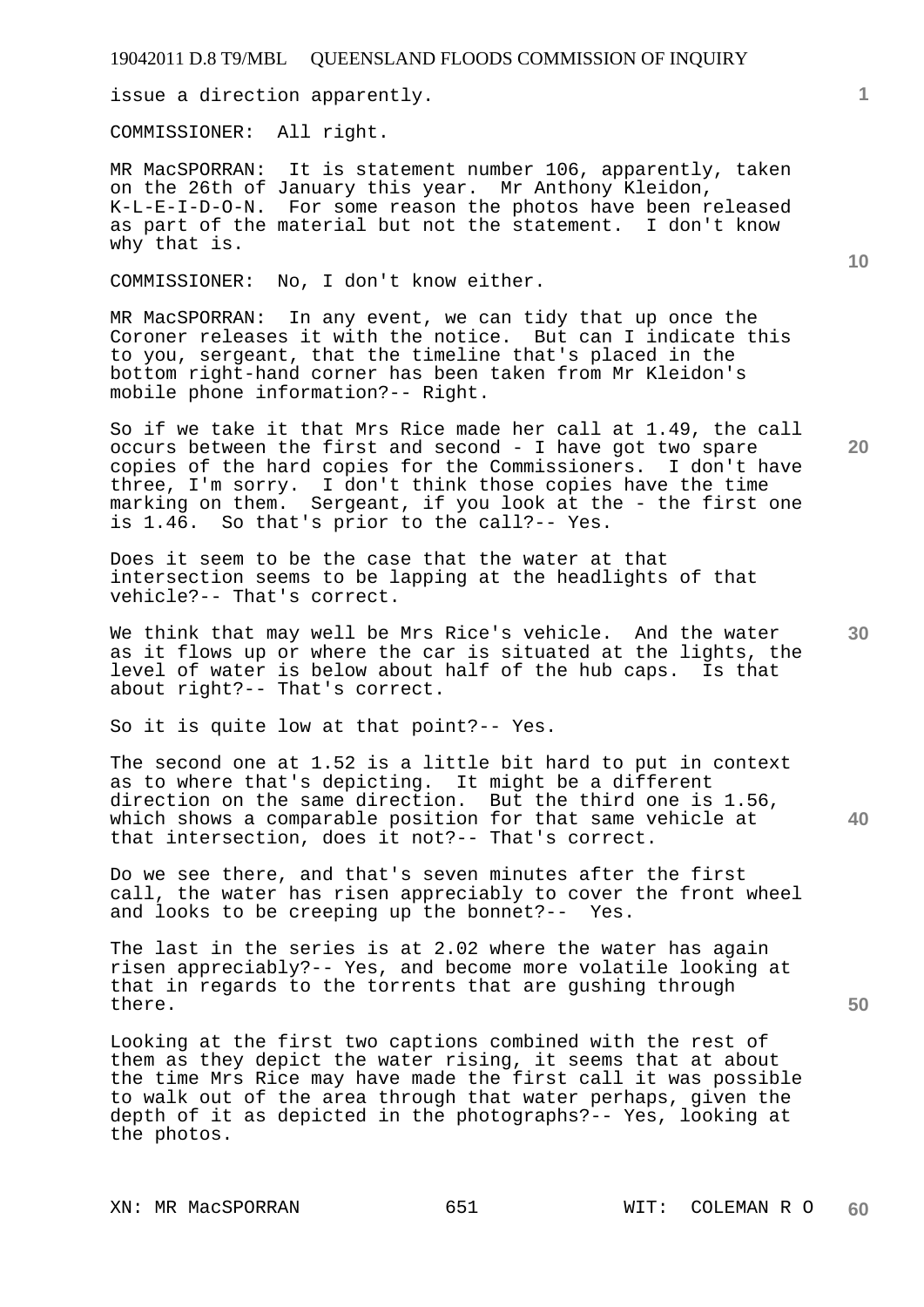issue a direction apparently.

COMMISSIONER: All right.

MR MacSPORRAN: It is statement number 106, apparently, taken on the 26th of January this year. Mr Anthony Kleidon, K-L-E-I-D-O-N. For some reason the photos have been released as part of the material but not the statement. I don't know why that is.

COMMISSIONER: No, I don't know either.

MR MacSPORRAN: In any event, we can tidy that up once the Coroner releases it with the notice. But can I indicate this to you, sergeant, that the timeline that's placed in the bottom right-hand corner has been taken from Mr Kleidon's mobile phone information?-- Right.

So if we take it that Mrs Rice made her call at 1.49, the call occurs between the first and second - I have got two spare copies of the hard copies for the Commissioners. I don't have three, I'm sorry. I don't think those copies have the time marking on them. Sergeant, if you look at the - the first one is 1.46. So that's prior to the call?-- Yes.

Does it seem to be the case that the water at that intersection seems to be lapping at the headlights of that vehicle?-- That's correct.

We think that may well be Mrs Rice's vehicle. And the water as it flows up or where the car is situated at the lights, the level of water is below about half of the hub caps. Is that about right?-- That's correct.

So it is quite low at that point?-- Yes.

The second one at 1.52 is a little bit hard to put in context as to where that's depicting. It might be a different direction on the same direction. But the third one is 1.56, which shows a comparable position for that same vehicle at that intersection, does it not?-- That's correct.

Do we see there, and that's seven minutes after the first call, the water has risen appreciably to cover the front wheel and looks to be creeping up the bonnet?-- Yes.

The last in the series is at 2.02 where the water has again risen appreciably?-- Yes, and become more volatile looking at that in regards to the torrents that are gushing through there.

Looking at the first two captions combined with the rest of them as they depict the water rising, it seems that at about the time Mrs Rice may have made the first call it was possible to walk out of the area through that water perhaps, given the depth of it as depicted in the photographs?-- Yes, looking at the photos.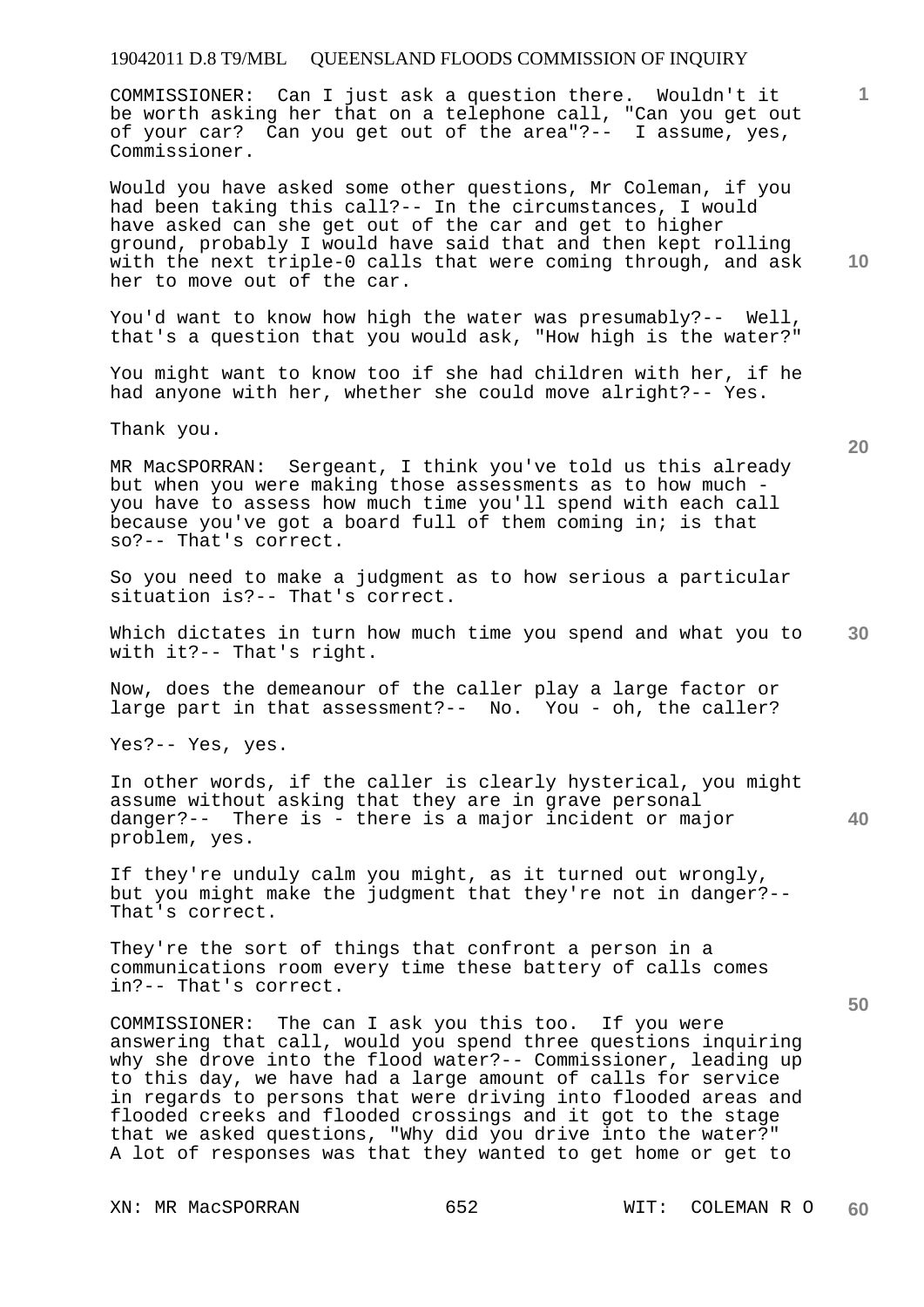COMMISSIONER: Can I just ask a question there. Wouldn't it be worth asking her that on a telephone call, "Can you get out of your car? Can you get out of the area"?-- I assume, yes, Commissioner.

Would you have asked some other questions, Mr Coleman, if you had been taking this call?-- In the circumstances, I would have asked can she get out of the car and get to higher ground, probably I would have said that and then kept rolling with the next triple-0 calls that were coming through, and ask her to move out of the car.

You'd want to know how high the water was presumably?-- Well, that's a question that you would ask, "How high is the water?"

You might want to know too if she had children with her, if he had anyone with her, whether she could move alright?-- Yes.

Thank you.

MR MacSPORRAN: Sergeant, I think you've told us this already but when you were making those assessments as to how much - you have to assess how much time you'll spend with each call because you've got a board full of them coming in; is that so?-- That's correct.

So you need to make a judgment as to how serious a particular situation is?-- That's correct.

Which dictates in turn how much time you spend and what you to with it?-- That's right.

Now, does the demeanour of the caller play a large factor or large part in that assessment?-- No. You - oh, the caller?

Yes?-- Yes, yes.

In other words, if the caller is clearly hysterical, you might assume without asking that they are in grave personal danger?-- There is - there is a major incident or major problem, yes.

If they're unduly calm you might, as it turned out wrongly, but you might make the judgment that they're not in danger?-- That's correct.

They're the sort of things that confront a person in a communications room every time these battery of calls comes in?-- That's correct.

COMMISSIONER: The can I ask you this too. If you were answering that call, would you spend three questions inquiring why she drove into the flood water?-- Commissioner, leading up to this day, we have had a large amount of calls for service in regards to persons that were driving into flooded areas and flooded creeks and flooded crossings and it got to the stage that we asked questions, "Why did you drive into the water?" A lot of responses was that they wanted to get home or get to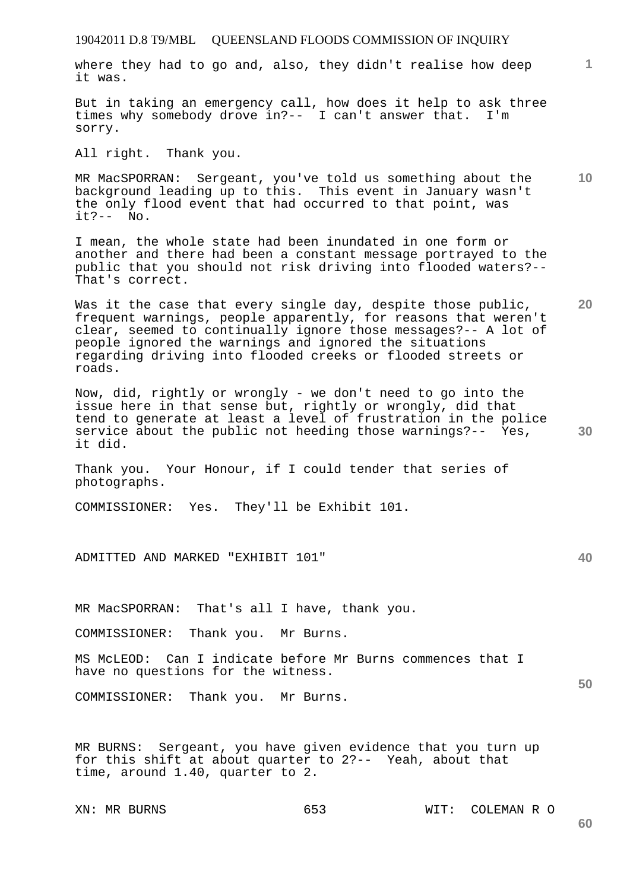where they had to go and, also, they didn't realise how deep it was.

But in taking an emergency call, how does it help to ask three times why somebody drove in?-- I can't answer that. I'm sorry.

All right. Thank you.

MR MacSPORRAN: Sergeant, you've told us something about the background leading up to this. This event in January wasn't the only flood event that had occurred to that point, was it?-- No.

I mean, the whole state had been inundated in one form or another and there had been a constant message portrayed to the public that you should not risk driving into flooded waters?-- That's correct.

Was it the case that every single day, despite those public, frequent warnings, people apparently, for reasons that weren't clear, seemed to continually ignore those messages?-- A lot of people ignored the warnings and ignored the situations regarding driving into flooded creeks or flooded streets or roads.

Now, did, rightly or wrongly - we don't need to go into the issue here in that sense but, rightly or wrongly, did that tend to generate at least a level of frustration in the police service about the public not heeding those warnings?-- Yes, it did.

Thank you. Your Honour, if I could tender that series of photographs.

COMMISSIONER: Yes. They'll be Exhibit 101.

ADMITTED AND MARKED "EXHIBIT 101"

MR MacSPORRAN: That's all I have, thank you.

COMMISSIONER: Thank you. Mr Burns.

MS McLEOD: Can I indicate before Mr Burns commences that I have no questions for the witness.

COMMISSIONER: Thank you. Mr Burns.

MR BURNS: Sergeant, you have given evidence that you turn up for this shift at about quarter to 2?-- Yeah, about that time, around 1.40, quarter to 2.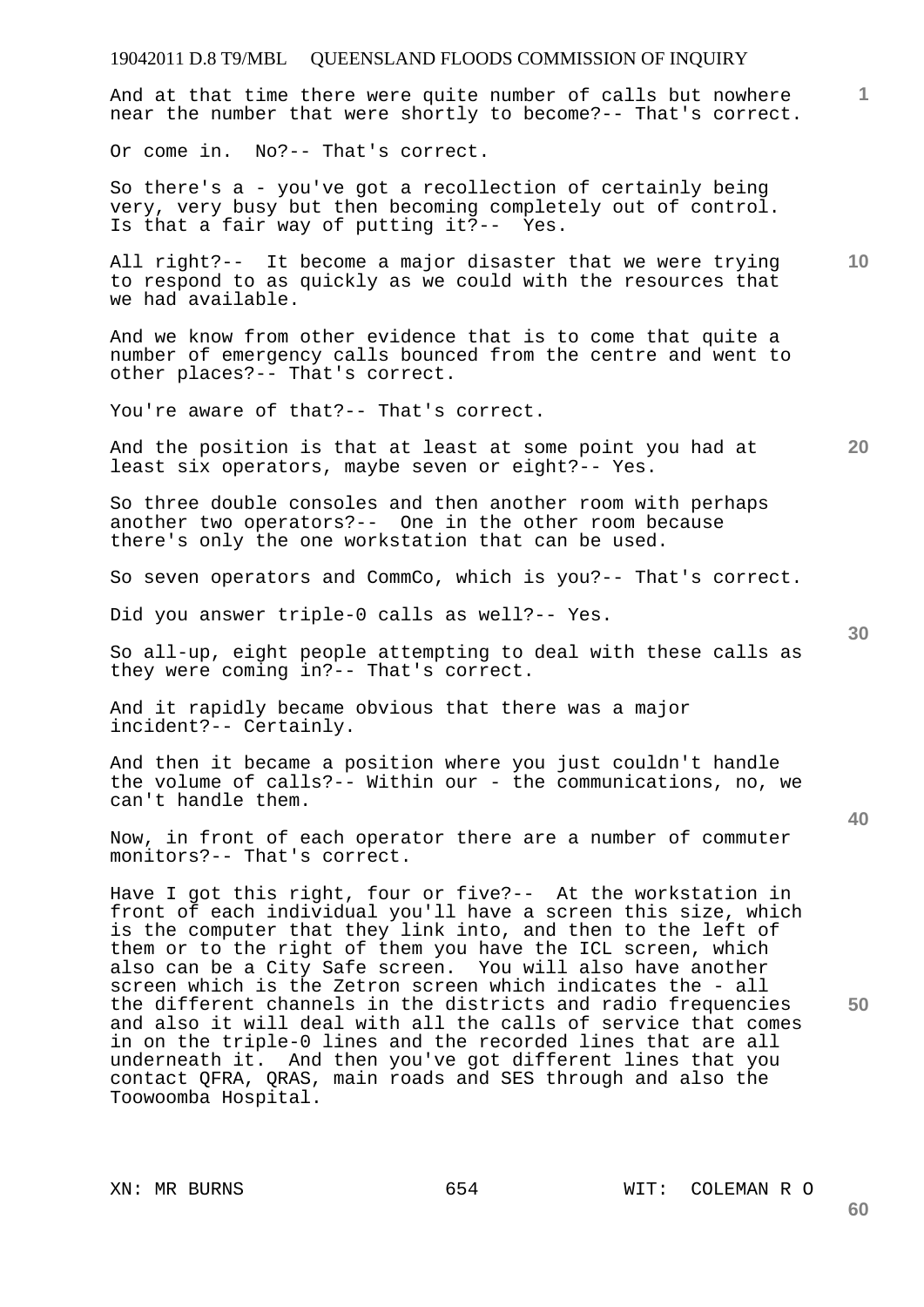And at that time there were quite number of calls but nowhere near the number that were shortly to become?-- That's correct.

Or come in. No?-- That's correct.

So there's a - you've got a recollection of certainly being very, very busy but then becoming completely out of control. Is that a fair way of putting it?-- Yes.

All right?-- It become a major disaster that we were trying to respond to as quickly as we could with the resources that we had available.

And we know from other evidence that is to come that quite a number of emergency calls bounced from the centre and went to other places?-- That's correct.

You're aware of that?-- That's correct.

And the position is that at least at some point you had at least six operators, maybe seven or eight?-- Yes.

So three double consoles and then another room with perhaps another two operators?-- One in the other room because there's only the one workstation that can be used.

So seven operators and CommCo, which is you?-- That's correct.

Did you answer triple-0 calls as well?-- Yes.

So all-up, eight people attempting to deal with these calls as they were coming in?-- That's correct.

And it rapidly became obvious that there was a major incident?-- Certainly.

And then it became a position where you just couldn't handle the volume of calls?-- Within our - the communications, no, we can't handle them.

Now, in front of each operator there are a number of commuter monitors?-- That's correct.

Have I got this right, four or five?-- At the workstation in front of each individual you'll have a screen this size, which is the computer that they link into, and then to the left of them or to the right of them you have the ICL screen, which also can be a City Safe screen. You will also have another screen which is the Zetron screen which indicates the - all the different channels in the districts and radio frequencies and also it will deal with all the calls of service that comes in on the triple-0 lines and the recorded lines that are all underneath it. And then you've got different lines that you contact QFRA, QRAS, main roads and SES through and also the Toowoomba Hospital.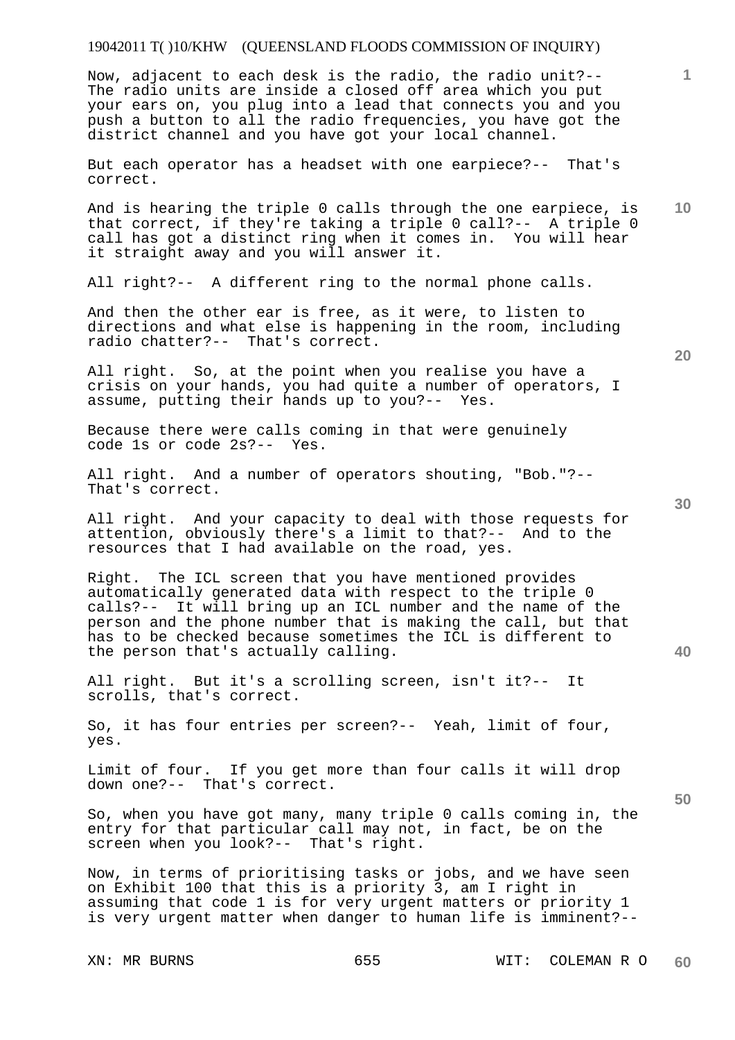Now, adjacent to each desk is the radio, the radio unit?-- The radio units are inside a closed off area which you put your ears on, you plug into a lead that connects you and you push a button to all the radio frequencies, you have got the district channel and you have got your local channel.

But each operator has a headset with one earpiece?-- That's correct.

And is hearing the triple 0 calls through the one earpiece, is that correct, if they're taking a triple 0 call?-- A triple 0 call has got a distinct ring when it comes in. You will hear it straight away and you will answer it.

All right?-- A different ring to the normal phone calls.

And then the other ear is free, as it were, to listen to directions and what else is happening in the room, including radio chatter?-- That's correct.

All right. So, at the point when you realise you have a crisis on your hands, you had quite a number of operators, I assume, putting their hands up to you?-- Yes.

Because there were calls coming in that were genuinely code 1s or code 2s?-- Yes.

All right. And a number of operators shouting, "Bob."?-- That's correct.

All right. And your capacity to deal with those requests for attention, obviously there's a limit to that?-- And to the resources that I had available on the road, yes.

Right. The ICL screen that you have mentioned provides automatically generated data with respect to the triple 0 calls?-- It will bring up an ICL number and the name of the person and the phone number that is making the call, but that has to be checked because sometimes the ICL is different to the person that's actually calling.

All right. But it's a scrolling screen, isn't it?-- It scrolls, that's correct.

So, it has four entries per screen?-- Yeah, limit of four, yes.

Limit of four. If you get more than four calls it will drop down one?-- That's correct.

So, when you have got many, many triple 0 calls coming in, the entry for that particular call may not, in fact, be on the screen when you look?-- That's right.

Now, in terms of prioritising tasks or jobs, and we have seen on Exhibit 100 that this is a priority 3, am I right in assuming that code 1 is for very urgent matters or priority 1 is very urgent matter when danger to human life is imminent?--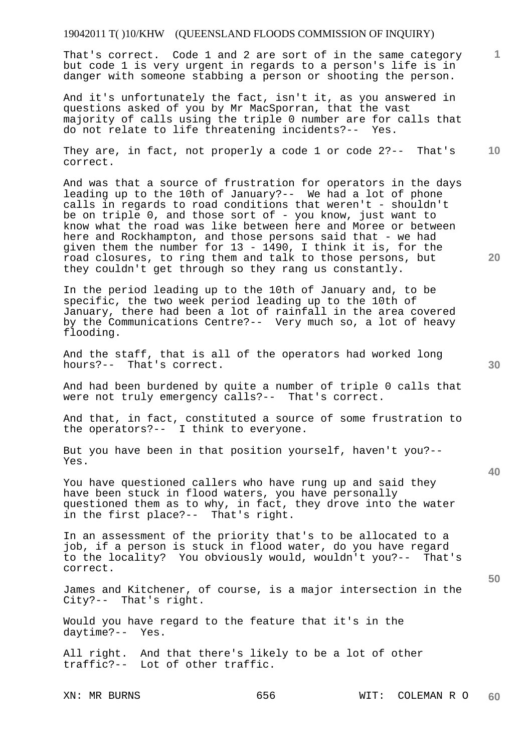That's correct. Code 1 and 2 are sort of in the same category but code 1 is very urgent in regards to a person's life is in danger with someone stabbing a person or shooting the person.

And it's unfortunately the fact, isn't it, as you answered in questions asked of you by Mr MacSporran, that the vast majority of calls using the triple 0 number are for calls that do not relate to life threatening incidents?-- Yes.

They are, in fact, not properly a code 1 or code 2?-- That's correct.

And was that a source of frustration for operators in the days leading up to the 10th of January?-- We had a lot of phone calls in regards to road conditions that weren't - shouldn't be on triple 0, and those sort of - you know, just want to know what the road was like between here and Moree or between here and Rockhampton, and those persons said that - we had given them the number for 13 - 1490, I think it is, for the road closures, to ring them and talk to those persons, but they couldn't get through so they rang us constantly.

In the period leading up to the 10th of January and, to be specific, the two week period leading up to the 10th of January, there had been a lot of rainfall in the area covered by the Communications Centre?-- Very much so, a lot of heavy flooding.

And the staff, that is all of the operators had worked long hours?-- That's correct.

And had been burdened by quite a number of triple 0 calls that were not truly emergency calls?-- That's correct.

And that, in fact, constituted a source of some frustration to the operators?-- I think to everyone.

But you have been in that position yourself, haven't you?-- Yes.

You have questioned callers who have rung up and said they have been stuck in flood waters, you have personally questioned them as to why, in fact, they drove into the water in the first place?-- That's right.

In an assessment of the priority that's to be allocated to a job, if a person is stuck in flood water, do you have regard to the locality? You obviously would, wouldn't you?-- That's correct.

James and Kitchener, of course, is a major intersection in the City?-- That's right.

Would you have regard to the feature that it's in the daytime?-- Yes.

All right. And that there's likely to be a lot of other traffic?-- Lot of other traffic.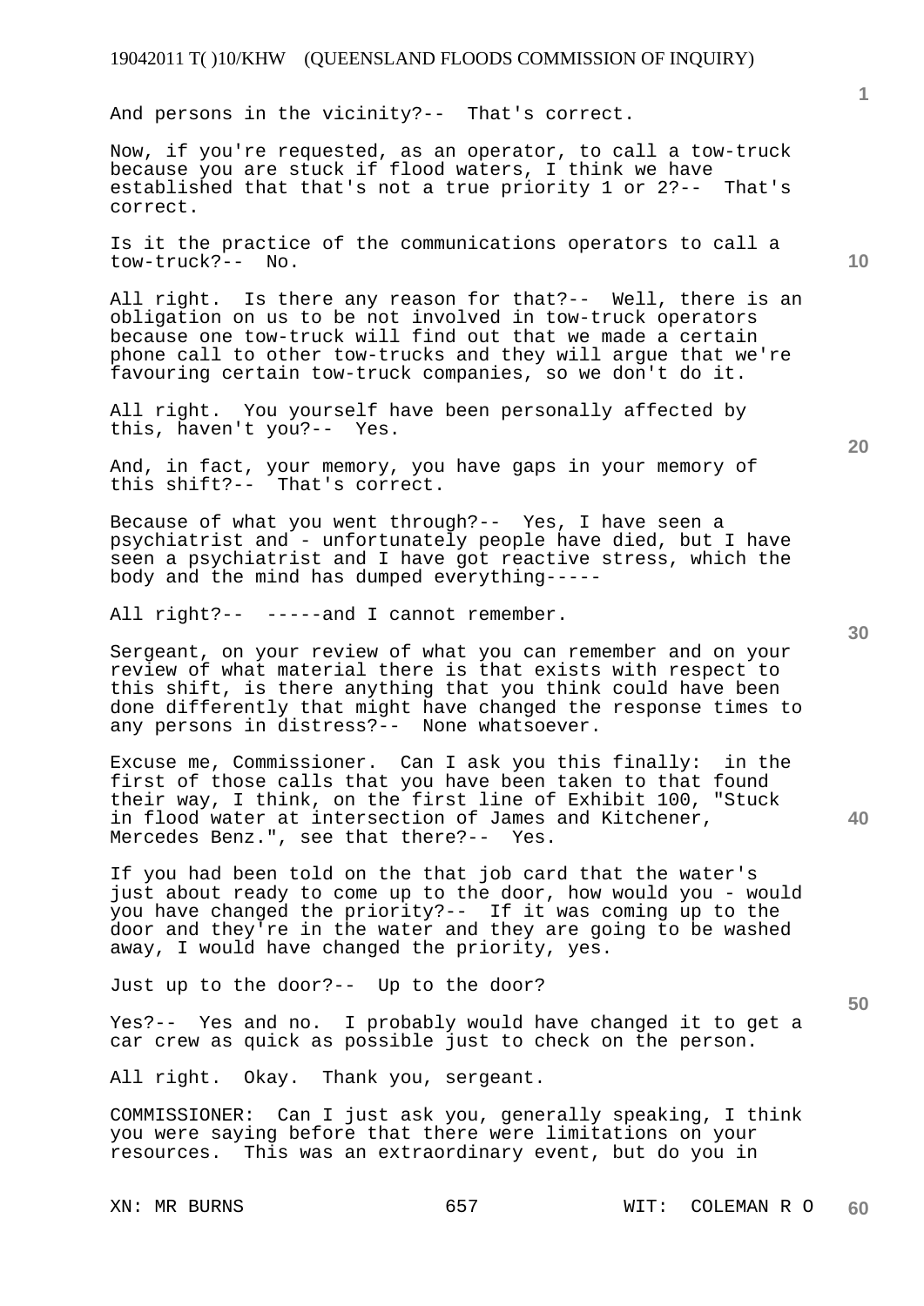And persons in the vicinity?-- That's correct.

Now, if you're requested, as an operator, to call a tow-truck because you are stuck if flood waters, I think we have established that that's not a true priority 1 or 2?-- That's correct.

Is it the practice of the communications operators to call a tow-truck?-- No.

All right. Is there any reason for that?-- Well, there is an obligation on us to be not involved in tow-truck operators because one tow-truck will find out that we made a certain phone call to other tow-trucks and they will argue that we're favouring certain tow-truck companies, so we don't do it.

All right. You yourself have been personally affected by this, haven't you?-- Yes.

And, in fact, your memory, you have gaps in your memory of this shift?-- That's correct.

Because of what you went through?-- Yes, I have seen a psychiatrist and - unfortunately people have died, but I have seen a psychiatrist and I have got reactive stress, which the body and the mind has dumped everything-----

All right?-- -----and I cannot remember.

Sergeant, on your review of what you can remember and on your review of what material there is that exists with respect to this shift, is there anything that you think could have been done differently that might have changed the response times to any persons in distress?-- None whatsoever.

Excuse me, Commissioner. Can I ask you this finally: in the first of those calls that you have been taken to that found their way, I think, on the first line of Exhibit 100, "Stuck in flood water at intersection of James and Kitchener, Mercedes Benz.", see that there?-- Yes.

If you had been told on the that job card that the water's just about ready to come up to the door, how would you - would you have changed the priority?-- If it was coming up to the door and they're in the water and they are going to be washed away, I would have changed the priority, yes.

Just up to the door?-- Up to the door?

Yes?-- Yes and no. I probably would have changed it to get a car crew as quick as possible just to check on the person.

All right. Okay. Thank you, sergeant.

COMMISSIONER: Can I just ask you, generally speaking, I think you were saying before that there were limitations on your resources. This was an extraordinary event, but do you in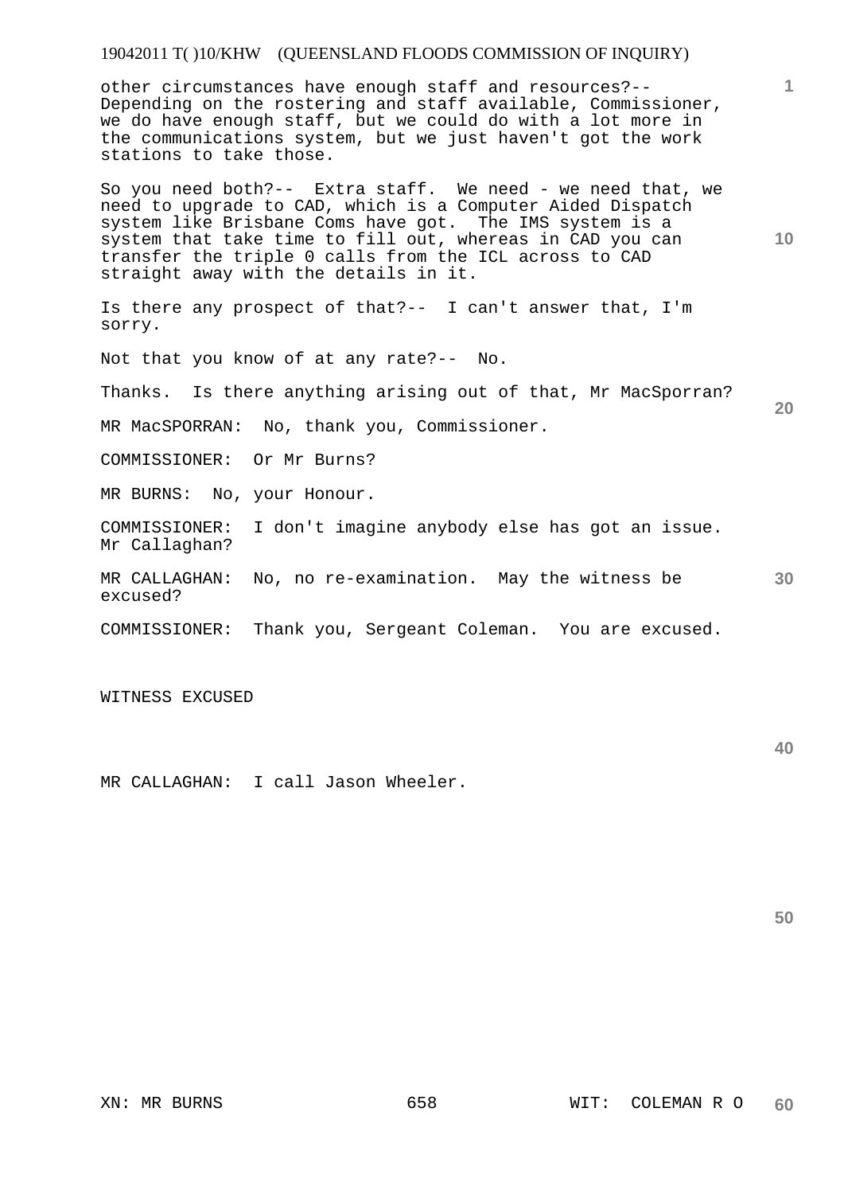other circumstances have enough staff and resources?-- Depending on the rostering and staff available, Commissioner, we do have enough staff, but we could do with a lot more in the communications system, but we just haven't got the work stations to take those.

So you need both?-- Extra staff. We need - we need that, we need to upgrade to CAD, which is a Computer Aided Dispatch system like Brisbane Coms have got. The IMS system is a system that take time to fill out, whereas in CAD you can transfer the triple 0 calls from the ICL across to CAD straight away with the details in it.

Is there any prospect of that?-- I can't answer that, I'm sorry.

Not that you know of at any rate?-- No.

Thanks. Is there anything arising out of that, Mr MacSporran?

MR MacSPORRAN: No, thank you, Commissioner.

COMMISSIONER: Or Mr Burns?

MR BURNS: No, your Honour.

COMMISSIONER: I don't imagine anybody else has got an issue. Mr Callaghan?

MR CALLAGHAN: No, no re-examination. May the witness be excused?

COMMISSIONER: Thank you, Sergeant Coleman. You are excused.

WITNESS EXCUSED

MR CALLAGHAN: I call Jason Wheeler.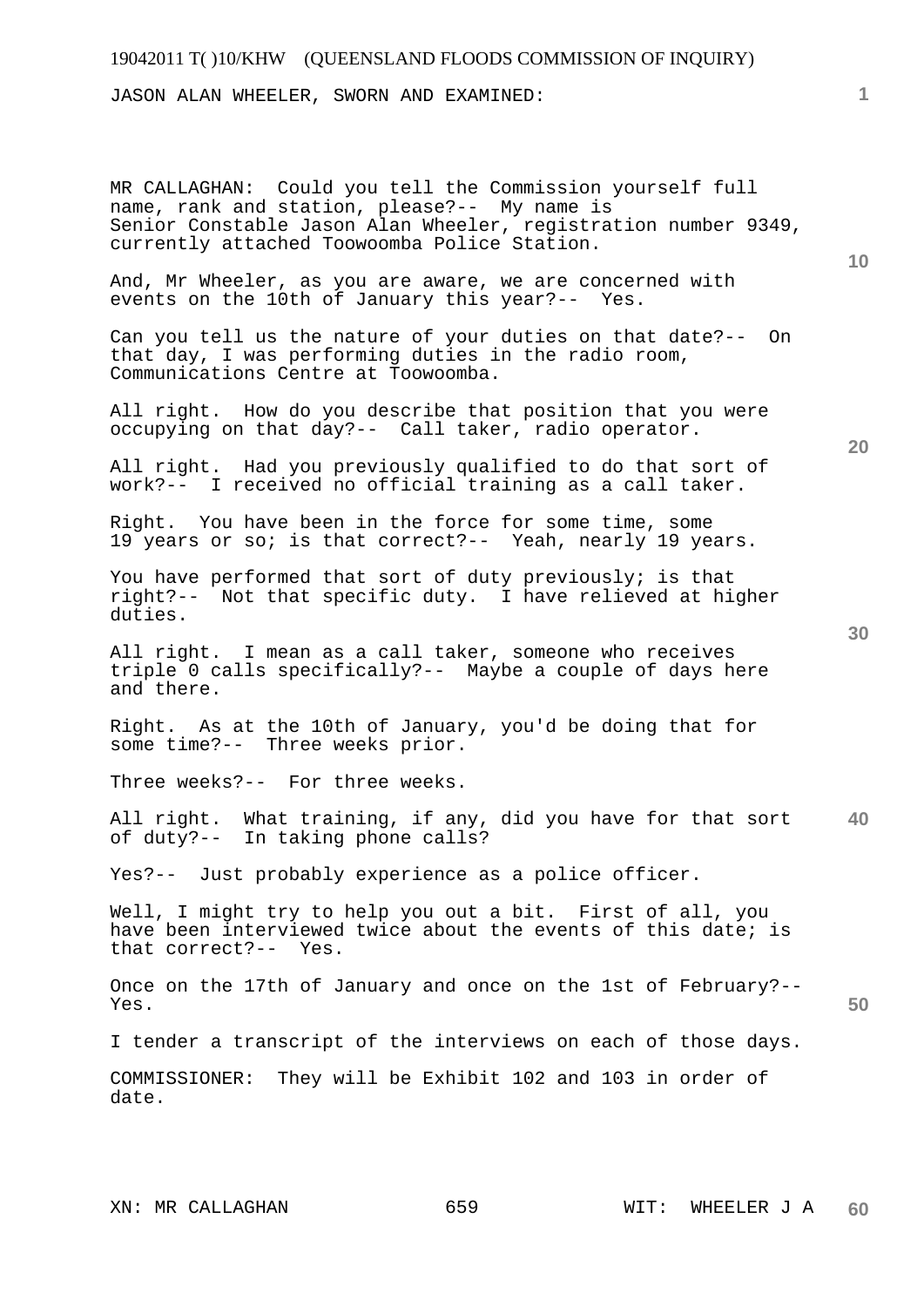JASON ALAN WHEELER, SWORN AND EXAMINED:

MR CALLAGHAN: Could you tell the Commission yourself full name, rank and station, please?-- My name is Senior Constable Jason Alan Wheeler, registration number 9349, currently attached Toowoomba Police Station.

And, Mr Wheeler, as you are aware, we are concerned with events on the 10th of January this year?-- Yes.

Can you tell us the nature of your duties on that date?-- On that day, I was performing duties in the radio room, Communications Centre at Toowoomba.

All right. How do you describe that position that you were occupying on that day?-- Call taker, radio operator.

All right. Had you previously qualified to do that sort of work?-- I received no official training as a call taker.

Right. You have been in the force for some time, some 19 years or so; is that correct?-- Yeah, nearly 19 years.

You have performed that sort of duty previously; is that right?-- Not that specific duty. I have relieved at higher duties.

All right. I mean as a call taker, someone who receives triple 0 calls specifically?-- Maybe a couple of days here and there.

Right. As at the 10th of January, you'd be doing that for some time?-- Three weeks prior.

Three weeks?-- For three weeks.

All right. What training, if any, did you have for that sort of duty?-- In taking phone calls?

Yes?-- Just probably experience as a police officer.

Well, I might try to help you out a bit. First of all, you have been interviewed twice about the events of this date; is that correct?-- Yes.

Once on the 17th of January and once on the 1st of February?-- Yes.

I tender a transcript of the interviews on each of those days.

COMMISSIONER: They will be Exhibit 102 and 103 in order of date.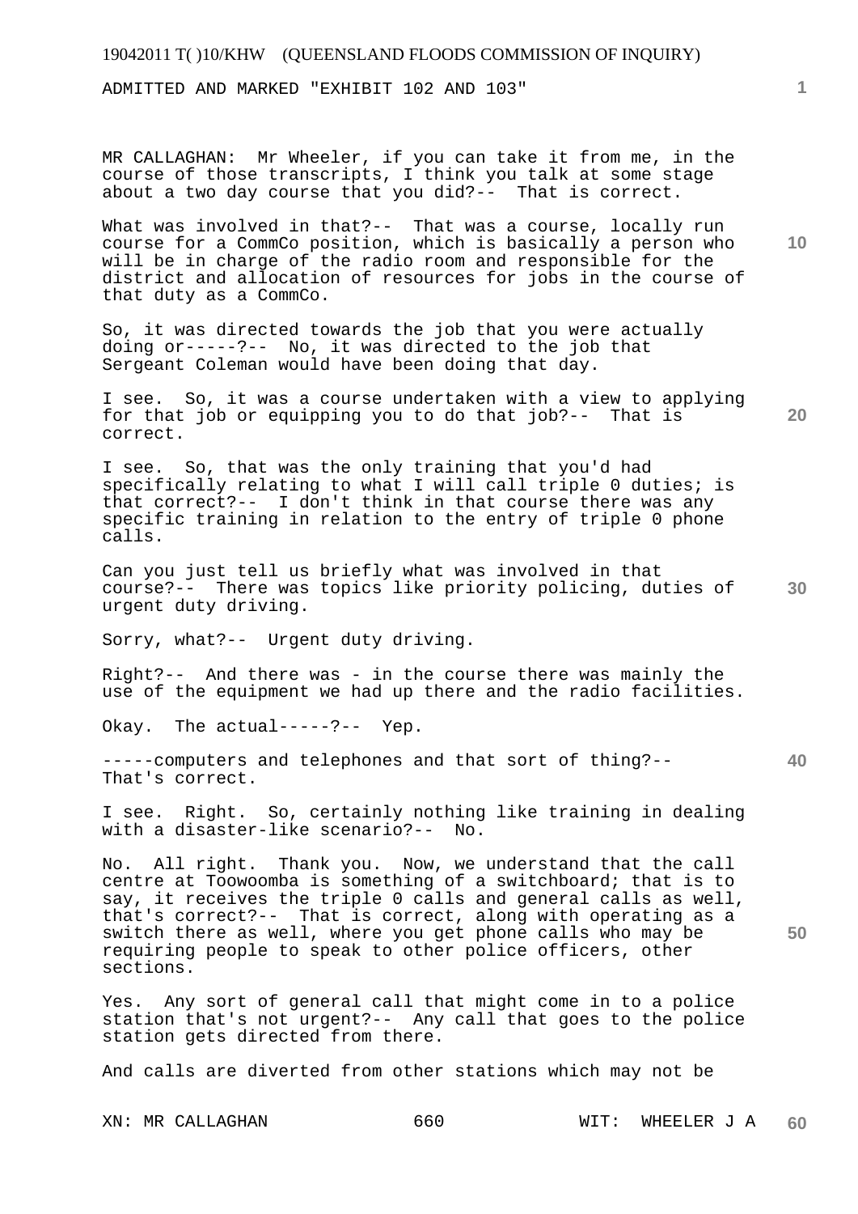ADMITTED AND MARKED "EXHIBIT 102 AND 103"

MR CALLAGHAN: Mr Wheeler, if you can take it from me, in the course of those transcripts, I think you talk at some stage about a two day course that you did?-- That is correct.

What was involved in that?-- That was a course, locally run course for a CommCo position, which is basically a person who will be in charge of the radio room and responsible for the district and allocation of resources for jobs in the course of that duty as a CommCo.

So, it was directed towards the job that you were actually doing or-----?-- No, it was directed to the job that Sergeant Coleman would have been doing that day.

I see. So, it was a course undertaken with a view to applying for that job or equipping you to do that job?-- That is correct.

I see. So, that was the only training that you'd had specifically relating to what I will call triple 0 duties; is that correct?-- I don't think in that course there was any specific training in relation to the entry of triple 0 phone calls.

Can you just tell us briefly what was involved in that course?-- There was topics like priority policing, duties of urgent duty driving.

Sorry, what?-- Urgent duty driving.

Right?-- And there was - in the course there was mainly the use of the equipment we had up there and the radio facilities.

Okay. The actual-----?-- Yep.

-----computers and telephones and that sort of thing?-- That's correct.

I see. Right. So, certainly nothing like training in dealing with a disaster-like scenario?-- No.

No. All right. Thank you. Now, we understand that the call centre at Toowoomba is something of a switchboard; that is to say, it receives the triple 0 calls and general calls as well, that's correct?-- That is correct, along with operating as a switch there as well, where you get phone calls who may be requiring people to speak to other police officers, other sections.

Yes. Any sort of general call that might come in to a police station that's not urgent?-- Any call that goes to the police station gets directed from there.

And calls are diverted from other stations which may not be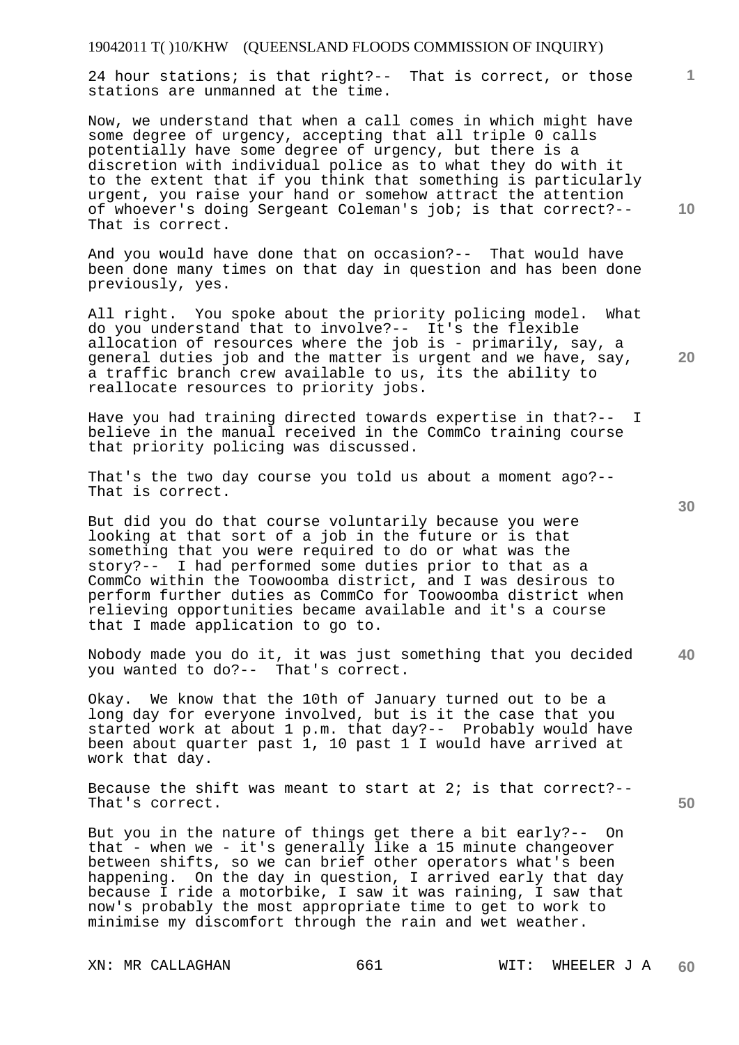24 hour stations; is that right?-- That is correct, or those stations are unmanned at the time.

Now, we understand that when a call comes in which might have some degree of urgency, accepting that all triple 0 calls potentially have some degree of urgency, but there is a discretion with individual police as to what they do with it to the extent that if you think that something is particularly urgent, you raise your hand or somehow attract the attention of whoever's doing Sergeant Coleman's job; is that correct?-- That is correct.

And you would have done that on occasion?-- That would have been done many times on that day in question and has been done previously, yes.

All right. You spoke about the priority policing model. What do you understand that to involve?-- It's the flexible allocation of resources where the job is - primarily, say, a general duties job and the matter is urgent and we have, say, a traffic branch crew available to us, its the ability to reallocate resources to priority jobs.

Have you had training directed towards expertise in that?-- I believe in the manual received in the CommCo training course that priority policing was discussed.

That's the two day course you told us about a moment ago?-- That is correct.

But did you do that course voluntarily because you were looking at that sort of a job in the future or is that something that you were required to do or what was the story?-- I had performed some duties prior to that as a CommCo within the Toowoomba district, and I was desirous to perform further duties as CommCo for Toowoomba district when relieving opportunities became available and it's a course that I made application to go to.

Nobody made you do it, it was just something that you decided you wanted to do?-- That's correct.

Okay. We know that the 10th of January turned out to be a long day for everyone involved, but is it the case that you started work at about 1 p.m. that day?-- Probably would have been about quarter past 1, 10 past 1 I would have arrived at work that day.

Because the shift was meant to start at 2; is that correct?-- That's correct.

But you in the nature of things get there a bit early?-- On that - when we - it's generally like a 15 minute changeover between shifts, so we can brief other operators what's been happening. On the day in question, I arrived early that day because I ride a motorbike, I saw it was raining, I saw that now's probably the most appropriate time to get to work to minimise my discomfort through the rain and wet weather.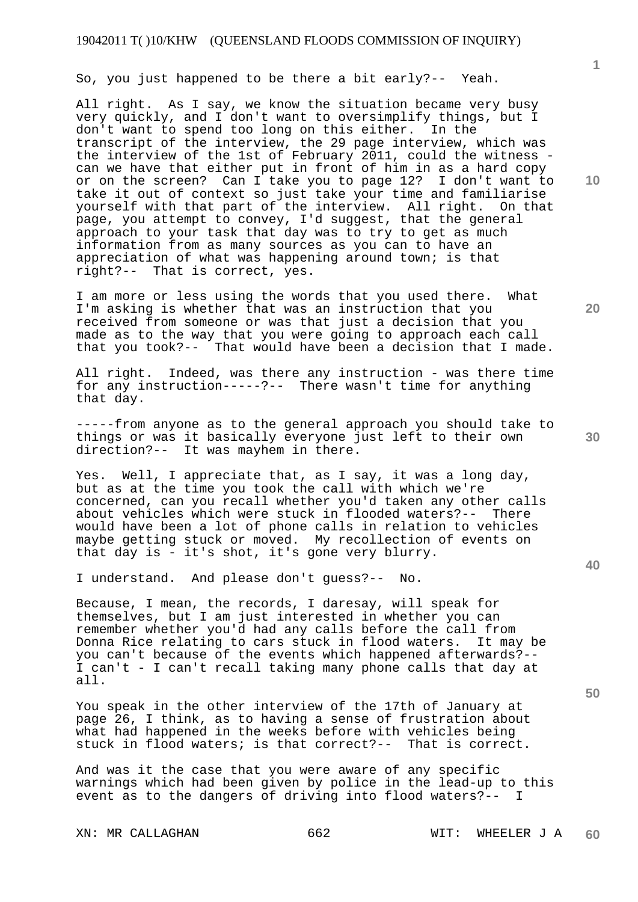So, you just happened to be there a bit early?-- Yeah.

All right. As I say, we know the situation became very busy very quickly, and I don't want to oversimplify things, but I don't want to spend too long on this either. In the transcript of the interview, the 29 page interview, which was the interview of the 1st of February 2011, could the witness - can we have that either put in front of him in as a hard copy or on the screen? Can I take you to page 12? I don't want to take it out of context so just take your time and familiarise yourself with that part of the interview. All right. On that page, you attempt to convey, I'd suggest, that the general approach to your task that day was to try to get as much information from as many sources as you can to have an appreciation of what was happening around town; is that right?-- That is correct, yes.

I am more or less using the words that you used there. What I'm asking is whether that was an instruction that you received from someone or was that just a decision that you made as to the way that you were going to approach each call that you took?-- That would have been a decision that I made.

All right. Indeed, was there any instruction - was there time for any instruction-----?-- There wasn't time for anything that day.

-----from anyone as to the general approach you should take to things or was it basically everyone just left to their own direction?-- It was mayhem in there.

Yes. Well, I appreciate that, as I say, it was a long day, but as at the time you took the call with which we're concerned, can you recall whether you'd taken any other calls about vehicles which were stuck in flooded waters?-- There would have been a lot of phone calls in relation to vehicles maybe getting stuck or moved. My recollection of events on that day is - it's shot, it's gone very blurry.

I understand. And please don't guess?-- No.

Because, I mean, the records, I daresay, will speak for themselves, but I am just interested in whether you can remember whether you'd had any calls before the call from Donna Rice relating to cars stuck in flood waters. It may be you can't because of the events which happened afterwards?-- I can't - I can't recall taking many phone calls that day at all.

You speak in the other interview of the 17th of January at page 26, I think, as to having a sense of frustration about what had happened in the weeks before with vehicles being stuck in flood waters; is that correct?-- That is correct.

And was it the case that you were aware of any specific warnings which had been given by police in the lead-up to this event as to the dangers of driving into flood waters?-- I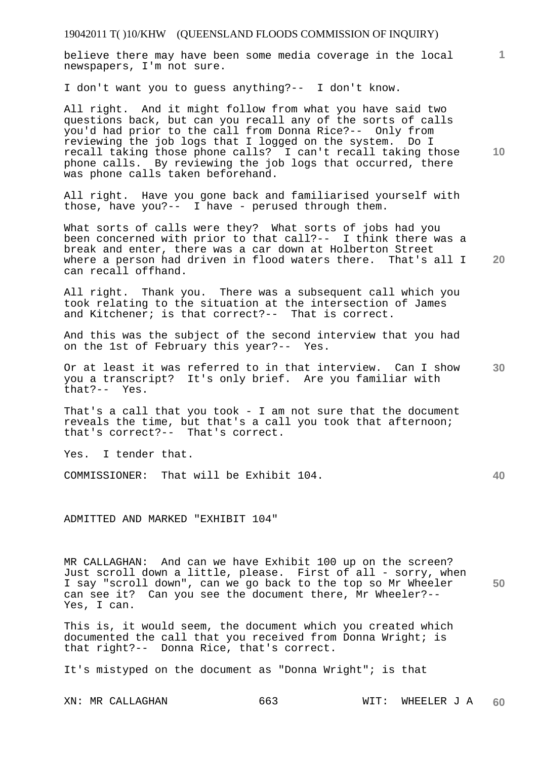believe there may have been some media coverage in the local newspapers, I'm not sure.

I don't want you to guess anything?-- I don't know.

All right. And it might follow from what you have said two questions back, but can you recall any of the sorts of calls you'd had prior to the call from Donna Rice?-- Only from reviewing the job logs that I logged on the system. Do I recall taking those phone calls? I can't recall taking those phone calls. By reviewing the job logs that occurred, there was phone calls taken beforehand.

All right. Have you gone back and familiarised yourself with those, have you?-- I have - perused through them.

What sorts of calls were they? What sorts of jobs had you been concerned with prior to that call?-- I think there was a break and enter, there was a car down at Holberton Street where a person had driven in flood waters there. That's all I can recall offhand.

All right. Thank you. There was a subsequent call which you took relating to the situation at the intersection of James and Kitchener; is that correct?-- That is correct.

And this was the subject of the second interview that you had on the 1st of February this year?-- Yes.

Or at least it was referred to in that interview. Can I show you a transcript? It's only brief. Are you familiar with that?-- Yes.

That's a call that you took - I am not sure that the document reveals the time, but that's a call you took that afternoon; that's correct?-- That's correct.

Yes. I tender that.

COMMISSIONER: That will be Exhibit 104.

ADMITTED AND MARKED "EXHIBIT 104"

MR CALLAGHAN: And can we have Exhibit 100 up on the screen? Just scroll down a little, please. First of all - sorry, when I say "scroll down", can we go back to the top so Mr Wheeler can see it? Can you see the document there, Mr Wheeler?-- Yes, I can.

This is, it would seem, the document which you created which documented the call that you received from Donna Wright; is that right?-- Donna Rice, that's correct.

It's mistyped on the document as "Donna Wright"; is that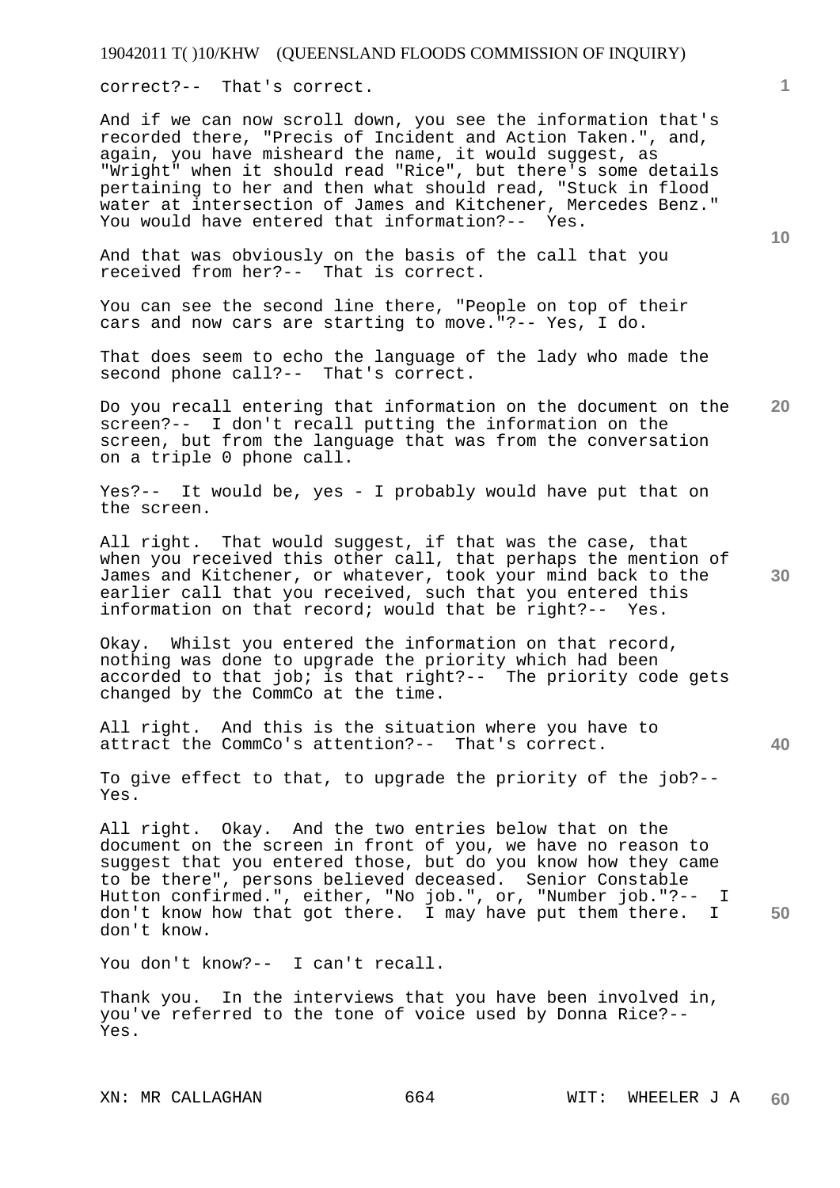correct?-- That's correct.

And if we can now scroll down, you see the information that's recorded there, "Precis of Incident and Action Taken.", and, again, you have misheard the name, it would suggest, as "Wright" when it should read "Rice", but there's some details pertaining to her and then what should read, "Stuck in flood water at intersection of James and Kitchener, Mercedes Benz." You would have entered that information?-- Yes.

And that was obviously on the basis of the call that you received from her?-- That is correct.

You can see the second line there, "People on top of their cars and now cars are starting to move."?-- Yes, I do.

That does seem to echo the language of the lady who made the second phone call?-- That's correct.

Do you recall entering that information on the document on the screen?-- I don't recall putting the information on the screen, but from the language that was from the conversation on a triple 0 phone call.

Yes?-- It would be, yes - I probably would have put that on the screen.

All right. That would suggest, if that was the case, that when you received this other call, that perhaps the mention of James and Kitchener, or whatever, took your mind back to the earlier call that you received, such that you entered this information on that record; would that be right?-- Yes.

Okay. Whilst you entered the information on that record, nothing was done to upgrade the priority which had been accorded to that job; is that right?-- The priority code gets changed by the CommCo at the time.

All right. And this is the situation where you have to attract the CommCo's attention?-- That's correct.

To give effect to that, to upgrade the priority of the job?-- Yes.

All right. Okay. And the two entries below that on the document on the screen in front of you, we have no reason to suggest that you entered those, but do you know how they came to be there", persons believed deceased. Senior Constable Hutton confirmed.", either, "No job.", or, "Number job."?-- I don't know how that got there. I may have put them there. I don't know.

You don't know?-- I can't recall.

Thank you. In the interviews that you have been involved in, you've referred to the tone of voice used by Donna Rice?-- Yes.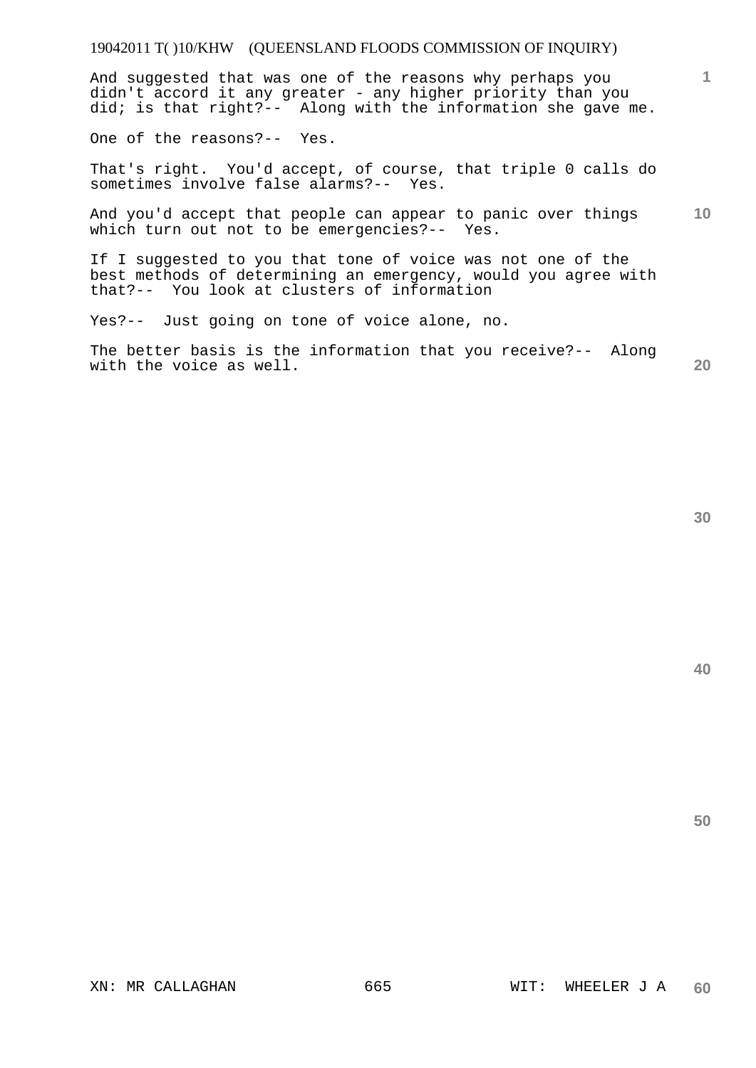And suggested that was one of the reasons why perhaps you didn't accord it any greater - any higher priority than you did; is that right?-- Along with the information she gave me.

One of the reasons?-- Yes.

That's right. You'd accept, of course, that triple 0 calls do sometimes involve false alarms?-- Yes.

And you'd accept that people can appear to panic over things which turn out not to be emergencies?-- Yes.

If I suggested to you that tone of voice was not one of the best methods of determining an emergency, would you agree with that?-- You look at clusters of information

Yes?-- Just going on tone of voice alone, no.

The better basis is the information that you receive?-- Along with the voice as well.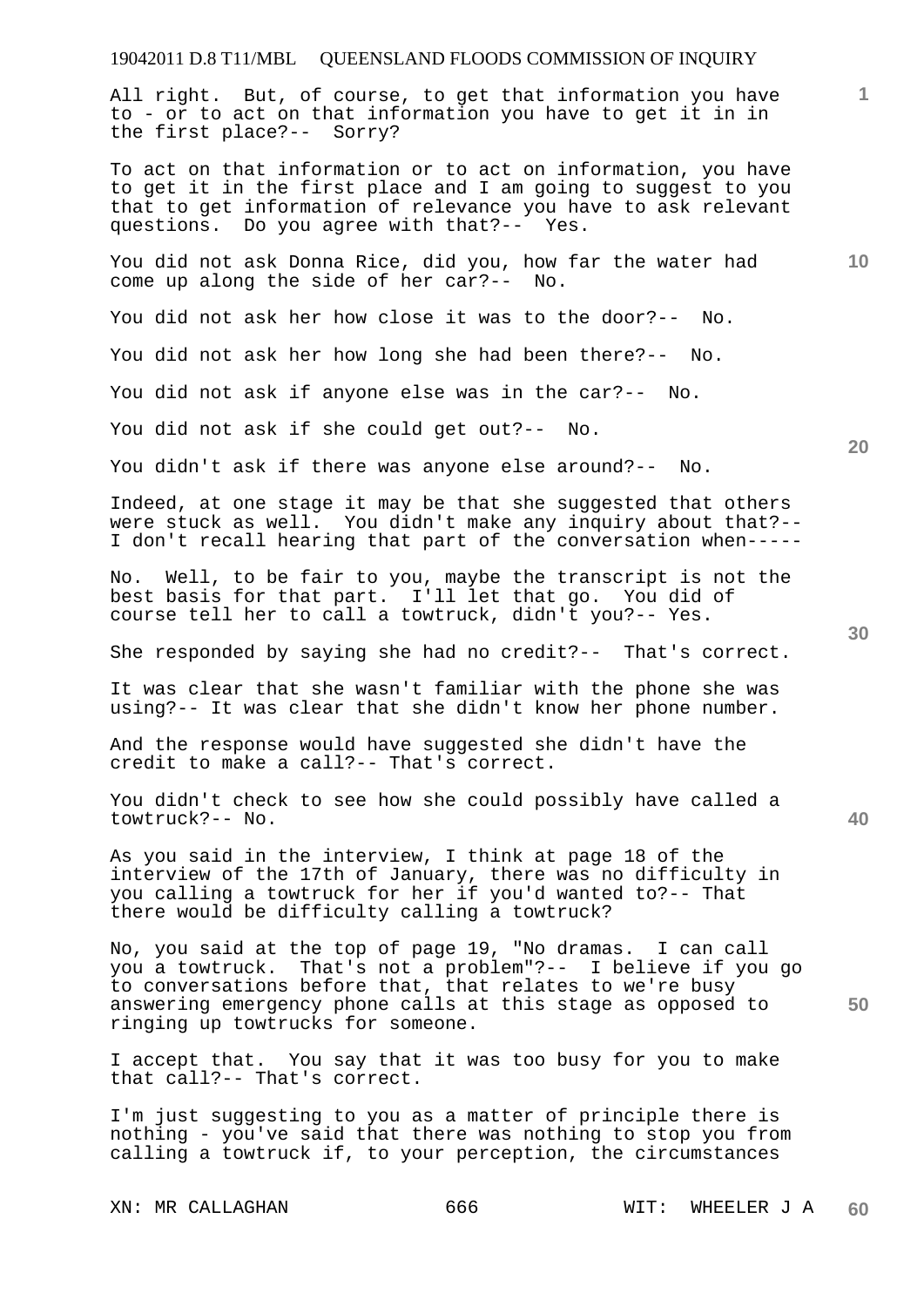All right. But, of course, to get that information you have to - or to act on that information you have to get it in in the first place?-- Sorry?

To act on that information or to act on information, you have to get it in the first place and I am going to suggest to you that to get information of relevance you have to ask relevant questions. Do you agree with that?-- Yes.

You did not ask Donna Rice, did you, how far the water had come up along the side of her car?-- No.

You did not ask her how close it was to the door?-- No.

You did not ask her how long she had been there?-- No.

You did not ask if anyone else was in the car?-- No.

You did not ask if she could get out?-- No.

You didn't ask if there was anyone else around?-- No.

Indeed, at one stage it may be that she suggested that others were stuck as well. You didn't make any inquiry about that?-- I don't recall hearing that part of the conversation when-----

No. Well, to be fair to you, maybe the transcript is not the best basis for that part. I'll let that go. You did of course tell her to call a towtruck, didn't you?-- Yes.

She responded by saying she had no credit?-- That's correct.

It was clear that she wasn't familiar with the phone she was using?-- It was clear that she didn't know her phone number.

And the response would have suggested she didn't have the credit to make a call?-- That's correct.

You didn't check to see how she could possibly have called a towtruck?-- No.

As you said in the interview, I think at page 18 of the interview of the 17th of January, there was no difficulty in you calling a towtruck for her if you'd wanted to?-- That there would be difficulty calling a towtruck?

No, you said at the top of page 19, "No dramas. I can call you a towtruck. That's not a problem"?-- I believe if you go to conversations before that, that relates to we're busy answering emergency phone calls at this stage as opposed to ringing up towtrucks for someone.

I accept that. You say that it was too busy for you to make that call?-- That's correct.

I'm just suggesting to you as a matter of principle there is nothing - you've said that there was nothing to stop you from calling a towtruck if, to your perception, the circumstances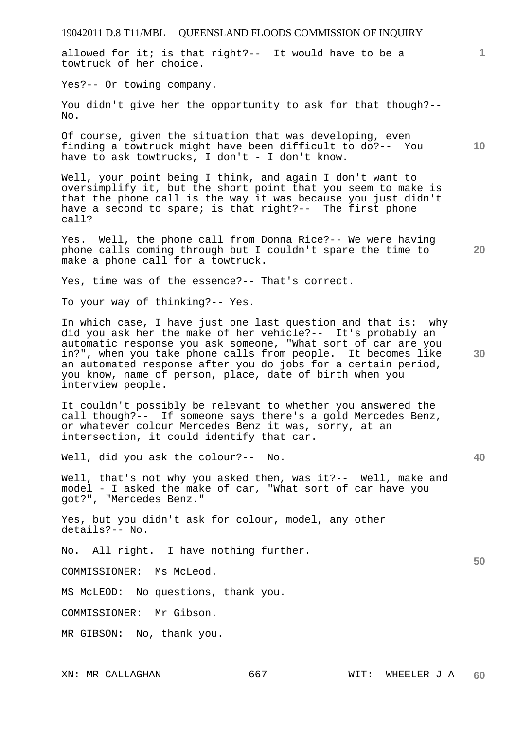allowed for it; is that right?-- It would have to be a towtruck of her choice.

Yes?-- Or towing company.

You didn't give her the opportunity to ask for that though?-- No.

Of course, given the situation that was developing, even finding a towtruck might have been difficult to do?-- You have to ask towtrucks, I don't - I don't know.

Well, your point being I think, and again I don't want to oversimplify it, but the short point that you seem to make is that the phone call is the way it was because you just didn't have a second to spare; is that right?-- The first phone call?

Yes. Well, the phone call from Donna Rice?-- We were having phone calls coming through but I couldn't spare the time to make a phone call for a towtruck.

Yes, time was of the essence?-- That's correct.

To your way of thinking?-- Yes.

In which case, I have just one last question and that is: why did you ask her the make of her vehicle?-- It's probably an automatic response you ask someone, "What sort of car are you in?", when you take phone calls from people. It becomes like an automated response after you do jobs for a certain period, you know, name of person, place, date of birth when you interview people.

It couldn't possibly be relevant to whether you answered the call though?-- If someone says there's a gold Mercedes Benz, or whatever colour Mercedes Benz it was, sorry, at an intersection, it could identify that car.

Well, did you ask the colour?-- No.

Well, that's not why you asked then, was it?-- Well, make and model - I asked the make of car, "What sort of car have you got?", "Mercedes Benz."

Yes, but you didn't ask for colour, model, any other details?-- No.

No. All right. I have nothing further.

COMMISSIONER: Ms McLeod.

MS McLEOD: No questions, thank you.

COMMISSIONER: Mr Gibson.

MR GIBSON: No, thank you.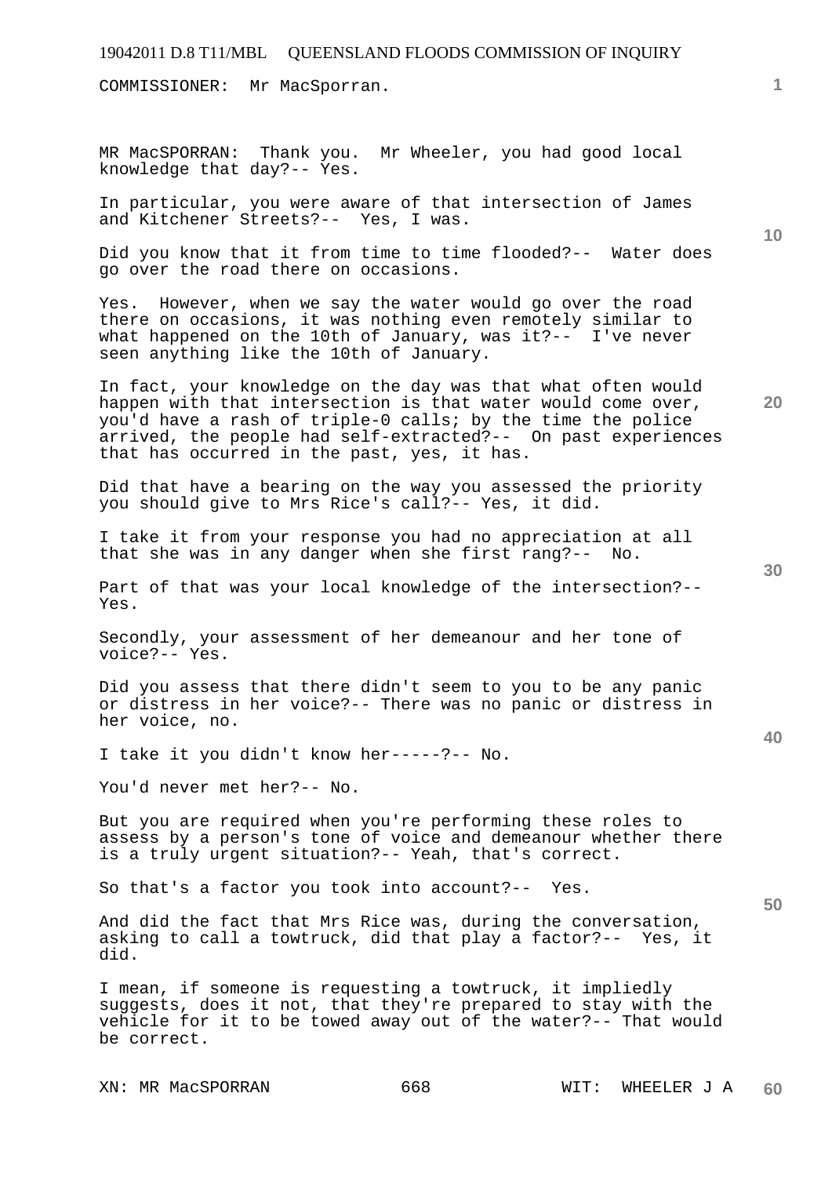COMMISSIONER: Mr MacSporran.

MR MacSPORRAN: Thank you. Mr Wheeler, you had good local knowledge that day?-- Yes.

In particular, you were aware of that intersection of James and Kitchener Streets?-- Yes, I was.

Did you know that it from time to time flooded?-- Water does go over the road there on occasions.

Yes. However, when we say the water would go over the road there on occasions, it was nothing even remotely similar to what happened on the 10th of January, was it?-- I've never seen anything like the 10th of January.

In fact, your knowledge on the day was that what often would happen with that intersection is that water would come over, you'd have a rash of triple-0 calls; by the time the police arrived, the people had self-extracted?-- On past experiences that has occurred in the past, yes, it has.

Did that have a bearing on the way you assessed the priority you should give to Mrs Rice's call?-- Yes, it did.

I take it from your response you had no appreciation at all that she was in any danger when she first rang?-- No.

Part of that was your local knowledge of the intersection?-- Yes.

Secondly, your assessment of her demeanour and her tone of voice?-- Yes.

Did you assess that there didn't seem to you to be any panic or distress in her voice?-- There was no panic or distress in her voice, no.

I take it you didn't know her-----?-- No.

You'd never met her?-- No.

But you are required when you're performing these roles to assess by a person's tone of voice and demeanour whether there is a truly urgent situation?-- Yeah, that's correct.

So that's a factor you took into account?-- Yes.

And did the fact that Mrs Rice was, during the conversation, asking to call a towtruck, did that play a factor?-- Yes, it did.

I mean, if someone is requesting a towtruck, it impliedly suggests, does it not, that they're prepared to stay with the vehicle for it to be towed away out of the water?-- That would be correct.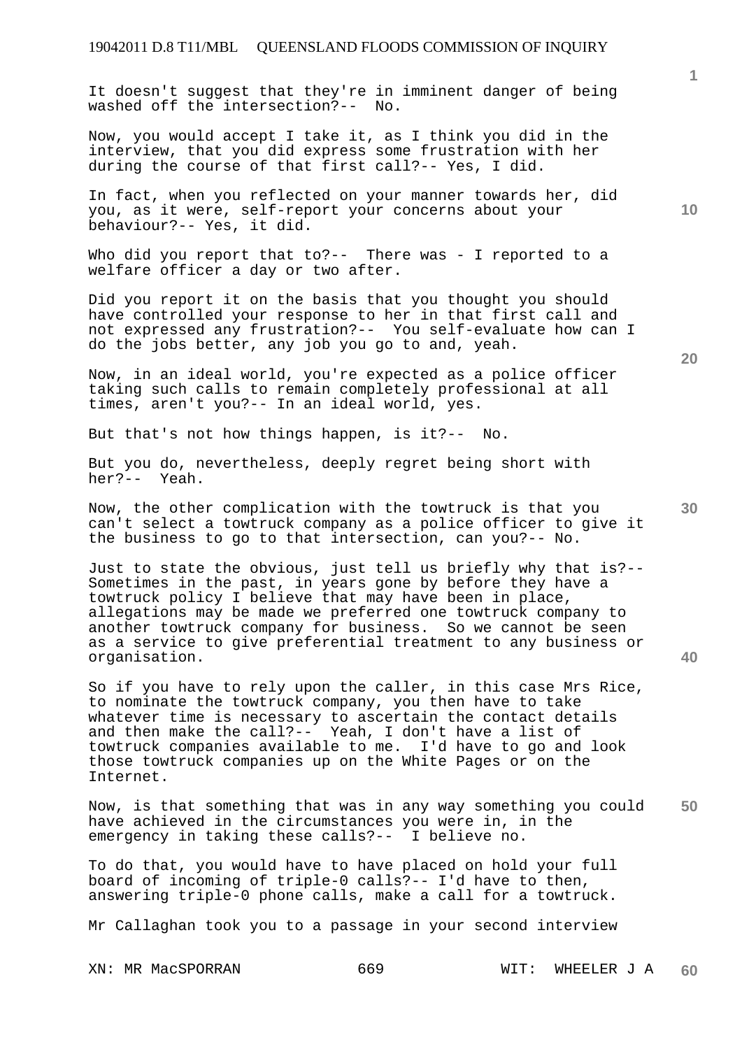It doesn't suggest that they're in imminent danger of being washed off the intersection?-- No.

Now, you would accept I take it, as I think you did in the interview, that you did express some frustration with her during the course of that first call?-- Yes, I did.

In fact, when you reflected on your manner towards her, did you, as it were, self-report your concerns about your behaviour?-- Yes, it did.

Who did you report that to?-- There was - I reported to a welfare officer a day or two after.

Did you report it on the basis that you thought you should have controlled your response to her in that first call and not expressed any frustration?-- You self-evaluate how can I do the jobs better, any job you go to and, yeah.

Now, in an ideal world, you're expected as a police officer taking such calls to remain completely professional at all times, aren't you?-- In an ideal world, yes.

But that's not how things happen, is it?-- No.

But you do, nevertheless, deeply regret being short with her?-- Yeah.

Now, the other complication with the towtruck is that you can't select a towtruck company as a police officer to give it the business to go to that intersection, can you?-- No.

Just to state the obvious, just tell us briefly why that is?-- Sometimes in the past, in years gone by before they have a towtruck policy I believe that may have been in place, allegations may be made we preferred one towtruck company to another towtruck company for business. So we cannot be seen as a service to give preferential treatment to any business or organisation.

So if you have to rely upon the caller, in this case Mrs Rice, to nominate the towtruck company, you then have to take whatever time is necessary to ascertain the contact details and then make the call?-- Yeah, I don't have a list of towtruck companies available to me. I'd have to go and look those towtruck companies up on the White Pages or on the Internet.

Now, is that something that was in any way something you could have achieved in the circumstances you were in, in the emergency in taking these calls?-- I believe no.

To do that, you would have to have placed on hold your full board of incoming of triple-0 calls?-- I'd have to then, answering triple-0 phone calls, make a call for a towtruck.

Mr Callaghan took you to a passage in your second interview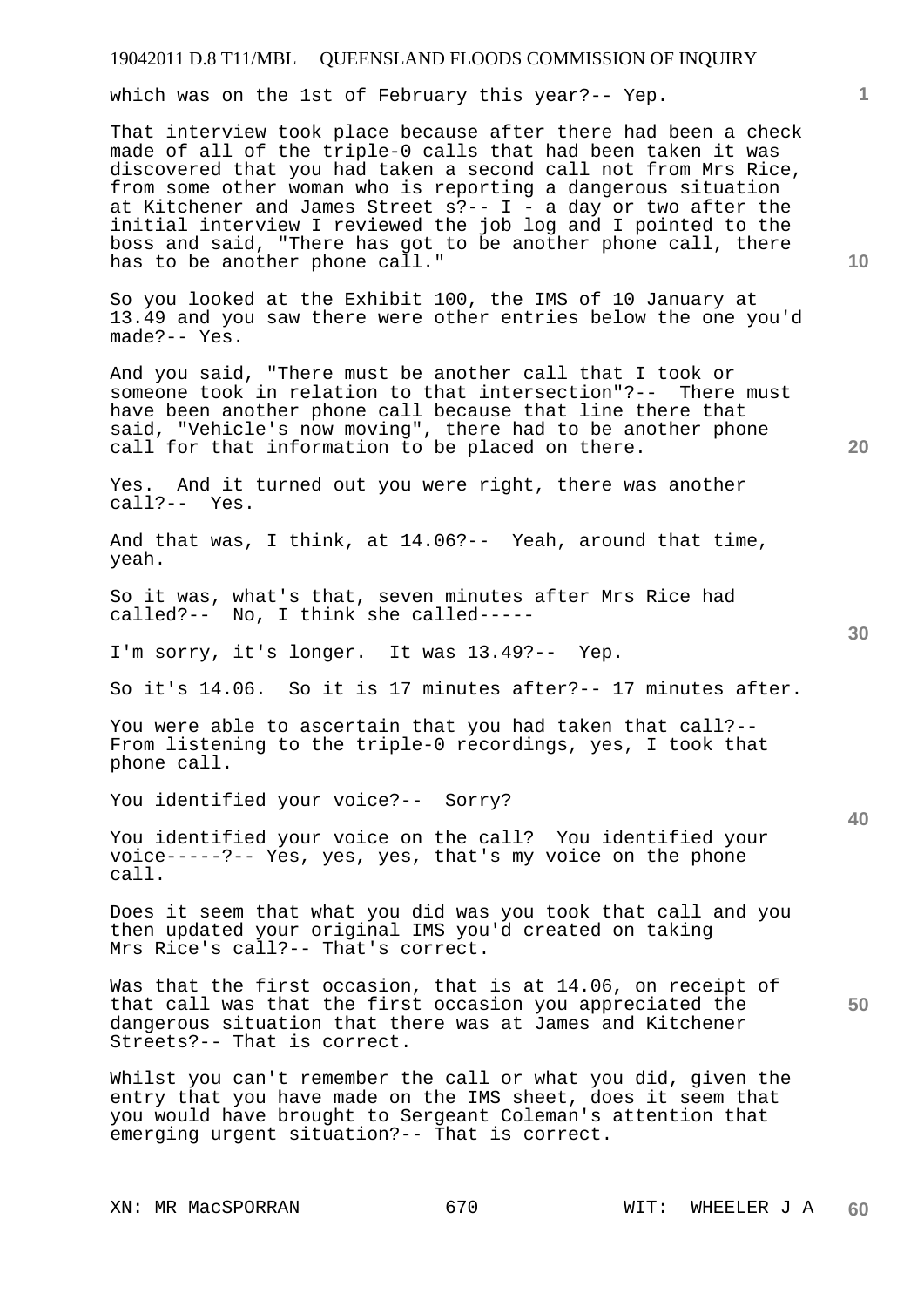which was on the 1st of February this year?-- Yep.

That interview took place because after there had been a check made of all of the triple-0 calls that had been taken it was discovered that you had taken a second call not from Mrs Rice, from some other woman who is reporting a dangerous situation at Kitchener and James Street s?-- I - a day or two after the initial interview I reviewed the job log and I pointed to the boss and said, "There has got to be another phone call, there has to be another phone call."

So you looked at the Exhibit 100, the IMS of 10 January at 13.49 and you saw there were other entries below the one you'd made?-- Yes.

And you said, "There must be another call that I took or someone took in relation to that intersection"?-- There must have been another phone call because that line there that said, "Vehicle's now moving", there had to be another phone call for that information to be placed on there.

Yes. And it turned out you were right, there was another call?-- Yes.

And that was, I think, at 14.06?-- Yeah, around that time, yeah.

So it was, what's that, seven minutes after Mrs Rice had called?-- No, I think she called-----

I'm sorry, it's longer. It was 13.49?-- Yep.

So it's 14.06. So it is 17 minutes after?-- 17 minutes after.

You were able to ascertain that you had taken that call?-- From listening to the triple-0 recordings, yes, I took that phone call.

You identified your voice?-- Sorry?

You identified your voice on the call? You identified your voice-----?-- Yes, yes, yes, that's my voice on the phone call.

Does it seem that what you did was you took that call and you then updated your original IMS you'd created on taking Mrs Rice's call?-- That's correct.

Was that the first occasion, that is at 14.06, on receipt of that call was that the first occasion you appreciated the dangerous situation that there was at James and Kitchener Streets?-- That is correct.

Whilst you can't remember the call or what you did, given the entry that you have made on the IMS sheet, does it seem that you would have brought to Sergeant Coleman's attention that emerging urgent situation?-- That is correct.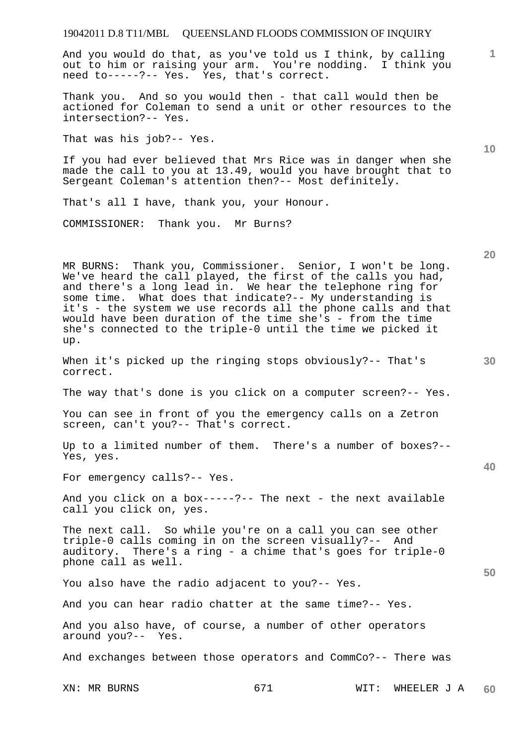And you would do that, as you've told us I think, by calling out to him or raising your arm. You're nodding. I think you need to-----?-- Yes. Yes, that's correct.

Thank you. And so you would then - that call would then be actioned for Coleman to send a unit or other resources to the intersection?-- Yes.

That was his job?-- Yes.

If you had ever believed that Mrs Rice was in danger when she made the call to you at 13.49, would you have brought that to Sergeant Coleman's attention then?-- Most definitely.

That's all I have, thank you, your Honour.

COMMISSIONER: Thank you. Mr Burns?

MR BURNS: Thank you, Commissioner. Senior, I won't be long. We've heard the call played, the first of the calls you had, and there's a long lead in. We hear the telephone ring for some time. What does that indicate?-- My understanding is it's - the system we use records all the phone calls and that would have been duration of the time she's - from the time she's connected to the triple-0 until the time we picked it up.

When it's picked up the ringing stops obviously?-- That's correct.

The way that's done is you click on a computer screen?-- Yes.

You can see in front of you the emergency calls on a Zetron screen, can't you?-- That's correct.

Up to a limited number of them. There's a number of boxes?-- Yes, yes.

For emergency calls?-- Yes.

And you click on a box-----?-- The next - the next available call you click on, yes.

The next call. So while you're on a call you can see other triple-0 calls coming in on the screen visually?-- And auditory. There's a ring - a chime that's goes for triple-0 phone call as well.

You also have the radio adjacent to you?-- Yes.

And you can hear radio chatter at the same time?-- Yes.

And you also have, of course, a number of other operators around you?-- Yes.

And exchanges between those operators and CommCo?-- There was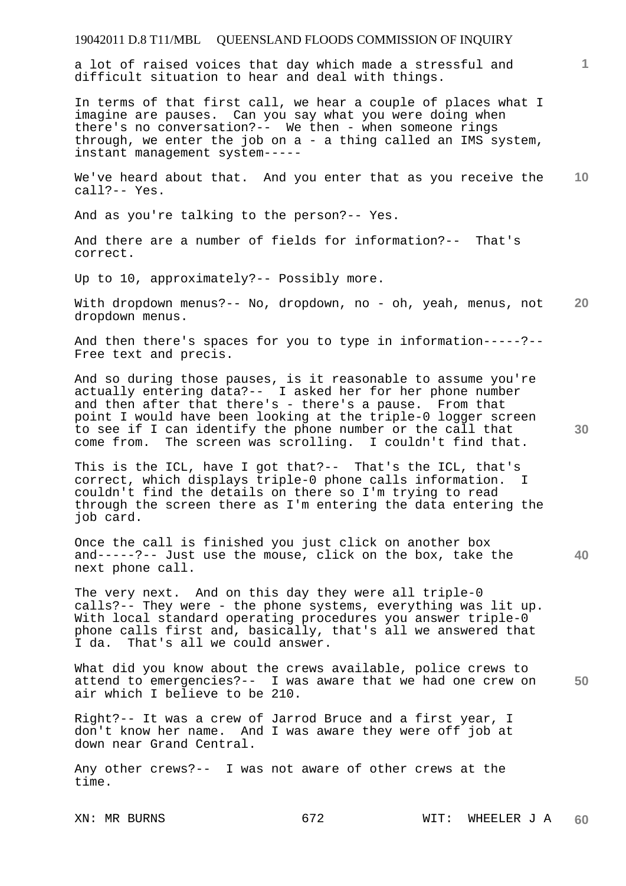a lot of raised voices that day which made a stressful and difficult situation to hear and deal with things.

In terms of that first call, we hear a couple of places what I imagine are pauses. Can you say what you were doing when there's no conversation?-- We then - when someone rings through, we enter the job on a - a thing called an IMS system, instant management system-----

We've heard about that. And you enter that as you receive the call?-- Yes.

And as you're talking to the person?-- Yes.

And there are a number of fields for information?-- That's correct.

Up to 10, approximately?-- Possibly more.

With dropdown menus?-- No, dropdown, no - oh, yeah, menus, not dropdown menus.

And then there's spaces for you to type in information-----?-- Free text and precis.

And so during those pauses, is it reasonable to assume you're actually entering data?-- I asked her for her phone number and then after that there's - there's a pause. From that point I would have been looking at the triple-0 logger screen to see if I can identify the phone number or the call that come from. The screen was scrolling. I couldn't find that.

This is the ICL, have I got that?-- That's the ICL, that's correct, which displays triple-0 phone calls information. I couldn't find the details on there so I'm trying to read through the screen there as I'm entering the data entering the job card.

Once the call is finished you just click on another box and-----?-- Just use the mouse, click on the box, take the next phone call.

The very next. And on this day they were all triple-0 calls?-- They were - the phone systems, everything was lit up. With local standard operating procedures you answer triple-0 phone calls first and, basically, that's all we answered that I da. That's all we could answer.

What did you know about the crews available, police crews to attend to emergencies?-- I was aware that we had one crew on air which I believe to be 210.

Right?-- It was a crew of Jarrod Bruce and a first year, I don't know her name. And I was aware they were off job at down near Grand Central.

Any other crews?-- I was not aware of other crews at the time.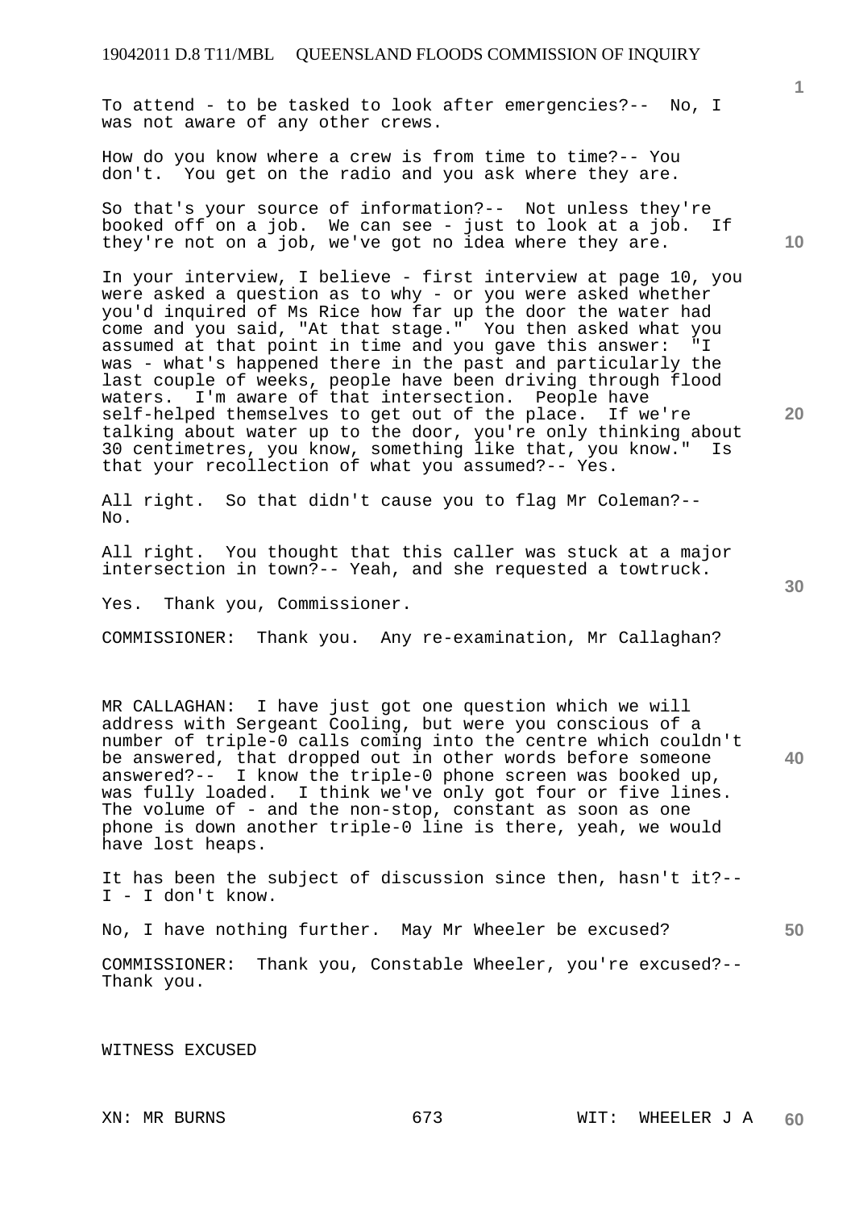To attend - to be tasked to look after emergencies?-- No, I was not aware of any other crews.

How do you know where a crew is from time to time?-- You don't. You get on the radio and you ask where they are.

So that's your source of information?-- Not unless they're booked off on a job. We can see - just to look at a job. If they're not on a job, we've got no idea where they are.

In your interview, I believe - first interview at page 10, you were asked a question as to why - or you were asked whether you'd inquired of Ms Rice how far up the door the water had come and you said, "At that stage." You then asked what you assumed at that point in time and you gave this answer: "I was - what's happened there in the past and particularly the last couple of weeks, people have been driving through flood waters. I'm aware of that intersection. People have self-helped themselves to get out of the place. If we're talking about water up to the door, you're only thinking about 30 centimetres, you know, something like that, you know." Is that your recollection of what you assumed?-- Yes.

All right. So that didn't cause you to flag Mr Coleman?-- No.

All right. You thought that this caller was stuck at a major intersection in town?-- Yeah, and she requested a towtruck.

Yes. Thank you, Commissioner.

COMMISSIONER: Thank you. Any re-examination, Mr Callaghan?

MR CALLAGHAN: I have just got one question which we will address with Sergeant Cooling, but were you conscious of a number of triple-0 calls coming into the centre which couldn't be answered, that dropped out in other words before someone answered?-- I know the triple-0 phone screen was booked up, was fully loaded. I think we've only got four or five lines. The volume of - and the non-stop, constant as soon as one phone is down another triple-0 line is there, yeah, we would have lost heaps.

It has been the subject of discussion since then, hasn't it?-- I - I don't know.

No, I have nothing further. May Mr Wheeler be excused?

COMMISSIONER: Thank you, Constable Wheeler, you're excused?-- Thank you.

WITNESS EXCUSED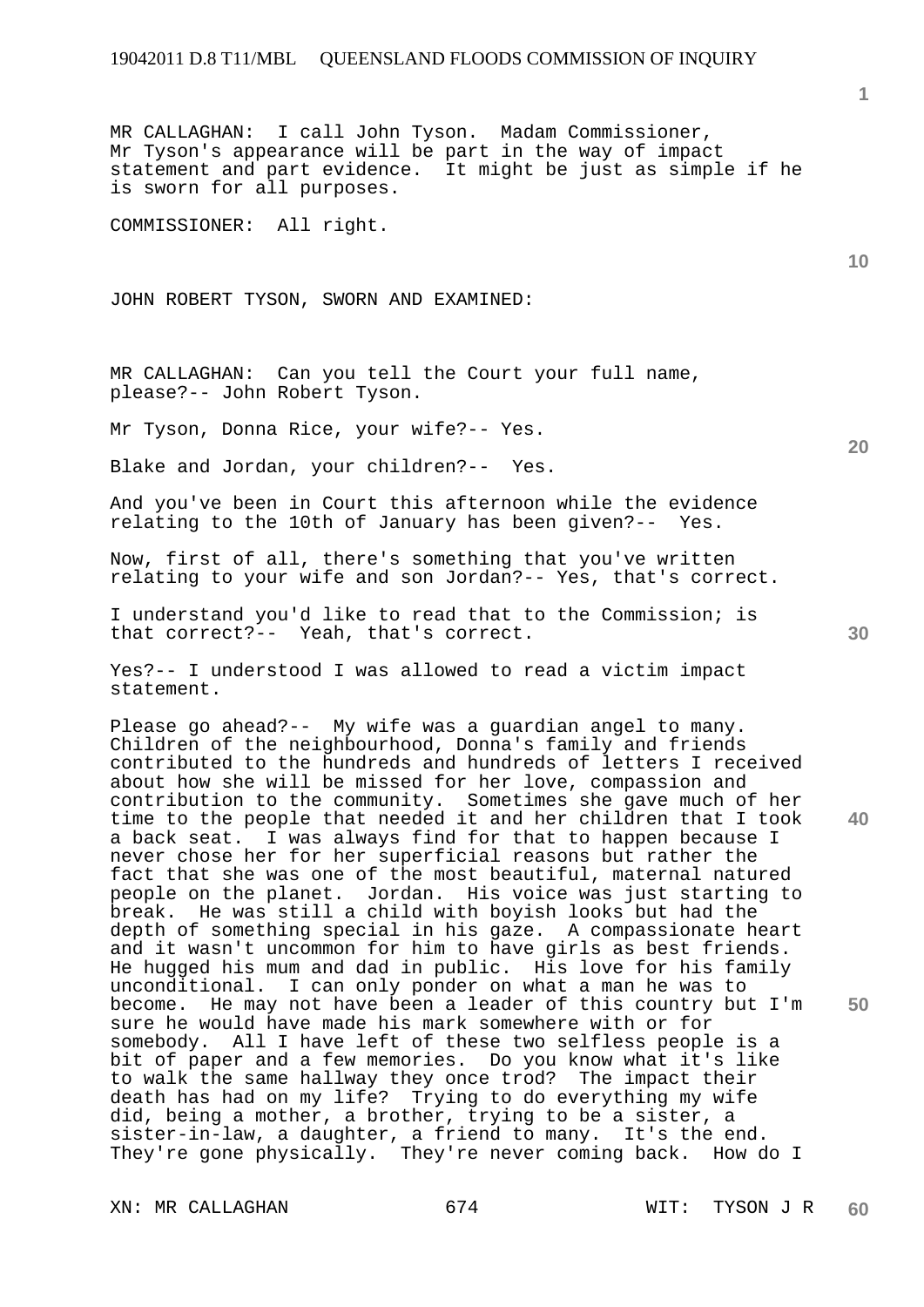MR CALLAGHAN: I call John Tyson. Madam Commissioner, Mr Tyson's appearance will be part in the way of impact statement and part evidence. It might be just as simple if he is sworn for all purposes.

COMMISSIONER: All right.

JOHN ROBERT TYSON, SWORN AND EXAMINED:

MR CALLAGHAN: Can you tell the Court your full name, please?-- John Robert Tyson.

Mr Tyson, Donna Rice, your wife?-- Yes.

Blake and Jordan, your children?-- Yes.

And you've been in Court this afternoon while the evidence relating to the 10th of January has been given?-- Yes.

Now, first of all, there's something that you've written relating to your wife and son Jordan?-- Yes, that's correct.

I understand you'd like to read that to the Commission; is that correct?-- Yeah, that's correct.

Yes?-- I understood I was allowed to read a victim impact statement.

Please go ahead?-- My wife was a guardian angel to many. Children of the neighbourhood, Donna's family and friends contributed to the hundreds and hundreds of letters I received about how she will be missed for her love, compassion and contribution to the community. Sometimes she gave much of her time to the people that needed it and her children that I took a back seat. I was always find for that to happen because I never chose her for her superficial reasons but rather the fact that she was one of the most beautiful, maternal natured people on the planet. Jordan. His voice was just starting to break. He was still a child with boyish looks but had the depth of something special in his gaze. A compassionate heart and it wasn't uncommon for him to have girls as best friends. He hugged his mum and dad in public. His love for his family unconditional. I can only ponder on what a man he was to become. He may not have been a leader of this country but I'm sure he would have made his mark somewhere with or for somebody. All I have left of these two selfless people is a bit of paper and a few memories. Do you know what it's like to walk the same hallway they once trod? The impact their death has had on my life? Trying to do everything my wife did, being a mother, a brother, trying to be a sister, a sister-in-law, a daughter, a friend to many. It's the end. They're gone physically. They're never coming back. How do I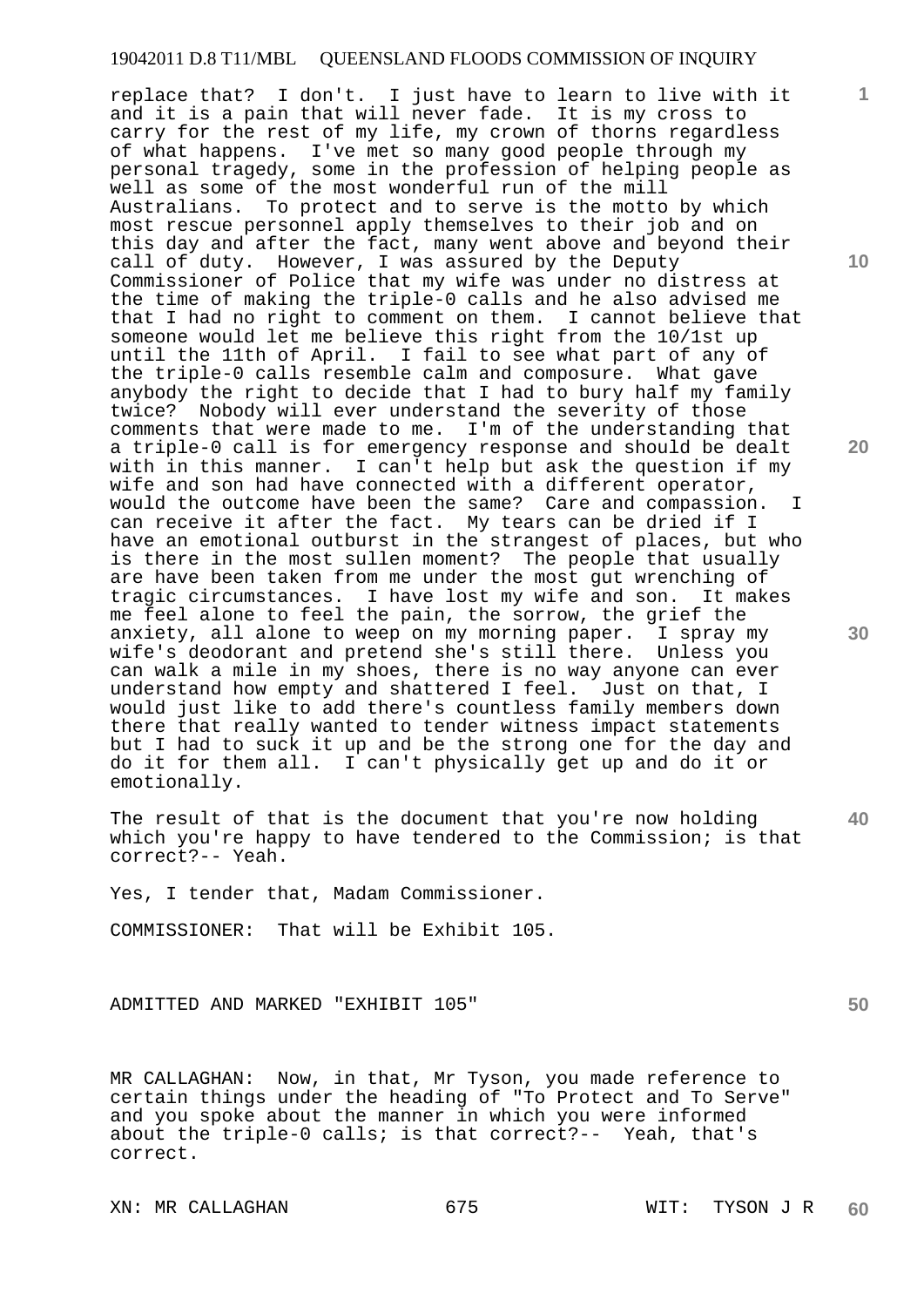replace that? I don't. I just have to learn to live with it and it is a pain that will never fade. It is my cross to carry for the rest of my life, my crown of thorns regardless of what happens. I've met so many good people through my personal tragedy, some in the profession of helping people as well as some of the most wonderful run of the mill Australians. To protect and to serve is the motto by which most rescue personnel apply themselves to their job and on this day and after the fact, many went above and beyond their call of duty. However, I was assured by the Deputy Commissioner of Police that my wife was under no distress at the time of making the triple-0 calls and he also advised me that I had no right to comment on them. I cannot believe that someone would let me believe this right from the 10/1st up until the 11th of April. I fail to see what part of any of the triple-0 calls resemble calm and composure. What gave anybody the right to decide that I had to bury half my family twice? Nobody will ever understand the severity of those comments that were made to me. I'm of the understanding that a triple-0 call is for emergency response and should be dealt with in this manner. I can't help but ask the question if my wife and son had have connected with a different operator, would the outcome have been the same? Care and compassion. I can receive it after the fact. My tears can be dried if I have an emotional outburst in the strangest of places, but who is there in the most sullen moment? The people that usually are have been taken from me under the most gut wrenching of tragic circumstances. I have lost my wife and son. It makes me feel alone to feel the pain, the sorrow, the grief the anxiety, all alone to weep on my morning paper. I spray my wife's deodorant and pretend she's still there. Unless you can walk a mile in my shoes, there is no way anyone can ever understand how empty and shattered I feel. Just on that, I would just like to add there's countless family members down there that really wanted to tender witness impact statements but I had to suck it up and be the strong one for the day and do it for them all. I can't physically get up and do it or emotionally.

The result of that is the document that you're now holding which you're happy to have tendered to the Commission; is that correct?-- Yeah.

Yes, I tender that, Madam Commissioner.

COMMISSIONER: That will be Exhibit 105.

ADMITTED AND MARKED "EXHIBIT 105"

MR CALLAGHAN: Now, in that, Mr Tyson, you made reference to certain things under the heading of "To Protect and To Serve" and you spoke about the manner in which you were informed about the triple-0 calls; is that correct?-- Yeah, that's correct.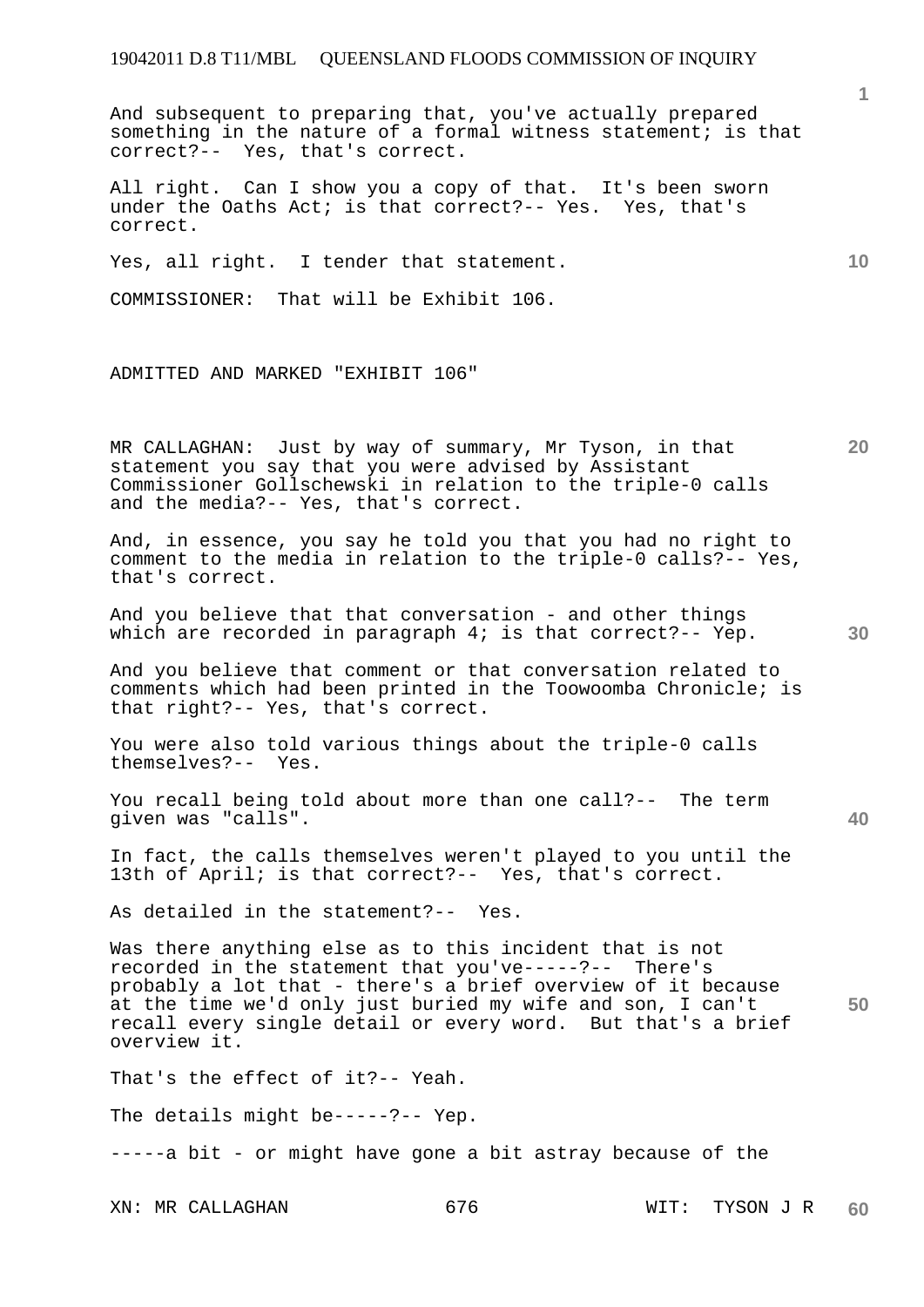And subsequent to preparing that, you've actually prepared something in the nature of a formal witness statement; is that correct?-- Yes, that's correct.

All right. Can I show you a copy of that. It's been sworn under the Oaths Act; is that correct?-- Yes. Yes, that's correct.

Yes, all right. I tender that statement.

COMMISSIONER: That will be Exhibit 106.

ADMITTED AND MARKED "EXHIBIT 106"

MR CALLAGHAN: Just by way of summary, Mr Tyson, in that statement you say that you were advised by Assistant Commissioner Gollschewski in relation to the triple-0 calls and the media?-- Yes, that's correct.

And, in essence, you say he told you that you had no right to comment to the media in relation to the triple-0 calls?-- Yes, that's correct.

And you believe that that conversation - and other things which are recorded in paragraph 4; is that correct?-- Yep.

And you believe that comment or that conversation related to comments which had been printed in the Toowoomba Chronicle; is that right?-- Yes, that's correct.

You were also told various things about the triple-0 calls themselves?-- Yes.

You recall being told about more than one call?-- The term given was "calls".

In fact, the calls themselves weren't played to you until the 13th of April; is that correct?-- Yes, that's correct.

As detailed in the statement?-- Yes.

Was there anything else as to this incident that is not recorded in the statement that you've-----?-- There's probably a lot that - there's a brief overview of it because at the time we'd only just buried my wife and son, I can't recall every single detail or every word. But that's a brief overview it.

That's the effect of it?-- Yeah.

The details might be-----?-- Yep.

-----a bit - or might have gone a bit astray because of the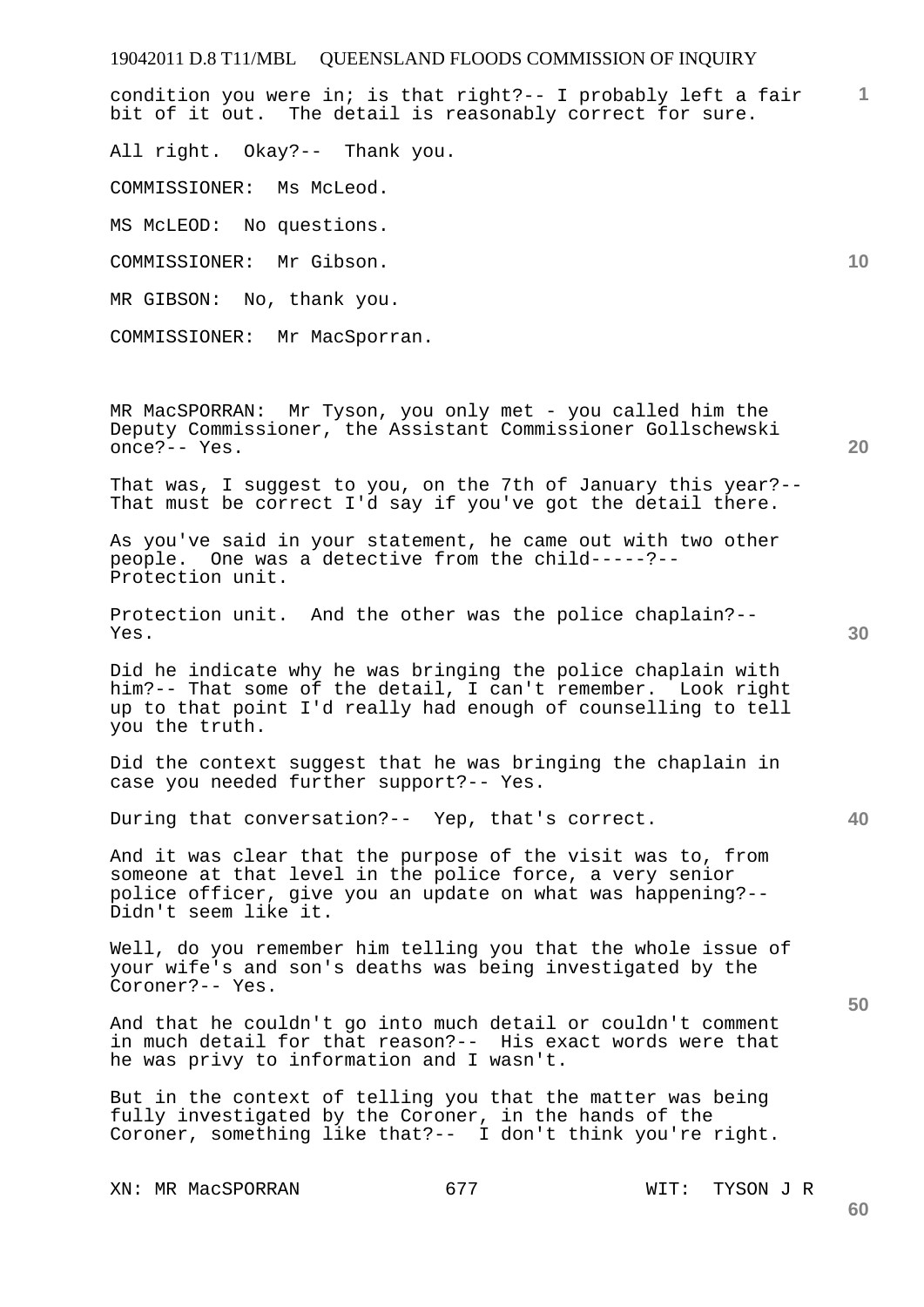condition you were in; is that right?-- I probably left a fair bit of it out. The detail is reasonably correct for sure.

All right. Okay?-- Thank you.

COMMISSIONER: Ms McLeod.

MS McLEOD: No questions.

COMMISSIONER: Mr Gibson.

MR GIBSON: No, thank you.

COMMISSIONER: Mr MacSporran.

MR MacSPORRAN: Mr Tyson, you only met - you called him the Deputy Commissioner, the Assistant Commissioner Gollschewski once?-- Yes.

That was, I suggest to you, on the 7th of January this year?-- That must be correct I'd say if you've got the detail there.

As you've said in your statement, he came out with two other people. One was a detective from the child-----?-- Protection unit.

Protection unit. And the other was the police chaplain?-- Yes.

Did he indicate why he was bringing the police chaplain with him?-- That some of the detail, I can't remember. Look right up to that point I'd really had enough of counselling to tell you the truth.

Did the context suggest that he was bringing the chaplain in case you needed further support?-- Yes.

During that conversation?-- Yep, that's correct.

And it was clear that the purpose of the visit was to, from someone at that level in the police force, a very senior police officer, give you an update on what was happening?-- Didn't seem like it.

Well, do you remember him telling you that the whole issue of your wife's and son's deaths was being investigated by the Coroner?-- Yes.

And that he couldn't go into much detail or couldn't comment in much detail for that reason?-- His exact words were that he was privy to information and I wasn't.

But in the context of telling you that the matter was being fully investigated by the Coroner, in the hands of the Coroner, something like that?-- I don't think you're right.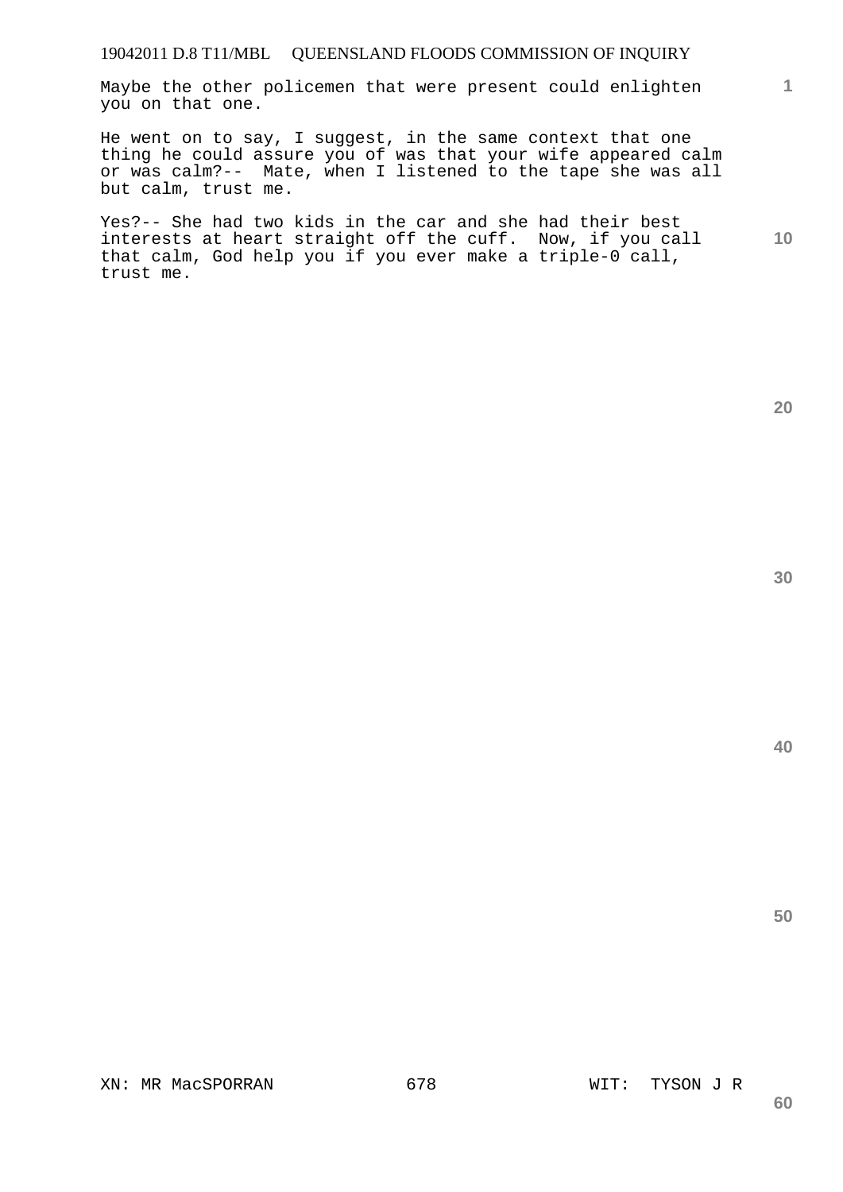Maybe the other policemen that were present could enlighten you on that one.

He went on to say, I suggest, in the same context that one thing he could assure you of was that your wife appeared calm or was calm?-- Mate, when I listened to the tape she was all but calm, trust me.

Yes?-- She had two kids in the car and she had their best interests at heart straight off the cuff. Now, if you call that calm, God help you if you ever make a triple-0 call, trust me.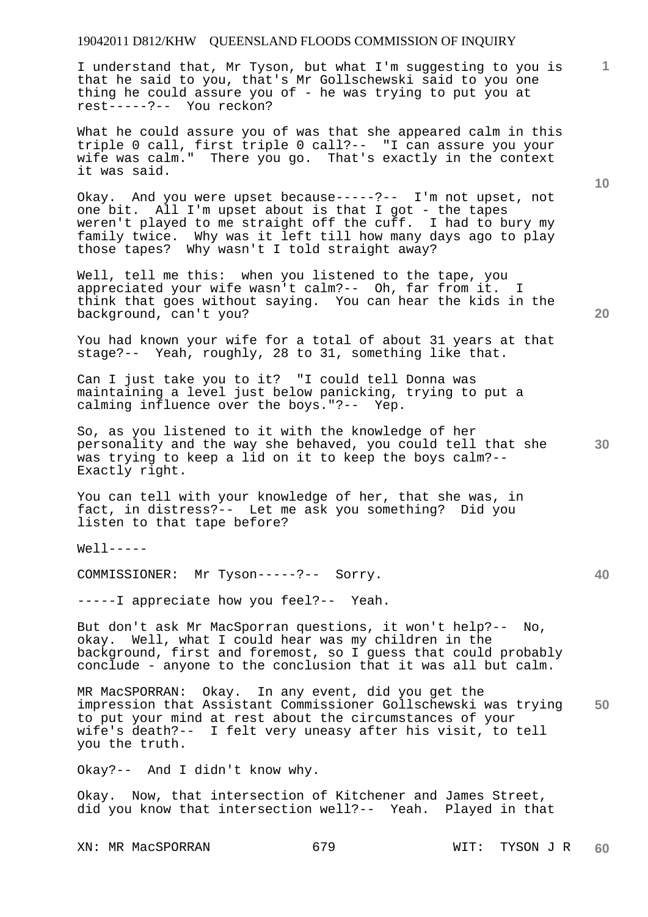I understand that, Mr Tyson, but what I'm suggesting to you is that he said to you, that's Mr Gollschewski said to you one thing he could assure you of - he was trying to put you at rest-----?-- You reckon?

What he could assure you of was that she appeared calm in this triple 0 call, first triple 0 call?-- "I can assure you your wife was calm." There you go. That's exactly in the context it was said.

Okay. And you were upset because-----?-- I'm not upset, not one bit. All I'm upset about is that I got - the tapes weren't played to me straight off the cuff. I had to bury my family twice. Why was it left till how many days ago to play those tapes? Why wasn't I told straight away?

Well, tell me this: when you listened to the tape, you appreciated your wife wasn't calm?-- Oh, far from it. I think that goes without saying. You can hear the kids in the background, can't you?

You had known your wife for a total of about 31 years at that stage?-- Yeah, roughly, 28 to 31, something like that.

Can I just take you to it? "I could tell Donna was maintaining a level just below panicking, trying to put a calming influence over the boys."?-- Yep.

So, as you listened to it with the knowledge of her personality and the way she behaved, you could tell that she was trying to keep a lid on it to keep the boys calm?-- Exactly right.

You can tell with your knowledge of her, that she was, in fact, in distress?-- Let me ask you something? Did you listen to that tape before?

Well-----

COMMISSIONER: Mr Tyson-----?-- Sorry.

-----I appreciate how you feel?-- Yeah.

But don't ask Mr MacSporran questions, it won't help?-- No, okay. Well, what I could hear was my children in the background, first and foremost, so I guess that could probably conclude - anyone to the conclusion that it was all but calm.

MR MacSPORRAN: Okay. In any event, did you get the impression that Assistant Commissioner Gollschewski was trying to put your mind at rest about the circumstances of your wife's death?-- I felt very uneasy after his visit, to tell you the truth.

Okay?-- And I didn't know why.

Okay. Now, that intersection of Kitchener and James Street, did you know that intersection well?-- Yeah. Played in that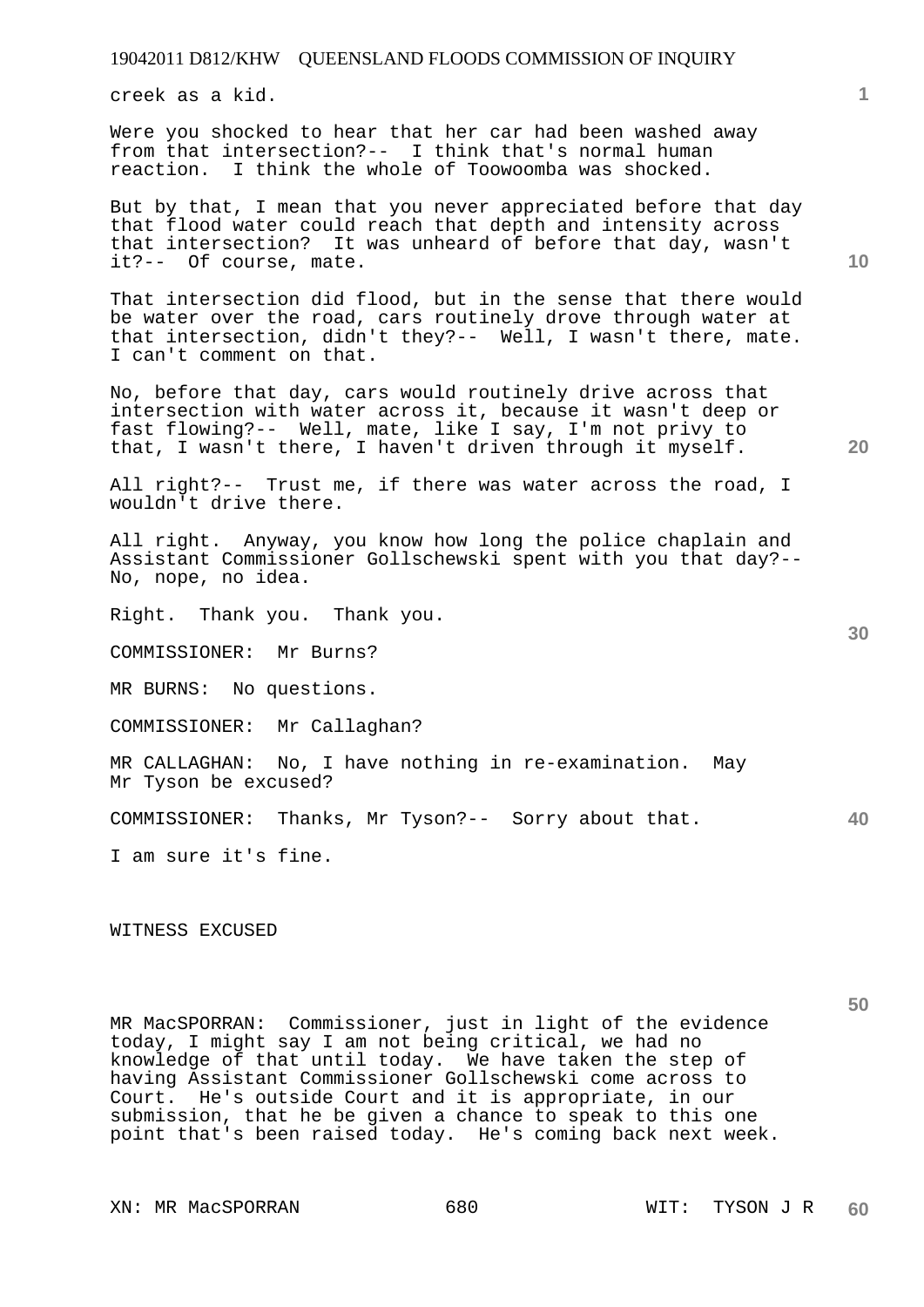creek as a kid.

Were you shocked to hear that her car had been washed away from that intersection?-- I think that's normal human reaction. I think the whole of Toowoomba was shocked.

But by that, I mean that you never appreciated before that day that flood water could reach that depth and intensity across that intersection? It was unheard of before that day, wasn't it?-- Of course, mate.

That intersection did flood, but in the sense that there would be water over the road, cars routinely drove through water at that intersection, didn't they?-- Well, I wasn't there, mate. I can't comment on that.

No, before that day, cars would routinely drive across that intersection with water across it, because it wasn't deep or fast flowing?-- Well, mate, like I say, I'm not privy to that, I wasn't there, I haven't driven through it myself.

All right?-- Trust me, if there was water across the road, I wouldn't drive there.

All right. Anyway, you know how long the police chaplain and Assistant Commissioner Gollschewski spent with you that day?-- No, nope, no idea.

Right. Thank you. Thank you.

COMMISSIONER: Mr Burns?

MR BURNS: No questions.

COMMISSIONER: Mr Callaghan?

MR CALLAGHAN: No, I have nothing in re-examination. May Mr Tyson be excused?

COMMISSIONER: Thanks, Mr Tyson?-- Sorry about that.

I am sure it's fine.

WITNESS EXCUSED

MR MacSPORRAN: Commissioner, just in light of the evidence today, I might say I am not being critical, we had no knowledge of that until today. We have taken the step of having Assistant Commissioner Gollschewski come across to Court. He's outside Court and it is appropriate, in our submission, that he be given a chance to speak to this one point that's been raised today. He's coming back next week.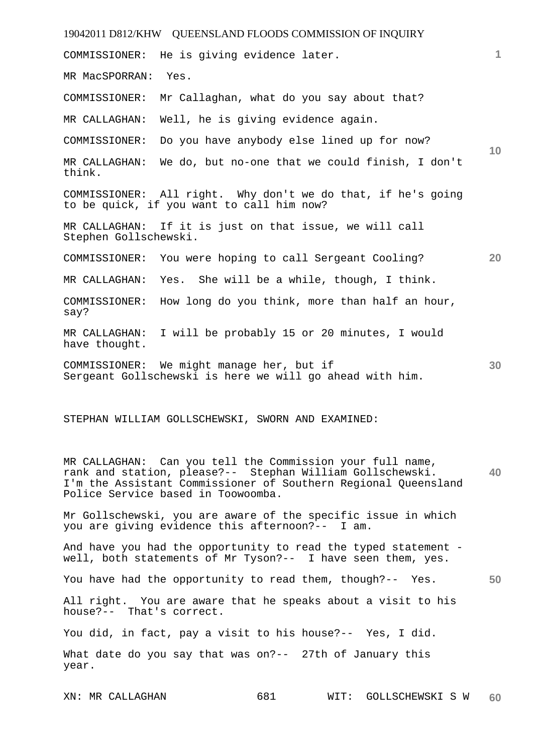COMMISSIONER: He is giving evidence later.

MR MacSPORRAN: Yes.

COMMISSIONER: Mr Callaghan, what do you say about that?

MR CALLAGHAN: Well, he is giving evidence again.

COMMISSIONER: Do you have anybody else lined up for now?

MR CALLAGHAN: We do, but no-one that we could finish, I don't think.

COMMISSIONER: All right. Why don't we do that, if he's going to be quick, if you want to call him now?

MR CALLAGHAN: If it is just on that issue, we will call Stephen Gollschewski.

COMMISSIONER: You were hoping to call Sergeant Cooling?

MR CALLAGHAN: Yes. She will be a while, though, I think.

COMMISSIONER: How long do you think, more than half an hour, say?

MR CALLAGHAN: I will be probably 15 or 20 minutes, I would have thought.

COMMISSIONER: We might manage her, but if Sergeant Gollschewski is here we will go ahead with him.

STEPHAN WILLIAM GOLLSCHEWSKI, SWORN AND EXAMINED:

MR CALLAGHAN: Can you tell the Commission your full name, rank and station, please?-- Stephan William Gollschewski. I'm the Assistant Commissioner of Southern Regional Queensland Police Service based in Toowoomba.

Mr Gollschewski, you are aware of the specific issue in which you are giving evidence this afternoon?-- I am.

And have you had the opportunity to read the typed statement - well, both statements of Mr Tyson?-- I have seen them, yes.

You have had the opportunity to read them, though?-- Yes.

All right. You are aware that he speaks about a visit to his house?-- That's correct.

You did, in fact, pay a visit to his house?-- Yes, I did.

What date do you say that was on?-- 27th of January this year.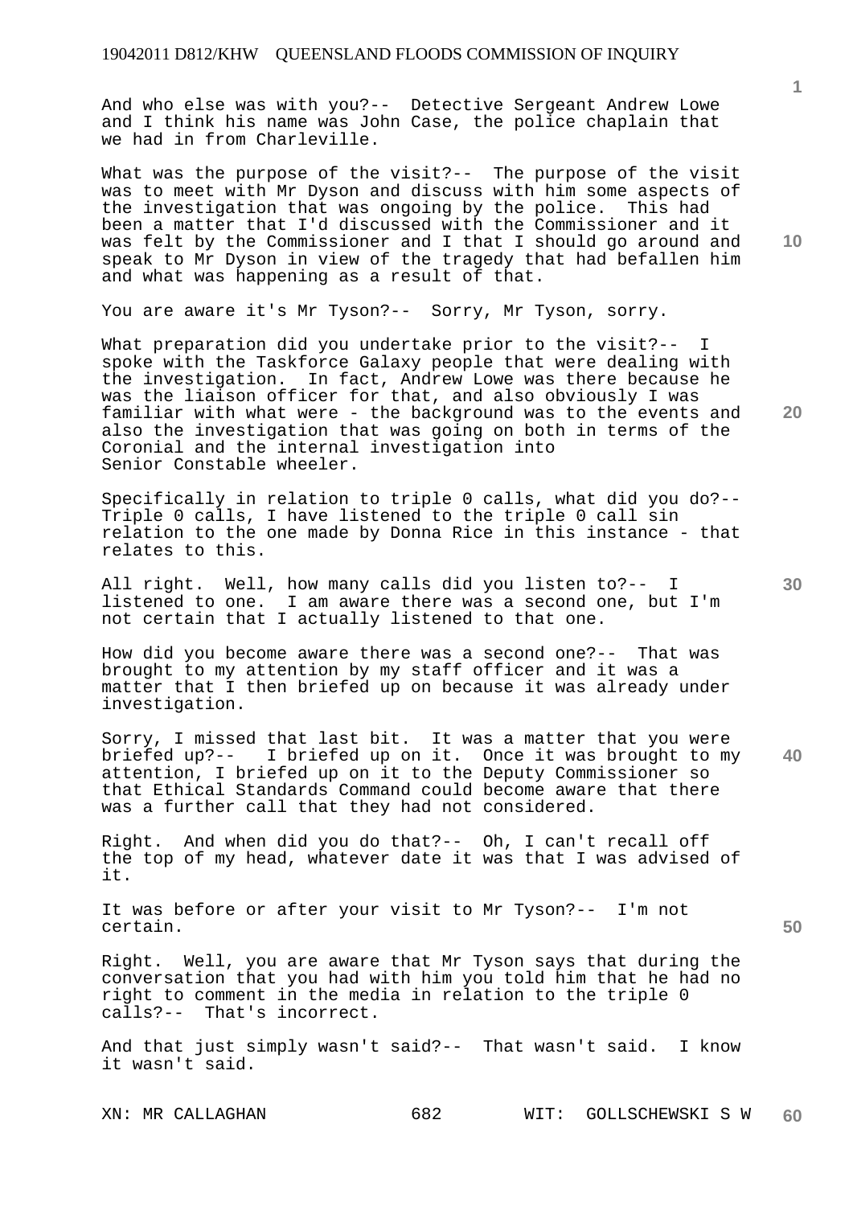And who else was with you?-- Detective Sergeant Andrew Lowe and I think his name was John Case, the police chaplain that we had in from Charleville.

What was the purpose of the visit?-- The purpose of the visit was to meet with Mr Dyson and discuss with him some aspects of the investigation that was ongoing by the police. This had been a matter that I'd discussed with the Commissioner and it was felt by the Commissioner and I that I should go around and speak to Mr Dyson in view of the tragedy that had befallen him and what was happening as a result of that.

You are aware it's Mr Tyson?-- Sorry, Mr Tyson, sorry.

What preparation did you undertake prior to the visit?-- I spoke with the Taskforce Galaxy people that were dealing with the investigation. In fact, Andrew Lowe was there because he was the liaison officer for that, and also obviously I was familiar with what were - the background was to the events and also the investigation that was going on both in terms of the Coronial and the internal investigation into Senior Constable wheeler.

Specifically in relation to triple 0 calls, what did you do?-- Triple 0 calls, I have listened to the triple 0 call sin relation to the one made by Donna Rice in this instance - that relates to this.

All right. Well, how many calls did you listen to?-- I listened to one. I am aware there was a second one, but I'm not certain that I actually listened to that one.

How did you become aware there was a second one?-- That was brought to my attention by my staff officer and it was a matter that I then briefed up on because it was already under investigation.

Sorry, I missed that last bit. It was a matter that you were briefed up?-- I briefed up on it. Once it was brought to my attention, I briefed up on it to the Deputy Commissioner so that Ethical Standards Command could become aware that there was a further call that they had not considered.

Right. And when did you do that?-- Oh, I can't recall off the top of my head, whatever date it was that I was advised of it.

It was before or after your visit to Mr Tyson?-- I'm not certain.

Right. Well, you are aware that Mr Tyson says that during the conversation that you had with him you told him that he had no right to comment in the media in relation to the triple 0 calls?-- That's incorrect.

And that just simply wasn't said?-- That wasn't said. I know it wasn't said.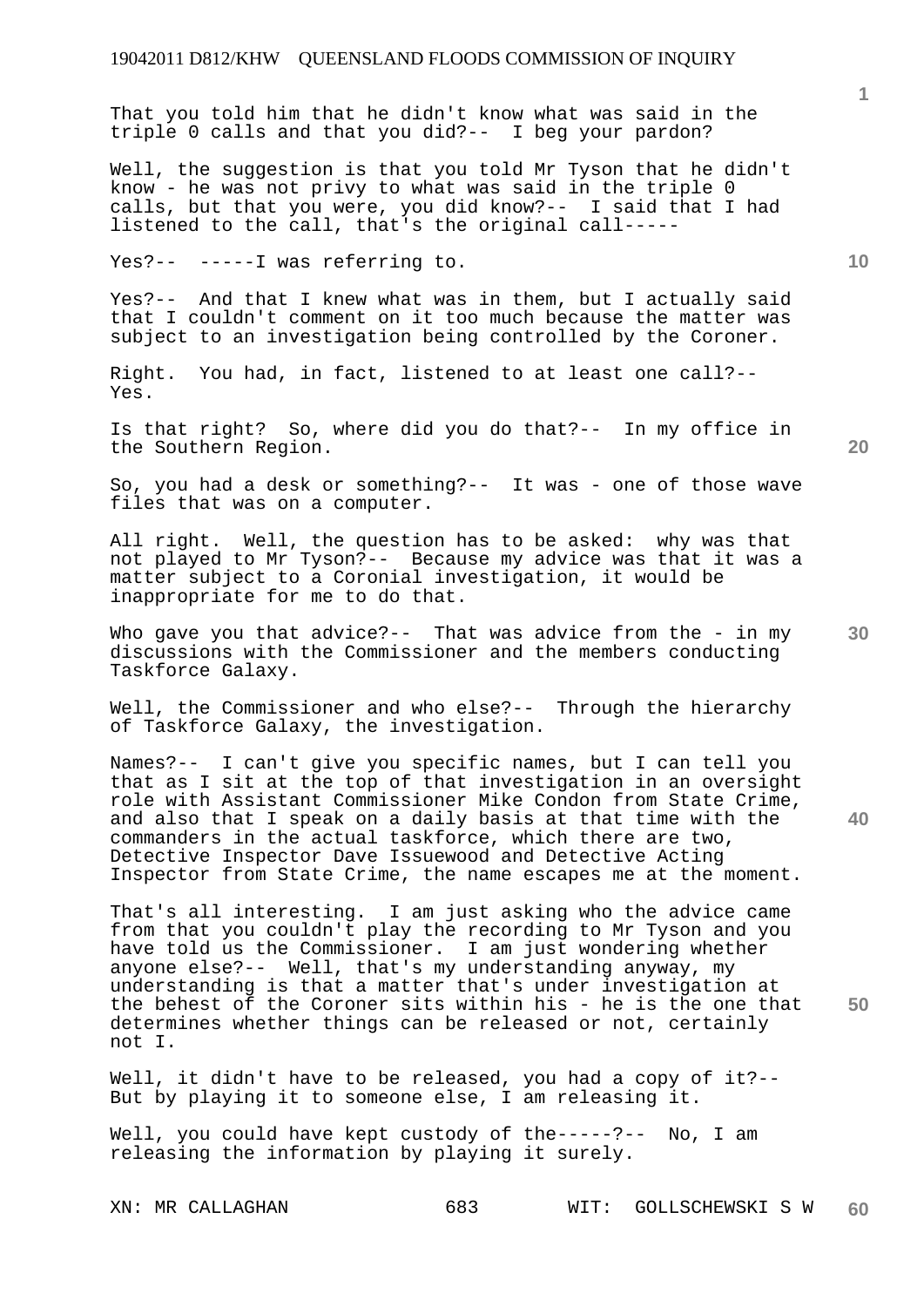That you told him that he didn't know what was said in the triple 0 calls and that you did?-- I beg your pardon?

Well, the suggestion is that you told Mr Tyson that he didn't know - he was not privy to what was said in the triple 0 calls, but that you were, you did know?-- I said that I had listened to the call, that's the original call-----

Yes?-- -----I was referring to.

Yes?-- And that I knew what was in them, but I actually said that I couldn't comment on it too much because the matter was subject to an investigation being controlled by the Coroner.

Right. You had, in fact, listened to at least one call?-- Yes.

Is that right? So, where did you do that?-- In my office in the Southern Region.

So, you had a desk or something?-- It was - one of those wave files that was on a computer.

All right. Well, the question has to be asked: why was that not played to Mr Tyson?-- Because my advice was that it was a matter subject to a Coronial investigation, it would be inappropriate for me to do that.

Who gave you that advice?-- That was advice from the - in my discussions with the Commissioner and the members conducting Taskforce Galaxy.

Well, the Commissioner and who else?-- Through the hierarchy of Taskforce Galaxy, the investigation.

Names?-- I can't give you specific names, but I can tell you that as I sit at the top of that investigation in an oversight role with Assistant Commissioner Mike Condon from State Crime, and also that I speak on a daily basis at that time with the commanders in the actual taskforce, which there are two, Detective Inspector Dave Issuewood and Detective Acting Inspector from State Crime, the name escapes me at the moment.

That's all interesting. I am just asking who the advice came from that you couldn't play the recording to Mr Tyson and you have told us the Commissioner. I am just wondering whether anyone else?-- Well, that's my understanding anyway, my understanding is that a matter that's under investigation at the behest of the Coroner sits within his - he is the one that determines whether things can be released or not, certainly not I.

Well, it didn't have to be released, you had a copy of it?-- But by playing it to someone else, I am releasing it.

Well, you could have kept custody of the-----?-- No, I am releasing the information by playing it surely.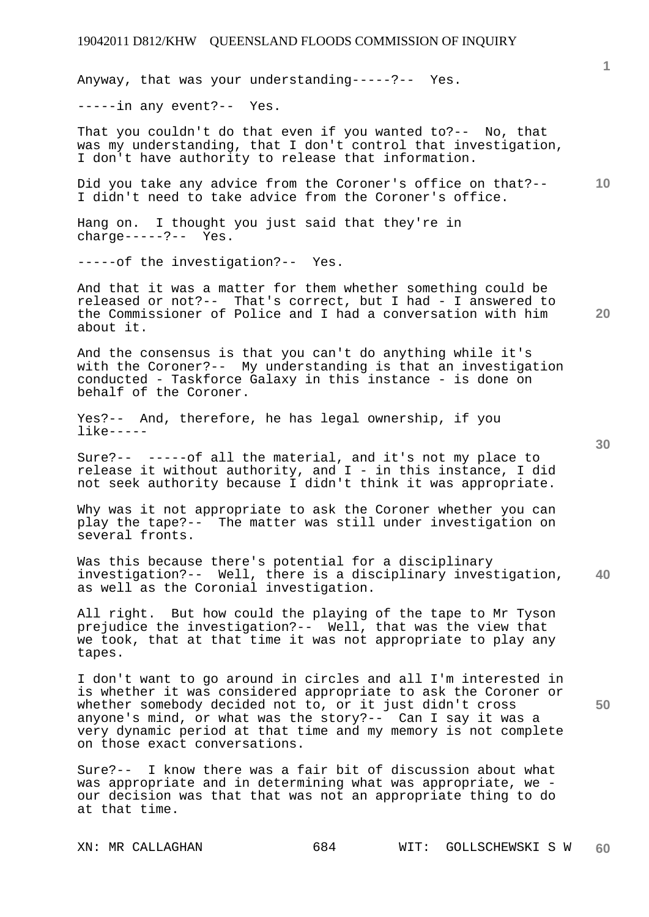Anyway, that was your understanding-----?-- Yes.

-----in any event?-- Yes.

That you couldn't do that even if you wanted to?-- No, that was my understanding, that I don't control that investigation, I don't have authority to release that information.

Did you take any advice from the Coroner's office on that?-- I didn't need to take advice from the Coroner's office.

Hang on. I thought you just said that they're in charge-----?-- Yes.

-----of the investigation?-- Yes.

And that it was a matter for them whether something could be released or not?-- That's correct, but I had - I answered to the Commissioner of Police and I had a conversation with him about it.

And the consensus is that you can't do anything while it's with the Coroner?-- My understanding is that an investigation conducted - Taskforce Galaxy in this instance - is done on behalf of the Coroner.

Yes?-- And, therefore, he has legal ownership, if you like-----

Sure?-- -----of all the material, and it's not my place to release it without authority, and I - in this instance, I did not seek authority because I didn't think it was appropriate.

Why was it not appropriate to ask the Coroner whether you can play the tape?-- The matter was still under investigation on several fronts.

Was this because there's potential for a disciplinary investigation?-- Well, there is a disciplinary investigation, as well as the Coronial investigation.

All right. But how could the playing of the tape to Mr Tyson prejudice the investigation?-- Well, that was the view that we took, that at that time it was not appropriate to play any tapes.

I don't want to go around in circles and all I'm interested in is whether it was considered appropriate to ask the Coroner or whether somebody decided not to, or it just didn't cross anyone's mind, or what was the story?-- Can I say it was a very dynamic period at that time and my memory is not complete on those exact conversations.

Sure?-- I know there was a fair bit of discussion about what was appropriate and in determining what was appropriate, we - our decision was that that was not an appropriate thing to do at that time.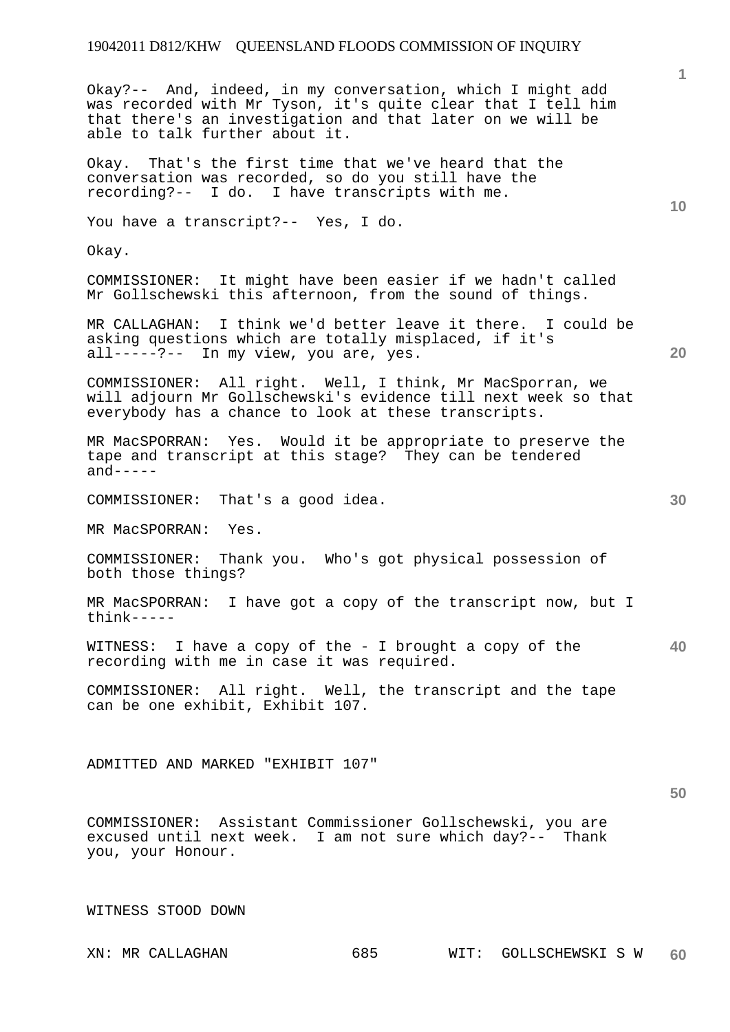Okay?-- And, indeed, in my conversation, which I might add was recorded with Mr Tyson, it's quite clear that I tell him that there's an investigation and that later on we will be able to talk further about it.

Okay. That's the first time that we've heard that the conversation was recorded, so do you still have the recording?-- I do. I have transcripts with me.

You have a transcript?-- Yes, I do.

Okay.

COMMISSIONER: It might have been easier if we hadn't called Mr Gollschewski this afternoon, from the sound of things.

MR CALLAGHAN: I think we'd better leave it there. I could be asking questions which are totally misplaced, if it's all-----?-- In my view, you are, yes.

COMMISSIONER: All right. Well, I think, Mr MacSporran, we will adjourn Mr Gollschewski's evidence till next week so that everybody has a chance to look at these transcripts.

MR MacSPORRAN: Yes. Would it be appropriate to preserve the tape and transcript at this stage? They can be tendered and-----

COMMISSIONER: That's a good idea.

MR MacSPORRAN: Yes.

COMMISSIONER: Thank you. Who's got physical possession of both those things?

MR MacSPORRAN: I have got a copy of the transcript now, but I think-----

WITNESS: I have a copy of the - I brought a copy of the recording with me in case it was required.

COMMISSIONER: All right. Well, the transcript and the tape can be one exhibit, Exhibit 107.

ADMITTED AND MARKED "EXHIBIT 107"

COMMISSIONER: Assistant Commissioner Gollschewski, you are excused until next week. I am not sure which day?-- Thank you, your Honour.

WITNESS STOOD DOWN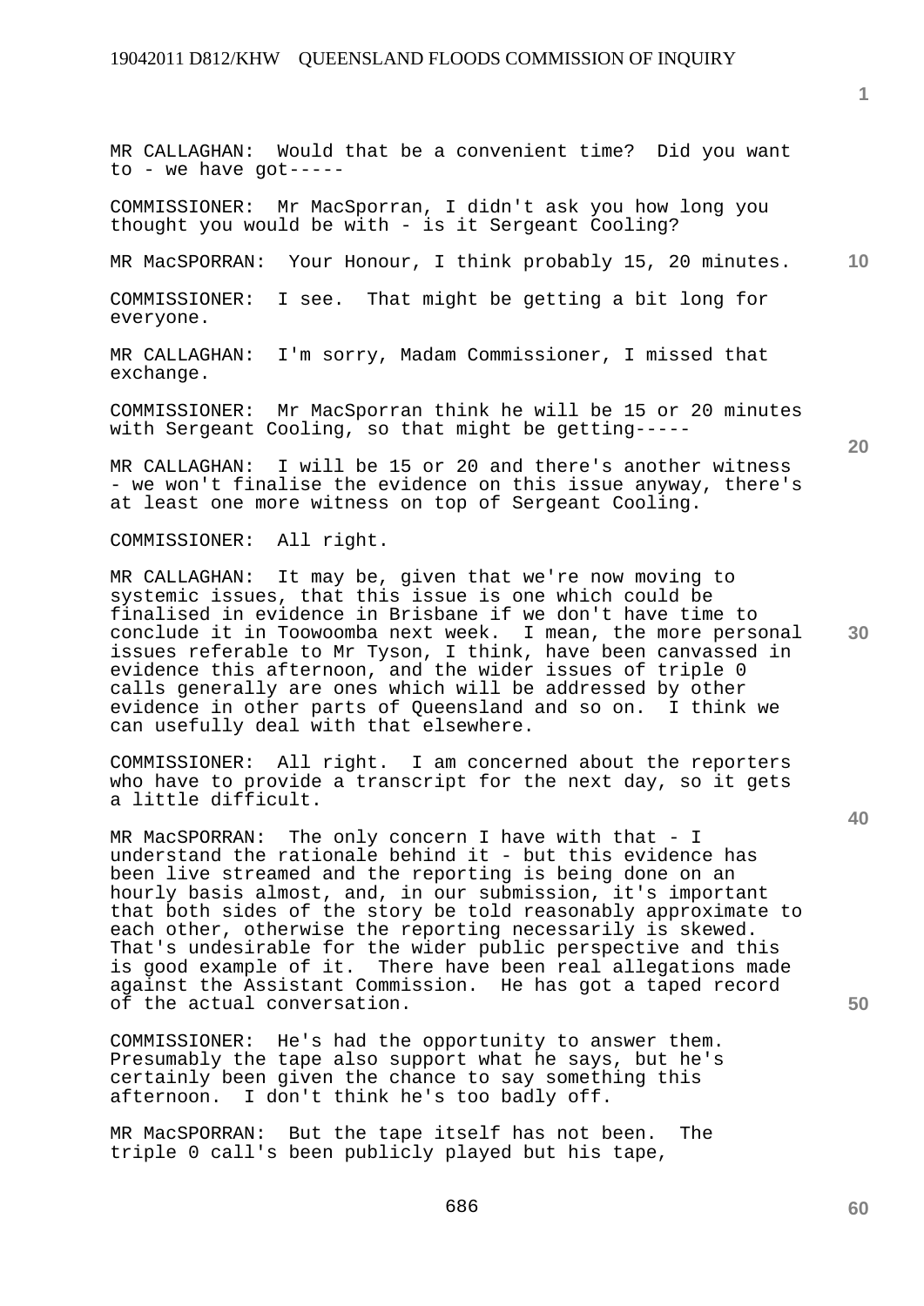MR CALLAGHAN: Would that be a convenient time? Did you want to - we have got-----

COMMISSIONER: Mr MacSporran, I didn't ask you how long you thought you would be with - is it Sergeant Cooling?

MR MacSPORRAN: Your Honour, I think probably 15, 20 minutes.

COMMISSIONER: I see. That might be getting a bit long for everyone.

MR CALLAGHAN: I'm sorry, Madam Commissioner, I missed that exchange.

COMMISSIONER: Mr MacSporran think he will be 15 or 20 minutes with Sergeant Cooling, so that might be getting-----

MR CALLAGHAN: I will be 15 or 20 and there's another witness - we won't finalise the evidence on this issue anyway, there's at least one more witness on top of Sergeant Cooling.

COMMISSIONER: All right.

MR CALLAGHAN: It may be, given that we're now moving to systemic issues, that this issue is one which could be finalised in evidence in Brisbane if we don't have time to conclude it in Toowoomba next week. I mean, the more personal issues referable to Mr Tyson, I think, have been canvassed in evidence this afternoon, and the wider issues of triple 0 calls generally are ones which will be addressed by other evidence in other parts of Queensland and so on. I think we can usefully deal with that elsewhere.

COMMISSIONER: All right. I am concerned about the reporters who have to provide a transcript for the next day, so it gets a little difficult.

MR MacSPORRAN: The only concern I have with that - I understand the rationale behind it - but this evidence has been live streamed and the reporting is being done on an hourly basis almost, and, in our submission, it's important that both sides of the story be told reasonably approximate to each other, otherwise the reporting necessarily is skewed. That's undesirable for the wider public perspective and this is good example of it. There have been real allegations made against the Assistant Commission. He has got a taped record of the actual conversation.

COMMISSIONER: He's had the opportunity to answer them. Presumably the tape also support what he says, but he's certainly been given the chance to say something this afternoon. I don't think he's too badly off.

MR MacSPORRAN: But the tape itself has not been. The triple 0 call's been publicly played but his tape,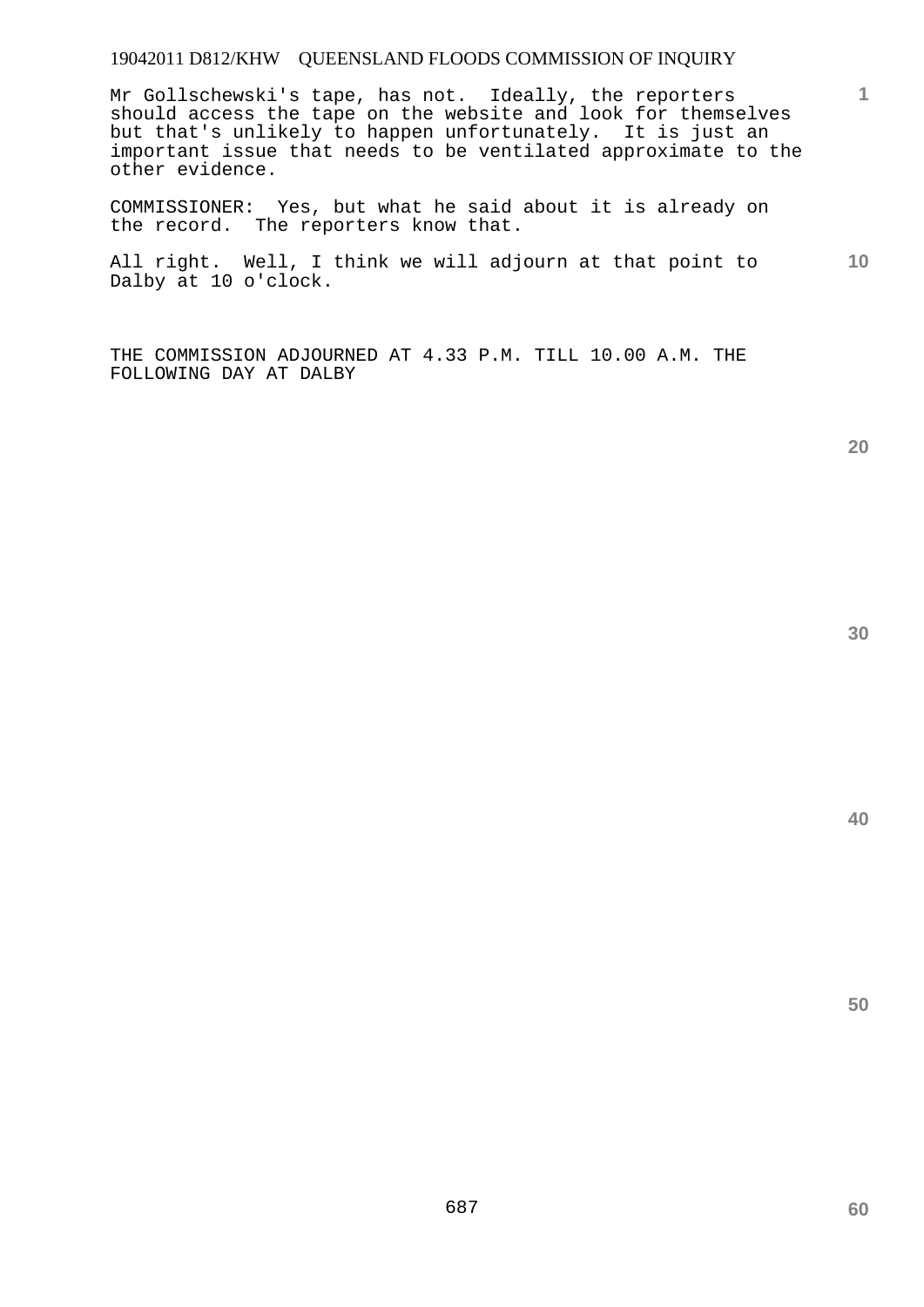Mr Gollschewski's tape, has not. Ideally, the reporters should access the tape on the website and look for themselves but that's unlikely to happen unfortunately. It is just an important issue that needs to be ventilated approximate to the other evidence.

COMMISSIONER: Yes, but what he said about it is already on the record. The reporters know that.

All right. Well, I think we will adjourn at that point to Dalby at 10 o'clock.

THE COMMISSION ADJOURNED AT 4.33 P.M. TILL 10.00 A.M. THE FOLLOWING DAY AT DALBY